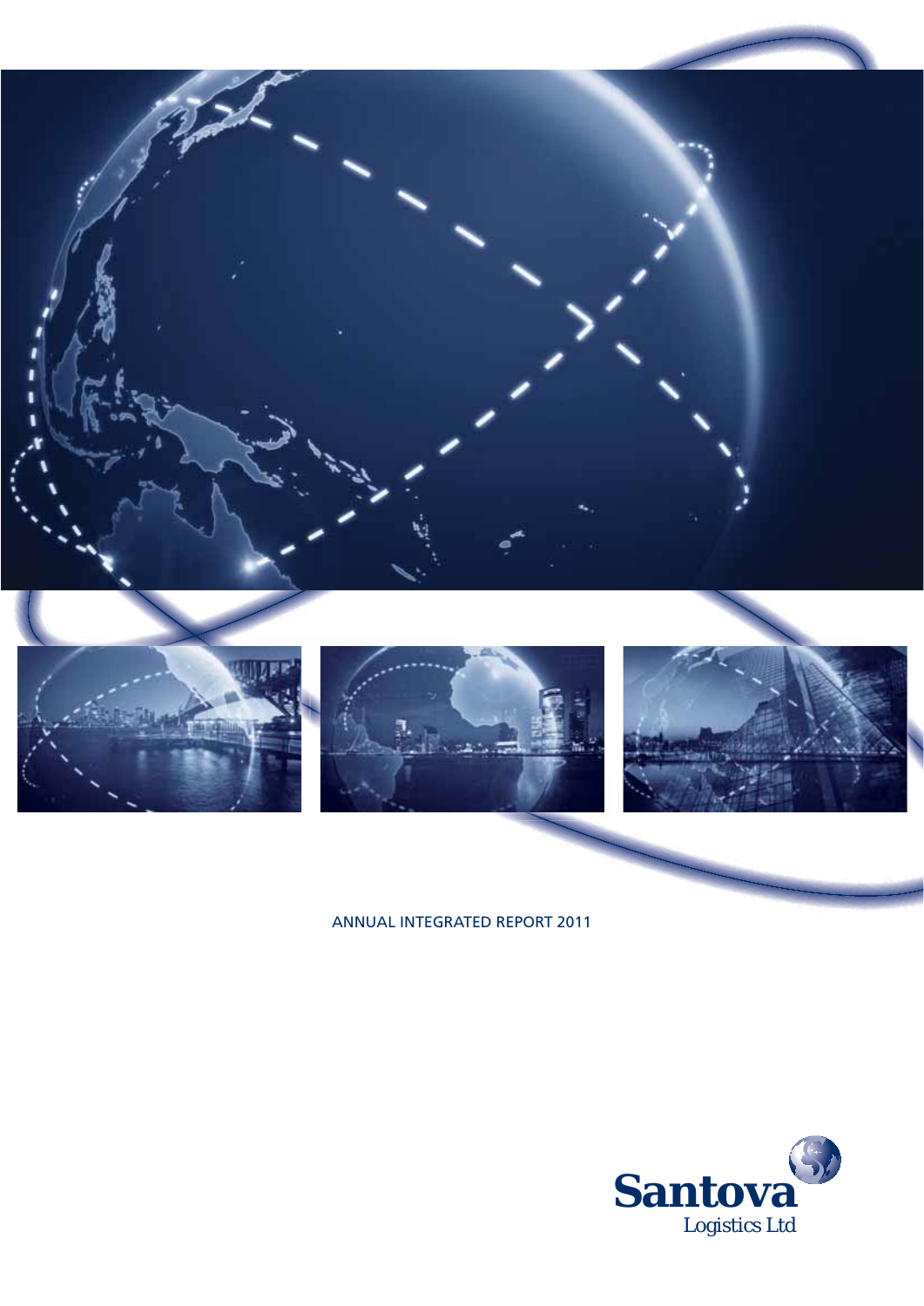ANNUAL INTEGRATED REPORT 2011

Santova
Logistics Ltd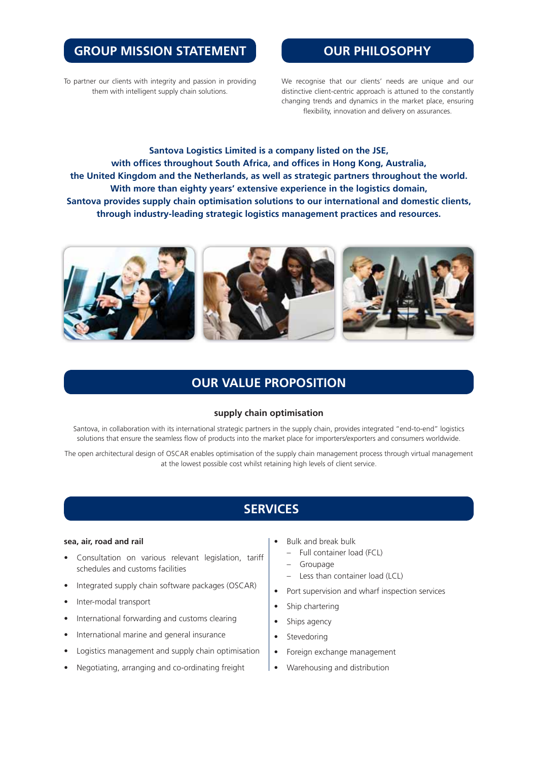## GROUP MISSION STATEMENT

To partner our clients with integrity and passion in providing them with intelligent supply chain solutions.

## OUR PHILOSOPHY

We recognise that our clients' needs are unique and our distinctive client-centric approach is attuned to the constantly changing trends and dynamics in the market place, ensuring flexibility, innovation and delivery on assurances.

**Santova Logistics Limited is a company listed on the JSE, with offices throughout South Africa, and offices in Hong Kong, Australia, the United Kingdom and the Netherlands, as well as strategic partners throughout the world. With more than eighty years' extensive experience in the logistics domain, Santova provides supply chain optimisation solutions to our international and domestic clients, through industry-leading strategic logistics management practices and resources.**

## OUR VALUE PROPOSITION

### supply chain optimisation

Santova, in collaboration with its international strategic partners in the supply chain, provides integrated "end-to-end" logistics solutions that ensure the seamless flow of products into the market place for importers/exporters and consumers worldwide.

The open architectural design of OSCAR enables optimisation of the supply chain management process through virtual management at the lowest possible cost whilst retaining high levels of client service.

## SERVICES

**sea, air, road and rail**

- Consultation on various relevant legislation, tariff schedules and customs facilities
- Integrated supply chain software packages (OSCAR)
- Inter-modal transport
- International forwarding and customs clearing
- International marine and general insurance
- Logistics management and supply chain optimisation
- Negotiating, arranging and co-ordinating freight
- Bulk and break bulk
  - Full container load (FCL)
  - Groupage
  - Less than container load (LCL)
- Port supervision and wharf inspection services
- Ship chartering
- Ships agency
- Stevedoring
- Foreign exchange management
- Warehousing and distribution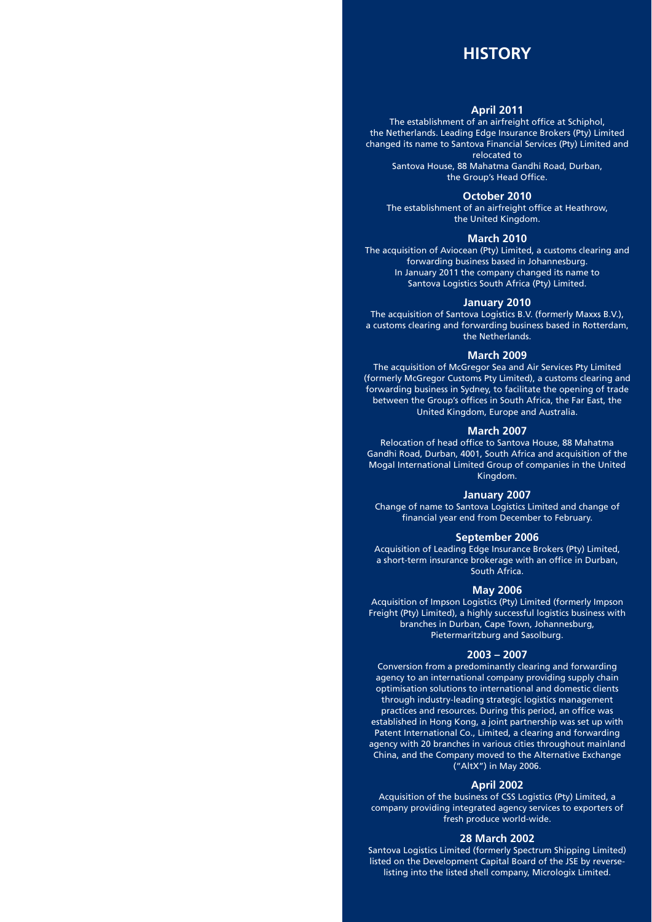# HISTORY

### April 2011

The establishment of an airfreight office at Schiphol, the Netherlands. Leading Edge Insurance Brokers (Pty) Limited changed its name to Santova Financial Services (Pty) Limited and relocated to Santova House, 88 Mahatma Gandhi Road, Durban, the Group's Head Office.

### October 2010

The establishment of an airfreight office at Heathrow, the United Kingdom.

### March 2010

The acquisition of Aviocean (Pty) Limited, a customs clearing and forwarding business based in Johannesburg. In January 2011 the company changed its name to Santova Logistics South Africa (Pty) Limited.

### January 2010

The acquisition of Santova Logistics B.V. (formerly Maxxs B.V.), a customs clearing and forwarding business based in Rotterdam, the Netherlands.

### March 2009

The acquisition of McGregor Sea and Air Services Pty Limited (formerly McGregor Customs Pty Limited), a customs clearing and forwarding business in Sydney, to facilitate the opening of trade between the Group's offices in South Africa, the Far East, the United Kingdom, Europe and Australia.

### March 2007

Relocation of head office to Santova House, 88 Mahatma Gandhi Road, Durban, 4001, South Africa and acquisition of the Mogal International Limited Group of companies in the United Kingdom.

### January 2007

Change of name to Santova Logistics Limited and change of financial year end from December to February.

### September 2006

Acquisition of Leading Edge Insurance Brokers (Pty) Limited, a short-term insurance brokerage with an office in Durban, South Africa.

### May 2006

Acquisition of Impson Logistics (Pty) Limited (formerly Impson Freight (Pty) Limited), a highly successful logistics business with branches in Durban, Cape Town, Johannesburg, Pietermaritzburg and Sasolburg.

### 2003 – 2007

Conversion from a predominantly clearing and forwarding agency to an international company providing supply chain optimisation solutions to international and domestic clients through industry-leading strategic logistics management practices and resources. During this period, an office was established in Hong Kong, a joint partnership was set up with Patent International Co., Limited, a clearing and forwarding agency with 20 branches in various cities throughout mainland China, and the Company moved to the Alternative Exchange ("AltX") in May 2006.

### April 2002

Acquisition of the business of CSS Logistics (Pty) Limited, a company providing integrated agency services to exporters of fresh produce world-wide.

### 28 March 2002

Santova Logistics Limited (formerly Spectrum Shipping Limited) listed on the Development Capital Board of the JSE by reverse-listing into the listed shell company, Micrologix Limited.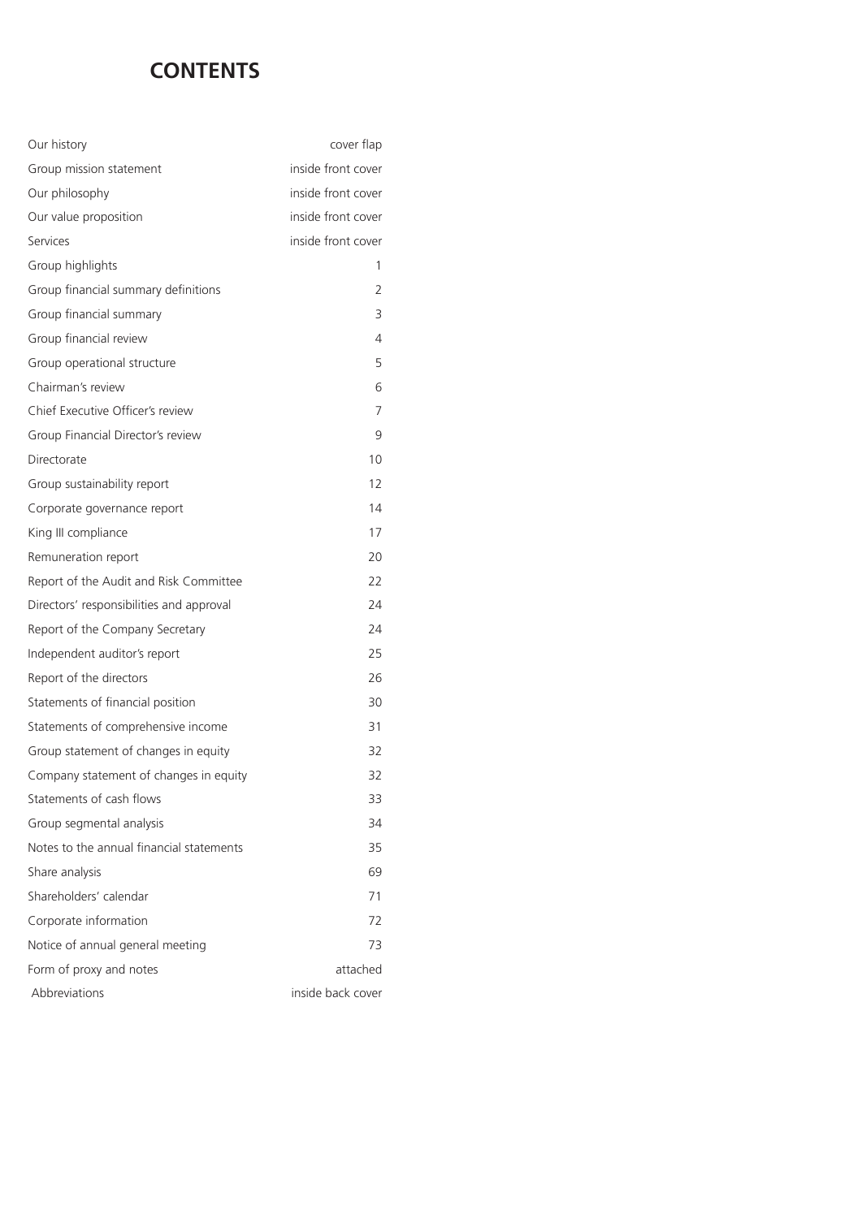# CONTENTS

| | |
|---|---|
| Our history | cover flap |
| Group mission statement | inside front cover |
| Our philosophy | inside front cover |
| Our value proposition | inside front cover |
| Services | inside front cover |
| Group highlights | 1 |
| Group financial summary definitions | 2 |
| Group financial summary | 3 |
| Group financial review | 4 |
| Group operational structure | 5 |
| Chairman's review | 6 |
| Chief Executive Officer's review | 7 |
| Group Financial Director's review | 9 |
| Directorate | 10 |
| Group sustainability report | 12 |
| Corporate governance report | 14 |
| King III compliance | 17 |
| Remuneration report | 20 |
| Report of the Audit and Risk Committee | 22 |
| Directors' responsibilities and approval | 24 |
| Report of the Company Secretary | 24 |
| Independent auditor's report | 25 |
| Report of the directors | 26 |
| Statements of financial position | 30 |
| Statements of comprehensive income | 31 |
| Group statement of changes in equity | 32 |
| Company statement of changes in equity | 32 |
| Statements of cash flows | 33 |
| Group segmental analysis | 34 |
| Notes to the annual financial statements | 35 |
| Share analysis | 69 |
| Shareholders' calendar | 71 |
| Corporate information | 72 |
| Notice of annual general meeting | 73 |
| Form of proxy and notes | attached |
| Abbreviations | inside back cover |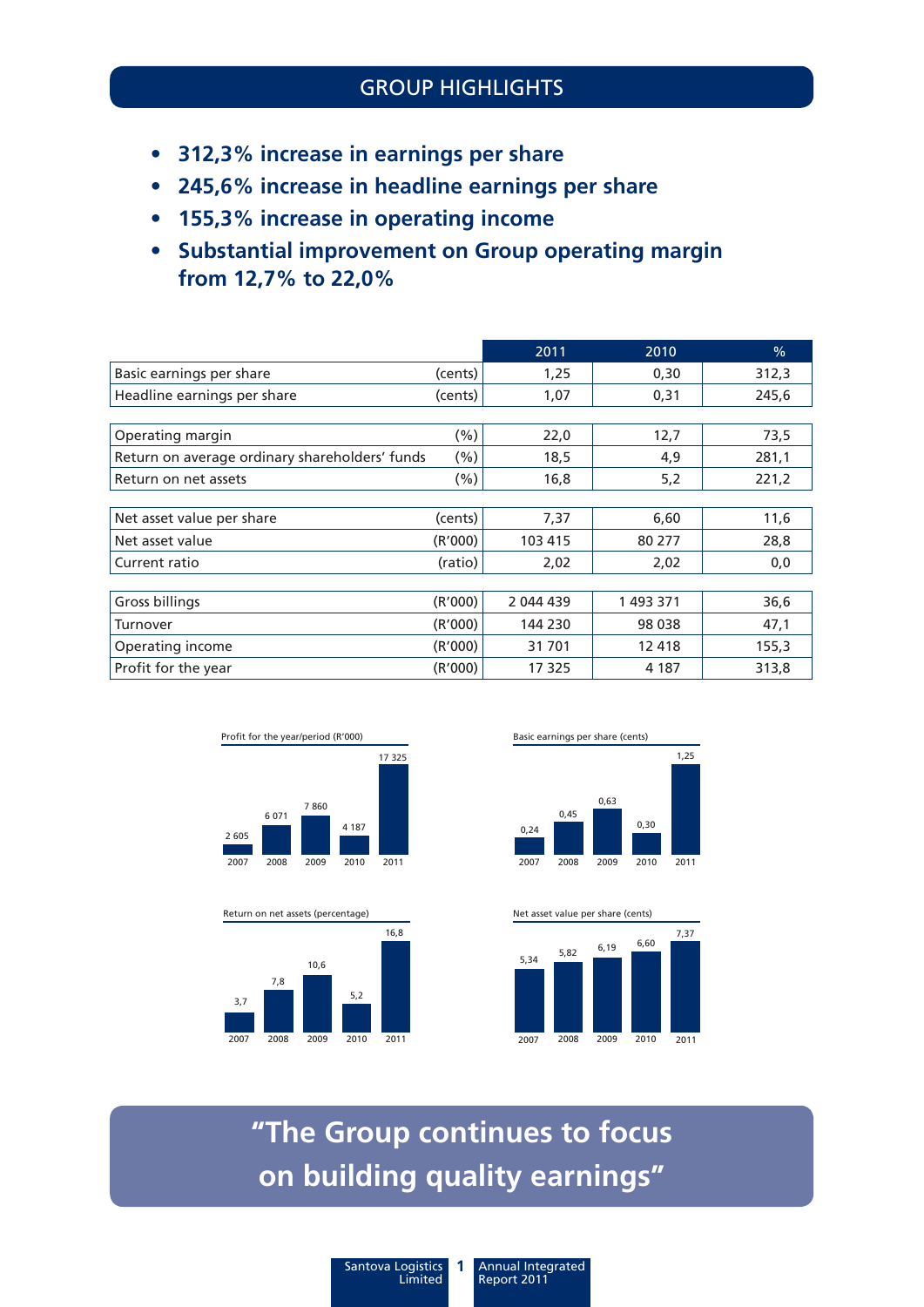# GROUP HIGHLIGHTS

- **312,3% increase in earnings per share**
- **245,6% increase in headline earnings per share**
- **155,3% increase in operating income**
- **Substantial improvement on Group operating margin from 12,7% to 22,0%**

| | | 2011 | 2010 | % |
|---|---|---|---|---|
| Basic earnings per share | (cents) | 1,25 | 0,30 | 312,3 |
| Headline earnings per share | (cents) | 1,07 | 0,31 | 245,6 |
| | | | | |
| Operating margin | (%) | 22,0 | 12,7 | 73,5 |
| Return on average ordinary shareholders' funds | (%) | 18,5 | 4,9 | 281,1 |
| Return on net assets | (%) | 16,8 | 5,2 | 221,2 |
| | | | | |
| Net asset value per share | (cents) | 7,37 | 6,60 | 11,6 |
| Net asset value | (R'000) | 103 415 | 80 277 | 28,8 |
| Current ratio | (ratio) | 2,02 | 2,02 | 0,0 |
| | | | | |
| Gross billings | (R'000) | 2 044 439 | 1 493 371 | 36,6 |
| Turnover | (R'000) | 144 230 | 98 038 | 47,1 |
| Operating income | (R'000) | 31 701 | 12 418 | 155,3 |
| Profit for the year | (R'000) | 17 325 | 4 187 | 313,8 |

Profit for the year/period (R'000)

| 2007 | 2008 | 2009 | 2010 | 2011 |
|---|---|---|---|---|
| 2 605 | 6 071 | 7 860 | 4 187 | 17 325 |

Basic earnings per share (cents)

| 2007 | 2008 | 2009 | 2010 | 2011 |
|---|---|---|---|---|
| 0,24 | 0,45 | 0,63 | 0,30 | 1,25 |

Return on net assets (percentage)

| 2007 | 2008 | 2009 | 2010 | 2011 |
|---|---|---|---|---|
| 3,7 | 7,8 | 10,6 | 5,2 | 16,8 |

Net asset value per share (cents)

| 2007 | 2008 | 2009 | 2010 | 2011 |
|---|---|---|---|---|
| 5,34 | 5,82 | 6,19 | 6,60 | 7,37 |

**"The Group continues to focus on building quality earnings"**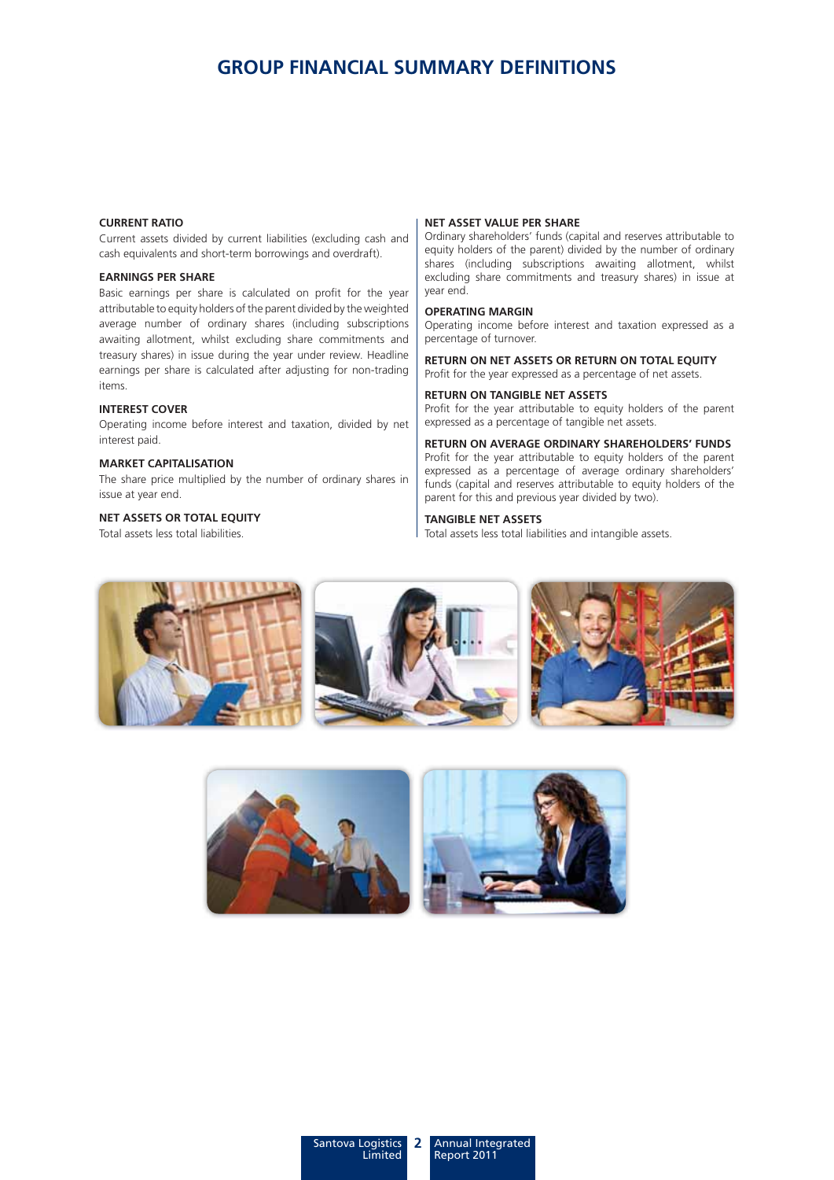# GROUP FINANCIAL SUMMARY DEFINITIONS

**CURRENT RATIO**

Current assets divided by current liabilities (excluding cash and cash equivalents and short-term borrowings and overdraft).

**EARNINGS PER SHARE**

Basic earnings per share is calculated on profit for the year attributable to equity holders of the parent divided by the weighted average number of ordinary shares (including subscriptions awaiting allotment, whilst excluding share commitments and treasury shares) in issue during the year under review. Headline earnings per share is calculated after adjusting for non-trading items.

**INTEREST COVER**

Operating income before interest and taxation, divided by net interest paid.

**MARKET CAPITALISATION**

The share price multiplied by the number of ordinary shares in issue at year end.

**NET ASSETS OR TOTAL EQUITY**

Total assets less total liabilities.

**NET ASSET VALUE PER SHARE**

Ordinary shareholders' funds (capital and reserves attributable to equity holders of the parent) divided by the number of ordinary shares (including subscriptions awaiting allotment, whilst excluding share commitments and treasury shares) in issue at year end.

**OPERATING MARGIN**

Operating income before interest and taxation expressed as a percentage of turnover.

**RETURN ON NET ASSETS OR RETURN ON TOTAL EQUITY**

Profit for the year expressed as a percentage of net assets.

**RETURN ON TANGIBLE NET ASSETS**

Profit for the year attributable to equity holders of the parent expressed as a percentage of tangible net assets.

**RETURN ON AVERAGE ORDINARY SHAREHOLDERS' FUNDS**

Profit for the year attributable to equity holders of the parent expressed as a percentage of average ordinary shareholders' funds (capital and reserves attributable to equity holders of the parent for this and previous year divided by two).

**TANGIBLE NET ASSETS**

Total assets less total liabilities and intangible assets.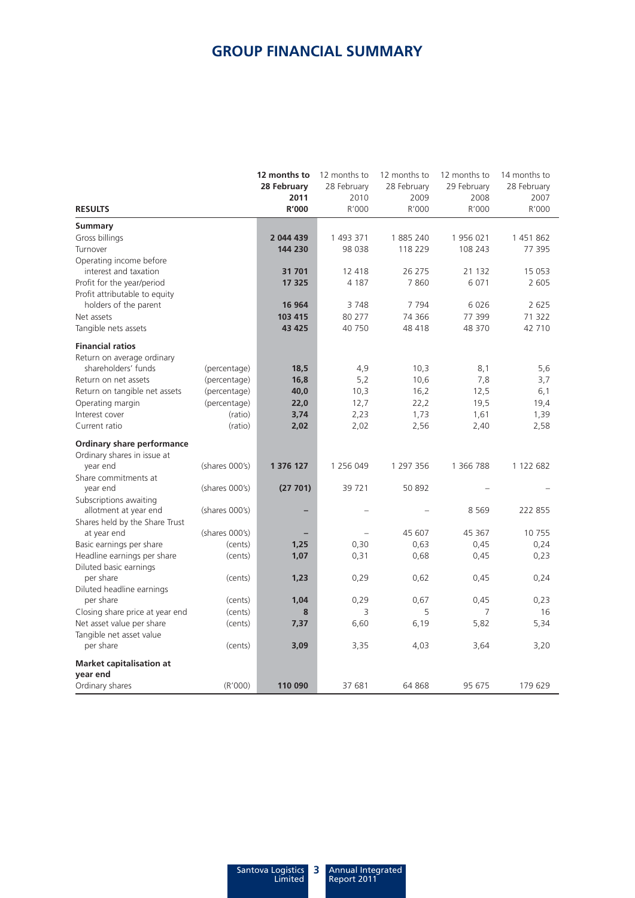# GROUP FINANCIAL SUMMARY

| RESULTS | | 12 months to 28 February 2011 R'000 | 12 months to 28 February 2010 R'000 | 12 months to 28 February 2009 R'000 | 12 months to 29 February 2008 R'000 | 14 months to 28 February 2007 R'000 |
|---|---|---|---|---|---|---|
| **Summary** | | | | | | |
| Gross billings | | **2 044 439** | 1 493 371 | 1 885 240 | 1 956 021 | 1 451 862 |
| Turnover | | **144 230** | 98 038 | 118 229 | 108 243 | 77 395 |
| Operating income before interest and taxation | | **31 701** | 12 418 | 26 275 | 21 132 | 15 053 |
| Profit for the year/period | | **17 325** | 4 187 | 7 860 | 6 071 | 2 605 |
| Profit attributable to equity holders of the parent | | **16 964** | 3 748 | 7 794 | 6 026 | 2 625 |
| Net assets | | **103 415** | 80 277 | 74 366 | 77 399 | 71 322 |
| Tangible nets assets | | **43 425** | 40 750 | 48 418 | 48 370 | 42 710 |
| **Financial ratios** | | | | | | |
| Return on average ordinary shareholders' funds | (percentage) | **18,5** | 4,9 | 10,3 | 8,1 | 5,6 |
| Return on net assets | (percentage) | **16,8** | 5,2 | 10,6 | 7,8 | 3,7 |
| Return on tangible net assets | (percentage) | **40,0** | 10,3 | 16,2 | 12,5 | 6,1 |
| Operating margin | (percentage) | **22,0** | 12,7 | 22,2 | 19,5 | 19,4 |
| Interest cover | (ratio) | **3,74** | 2,23 | 1,73 | 1,61 | 1,39 |
| Current ratio | (ratio) | **2,02** | 2,02 | 2,56 | 2,40 | 2,58 |
| **Ordinary share performance** | | | | | | |
| Ordinary shares in issue at year end | (shares 000's) | **1 376 127** | 1 256 049 | 1 297 356 | 1 366 788 | 1 122 682 |
| Share commitments at year end | (shares 000's) | **(27 701)** | 39 721 | 50 892 | – | – |
| Subscriptions awaiting allotment at year end | (shares 000's) | **–** | – | – | 8 569 | 222 855 |
| Shares held by the Share Trust at year end | (shares 000's) | **–** | – | 45 607 | 45 367 | 10 755 |
| Basic earnings per share | (cents) | **1,25** | 0,30 | 0,63 | 0,45 | 0,24 |
| Headline earnings per share | (cents) | **1,07** | 0,31 | 0,68 | 0,45 | 0,23 |
| Diluted basic earnings per share | (cents) | **1,23** | 0,29 | 0,62 | 0,45 | 0,24 |
| Diluted headline earnings per share | (cents) | **1,04** | 0,29 | 0,67 | 0,45 | 0,23 |
| Closing share price at year end | (cents) | **8** | 3 | 5 | 7 | 16 |
| Net asset value per share | (cents) | **7,37** | 6,60 | 6,19 | 5,82 | 5,34 |
| Tangible net asset value per share | (cents) | **3,09** | 3,35 | 4,03 | 3,64 | 3,20 |
| **Market capitalisation at year end** | | | | | | |
| Ordinary shares | (R'000) | **110 090** | 37 681 | 64 868 | 95 675 | 179 629 |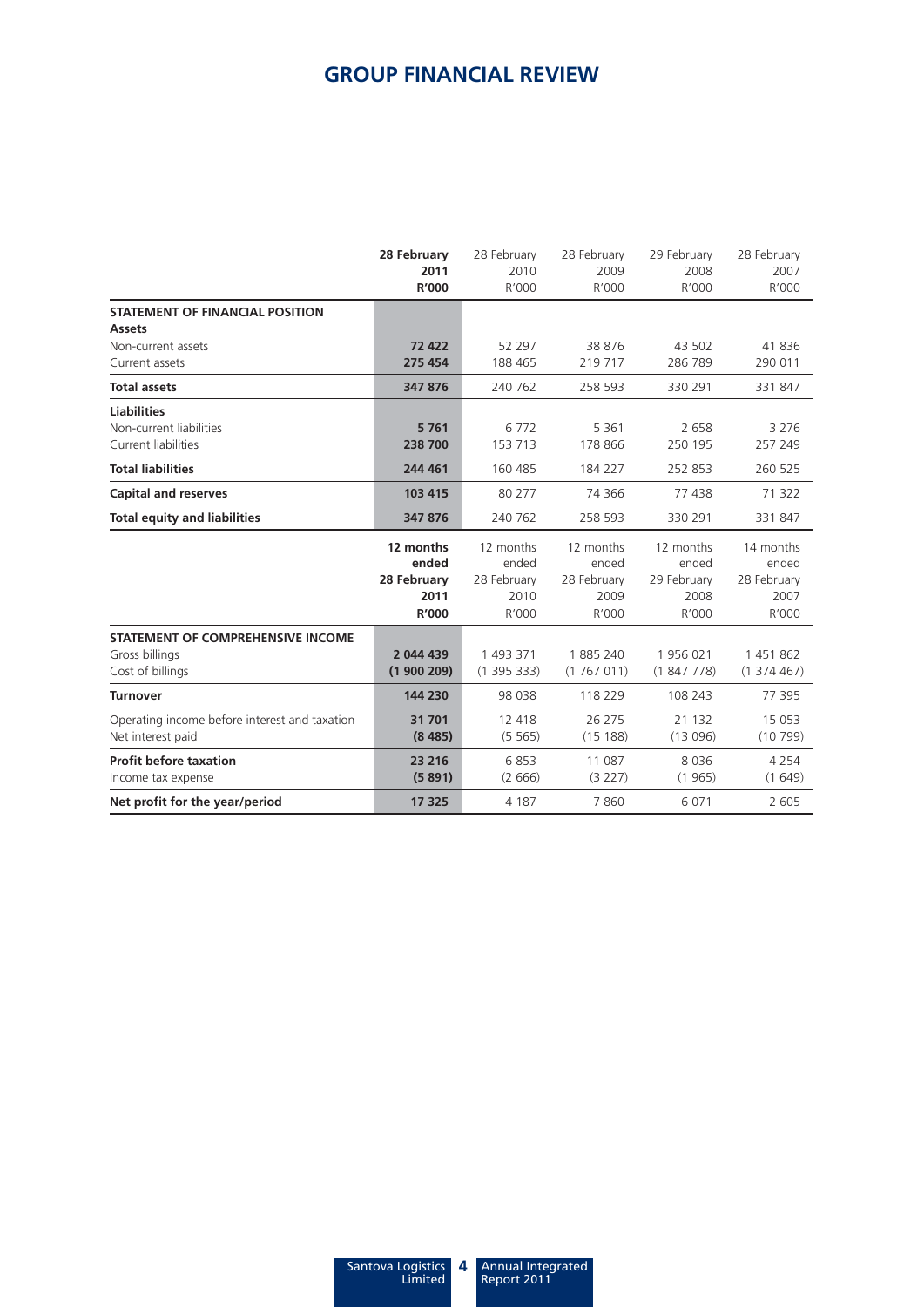# GROUP FINANCIAL REVIEW

| | 28 February 2011 R'000 | 28 February 2010 R'000 | 28 February 2009 R'000 | 29 February 2008 R'000 | 28 February 2007 R'000 |
|---|---|---|---|---|---|
| **STATEMENT OF FINANCIAL POSITION** | | | | | |
| **Assets** | | | | | |
| Non-current assets | **72 422** | 52 297 | 38 876 | 43 502 | 41 836 |
| Current assets | **275 454** | 188 465 | 219 717 | 286 789 | 290 011 |
| **Total assets** | **347 876** | 240 762 | 258 593 | 330 291 | 331 847 |
| **Liabilities** | | | | | |
| Non-current liabilities | **5 761** | 6 772 | 5 361 | 2 658 | 3 276 |
| Current liabilities | **238 700** | 153 713 | 178 866 | 250 195 | 257 249 |
| **Total liabilities** | **244 461** | 160 485 | 184 227 | 252 853 | 260 525 |
| **Capital and reserves** | **103 415** | 80 277 | 74 366 | 77 438 | 71 322 |
| **Total equity and liabilities** | **347 876** | 240 762 | 258 593 | 330 291 | 331 847 |
| | **12 months ended 28 February 2011 R'000** | 12 months ended 28 February 2010 R'000 | 12 months ended 28 February 2009 R'000 | 12 months ended 29 February 2008 R'000 | 14 months ended 28 February 2007 R'000 |
| **STATEMENT OF COMPREHENSIVE INCOME** | | | | | |
| Gross billings | **2 044 439** | 1 493 371 | 1 885 240 | 1 956 021 | 1 451 862 |
| Cost of billings | **(1 900 209)** | (1 395 333) | (1 767 011) | (1 847 778) | (1 374 467) |
| **Turnover** | **144 230** | 98 038 | 118 229 | 108 243 | 77 395 |
| Operating income before interest and taxation | **31 701** | 12 418 | 26 275 | 21 132 | 15 053 |
| Net interest paid | **(8 485)** | (5 565) | (15 188) | (13 096) | (10 799) |
| **Profit before taxation** | **23 216** | 6 853 | 11 087 | 8 036 | 4 254 |
| Income tax expense | **(5 891)** | (2 666) | (3 227) | (1 965) | (1 649) |
| **Net profit for the year/period** | **17 325** | 4 187 | 7 860 | 6 071 | 2 605 |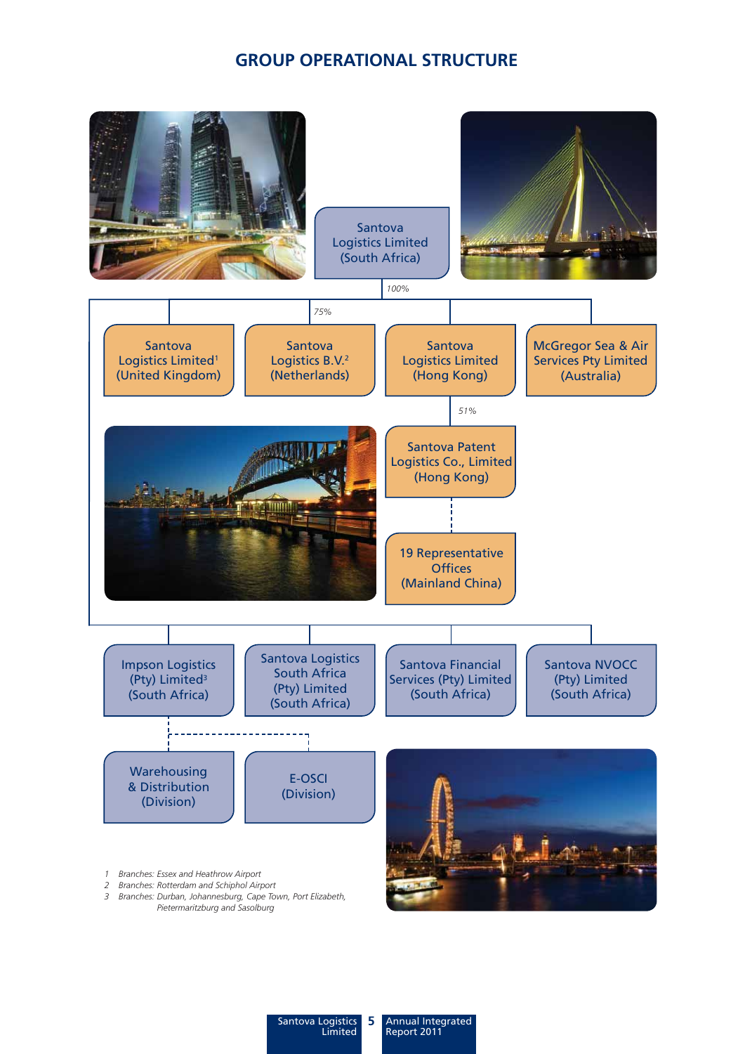# GROUP OPERATIONAL STRUCTURE

**Santova Logistics Limited (South Africa)**

100%

- Santova Logistics Limited[1] (United Kingdom)
- Santova Logistics B.V.[2] (Netherlands) — 75%
- Santova Logistics Limited (Hong Kong)
  - Santova Patent Logistics Co., Limited (Hong Kong) — 51%
    - 19 Representative Offices (Mainland China)
- McGregor Sea & Air Services Pty Limited (Australia)
- Impson Logistics (Pty) Limited[3] (South Africa)
  - Warehousing & Distribution (Division)
  - E-OSCI (Division)
- Santova Logistics South Africa (Pty) Limited (South Africa)
- Santova Financial Services (Pty) Limited (South Africa)
- Santova NVOCC (Pty) Limited (South Africa)

*1 Branches: Essex and Heathrow Airport*

*2 Branches: Rotterdam and Schiphol Airport*

*3 Branches: Durban, Johannesburg, Cape Town, Port Elizabeth, Pietermaritzburg and Sasolburg*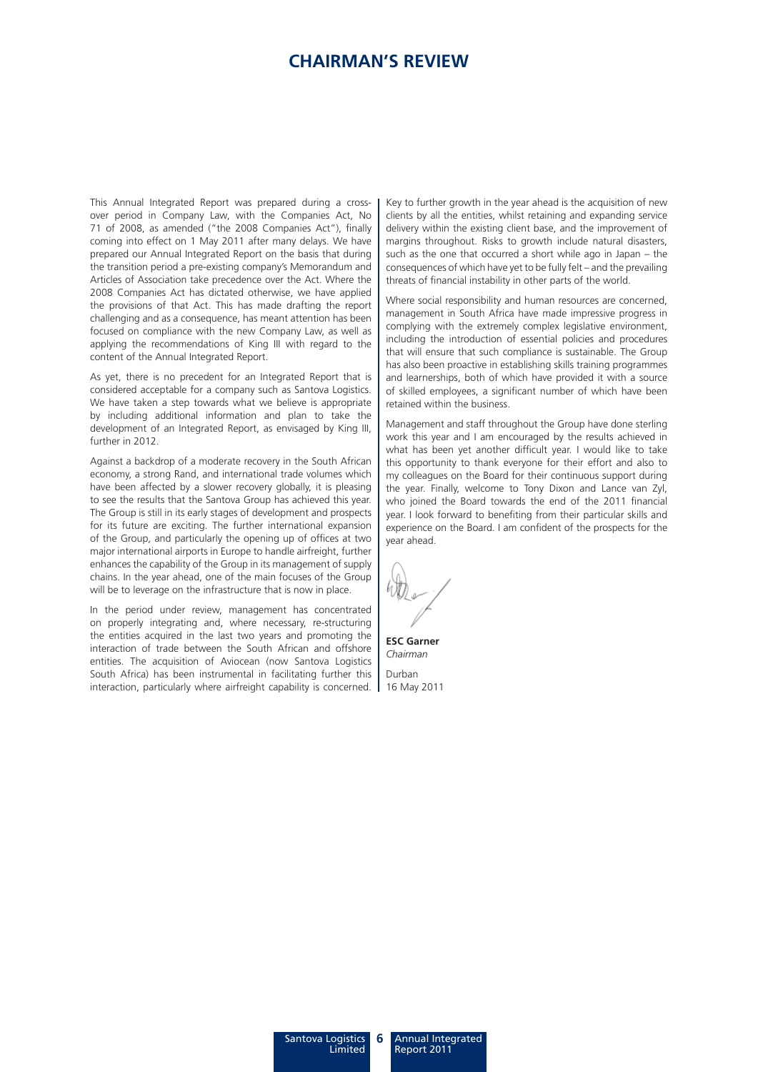# CHAIRMAN'S REVIEW

This Annual Integrated Report was prepared during a cross-over period in Company Law, with the Companies Act, No 71 of 2008, as amended ("the 2008 Companies Act"), finally coming into effect on 1 May 2011 after many delays. We have prepared our Annual Integrated Report on the basis that during the transition period a pre-existing company's Memorandum and Articles of Association take precedence over the Act. Where the 2008 Companies Act has dictated otherwise, we have applied the provisions of that Act. This has made drafting the report challenging and as a consequence, has meant attention has been focused on compliance with the new Company Law, as well as applying the recommendations of King III with regard to the content of the Annual Integrated Report.

As yet, there is no precedent for an Integrated Report that is considered acceptable for a company such as Santova Logistics. We have taken a step towards what we believe is appropriate by including additional information and plan to take the development of an Integrated Report, as envisaged by King III, further in 2012.

Against a backdrop of a moderate recovery in the South African economy, a strong Rand, and international trade volumes which have been affected by a slower recovery globally, it is pleasing to see the results that the Santova Group has achieved this year. The Group is still in its early stages of development and prospects for its future are exciting. The further international expansion of the Group, and particularly the opening up of offices at two major international airports in Europe to handle airfreight, further enhances the capability of the Group in its management of supply chains. In the year ahead, one of the main focuses of the Group will be to leverage on the infrastructure that is now in place.

In the period under review, management has concentrated on properly integrating and, where necessary, re-structuring the entities acquired in the last two years and promoting the interaction of trade between the South African and offshore entities. The acquisition of Aviocean (now Santova Logistics South Africa) has been instrumental in facilitating further this interaction, particularly where airfreight capability is concerned.

Key to further growth in the year ahead is the acquisition of new clients by all the entities, whilst retaining and expanding service delivery within the existing client base, and the improvement of margins throughout. Risks to growth include natural disasters, such as the one that occurred a short while ago in Japan – the consequences of which have yet to be fully felt – and the prevailing threats of financial instability in other parts of the world.

Where social responsibility and human resources are concerned, management in South Africa have made impressive progress in complying with the extremely complex legislative environment, including the introduction of essential policies and procedures that will ensure that such compliance is sustainable. The Group has also been proactive in establishing skills training programmes and learnerships, both of which have provided it with a source of skilled employees, a significant number of which have been retained within the business.

Management and staff throughout the Group have done sterling work this year and I am encouraged by the results achieved in what has been yet another difficult year. I would like to take this opportunity to thank everyone for their effort and also to my colleagues on the Board for their continuous support during the year. Finally, welcome to Tony Dixon and Lance van Zyl, who joined the Board towards the end of the 2011 financial year. I look forward to benefiting from their particular skills and experience on the Board. I am confident of the prospects for the year ahead.

**ESC Garner**
*Chairman*

Durban
16 May 2011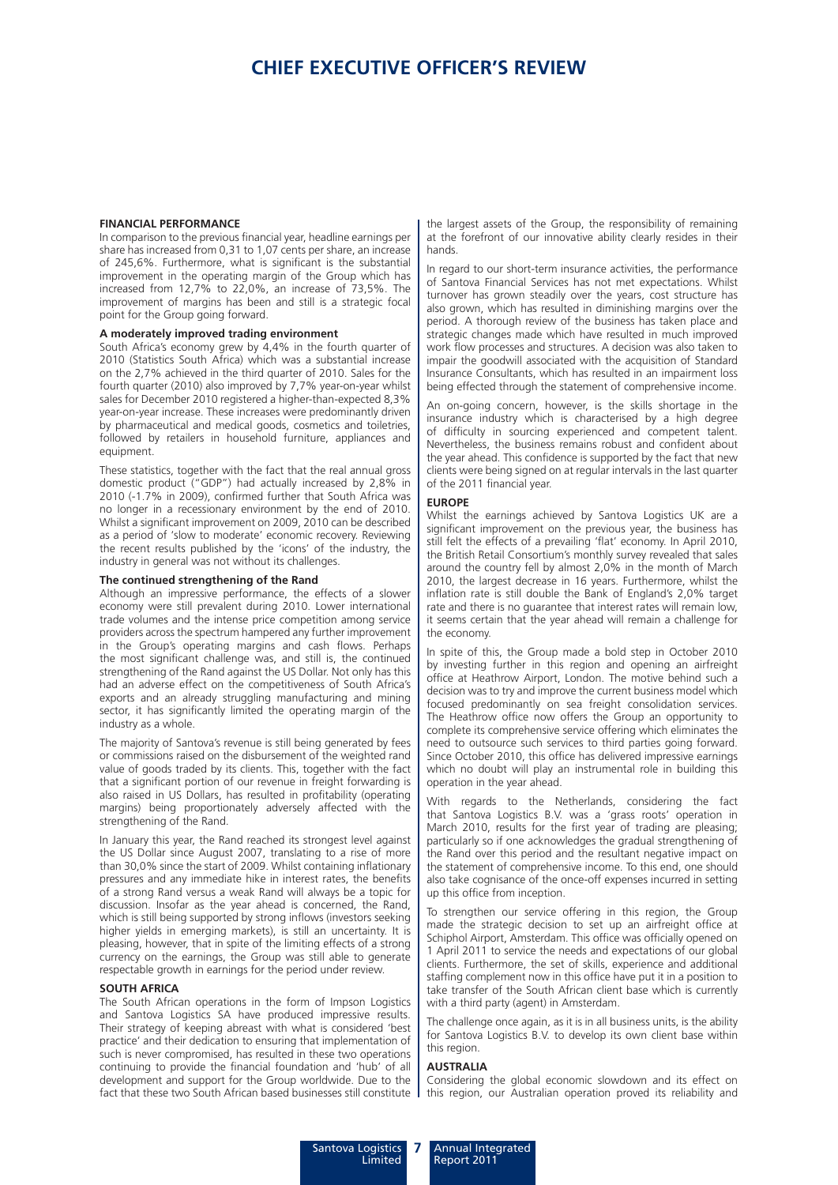# CHIEF EXECUTIVE OFFICER'S REVIEW

**FINANCIAL PERFORMANCE**

In comparison to the previous financial year, headline earnings per share has increased from 0,31 to 1,07 cents per share, an increase of 245,6%. Furthermore, what is significant is the substantial improvement in the operating margin of the Group which has increased from 12,7% to 22,0%, an increase of 73,5%. The improvement of margins has been and still is a strategic focal point for the Group going forward.

**A moderately improved trading environment**

South Africa's economy grew by 4,4% in the fourth quarter of 2010 (Statistics South Africa) which was a substantial increase on the 2,7% achieved in the third quarter of 2010. Sales for the fourth quarter (2010) also improved by 7,7% year-on-year whilst sales for December 2010 registered a higher-than-expected 8,3% year-on-year increase. These increases were predominantly driven by pharmaceutical and medical goods, cosmetics and toiletries, followed by retailers in household furniture, appliances and equipment.

These statistics, together with the fact that the real annual gross domestic product ("GDP") had actually increased by 2,8% in 2010 (-1.7% in 2009), confirmed further that South Africa was no longer in a recessionary environment by the end of 2010. Whilst a significant improvement on 2009, 2010 can be described as a period of 'slow to moderate' economic recovery. Reviewing the recent results published by the 'icons' of the industry, the industry in general was not without its challenges.

**The continued strengthening of the Rand**

Although an impressive performance, the effects of a slower economy were still prevalent during 2010. Lower international trade volumes and the intense price competition among service providers across the spectrum hampered any further improvement in the Group's operating margins and cash flows. Perhaps the most significant challenge was, and still is, the continued strengthening of the Rand against the US Dollar. Not only has this had an adverse effect on the competitiveness of South Africa's exports and an already struggling manufacturing and mining sector, it has significantly limited the operating margin of the industry as a whole.

The majority of Santova's revenue is still being generated by fees or commissions raised on the disbursement of the weighted rand value of goods traded by its clients. This, together with the fact that a significant portion of our revenue in freight forwarding is also raised in US Dollars, has resulted in profitability (operating margins) being proportionately adversely affected with the strengthening of the Rand.

In January this year, the Rand reached its strongest level against the US Dollar since August 2007, translating to a rise of more than 30,0% since the start of 2009. Whilst containing inflationary pressures and any immediate hike in interest rates, the benefits of a strong Rand versus a weak Rand will always be a topic for discussion. Insofar as the year ahead is concerned, the Rand, which is still being supported by strong inflows (investors seeking higher yields in emerging markets), is still an uncertainty. It is pleasing, however, that in spite of the limiting effects of a strong currency on the earnings, the Group was still able to generate respectable growth in earnings for the period under review.

**SOUTH AFRICA**

The South African operations in the form of Impson Logistics and Santova Logistics SA have produced impressive results. Their strategy of keeping abreast with what is considered 'best practice' and their dedication to ensuring that implementation of such is never compromised, has resulted in these two operations continuing to provide the financial foundation and 'hub' of all development and support for the Group worldwide. Due to the fact that these two South African based businesses still constitute the largest assets of the Group, the responsibility of remaining at the forefront of our innovative ability clearly resides in their hands.

In regard to our short-term insurance activities, the performance of Santova Financial Services has not met expectations. Whilst turnover has grown steadily over the years, cost structure has also grown, which has resulted in diminishing margins over the period. A thorough review of the business has taken place and strategic changes made which have resulted in much improved work flow processes and structures. A decision was also taken to impair the goodwill associated with the acquisition of Standard Insurance Consultants, which has resulted in an impairment loss being effected through the statement of comprehensive income.

An on-going concern, however, is the skills shortage in the insurance industry which is characterised by a high degree of difficulty in sourcing experienced and competent talent. Nevertheless, the business remains robust and confident about the year ahead. This confidence is supported by the fact that new clients were being signed on at regular intervals in the last quarter of the 2011 financial year.

**EUROPE**

Whilst the earnings achieved by Santova Logistics UK are a significant improvement on the previous year, the business has still felt the effects of a prevailing 'flat' economy. In April 2010, the British Retail Consortium's monthly survey revealed that sales around the country fell by almost 2,0% in the month of March 2010, the largest decrease in 16 years. Furthermore, whilst the inflation rate is still double the Bank of England's 2,0% target rate and there is no guarantee that interest rates will remain low, it seems certain that the year ahead will remain a challenge for the economy.

In spite of this, the Group made a bold step in October 2010 by investing further in this region and opening an airfreight office at Heathrow Airport, London. The motive behind such a decision was to try and improve the current business model which focused predominantly on sea freight consolidation services. The Heathrow office now offers the Group an opportunity to complete its comprehensive service offering which eliminates the need to outsource such services to third parties going forward. Since October 2010, this office has delivered impressive earnings which no doubt will play an instrumental role in building this operation in the year ahead.

With regards to the Netherlands, considering the fact that Santova Logistics B.V. was a 'grass roots' operation in March 2010, results for the first year of trading are pleasing; particularly so if one acknowledges the gradual strengthening of the Rand over this period and the resultant negative impact on the statement of comprehensive income. To this end, one should also take cognisance of the once-off expenses incurred in setting up this office from inception.

To strengthen our service offering in this region, the Group made the strategic decision to set up an airfreight office at Schiphol Airport, Amsterdam. This office was officially opened on 1 April 2011 to service the needs and expectations of our global clients. Furthermore, the set of skills, experience and additional staffing complement now in this office have put it in a position to take transfer of the South African client base which is currently with a third party (agent) in Amsterdam.

The challenge once again, as it is in all business units, is the ability for Santova Logistics B.V. to develop its own client base within this region.

**AUSTRALIA**

Considering the global economic slowdown and its effect on this region, our Australian operation proved its reliability and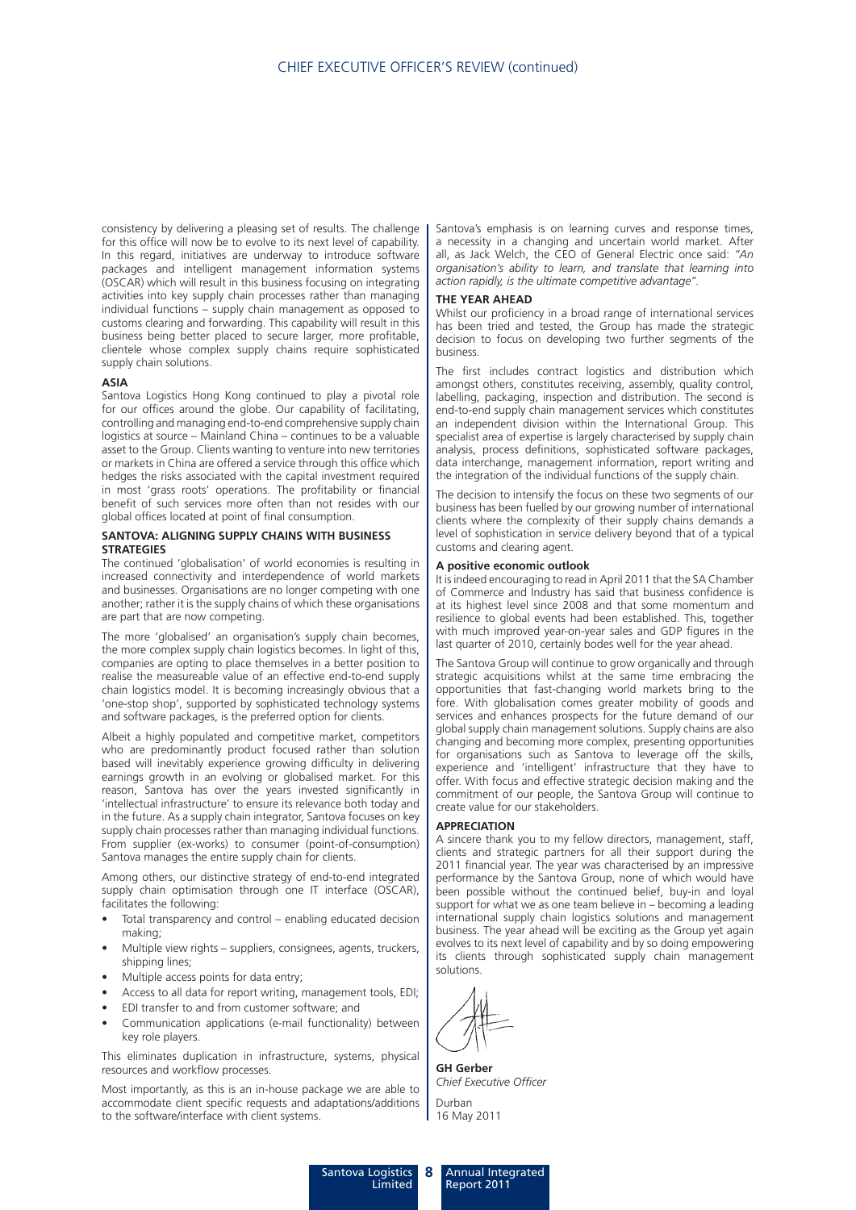consistency by delivering a pleasing set of results. The challenge for this office will now be to evolve to its next level of capability. In this regard, initiatives are underway to introduce software packages and intelligent management information systems (OSCAR) which will result in this business focusing on integrating activities into key supply chain processes rather than managing individual functions – supply chain management as opposed to customs clearing and forwarding. This capability will result in this business being better placed to secure larger, more profitable, clientele whose complex supply chains require sophisticated supply chain solutions.

### ASIA

Santova Logistics Hong Kong continued to play a pivotal role for our offices around the globe. Our capability of facilitating, controlling and managing end-to-end comprehensive supply chain logistics at source – Mainland China – continues to be a valuable asset to the Group. Clients wanting to venture into new territories or markets in China are offered a service through this office which hedges the risks associated with the capital investment required in most 'grass roots' operations. The profitability or financial benefit of such services more often than not resides with our global offices located at point of final consumption.

### SANTOVA: ALIGNING SUPPLY CHAINS WITH BUSINESS STRATEGIES

The continued 'globalisation' of world economies is resulting in increased connectivity and interdependence of world markets and businesses. Organisations are no longer competing with one another; rather it is the supply chains of which these organisations are part that are now competing.

The more 'globalised' an organisation's supply chain becomes, the more complex supply chain logistics becomes. In light of this, companies are opting to place themselves in a better position to realise the measureable value of an effective end-to-end supply chain logistics model. It is becoming increasingly obvious that a 'one-stop shop', supported by sophisticated technology systems and software packages, is the preferred option for clients.

Albeit a highly populated and competitive market, competitors who are predominantly product focused rather than solution based will inevitably experience growing difficulty in delivering earnings growth in an evolving or globalised market. For this reason, Santova has over the years invested significantly in 'intellectual infrastructure' to ensure its relevance both today and in the future. As a supply chain integrator, Santova focuses on key supply chain processes rather than managing individual functions. From supplier (ex-works) to consumer (point-of-consumption) Santova manages the entire supply chain for clients.

Among others, our distinctive strategy of end-to-end integrated supply chain optimisation through one IT interface (OSCAR), facilitates the following:

- Total transparency and control – enabling educated decision making;
- Multiple view rights – suppliers, consignees, agents, truckers, shipping lines;
- Multiple access points for data entry;
- Access to all data for report writing, management tools, EDI;
- EDI transfer to and from customer software; and
- Communication applications (e-mail functionality) between key role players.

This eliminates duplication in infrastructure, systems, physical resources and workflow processes.

Most importantly, as this is an in-house package we are able to accommodate client specific requests and adaptations/additions to the software/interface with client systems.

Santova's emphasis is on learning curves and response times, a necessity in a changing and uncertain world market. After all, as Jack Welch, the CEO of General Electric once said: *"An organisation's ability to learn, and translate that learning into action rapidly, is the ultimate competitive advantage"*.

### THE YEAR AHEAD

Whilst our proficiency in a broad range of international services has been tried and tested, the Group has made the strategic decision to focus on developing two further segments of the business.

The first includes contract logistics and distribution which amongst others, constitutes receiving, assembly, quality control, labelling, packaging, inspection and distribution. The second is end-to-end supply chain management services which constitutes an independent division within the International Group. This specialist area of expertise is largely characterised by supply chain analysis, process definitions, sophisticated software packages, data interchange, management information, report writing and the integration of the individual functions of the supply chain.

The decision to intensify the focus on these two segments of our business has been fuelled by our growing number of international clients where the complexity of their supply chains demands a level of sophistication in service delivery beyond that of a typical customs and clearing agent.

#### A positive economic outlook

It is indeed encouraging to read in April 2011 that the SA Chamber of Commerce and Industry has said that business confidence is at its highest level since 2008 and that some momentum and resilience to global events had been established. This, together with much improved year-on-year sales and GDP figures in the last quarter of 2010, certainly bodes well for the year ahead.

The Santova Group will continue to grow organically and through strategic acquisitions whilst at the same time embracing the opportunities that fast-changing world markets bring to the fore. With globalisation comes greater mobility of goods and services and enhances prospects for the future demand of our global supply chain management solutions. Supply chains are also changing and becoming more complex, presenting opportunities for organisations such as Santova to leverage off the skills, experience and 'intelligent' infrastructure that they have to offer. With focus and effective strategic decision making and the commitment of our people, the Santova Group will continue to create value for our stakeholders.

### APPRECIATION

A sincere thank you to my fellow directors, management, staff, clients and strategic partners for all their support during the 2011 financial year. The year was characterised by an impressive performance by the Santova Group, none of which would have been possible without the continued belief, buy-in and loyal support for what we as one team believe in – becoming a leading international supply chain logistics solutions and management business. The year ahead will be exciting as the Group yet again evolves to its next level of capability and by so doing empowering its clients through sophisticated supply chain management solutions.

**GH Gerber**
*Chief Executive Officer*

Durban
16 May 2011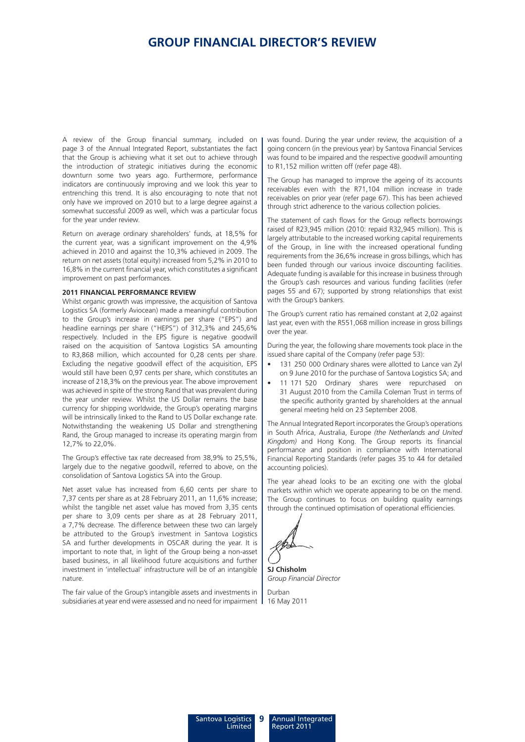# GROUP FINANCIAL DIRECTOR'S REVIEW

A review of the Group financial summary, included on page 3 of the Annual Integrated Report, substantiates the fact that the Group is achieving what it set out to achieve through the introduction of strategic initiatives during the economic downturn some two years ago. Furthermore, performance indicators are continuously improving and we look this year to entrenching this trend. It is also encouraging to note that not only have we improved on 2010 but to a large degree against a somewhat successful 2009 as well, which was a particular focus for the year under review.

Return on average ordinary shareholders' funds, at 18,5% for the current year, was a significant improvement on the 4,9% achieved in 2010 and against the 10,3% achieved in 2009. The return on net assets (total equity) increased from 5,2% in 2010 to 16,8% in the current financial year, which constitutes a significant improvement on past performances.

**2011 FINANCIAL PERFORMANCE REVIEW**

Whilst organic growth was impressive, the acquisition of Santova Logistics SA (formerly Aviocean) made a meaningful contribution to the Group's increase in earnings per share ("EPS") and headline earnings per share ("HEPS") of 312,3% and 245,6% respectively. Included in the EPS figure is negative goodwill raised on the acquisition of Santova Logistics SA amounting to R3,868 million, which accounted for 0,28 cents per share. Excluding the negative goodwill effect of the acquisition, EPS would still have been 0,97 cents per share, which constitutes an increase of 218,3% on the previous year. The above improvement was achieved in spite of the strong Rand that was prevalent during the year under review. Whilst the US Dollar remains the base currency for shipping worldwide, the Group's operating margins will be intrinsically linked to the Rand to US Dollar exchange rate. Notwithstanding the weakening US Dollar and strengthening Rand, the Group managed to increase its operating margin from 12,7% to 22,0%.

The Group's effective tax rate decreased from 38,9% to 25,5%, largely due to the negative goodwill, referred to above, on the consolidation of Santova Logistics SA into the Group.

Net asset value has increased from 6,60 cents per share to 7,37 cents per share as at 28 February 2011, an 11,6% increase; whilst the tangible net asset value has moved from 3,35 cents per share to 3,09 cents per share as at 28 February 2011, a 7,7% decrease. The difference between these two can largely be attributed to the Group's investment in Santova Logistics SA and further developments in OSCAR during the year. It is important to note that, in light of the Group being a non-asset based business, in all likelihood future acquisitions and further investment in 'intellectual' infrastructure will be of an intangible nature.

The fair value of the Group's intangible assets and investments in subsidiaries at year end were assessed and no need for impairment was found. During the year under review, the acquisition of a going concern (in the previous year) by Santova Financial Services was found to be impaired and the respective goodwill amounting to R1,152 million written off (refer page 48).

The Group has managed to improve the ageing of its accounts receivables even with the R71,104 million increase in trade receivables on prior year (refer page 67). This has been achieved through strict adherence to the various collection policies.

The statement of cash flows for the Group reflects borrowings raised of R23,945 million (2010: repaid R32,945 million). This is largely attributable to the increased working capital requirements of the Group, in line with the increased operational funding requirements from the 36,6% increase in gross billings, which has been funded through our various invoice discounting facilities. Adequate funding is available for this increase in business through the Group's cash resources and various funding facilities (refer pages 55 and 67); supported by strong relationships that exist with the Group's bankers.

The Group's current ratio has remained constant at 2,02 against last year, even with the R551,068 million increase in gross billings over the year.

During the year, the following share movements took place in the issued share capital of the Company (refer page 53):

- 131 250 000 Ordinary shares were allotted to Lance van Zyl on 9 June 2010 for the purchase of Santova Logistics SA; and
- 11 171 520 Ordinary shares were repurchased on 31 August 2010 from the Camilla Coleman Trust in terms of the specific authority granted by shareholders at the annual general meeting held on 23 September 2008.

The Annual Integrated Report incorporates the Group's operations in South Africa, Australia, Europe *(the Netherlands and United Kingdom)* and Hong Kong. The Group reports its financial performance and position in compliance with International Financial Reporting Standards (refer pages 35 to 44 for detailed accounting policies).

The year ahead looks to be an exciting one with the global markets within which we operate appearing to be on the mend. The Group continues to focus on building quality earnings through the continued optimisation of operational efficiencies.

**SJ Chisholm**
*Group Financial Director*

Durban
16 May 2011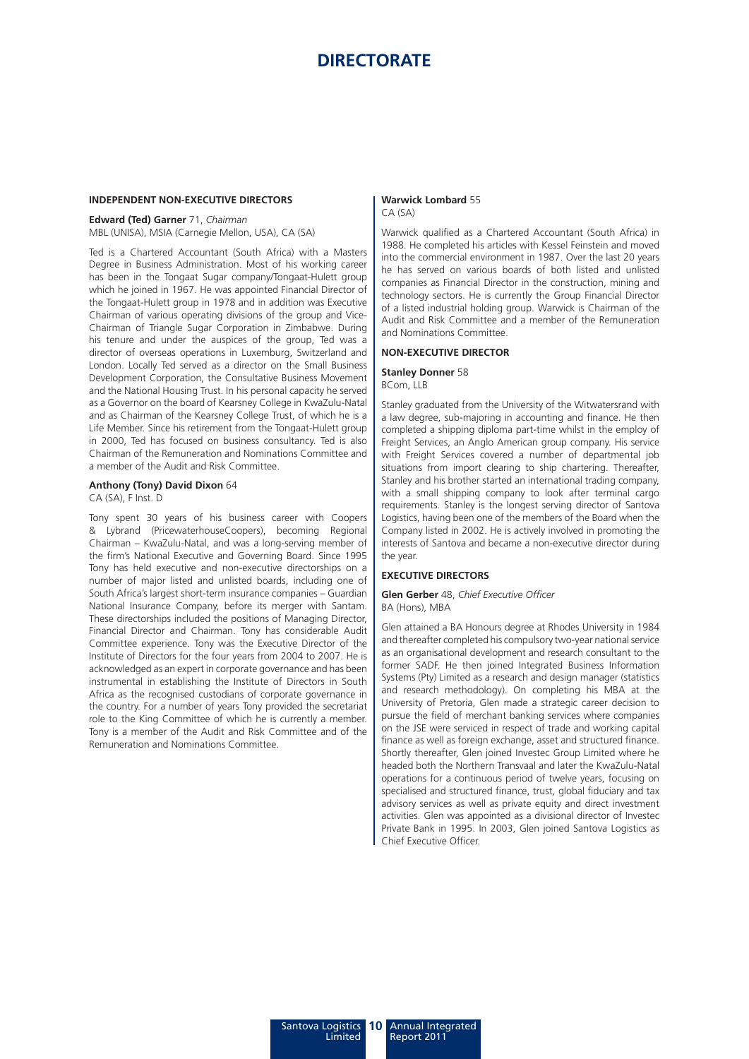# DIRECTORATE

## INDEPENDENT NON-EXECUTIVE DIRECTORS

**Edward (Ted) Garner** 71, *Chairman*
MBL (UNISA), MSIA (Carnegie Mellon, USA), CA (SA)

Ted is a Chartered Accountant (South Africa) with a Masters Degree in Business Administration. Most of his working career has been in the Tongaat Sugar company/Tongaat-Hulett group which he joined in 1967. He was appointed Financial Director of the Tongaat-Hulett group in 1978 and in addition was Executive Chairman of various operating divisions of the group and Vice-Chairman of Triangle Sugar Corporation in Zimbabwe. During his tenure and under the auspices of the group, Ted was a director of overseas operations in Luxemburg, Switzerland and London. Locally Ted served as a director on the Small Business Development Corporation, the Consultative Business Movement and the National Housing Trust. In his personal capacity he served as a Governor on the board of Kearsney College in KwaZulu-Natal and as Chairman of the Kearsney College Trust, of which he is a Life Member. Since his retirement from the Tongaat-Hulett group in 2000, Ted has focused on business consultancy. Ted is also Chairman of the Remuneration and Nominations Committee and a member of the Audit and Risk Committee.

**Anthony (Tony) David Dixon** 64
CA (SA), F Inst. D

Tony spent 30 years of his business career with Coopers & Lybrand (PricewaterhouseCoopers), becoming Regional Chairman – KwaZulu-Natal, and was a long-serving member of the firm's National Executive and Governing Board. Since 1995 Tony has held executive and non-executive directorships on a number of major listed and unlisted boards, including one of South Africa's largest short-term insurance companies – Guardian National Insurance Company, before its merger with Santam. These directorships included the positions of Managing Director, Financial Director and Chairman. Tony has considerable Audit Committee experience. Tony was the Executive Director of the Institute of Directors for the four years from 2004 to 2007. He is acknowledged as an expert in corporate governance and has been instrumental in establishing the Institute of Directors in South Africa as the recognised custodians of corporate governance in the country. For a number of years Tony provided the secretariat role to the King Committee of which he is currently a member. Tony is a member of the Audit and Risk Committee and of the Remuneration and Nominations Committee.

**Warwick Lombard** 55
CA (SA)

Warwick qualified as a Chartered Accountant (South Africa) in 1988. He completed his articles with Kessel Feinstein and moved into the commercial environment in 1987. Over the last 20 years he has served on various boards of both listed and unlisted companies as Financial Director in the construction, mining and technology sectors. He is currently the Group Financial Director of a listed industrial holding group. Warwick is Chairman of the Audit and Risk Committee and a member of the Remuneration and Nominations Committee.

## NON-EXECUTIVE DIRECTOR

**Stanley Donner** 58
BCom, LLB

Stanley graduated from the University of the Witwatersrand with a law degree, sub-majoring in accounting and finance. He then completed a shipping diploma part-time whilst in the employ of Freight Services, an Anglo American group company. His service with Freight Services covered a number of departmental job situations from import clearing to ship chartering. Thereafter, Stanley and his brother started an international trading company, with a small shipping company to look after terminal cargo requirements. Stanley is the longest serving director of Santova Logistics, having been one of the members of the Board when the Company listed in 2002. He is actively involved in promoting the interests of Santova and became a non-executive director during the year.

## EXECUTIVE DIRECTORS

**Glen Gerber** 48, *Chief Executive Officer*
BA (Hons), MBA

Glen attained a BA Honours degree at Rhodes University in 1984 and thereafter completed his compulsory two-year national service as an organisational development and research consultant to the former SADF. He then joined Integrated Business Information Systems (Pty) Limited as a research and design manager (statistics and research methodology). On completing his MBA at the University of Pretoria, Glen made a strategic career decision to pursue the field of merchant banking services where companies on the JSE were serviced in respect of trade and working capital finance as well as foreign exchange, asset and structured finance. Shortly thereafter, Glen joined Investec Group Limited where he headed both the Northern Transvaal and later the KwaZulu-Natal operations for a continuous period of twelve years, focusing on specialised and structured finance, trust, global fiduciary and tax advisory services as well as private equity and direct investment activities. Glen was appointed as a divisional director of Investec Private Bank in 1995. In 2003, Glen joined Santova Logistics as Chief Executive Officer.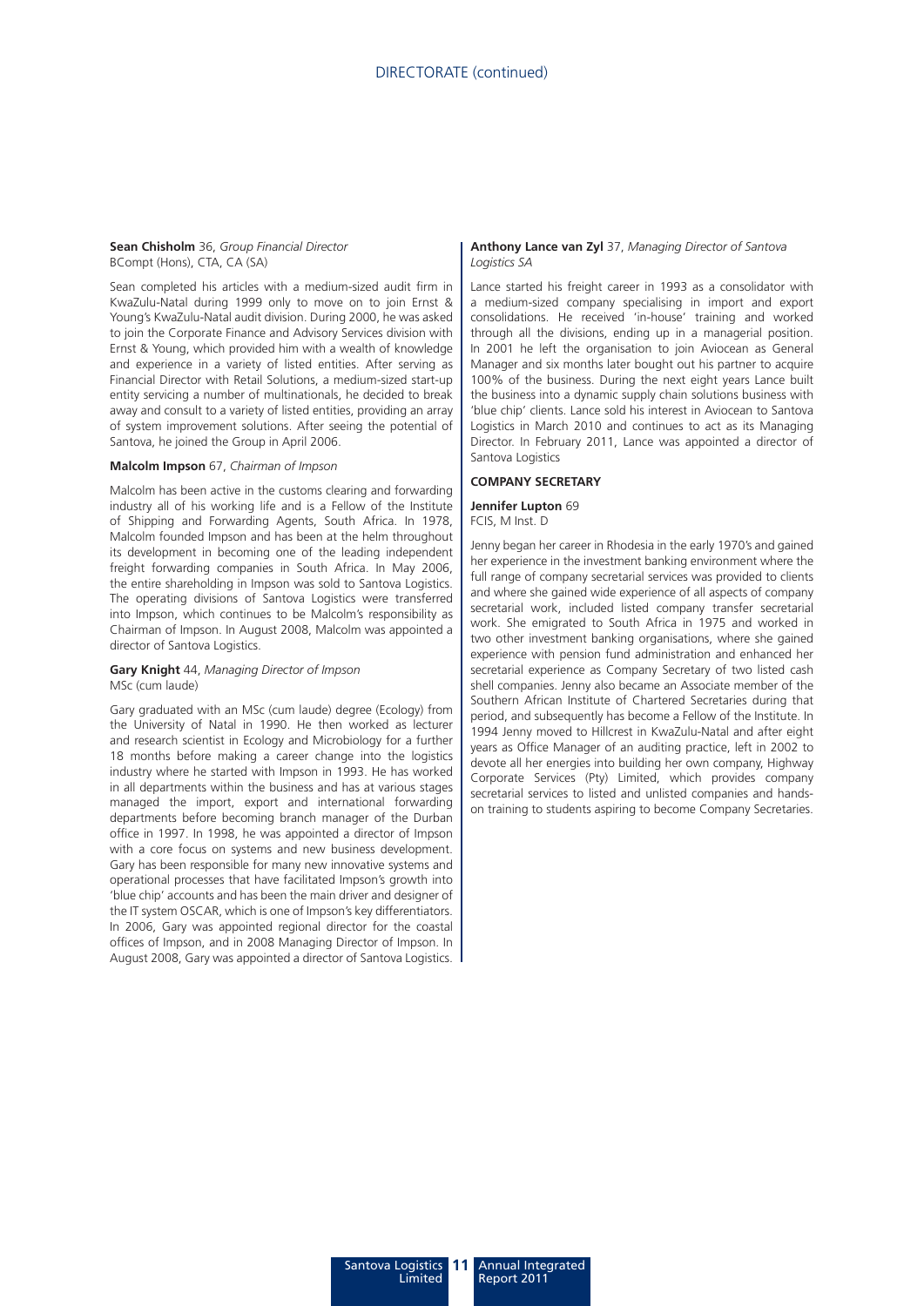## DIRECTORATE (continued)

**Sean Chisholm** 36, *Group Financial Director*
BCompt (Hons), CTA, CA (SA)

Sean completed his articles with a medium-sized audit firm in KwaZulu-Natal during 1999 only to move on to join Ernst & Young's KwaZulu-Natal audit division. During 2000, he was asked to join the Corporate Finance and Advisory Services division with Ernst & Young, which provided him with a wealth of knowledge and experience in a variety of listed entities. After serving as Financial Director with Retail Solutions, a medium-sized start-up entity servicing a number of multinationals, he decided to break away and consult to a variety of listed entities, providing an array of system improvement solutions. After seeing the potential of Santova, he joined the Group in April 2006.

**Malcolm Impson** 67, *Chairman of Impson*

Malcolm has been active in the customs clearing and forwarding industry all of his working life and is a Fellow of the Institute of Shipping and Forwarding Agents, South Africa. In 1978, Malcolm founded Impson and has been at the helm throughout its development in becoming one of the leading independent freight forwarding companies in South Africa. In May 2006, the entire shareholding in Impson was sold to Santova Logistics. The operating divisions of Santova Logistics were transferred into Impson, which continues to be Malcolm's responsibility as Chairman of Impson. In August 2008, Malcolm was appointed a director of Santova Logistics.

**Gary Knight** 44, *Managing Director of Impson*
MSc (cum laude)

Gary graduated with an MSc (cum laude) degree (Ecology) from the University of Natal in 1990. He then worked as lecturer and research scientist in Ecology and Microbiology for a further 18 months before making a career change into the logistics industry where he started with Impson in 1993. He has worked in all departments within the business and has at various stages managed the import, export and international forwarding departments before becoming branch manager of the Durban office in 1997. In 1998, he was appointed a director of Impson with a core focus on systems and new business development. Gary has been responsible for many new innovative systems and operational processes that have facilitated Impson's growth into 'blue chip' accounts and has been the main driver and designer of the IT system OSCAR, which is one of Impson's key differentiators. In 2006, Gary was appointed regional director for the coastal offices of Impson, and in 2008 Managing Director of Impson. In August 2008, Gary was appointed a director of Santova Logistics.

**Anthony Lance van Zyl** 37, *Managing Director of Santova Logistics SA*

Lance started his freight career in 1993 as a consolidator with a medium-sized company specialising in import and export consolidations. He received 'in-house' training and worked through all the divisions, ending up in a managerial position. In 2001 he left the organisation to join Aviocean as General Manager and six months later bought out his partner to acquire 100% of the business. During the next eight years Lance built the business into a dynamic supply chain solutions business with 'blue chip' clients. Lance sold his interest in Aviocean to Santova Logistics in March 2010 and continues to act as its Managing Director. In February 2011, Lance was appointed a director of Santova Logistics

### COMPANY SECRETARY

**Jennifer Lupton** 69
FCIS, M Inst. D

Jenny began her career in Rhodesia in the early 1970's and gained her experience in the investment banking environment where the full range of company secretarial services was provided to clients and where she gained wide experience of all aspects of company secretarial work, included listed company transfer secretarial work. She emigrated to South Africa in 1975 and worked in two other investment banking organisations, where she gained experience with pension fund administration and enhanced her secretarial experience as Company Secretary of two listed cash shell companies. Jenny also became an Associate member of the Southern African Institute of Chartered Secretaries during that period, and subsequently has become a Fellow of the Institute. In 1994 Jenny moved to Hillcrest in KwaZulu-Natal and after eight years as Office Manager of an auditing practice, left in 2002 to devote all her energies into building her own company, Highway Corporate Services (Pty) Limited, which provides company secretarial services to listed and unlisted companies and hands-on training to students aspiring to become Company Secretaries.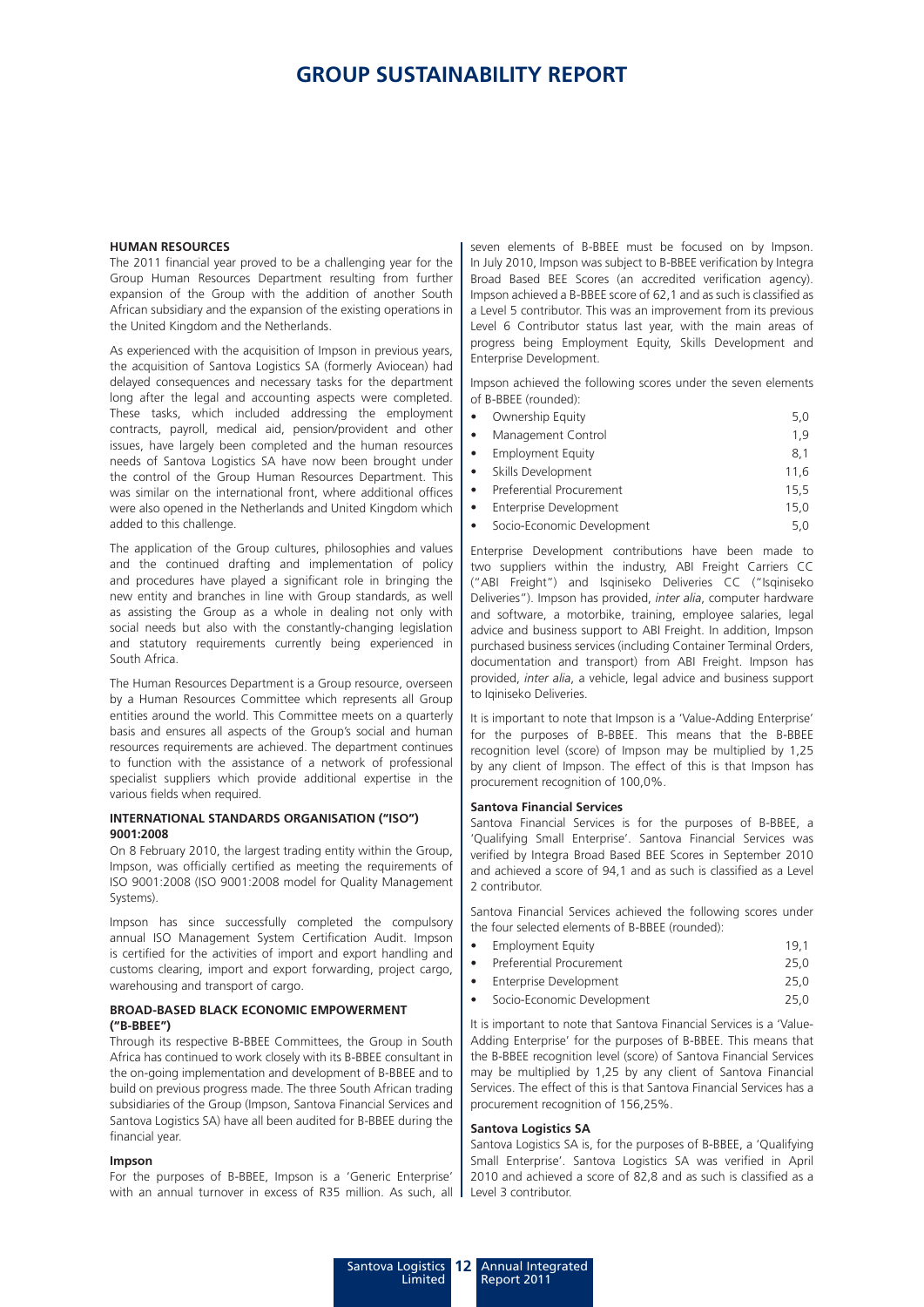# GROUP SUSTAINABILITY REPORT

### HUMAN RESOURCES

The 2011 financial year proved to be a challenging year for the Group Human Resources Department resulting from further expansion of the Group with the addition of another South African subsidiary and the expansion of the existing operations in the United Kingdom and the Netherlands.

As experienced with the acquisition of Impson in previous years, the acquisition of Santova Logistics SA (formerly Aviocean) had delayed consequences and necessary tasks for the department long after the legal and accounting aspects were completed. These tasks, which included addressing the employment contracts, payroll, medical aid, pension/provident and other issues, have largely been completed and the human resources needs of Santova Logistics SA have now been brought under the control of the Group Human Resources Department. This was similar on the international front, where additional offices were also opened in the Netherlands and United Kingdom which added to this challenge.

The application of the Group cultures, philosophies and values and the continued drafting and implementation of policy and procedures have played a significant role in bringing the new entity and branches in line with Group standards, as well as assisting the Group as a whole in dealing not only with social needs but also with the constantly-changing legislation and statutory requirements currently being experienced in South Africa.

The Human Resources Department is a Group resource, overseen by a Human Resources Committee which represents all Group entities around the world. This Committee meets on a quarterly basis and ensures all aspects of the Group's social and human resources requirements are achieved. The department continues to function with the assistance of a network of professional specialist suppliers which provide additional expertise in the various fields when required.

### INTERNATIONAL STANDARDS ORGANISATION ("ISO") 9001:2008

On 8 February 2010, the largest trading entity within the Group, Impson, was officially certified as meeting the requirements of ISO 9001:2008 (ISO 9001:2008 model for Quality Management Systems).

Impson has since successfully completed the compulsory annual ISO Management System Certification Audit. Impson is certified for the activities of import and export handling and customs clearing, import and export forwarding, project cargo, warehousing and transport of cargo.

### BROAD-BASED BLACK ECONOMIC EMPOWERMENT ("B-BBEE")

Through its respective B-BBEE Committees, the Group in South Africa has continued to work closely with its B-BBEE consultant in the on-going implementation and development of B-BBEE and to build on previous progress made. The three South African trading subsidiaries of the Group (Impson, Santova Financial Services and Santova Logistics SA) have all been audited for B-BBEE during the financial year.

#### Impson

For the purposes of B-BBEE, Impson is a 'Generic Enterprise' with an annual turnover in excess of R35 million. As such, all seven elements of B-BBEE must be focused on by Impson. In July 2010, Impson was subject to B-BBEE verification by Integra Broad Based BEE Scores (an accredited verification agency). Impson achieved a B-BBEE score of 62,1 and as such is classified as a Level 5 contributor. This was an improvement from its previous Level 6 Contributor status last year, with the main areas of progress being Employment Equity, Skills Development and Enterprise Development.

Impson achieved the following scores under the seven elements of B-BBEE (rounded):

| | |
|---|---|
| • Ownership Equity | 5,0 |
| • Management Control | 1,9 |
| • Employment Equity | 8,1 |
| • Skills Development | 11,6 |
| • Preferential Procurement | 15,5 |
| • Enterprise Development | 15,0 |
| • Socio-Economic Development | 5,0 |

Enterprise Development contributions have been made to two suppliers within the industry, ABI Freight Carriers CC ("ABI Freight") and Isqiniseko Deliveries CC ("Isqiniseko Deliveries"). Impson has provided, *inter alia*, computer hardware and software, a motorbike, training, employee salaries, legal advice and business support to ABI Freight. In addition, Impson purchased business services (including Container Terminal Orders, documentation and transport) from ABI Freight. Impson has provided, *inter alia*, a vehicle, legal advice and business support to Iqiniseko Deliveries.

It is important to note that Impson is a 'Value-Adding Enterprise' for the purposes of B-BBEE. This means that the B-BBEE recognition level (score) of Impson may be multiplied by 1,25 by any client of Impson. The effect of this is that Impson has procurement recognition of 100,0%.

#### Santova Financial Services

Santova Financial Services is for the purposes of B-BBEE, a 'Qualifying Small Enterprise'. Santova Financial Services was verified by Integra Broad Based BEE Scores in September 2010 and achieved a score of 94,1 and as such is classified as a Level 2 contributor.

Santova Financial Services achieved the following scores under the four selected elements of B-BBEE (rounded):

| | |
|---|---|
| • Employment Equity | 19,1 |
| • Preferential Procurement | 25,0 |
| • Enterprise Development | 25,0 |
| • Socio-Economic Development | 25,0 |

It is important to note that Santova Financial Services is a 'Value-Adding Enterprise' for the purposes of B-BBEE. This means that the B-BBEE recognition level (score) of Santova Financial Services may be multiplied by 1,25 by any client of Santova Financial Services. The effect of this is that Santova Financial Services has a procurement recognition of 156,25%.

#### Santova Logistics SA

Santova Logistics SA is, for the purposes of B-BBEE, a 'Qualifying Small Enterprise'. Santova Logistics SA was verified in April 2010 and achieved a score of 82,8 and as such is classified as a Level 3 contributor.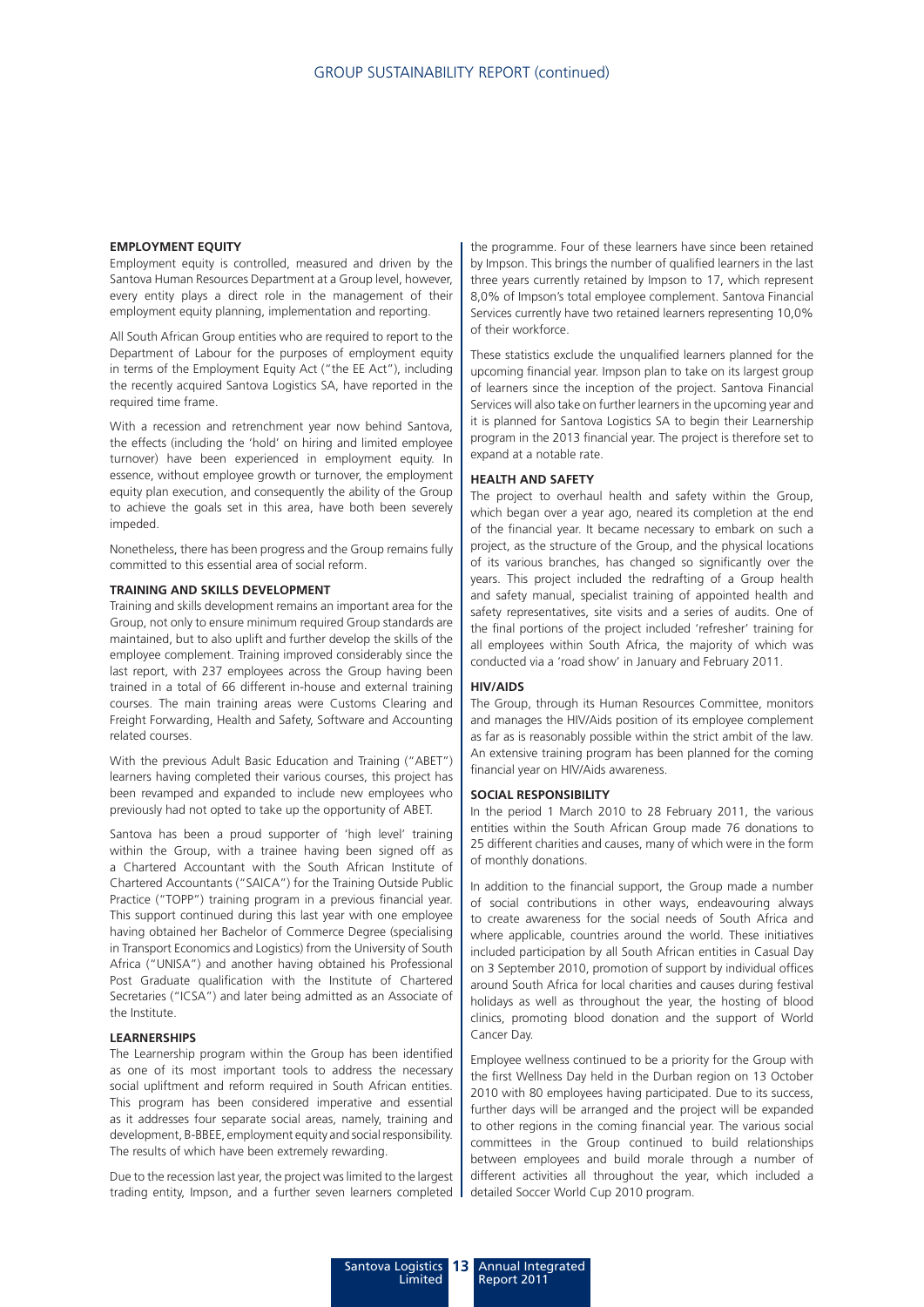## EMPLOYMENT EQUITY

Employment equity is controlled, measured and driven by the Santova Human Resources Department at a Group level, however, every entity plays a direct role in the management of their employment equity planning, implementation and reporting.

All South African Group entities who are required to report to the Department of Labour for the purposes of employment equity in terms of the Employment Equity Act ("the EE Act"), including the recently acquired Santova Logistics SA, have reported in the required time frame.

With a recession and retrenchment year now behind Santova, the effects (including the 'hold' on hiring and limited employee turnover) have been experienced in employment equity. In essence, without employee growth or turnover, the employment equity plan execution, and consequently the ability of the Group to achieve the goals set in this area, have both been severely impeded.

Nonetheless, there has been progress and the Group remains fully committed to this essential area of social reform.

## TRAINING AND SKILLS DEVELOPMENT

Training and skills development remains an important area for the Group, not only to ensure minimum required Group standards are maintained, but to also uplift and further develop the skills of the employee complement. Training improved considerably since the last report, with 237 employees across the Group having been trained in a total of 66 different in-house and external training courses. The main training areas were Customs Clearing and Freight Forwarding, Health and Safety, Software and Accounting related courses.

With the previous Adult Basic Education and Training ("ABET") learners having completed their various courses, this project has been revamped and expanded to include new employees who previously had not opted to take up the opportunity of ABET.

Santova has been a proud supporter of 'high level' training within the Group, with a trainee having been signed off as a Chartered Accountant with the South African Institute of Chartered Accountants ("SAICA") for the Training Outside Public Practice ("TOPP") training program in a previous financial year. This support continued during this last year with one employee having obtained her Bachelor of Commerce Degree (specialising in Transport Economics and Logistics) from the University of South Africa ("UNISA") and another having obtained his Professional Post Graduate qualification with the Institute of Chartered Secretaries ("ICSA") and later being admitted as an Associate of the Institute.

## LEARNERSHIPS

The Learnership program within the Group has been identified as one of its most important tools to address the necessary social upliftment and reform required in South African entities. This program has been considered imperative and essential as it addresses four separate social areas, namely, training and development, B-BBEE, employment equity and social responsibility. The results of which have been extremely rewarding.

Due to the recession last year, the project was limited to the largest trading entity, Impson, and a further seven learners completed the programme. Four of these learners have since been retained by Impson. This brings the number of qualified learners in the last three years currently retained by Impson to 17, which represent 8,0% of Impson's total employee complement. Santova Financial Services currently have two retained learners representing 10,0% of their workforce.

These statistics exclude the unqualified learners planned for the upcoming financial year. Impson plan to take on its largest group of learners since the inception of the project. Santova Financial Services will also take on further learners in the upcoming year and it is planned for Santova Logistics SA to begin their Learnership program in the 2013 financial year. The project is therefore set to expand at a notable rate.

## HEALTH AND SAFETY

The project to overhaul health and safety within the Group, which began over a year ago, neared its completion at the end of the financial year. It became necessary to embark on such a project, as the structure of the Group, and the physical locations of its various branches, has changed so significantly over the years. This project included the redrafting of a Group health and safety manual, specialist training of appointed health and safety representatives, site visits and a series of audits. One of the final portions of the project included 'refresher' training for all employees within South Africa, the majority of which was conducted via a 'road show' in January and February 2011.

## HIV/AIDS

The Group, through its Human Resources Committee, monitors and manages the HIV/Aids position of its employee complement as far as is reasonably possible within the strict ambit of the law. An extensive training program has been planned for the coming financial year on HIV/Aids awareness.

## SOCIAL RESPONSIBILITY

In the period 1 March 2010 to 28 February 2011, the various entities within the South African Group made 76 donations to 25 different charities and causes, many of which were in the form of monthly donations.

In addition to the financial support, the Group made a number of social contributions in other ways, endeavouring always to create awareness for the social needs of South Africa and where applicable, countries around the world. These initiatives included participation by all South African entities in Casual Day on 3 September 2010, promotion of support by individual offices around South Africa for local charities and causes during festival holidays as well as throughout the year, the hosting of blood clinics, promoting blood donation and the support of World Cancer Day.

Employee wellness continued to be a priority for the Group with the first Wellness Day held in the Durban region on 13 October 2010 with 80 employees having participated. Due to its success, further days will be arranged and the project will be expanded to other regions in the coming financial year. The various social committees in the Group continued to build relationships between employees and build morale through a number of different activities all throughout the year, which included a detailed Soccer World Cup 2010 program.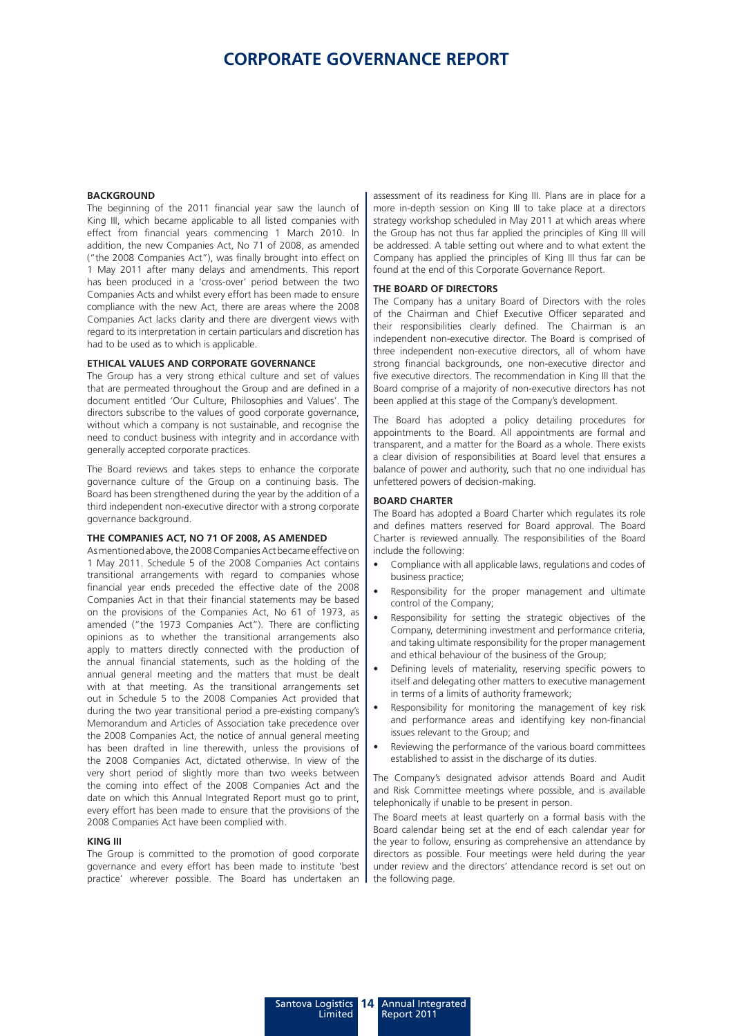# CORPORATE GOVERNANCE REPORT

## BACKGROUND

The beginning of the 2011 financial year saw the launch of King III, which became applicable to all listed companies with effect from financial years commencing 1 March 2010. In addition, the new Companies Act, No 71 of 2008, as amended ("the 2008 Companies Act"), was finally brought into effect on 1 May 2011 after many delays and amendments. This report has been produced in a 'cross-over' period between the two Companies Acts and whilst every effort has been made to ensure compliance with the new Act, there are areas where the 2008 Companies Act lacks clarity and there are divergent views with regard to its interpretation in certain particulars and discretion has had to be used as to which is applicable.

## ETHICAL VALUES AND CORPORATE GOVERNANCE

The Group has a very strong ethical culture and set of values that are permeated throughout the Group and are defined in a document entitled 'Our Culture, Philosophies and Values'. The directors subscribe to the values of good corporate governance, without which a company is not sustainable, and recognise the need to conduct business with integrity and in accordance with generally accepted corporate practices.

The Board reviews and takes steps to enhance the corporate governance culture of the Group on a continuing basis. The Board has been strengthened during the year by the addition of a third independent non-executive director with a strong corporate governance background.

## THE COMPANIES ACT, NO 71 OF 2008, AS AMENDED

As mentioned above, the 2008 Companies Act became effective on 1 May 2011. Schedule 5 of the 2008 Companies Act contains transitional arrangements with regard to companies whose financial year ends preceded the effective date of the 2008 Companies Act in that their financial statements may be based on the provisions of the Companies Act, No 61 of 1973, as amended ("the 1973 Companies Act"). There are conflicting opinions as to whether the transitional arrangements also apply to matters directly connected with the production of the annual financial statements, such as the holding of the annual general meeting and the matters that must be dealt with at that meeting. As the transitional arrangements set out in Schedule 5 to the 2008 Companies Act provided that during the two year transitional period a pre-existing company's Memorandum and Articles of Association take precedence over the 2008 Companies Act, the notice of annual general meeting has been drafted in line therewith, unless the provisions of the 2008 Companies Act, dictated otherwise. In view of the very short period of slightly more than two weeks between the coming into effect of the 2008 Companies Act and the date on which this Annual Integrated Report must go to print, every effort has been made to ensure that the provisions of the 2008 Companies Act have been complied with.

## KING III

The Group is committed to the promotion of good corporate governance and every effort has been made to institute 'best practice' wherever possible. The Board has undertaken an assessment of its readiness for King III. Plans are in place for a more in-depth session on King III to take place at a directors strategy workshop scheduled in May 2011 at which areas where the Group has not thus far applied the principles of King III will be addressed. A table setting out where and to what extent the Company has applied the principles of King III thus far can be found at the end of this Corporate Governance Report.

## THE BOARD OF DIRECTORS

The Company has a unitary Board of Directors with the roles of the Chairman and Chief Executive Officer separated and their responsibilities clearly defined. The Chairman is an independent non-executive director. The Board is comprised of three independent non-executive directors, all of whom have strong financial backgrounds, one non-executive director and five executive directors. The recommendation in King III that the Board comprise of a majority of non-executive directors has not been applied at this stage of the Company's development.

The Board has adopted a policy detailing procedures for appointments to the Board. All appointments are formal and transparent, and a matter for the Board as a whole. There exists a clear division of responsibilities at Board level that ensures a balance of power and authority, such that no one individual has unfettered powers of decision-making.

## BOARD CHARTER

The Board has adopted a Board Charter which regulates its role and defines matters reserved for Board approval. The Board Charter is reviewed annually. The responsibilities of the Board include the following:

- Compliance with all applicable laws, regulations and codes of business practice;
- Responsibility for the proper management and ultimate control of the Company;
- Responsibility for setting the strategic objectives of the Company, determining investment and performance criteria, and taking ultimate responsibility for the proper management and ethical behaviour of the business of the Group;
- Defining levels of materiality, reserving specific powers to itself and delegating other matters to executive management in terms of a limits of authority framework;
- Responsibility for monitoring the management of key risk and performance areas and identifying key non-financial issues relevant to the Group; and
- Reviewing the performance of the various board committees established to assist in the discharge of its duties.

The Company's designated advisor attends Board and Audit and Risk Committee meetings where possible, and is available telephonically if unable to be present in person.

The Board meets at least quarterly on a formal basis with the Board calendar being set at the end of each calendar year for the year to follow, ensuring as comprehensive an attendance by directors as possible. Four meetings were held during the year under review and the directors' attendance record is set out on the following page.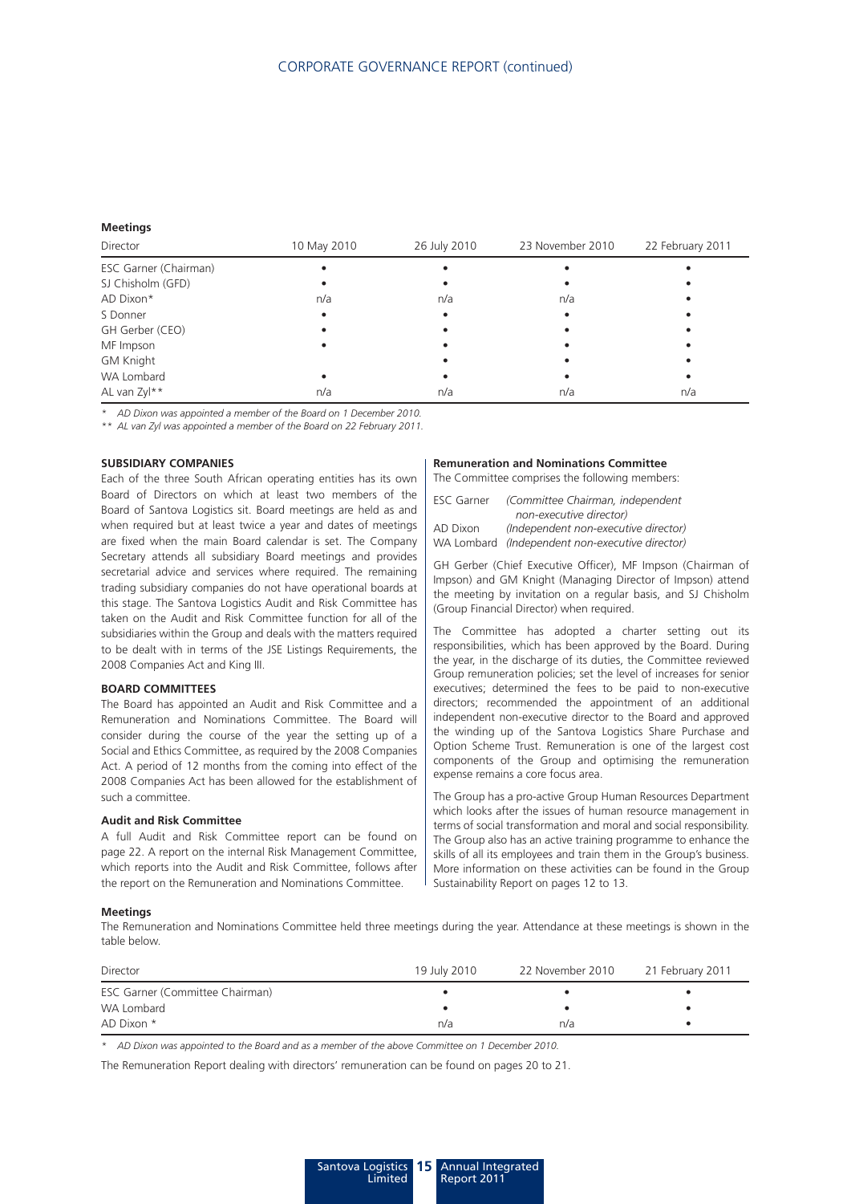**Meetings**

| Director | 10 May 2010 | 26 July 2010 | 23 November 2010 | 22 February 2011 |
|---|---|---|---|---|
| ESC Garner (Chairman) | • | • | • | • |
| SJ Chisholm (GFD) | • | • | • | • |
| AD Dixon* | n/a | n/a | n/a | • |
| S Donner | • | • | • | • |
| GH Gerber (CEO) | • | • | • | • |
| MF Impson | • | • | • | • |
| GM Knight | | • | • | • |
| WA Lombard | • | • | • | • |
| AL van Zyl** | n/a | n/a | n/a | n/a |

*\* AD Dixon was appointed a member of the Board on 1 December 2010.*

*\*\* AL van Zyl was appointed a member of the Board on 22 February 2011.*

**SUBSIDIARY COMPANIES**

Each of the three South African operating entities has its own Board of Directors on which at least two members of the Board of Santova Logistics sit. Board meetings are held as and when required but at least twice a year and dates of meetings are fixed when the main Board calendar is set. The Company Secretary attends all subsidiary Board meetings and provides secretarial advice and services where required. The remaining trading subsidiary companies do not have operational boards at this stage. The Santova Logistics Audit and Risk Committee has taken on the Audit and Risk Committee function for all of the subsidiaries within the Group and deals with the matters required to be dealt with in terms of the JSE Listings Requirements, the 2008 Companies Act and King III.

**BOARD COMMITTEES**

The Board has appointed an Audit and Risk Committee and a Remuneration and Nominations Committee. The Board will consider during the course of the year the setting up of a Social and Ethics Committee, as required by the 2008 Companies Act. A period of 12 months from the coming into effect of the 2008 Companies Act has been allowed for the establishment of such a committee.

**Audit and Risk Committee**

A full Audit and Risk Committee report can be found on page 22. A report on the internal Risk Management Committee, which reports into the Audit and Risk Committee, follows after the report on the Remuneration and Nominations Committee.

**Remuneration and Nominations Committee**

The Committee comprises the following members:

ESC Garner *(Committee Chairman, independent non-executive director)*
AD Dixon *(Independent non-executive director)*
WA Lombard *(Independent non-executive director)*

GH Gerber (Chief Executive Officer), MF Impson (Chairman of Impson) and GM Knight (Managing Director of Impson) attend the meeting by invitation on a regular basis, and SJ Chisholm (Group Financial Director) when required.

The Committee has adopted a charter setting out its responsibilities, which has been approved by the Board. During the year, in the discharge of its duties, the Committee reviewed Group remuneration policies; set the level of increases for senior executives; determined the fees to be paid to non-executive directors; recommended the appointment of an additional independent non-executive director to the Board and approved the winding up of the Santova Logistics Share Purchase and Option Scheme Trust. Remuneration is one of the largest cost components of the Group and optimising the remuneration expense remains a core focus area.

The Group has a pro-active Group Human Resources Department which looks after the issues of human resource management in terms of social transformation and moral and social responsibility. The Group also has an active training programme to enhance the skills of all its employees and train them in the Group's business. More information on these activities can be found in the Group Sustainability Report on pages 12 to 13.

**Meetings**

The Remuneration and Nominations Committee held three meetings during the year. Attendance at these meetings is shown in the table below.

| Director | 19 July 2010 | 22 November 2010 | 21 February 2011 |
|---|---|---|---|
| ESC Garner (Committee Chairman) | • | • | • |
| WA Lombard | • | • | • |
| AD Dixon * | n/a | n/a | • |

*\* AD Dixon was appointed to the Board and as a member of the above Committee on 1 December 2010.*

The Remuneration Report dealing with directors' remuneration can be found on pages 20 to 21.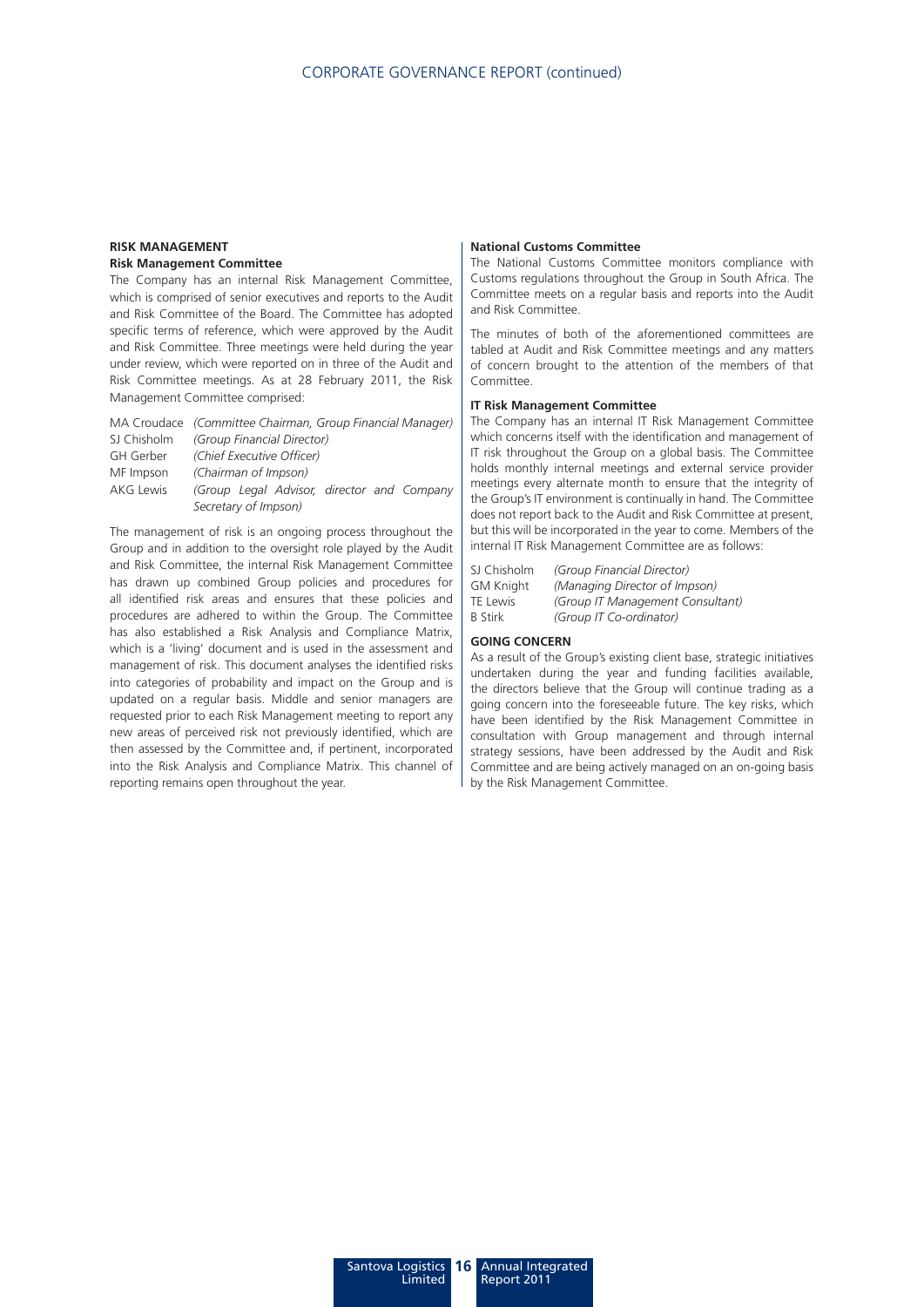## RISK MANAGEMENT

### Risk Management Committee

The Company has an internal Risk Management Committee, which is comprised of senior executives and reports to the Audit and Risk Committee of the Board. The Committee has adopted specific terms of reference, which were approved by the Audit and Risk Committee. Three meetings were held during the year under review, which were reported on in three of the Audit and Risk Committee meetings. As at 28 February 2011, the Risk Management Committee comprised:

| | |
|---|---|
| MA Croudace | *(Committee Chairman, Group Financial Manager)* |
| SJ Chisholm | *(Group Financial Director)* |
| GH Gerber | *(Chief Executive Officer)* |
| MF Impson | *(Chairman of Impson)* |
| AKG Lewis | *(Group Legal Advisor, director and Company Secretary of Impson)* |

The management of risk is an ongoing process throughout the Group and in addition to the oversight role played by the Audit and Risk Committee, the internal Risk Management Committee has drawn up combined Group policies and procedures for all identified risk areas and ensures that these policies and procedures are adhered to within the Group. The Committee has also established a Risk Analysis and Compliance Matrix, which is a 'living' document and is used in the assessment and management of risk. This document analyses the identified risks into categories of probability and impact on the Group and is updated on a regular basis. Middle and senior managers are requested prior to each Risk Management meeting to report any new areas of perceived risk not previously identified, which are then assessed by the Committee and, if pertinent, incorporated into the Risk Analysis and Compliance Matrix. This channel of reporting remains open throughout the year.

### National Customs Committee

The National Customs Committee monitors compliance with Customs regulations throughout the Group in South Africa. The Committee meets on a regular basis and reports into the Audit and Risk Committee.

The minutes of both of the aforementioned committees are tabled at Audit and Risk Committee meetings and any matters of concern brought to the attention of the members of that Committee.

### IT Risk Management Committee

The Company has an internal IT Risk Management Committee which concerns itself with the identification and management of IT risk throughout the Group on a global basis. The Committee holds monthly internal meetings and external service provider meetings every alternate month to ensure that the integrity of the Group's IT environment is continually in hand. The Committee does not report back to the Audit and Risk Committee at present, but this will be incorporated in the year to come. Members of the internal IT Risk Management Committee are as follows:

| | |
|---|---|
| SJ Chisholm | *(Group Financial Director)* |
| GM Knight | *(Managing Director of Impson)* |
| TE Lewis | *(Group IT Management Consultant)* |
| B Stirk | *(Group IT Co-ordinator)* |

## GOING CONCERN

As a result of the Group's existing client base, strategic initiatives undertaken during the year and funding facilities available, the directors believe that the Group will continue trading as a going concern into the foreseeable future. The key risks, which have been identified by the Risk Management Committee in consultation with Group management and through internal strategy sessions, have been addressed by the Audit and Risk Committee and are being actively managed on an on-going basis by the Risk Management Committee.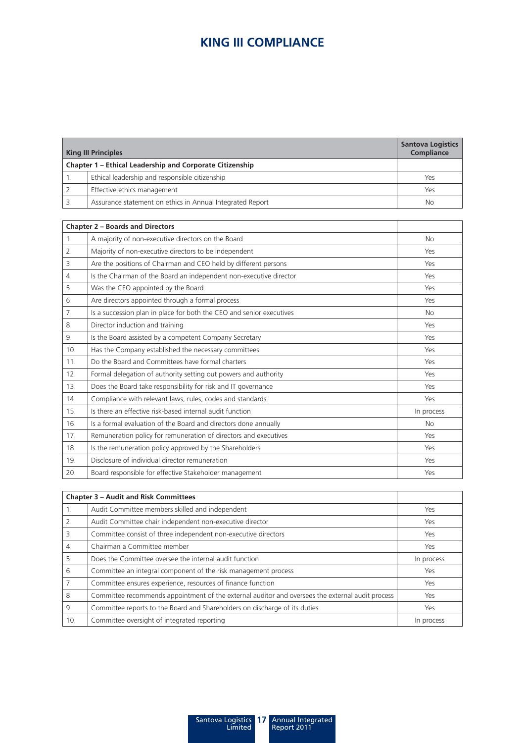# KING III COMPLIANCE

| King III Principles | | Santova Logistics Compliance |
|---|---|---|
| **Chapter 1 – Ethical Leadership and Corporate Citizenship** | | |
| 1. | Ethical leadership and responsible citizenship | Yes |
| 2. | Effective ethics management | Yes |
| 3. | Assurance statement on ethics in Annual Integrated Report | No |

| **Chapter 2 – Boards and Directors** | | |
|---|---|---|
| 1. | A majority of non-executive directors on the Board | No |
| 2. | Majority of non-executive directors to be independent | Yes |
| 3. | Are the positions of Chairman and CEO held by different persons | Yes |
| 4. | Is the Chairman of the Board an independent non-executive director | Yes |
| 5. | Was the CEO appointed by the Board | Yes |
| 6. | Are directors appointed through a formal process | Yes |
| 7. | Is a succession plan in place for both the CEO and senior executives | No |
| 8. | Director induction and training | Yes |
| 9. | Is the Board assisted by a competent Company Secretary | Yes |
| 10. | Has the Company established the necessary committees | Yes |
| 11. | Do the Board and Committees have formal charters | Yes |
| 12. | Formal delegation of authority setting out powers and authority | Yes |
| 13. | Does the Board take responsibility for risk and IT governance | Yes |
| 14. | Compliance with relevant laws, rules, codes and standards | Yes |
| 15. | Is there an effective risk-based internal audit function | In process |
| 16. | Is a formal evaluation of the Board and directors done annually | No |
| 17. | Remuneration policy for remuneration of directors and executives | Yes |
| 18. | Is the remuneration policy approved by the Shareholders | Yes |
| 19. | Disclosure of individual director remuneration | Yes |
| 20. | Board responsible for effective Stakeholder management | Yes |

| **Chapter 3 – Audit and Risk Committees** | | |
|---|---|---|
| 1. | Audit Committee members skilled and independent | Yes |
| 2. | Audit Committee chair independent non-executive director | Yes |
| 3. | Committee consist of three independent non-executive directors | Yes |
| 4. | Chairman a Committee member | Yes |
| 5. | Does the Committee oversee the internal audit function | In process |
| 6. | Committee an integral component of the risk management process | Yes |
| 7. | Committee ensures experience, resources of finance function | Yes |
| 8. | Committee recommends appointment of the external auditor and oversees the external audit process | Yes |
| 9. | Committee reports to the Board and Shareholders on discharge of its duties | Yes |
| 10. | Committee oversight of integrated reporting | In process |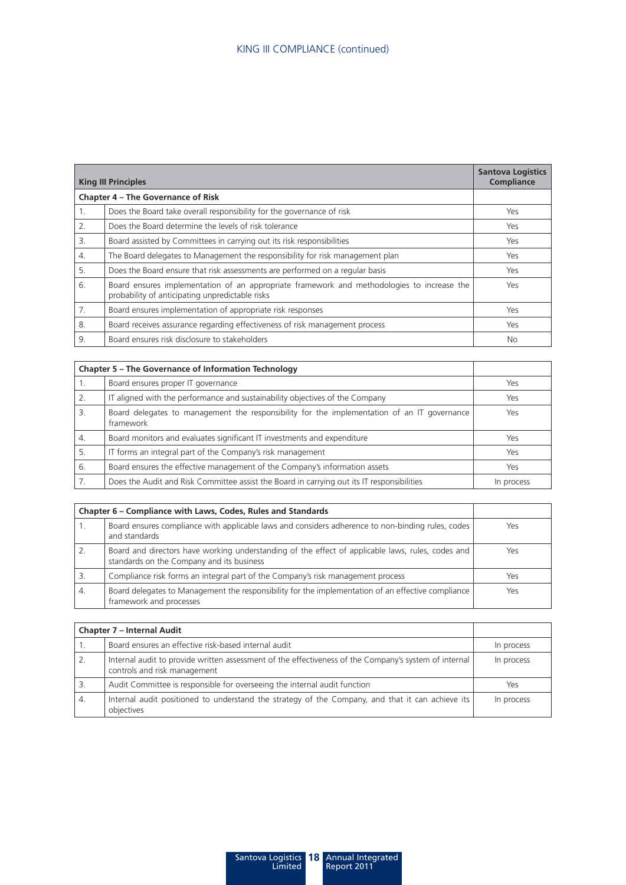## KING III COMPLIANCE (continued)

| | King III Principles | Santova Logistics Compliance |
|---|---|---|
| **Chapter 4 – The Governance of Risk** | | |
| 1. | Does the Board take overall responsibility for the governance of risk | Yes |
| 2. | Does the Board determine the levels of risk tolerance | Yes |
| 3. | Board assisted by Committees in carrying out its risk responsibilities | Yes |
| 4. | The Board delegates to Management the responsibility for risk management plan | Yes |
| 5. | Does the Board ensure that risk assessments are performed on a regular basis | Yes |
| 6. | Board ensures implementation of an appropriate framework and methodologies to increase the probability of anticipating unpredictable risks | Yes |
| 7. | Board ensures implementation of appropriate risk responses | Yes |
| 8. | Board receives assurance regarding effectiveness of risk management process | Yes |
| 9. | Board ensures risk disclosure to stakeholders | No |

| Chapter 5 – The Governance of Information Technology | | |
|---|---|---|
| 1. | Board ensures proper IT governance | Yes |
| 2. | IT aligned with the performance and sustainability objectives of the Company | Yes |
| 3. | Board delegates to management the responsibility for the implementation of an IT governance framework | Yes |
| 4. | Board monitors and evaluates significant IT investments and expenditure | Yes |
| 5. | IT forms an integral part of the Company's risk management | Yes |
| 6. | Board ensures the effective management of the Company's information assets | Yes |
| 7. | Does the Audit and Risk Committee assist the Board in carrying out its IT responsibilities | In process |

| Chapter 6 – Compliance with Laws, Codes, Rules and Standards | | |
|---|---|---|
| 1. | Board ensures compliance with applicable laws and considers adherence to non-binding rules, codes and standards | Yes |
| 2. | Board and directors have working understanding of the effect of applicable laws, rules, codes and standards on the Company and its business | Yes |
| 3. | Compliance risk forms an integral part of the Company's risk management process | Yes |
| 4. | Board delegates to Management the responsibility for the implementation of an effective compliance framework and processes | Yes |

| Chapter 7 – Internal Audit | | |
|---|---|---|
| 1. | Board ensures an effective risk-based internal audit | In process |
| 2. | Internal audit to provide written assessment of the effectiveness of the Company's system of internal controls and risk management | In process |
| 3. | Audit Committee is responsible for overseeing the internal audit function | Yes |
| 4. | Internal audit positioned to understand the strategy of the Company, and that it can achieve its objectives | In process |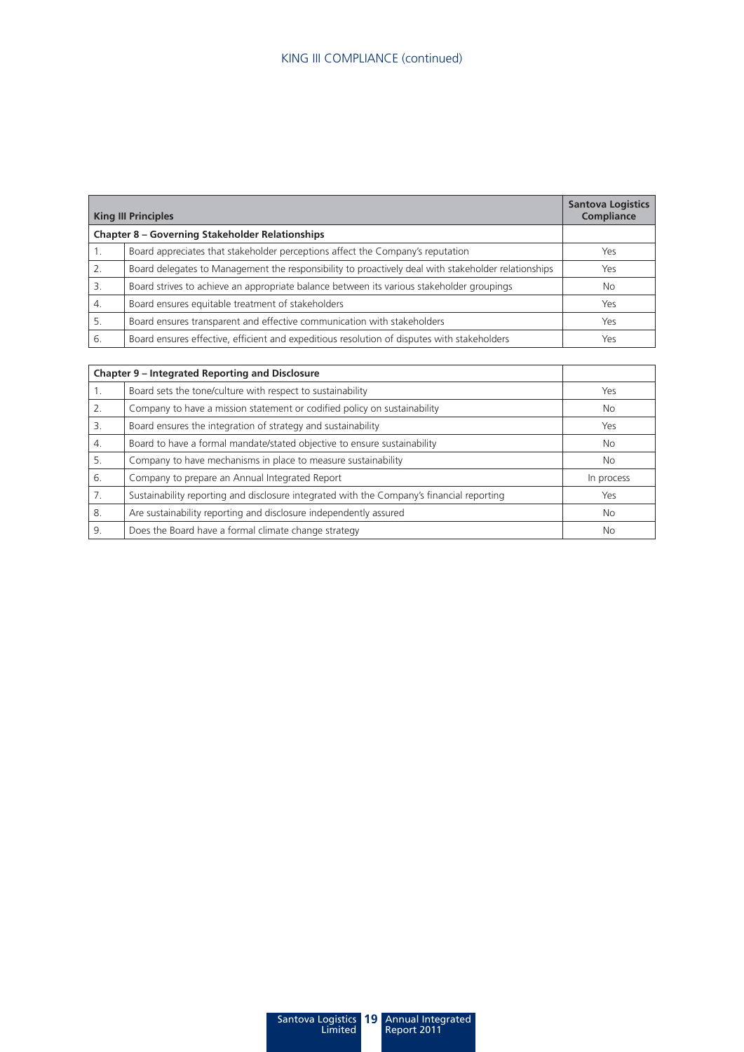# KING III COMPLIANCE (continued)

| | King III Principles | Santova Logistics Compliance |
|---|---|---|
| **Chapter 8 – Governing Stakeholder Relationships** | | |
| 1. | Board appreciates that stakeholder perceptions affect the Company's reputation | Yes |
| 2. | Board delegates to Management the responsibility to proactively deal with stakeholder relationships | Yes |
| 3. | Board strives to achieve an appropriate balance between its various stakeholder groupings | No |
| 4. | Board ensures equitable treatment of stakeholders | Yes |
| 5. | Board ensures transparent and effective communication with stakeholders | Yes |
| 6. | Board ensures effective, efficient and expeditious resolution of disputes with stakeholders | Yes |

| | Chapter 9 – Integrated Reporting and Disclosure | |
|---|---|---|
| 1. | Board sets the tone/culture with respect to sustainability | Yes |
| 2. | Company to have a mission statement or codified policy on sustainability | No |
| 3. | Board ensures the integration of strategy and sustainability | Yes |
| 4. | Board to have a formal mandate/stated objective to ensure sustainability | No |
| 5. | Company to have mechanisms in place to measure sustainability | No |
| 6. | Company to prepare an Annual Integrated Report | In process |
| 7. | Sustainability reporting and disclosure integrated with the Company's financial reporting | Yes |
| 8. | Are sustainability reporting and disclosure independently assured | No |
| 9. | Does the Board have a formal climate change strategy | No |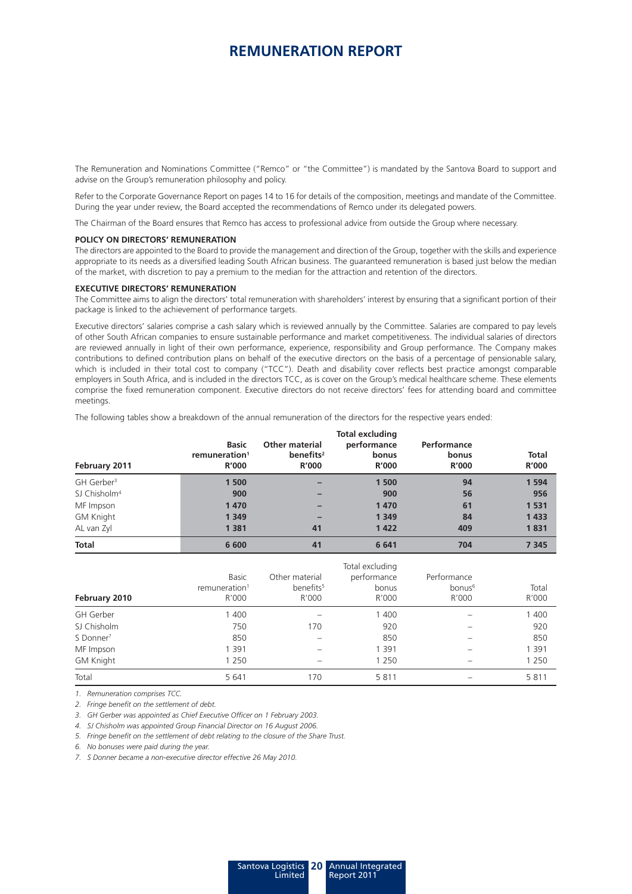# REMUNERATION REPORT

The Remuneration and Nominations Committee ("Remco" or "the Committee") is mandated by the Santova Board to support and advise on the Group's remuneration philosophy and policy.

Refer to the Corporate Governance Report on pages 14 to 16 for details of the composition, meetings and mandate of the Committee. During the year under review, the Board accepted the recommendations of Remco under its delegated powers.

The Chairman of the Board ensures that Remco has access to professional advice from outside the Group where necessary.

**POLICY ON DIRECTORS' REMUNERATION**

The directors are appointed to the Board to provide the management and direction of the Group, together with the skills and experience appropriate to its needs as a diversified leading South African business. The guaranteed remuneration is based just below the median of the market, with discretion to pay a premium to the median for the attraction and retention of the directors.

**EXECUTIVE DIRECTORS' REMUNERATION**

The Committee aims to align the directors' total remuneration with shareholders' interest by ensuring that a significant portion of their package is linked to the achievement of performance targets.

Executive directors' salaries comprise a cash salary which is reviewed annually by the Committee. Salaries are compared to pay levels of other South African companies to ensure sustainable performance and market competitiveness. The individual salaries of directors are reviewed annually in light of their own performance, experience, responsibility and Group performance. The Company makes contributions to defined contribution plans on behalf of the executive directors on the basis of a percentage of pensionable salary, which is included in their total cost to company ("TCC"). Death and disability cover reflects best practice amongst comparable employers in South Africa, and is included in the directors TCC, as is cover on the Group's medical healthcare scheme. These elements comprise the fixed remuneration component. Executive directors do not receive directors' fees for attending board and committee meetings.

The following tables show a breakdown of the annual remuneration of the directors for the respective years ended:

| **February 2011** | **Basic remuneration[1] R'000** | **Other material benefits[2] R'000** | **Total excluding performance bonus R'000** | **Performance bonus R'000** | **Total R'000** |
|---|---|---|---|---|---|
| GH Gerber[3] | **1 500** | **–** | **1 500** | **94** | **1 594** |
| SJ Chisholm[4] | **900** | **–** | **900** | **56** | **956** |
| MF Impson | **1 470** | **–** | **1 470** | **61** | **1 531** |
| GM Knight | **1 349** | **–** | **1 349** | **84** | **1 433** |
| AL van Zyl | **1 381** | **41** | **1 422** | **409** | **1 831** |
| **Total** | **6 600** | **41** | **6 641** | **704** | **7 345** |

| February 2010 | Basic remuneration[1] R'000 | Other material benefits[5] R'000 | Total excluding performance bonus R'000 | Performance bonus[6] R'000 | Total R'000 |
|---|---|---|---|---|---|
| GH Gerber | 1 400 | – | 1 400 | – | 1 400 |
| SJ Chisholm | 750 | 170 | 920 | – | 920 |
| S Donner[7] | 850 | – | 850 | – | 850 |
| MF Impson | 1 391 | – | 1 391 | – | 1 391 |
| GM Knight | 1 250 | – | 1 250 | – | 1 250 |
| Total | 5 641 | 170 | 5 811 | – | 5 811 |

*1. Remuneration comprises TCC.*

*2. Fringe benefit on the settlement of debt.*

*3. GH Gerber was appointed as Chief Executive Officer on 1 February 2003.*

*4. SJ Chisholm was appointed Group Financial Director on 16 August 2006.*

*5. Fringe benefit on the settlement of debt relating to the closure of the Share Trust.*

*6. No bonuses were paid during the year.*

*7. S Donner became a non-executive director effective 26 May 2010.*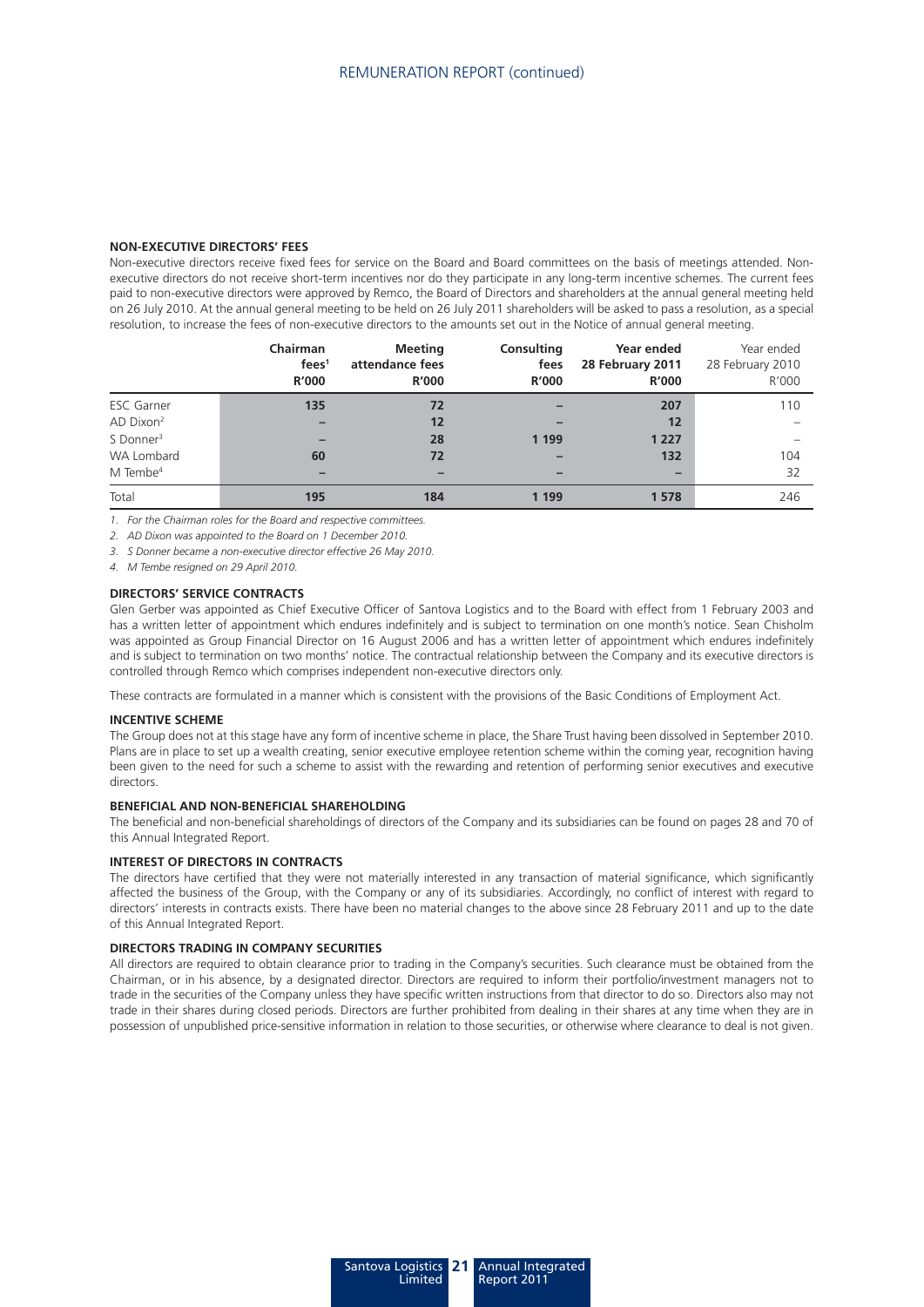### NON-EXECUTIVE DIRECTORS' FEES

Non-executive directors receive fixed fees for service on the Board and Board committees on the basis of meetings attended. Non-executive directors do not receive short-term incentives nor do they participate in any long-term incentive schemes. The current fees paid to non-executive directors were approved by Remco, the Board of Directors and shareholders at the annual general meeting held on 26 July 2010. At the annual general meeting to be held on 26 July 2011 shareholders will be asked to pass a resolution, as a special resolution, to increase the fees of non-executive directors to the amounts set out in the Notice of annual general meeting.

| | Chairman fees[1] R'000 | Meeting attendance fees R'000 | Consulting fees R'000 | Year ended 28 February 2011 R'000 | Year ended 28 February 2010 R'000 |
|---|---|---|---|---|---|
| ESC Garner | 135 | 72 | – | 207 | 110 |
| AD Dixon[2] | – | 12 | – | 12 | – |
| S Donner[3] | – | 28 | 1 199 | 1 227 | – |
| WA Lombard | 60 | 72 | – | 132 | 104 |
| M Tembe[4] | – | – | – | – | 32 |
| Total | 195 | 184 | 1 199 | 1 578 | 246 |

*1. For the Chairman roles for the Board and respective committees.*

*2. AD Dixon was appointed to the Board on 1 December 2010.*

*3. S Donner became a non-executive director effective 26 May 2010.*

*4. M Tembe resigned on 29 April 2010.*

### DIRECTORS' SERVICE CONTRACTS

Glen Gerber was appointed as Chief Executive Officer of Santova Logistics and to the Board with effect from 1 February 2003 and has a written letter of appointment which endures indefinitely and is subject to termination on one month's notice. Sean Chisholm was appointed as Group Financial Director on 16 August 2006 and has a written letter of appointment which endures indefinitely and is subject to termination on two months' notice. The contractual relationship between the Company and its executive directors is controlled through Remco which comprises independent non-executive directors only.

These contracts are formulated in a manner which is consistent with the provisions of the Basic Conditions of Employment Act.

### INCENTIVE SCHEME

The Group does not at this stage have any form of incentive scheme in place, the Share Trust having been dissolved in September 2010. Plans are in place to set up a wealth creating, senior executive employee retention scheme within the coming year, recognition having been given to the need for such a scheme to assist with the rewarding and retention of performing senior executives and executive directors.

### BENEFICIAL AND NON-BENEFICIAL SHAREHOLDING

The beneficial and non-beneficial shareholdings of directors of the Company and its subsidiaries can be found on pages 28 and 70 of this Annual Integrated Report.

### INTEREST OF DIRECTORS IN CONTRACTS

The directors have certified that they were not materially interested in any transaction of material significance, which significantly affected the business of the Group, with the Company or any of its subsidiaries. Accordingly, no conflict of interest with regard to directors' interests in contracts exists. There have been no material changes to the above since 28 February 2011 and up to the date of this Annual Integrated Report.

### DIRECTORS TRADING IN COMPANY SECURITIES

All directors are required to obtain clearance prior to trading in the Company's securities. Such clearance must be obtained from the Chairman, or in his absence, by a designated director. Directors are required to inform their portfolio/investment managers not to trade in the securities of the Company unless they have specific written instructions from that director to do so. Directors also may not trade in their shares during closed periods. Directors are further prohibited from dealing in their shares at any time when they are in possession of unpublished price-sensitive information in relation to those securities, or otherwise where clearance to deal is not given.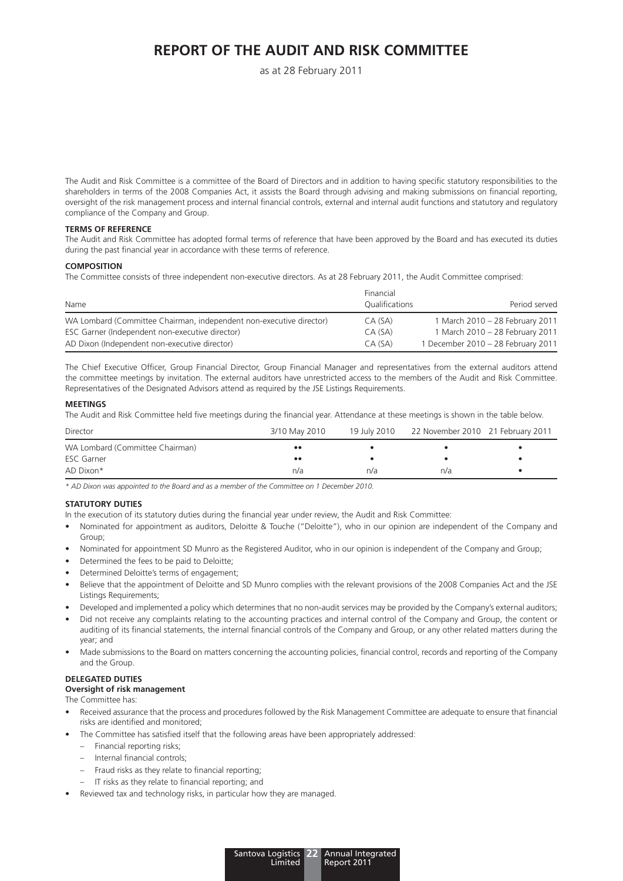# REPORT OF THE AUDIT AND RISK COMMITTEE

as at 28 February 2011

The Audit and Risk Committee is a committee of the Board of Directors and in addition to having specific statutory responsibilities to the shareholders in terms of the 2008 Companies Act, it assists the Board through advising and making submissions on financial reporting, oversight of the risk management process and internal financial controls, external and internal audit functions and statutory and regulatory compliance of the Company and Group.

**TERMS OF REFERENCE**

The Audit and Risk Committee has adopted formal terms of reference that have been approved by the Board and has executed its duties during the past financial year in accordance with these terms of reference.

**COMPOSITION**

The Committee consists of three independent non-executive directors. As at 28 February 2011, the Audit Committee comprised:

| Name | Financial Qualifications | Period served |
|---|---|---|
| WA Lombard (Committee Chairman, independent non-executive director) | CA (SA) | 1 March 2010 – 28 February 2011 |
| ESC Garner (Independent non-executive director) | CA (SA) | 1 March 2010 – 28 February 2011 |
| AD Dixon (Independent non-executive director) | CA (SA) | 1 December 2010 – 28 February 2011 |

The Chief Executive Officer, Group Financial Director, Group Financial Manager and representatives from the external auditors attend the committee meetings by invitation. The external auditors have unrestricted access to the members of the Audit and Risk Committee. Representatives of the Designated Advisors attend as required by the JSE Listings Requirements.

**MEETINGS**

The Audit and Risk Committee held five meetings during the financial year. Attendance at these meetings is shown in the table below.

| Director | 3/10 May 2010 | 19 July 2010 | 22 November 2010 | 21 February 2011 |
|---|---|---|---|---|
| WA Lombard (Committee Chairman) | •• | • | • | • |
| ESC Garner | •• | • | • | • |
| AD Dixon* | n/a | n/a | n/a | • |

*\* AD Dixon was appointed to the Board and as a member of the Committee on 1 December 2010.*

**STATUTORY DUTIES**

In the execution of its statutory duties during the financial year under review, the Audit and Risk Committee:

- Nominated for appointment as auditors, Deloitte & Touche ("Deloitte"), who in our opinion are independent of the Company and Group;
- Nominated for appointment SD Munro as the Registered Auditor, who in our opinion is independent of the Company and Group;
- Determined the fees to be paid to Deloitte;
- Determined Deloitte's terms of engagement;
- Believe that the appointment of Deloitte and SD Munro complies with the relevant provisions of the 2008 Companies Act and the JSE Listings Requirements;
- Developed and implemented a policy which determines that no non-audit services may be provided by the Company's external auditors;
- Did not receive any complaints relating to the accounting practices and internal control of the Company and Group, the content or auditing of its financial statements, the internal financial controls of the Company and Group, or any other related matters during the year; and
- Made submissions to the Board on matters concerning the accounting policies, financial control, records and reporting of the Company and the Group.

**DELEGATED DUTIES**

**Oversight of risk management**

The Committee has:

- Received assurance that the process and procedures followed by the Risk Management Committee are adequate to ensure that financial risks are identified and monitored;
- The Committee has satisfied itself that the following areas have been appropriately addressed:
  - Financial reporting risks;
  - Internal financial controls;
  - Fraud risks as they relate to financial reporting;
  - IT risks as they relate to financial reporting; and
- Reviewed tax and technology risks, in particular how they are managed.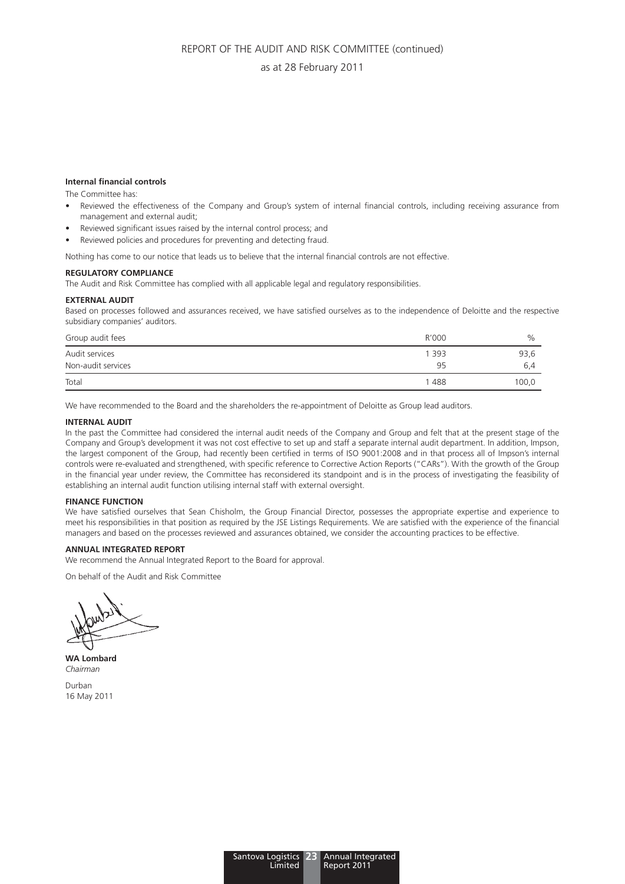## Internal financial controls

The Committee has:

- Reviewed the effectiveness of the Company and Group's system of internal financial controls, including receiving assurance from management and external audit;
- Reviewed significant issues raised by the internal control process; and
- Reviewed policies and procedures for preventing and detecting fraud.

Nothing has come to our notice that leads us to believe that the internal financial controls are not effective.

## REGULATORY COMPLIANCE

The Audit and Risk Committee has complied with all applicable legal and regulatory responsibilities.

## EXTERNAL AUDIT

Based on processes followed and assurances received, we have satisfied ourselves as to the independence of Deloitte and the respective subsidiary companies' auditors.

| Group audit fees | R'000 | % |
|---|---|---|
| Audit services | 1 393 | 93,6 |
| Non-audit services | 95 | 6,4 |
| Total | 1 488 | 100,0 |

We have recommended to the Board and the shareholders the re-appointment of Deloitte as Group lead auditors.

## INTERNAL AUDIT

In the past the Committee had considered the internal audit needs of the Company and Group and felt that at the present stage of the Company and Group's development it was not cost effective to set up and staff a separate internal audit department. In addition, Impson, the largest component of the Group, had recently been certified in terms of ISO 9001:2008 and in that process all of Impson's internal controls were re-evaluated and strengthened, with specific reference to Corrective Action Reports ("CARs"). With the growth of the Group in the financial year under review, the Committee has reconsidered its standpoint and is in the process of investigating the feasibility of establishing an internal audit function utilising internal staff with external oversight.

## FINANCE FUNCTION

We have satisfied ourselves that Sean Chisholm, the Group Financial Director, possesses the appropriate expertise and experience to meet his responsibilities in that position as required by the JSE Listings Requirements. We are satisfied with the experience of the financial managers and based on the processes reviewed and assurances obtained, we consider the accounting practices to be effective.

## ANNUAL INTEGRATED REPORT

We recommend the Annual Integrated Report to the Board for approval.

On behalf of the Audit and Risk Committee

**WA Lombard**
*Chairman*

Durban
16 May 2011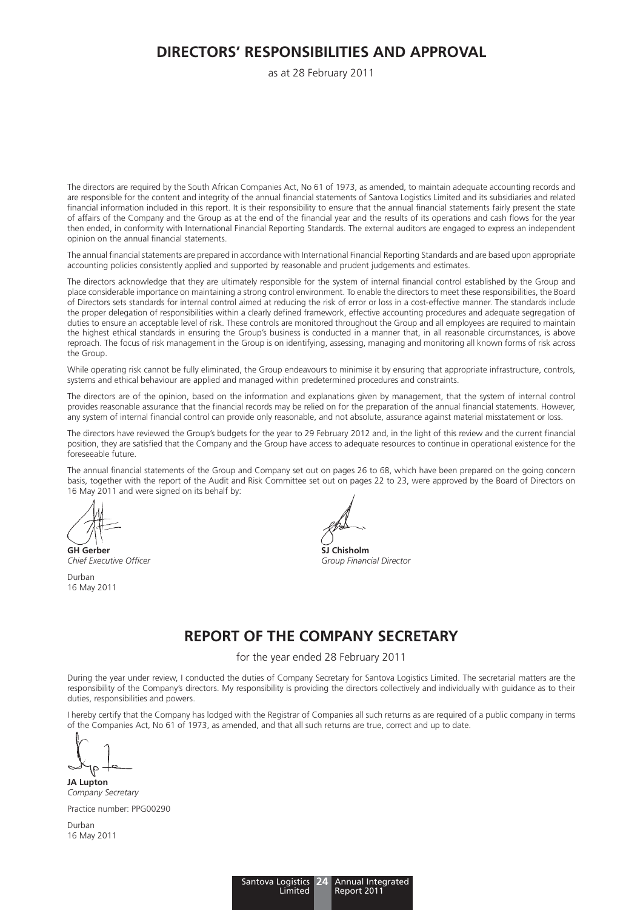# DIRECTORS' RESPONSIBILITIES AND APPROVAL

as at 28 February 2011

The directors are required by the South African Companies Act, No 61 of 1973, as amended, to maintain adequate accounting records and are responsible for the content and integrity of the annual financial statements of Santova Logistics Limited and its subsidiaries and related financial information included in this report. It is their responsibility to ensure that the annual financial statements fairly present the state of affairs of the Company and the Group as at the end of the financial year and the results of its operations and cash flows for the year then ended, in conformity with International Financial Reporting Standards. The external auditors are engaged to express an independent opinion on the annual financial statements.

The annual financial statements are prepared in accordance with International Financial Reporting Standards and are based upon appropriate accounting policies consistently applied and supported by reasonable and prudent judgements and estimates.

The directors acknowledge that they are ultimately responsible for the system of internal financial control established by the Group and place considerable importance on maintaining a strong control environment. To enable the directors to meet these responsibilities, the Board of Directors sets standards for internal control aimed at reducing the risk of error or loss in a cost-effective manner. The standards include the proper delegation of responsibilities within a clearly defined framework, effective accounting procedures and adequate segregation of duties to ensure an acceptable level of risk. These controls are monitored throughout the Group and all employees are required to maintain the highest ethical standards in ensuring the Group's business is conducted in a manner that, in all reasonable circumstances, is above reproach. The focus of risk management in the Group is on identifying, assessing, managing and monitoring all known forms of risk across the Group.

While operating risk cannot be fully eliminated, the Group endeavours to minimise it by ensuring that appropriate infrastructure, controls, systems and ethical behaviour are applied and managed within predetermined procedures and constraints.

The directors are of the opinion, based on the information and explanations given by management, that the system of internal control provides reasonable assurance that the financial records may be relied on for the preparation of the annual financial statements. However, any system of internal financial control can provide only reasonable, and not absolute, assurance against material misstatement or loss.

The directors have reviewed the Group's budgets for the year to 29 February 2012 and, in the light of this review and the current financial position, they are satisfied that the Company and the Group have access to adequate resources to continue in operational existence for the foreseeable future.

The annual financial statements of the Group and Company set out on pages 26 to 68, which have been prepared on the going concern basis, together with the report of the Audit and Risk Committee set out on pages 22 to 23, were approved by the Board of Directors on 16 May 2011 and were signed on its behalf by:

**GH Gerber**
*Chief Executive Officer*

**SJ Chisholm**
*Group Financial Director*

Durban
16 May 2011

# REPORT OF THE COMPANY SECRETARY

for the year ended 28 February 2011

During the year under review, I conducted the duties of Company Secretary for Santova Logistics Limited. The secretarial matters are the responsibility of the Company's directors. My responsibility is providing the directors collectively and individually with guidance as to their duties, responsibilities and powers.

I hereby certify that the Company has lodged with the Registrar of Companies all such returns as are required of a public company in terms of the Companies Act, No 61 of 1973, as amended, and that all such returns are true, correct and up to date.

**JA Lupton**
*Company Secretary*

Practice number: PPG00290

Durban
16 May 2011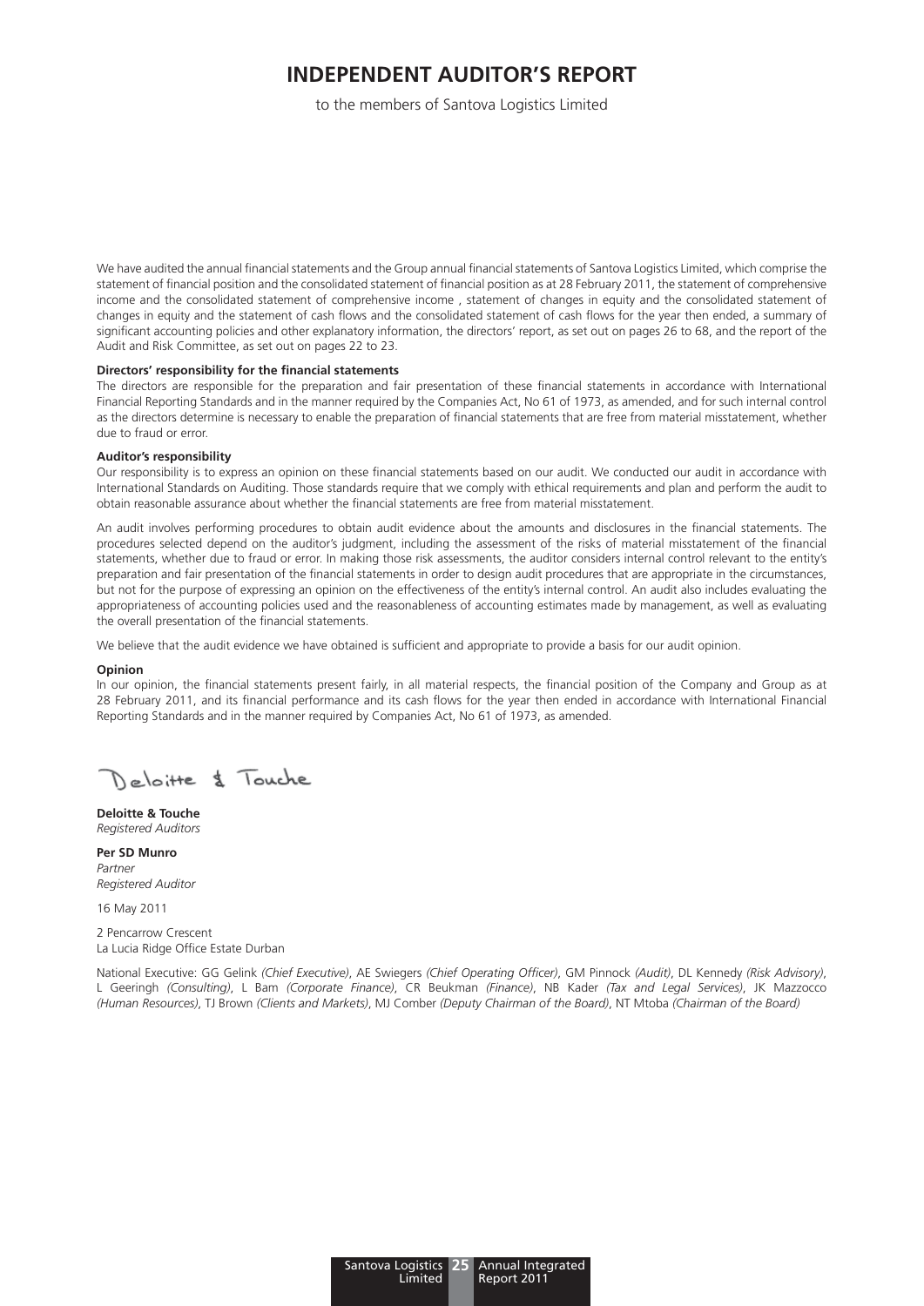# INDEPENDENT AUDITOR'S REPORT

to the members of Santova Logistics Limited

We have audited the annual financial statements and the Group annual financial statements of Santova Logistics Limited, which comprise the statement of financial position and the consolidated statement of financial position as at 28 February 2011, the statement of comprehensive income and the consolidated statement of comprehensive income , statement of changes in equity and the consolidated statement of changes in equity and the statement of cash flows and the consolidated statement of cash flows for the year then ended, a summary of significant accounting policies and other explanatory information, the directors' report, as set out on pages 26 to 68, and the report of the Audit and Risk Committee, as set out on pages 22 to 23.

**Directors' responsibility for the financial statements**

The directors are responsible for the preparation and fair presentation of these financial statements in accordance with International Financial Reporting Standards and in the manner required by the Companies Act, No 61 of 1973, as amended, and for such internal control as the directors determine is necessary to enable the preparation of financial statements that are free from material misstatement, whether due to fraud or error.

**Auditor's responsibility**

Our responsibility is to express an opinion on these financial statements based on our audit. We conducted our audit in accordance with International Standards on Auditing. Those standards require that we comply with ethical requirements and plan and perform the audit to obtain reasonable assurance about whether the financial statements are free from material misstatement.

An audit involves performing procedures to obtain audit evidence about the amounts and disclosures in the financial statements. The procedures selected depend on the auditor's judgment, including the assessment of the risks of material misstatement of the financial statements, whether due to fraud or error. In making those risk assessments, the auditor considers internal control relevant to the entity's preparation and fair presentation of the financial statements in order to design audit procedures that are appropriate in the circumstances, but not for the purpose of expressing an opinion on the effectiveness of the entity's internal control. An audit also includes evaluating the appropriateness of accounting policies used and the reasonableness of accounting estimates made by management, as well as evaluating the overall presentation of the financial statements.

We believe that the audit evidence we have obtained is sufficient and appropriate to provide a basis for our audit opinion.

**Opinion**

In our opinion, the financial statements present fairly, in all material respects, the financial position of the Company and Group as at 28 February 2011, and its financial performance and its cash flows for the year then ended in accordance with International Financial Reporting Standards and in the manner required by Companies Act, No 61 of 1973, as amended.

Deloitte & Touche

**Deloitte & Touche**
*Registered Auditors*

**Per SD Munro**
*Partner*
*Registered Auditor*

16 May 2011

2 Pencarrow Crescent
La Lucia Ridge Office Estate Durban

National Executive: GG Gelink *(Chief Executive)*, AE Swiegers *(Chief Operating Officer)*, GM Pinnock *(Audit)*, DL Kennedy *(Risk Advisory)*, L Geeringh *(Consulting)*, L Bam *(Corporate Finance)*, CR Beukman *(Finance)*, NB Kader *(Tax and Legal Services)*, JK Mazzocco *(Human Resources)*, TJ Brown *(Clients and Markets)*, MJ Comber *(Deputy Chairman of the Board)*, NT Mtoba *(Chairman of the Board)*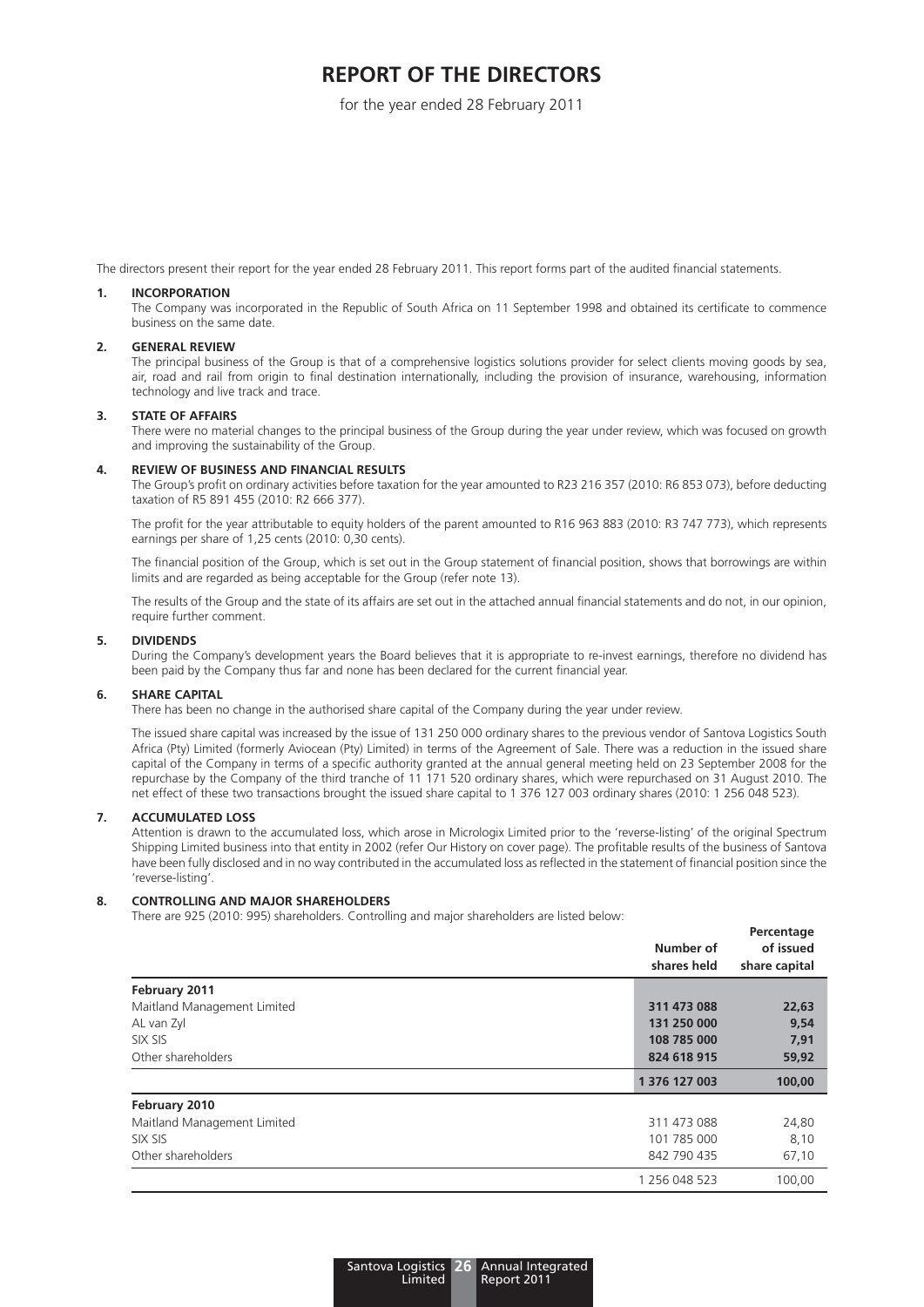# REPORT OF THE DIRECTORS

for the year ended 28 February 2011

The directors present their report for the year ended 28 February 2011. This report forms part of the audited financial statements.

**1. INCORPORATION**

The Company was incorporated in the Republic of South Africa on 11 September 1998 and obtained its certificate to commence business on the same date.

**2. GENERAL REVIEW**

The principal business of the Group is that of a comprehensive logistics solutions provider for select clients moving goods by sea, air, road and rail from origin to final destination internationally, including the provision of insurance, warehousing, information technology and live track and trace.

**3. STATE OF AFFAIRS**

There were no material changes to the principal business of the Group during the year under review, which was focused on growth and improving the sustainability of the Group.

**4. REVIEW OF BUSINESS AND FINANCIAL RESULTS**

The Group's profit on ordinary activities before taxation for the year amounted to R23 216 357 (2010: R6 853 073), before deducting taxation of R5 891 455 (2010: R2 666 377).

The profit for the year attributable to equity holders of the parent amounted to R16 963 883 (2010: R3 747 773), which represents earnings per share of 1,25 cents (2010: 0,30 cents).

The financial position of the Group, which is set out in the Group statement of financial position, shows that borrowings are within limits and are regarded as being acceptable for the Group (refer note 13).

The results of the Group and the state of its affairs are set out in the attached annual financial statements and do not, in our opinion, require further comment.

**5. DIVIDENDS**

During the Company's development years the Board believes that it is appropriate to re-invest earnings, therefore no dividend has been paid by the Company thus far and none has been declared for the current financial year.

**6. SHARE CAPITAL**

There has been no change in the authorised share capital of the Company during the year under review.

The issued share capital was increased by the issue of 131 250 000 ordinary shares to the previous vendor of Santova Logistics South Africa (Pty) Limited (formerly Aviocean (Pty) Limited) in terms of the Agreement of Sale. There was a reduction in the issued share capital of the Company in terms of a specific authority granted at the annual general meeting held on 23 September 2008 for the repurchase by the Company of the third tranche of 11 171 520 ordinary shares, which were repurchased on 31 August 2010. The net effect of these two transactions brought the issued share capital to 1 376 127 003 ordinary shares (2010: 1 256 048 523).

**7. ACCUMULATED LOSS**

Attention is drawn to the accumulated loss, which arose in Micrologix Limited prior to the 'reverse-listing' of the original Spectrum Shipping Limited business into that entity in 2002 (refer Our History on cover page). The profitable results of the business of Santova have been fully disclosed and in no way contributed in the accumulated loss as reflected in the statement of financial position since the 'reverse-listing'.

**8. CONTROLLING AND MAJOR SHAREHOLDERS**

There are 925 (2010: 995) shareholders. Controlling and major shareholders are listed below:

| | Number of shares held | Percentage of issued share capital |
|---|---|---|
| **February 2011** | | |
| Maitland Management Limited | **311 473 088** | **22,63** |
| AL van Zyl | **131 250 000** | **9,54** |
| SIX SIS | **108 785 000** | **7,91** |
| Other shareholders | **824 618 915** | **59,92** |
| | **1 376 127 003** | **100,00** |
| **February 2010** | | |
| Maitland Management Limited | 311 473 088 | 24,80 |
| SIX SIS | 101 785 000 | 8,10 |
| Other shareholders | 842 790 435 | 67,10 |
| | 1 256 048 523 | 100,00 |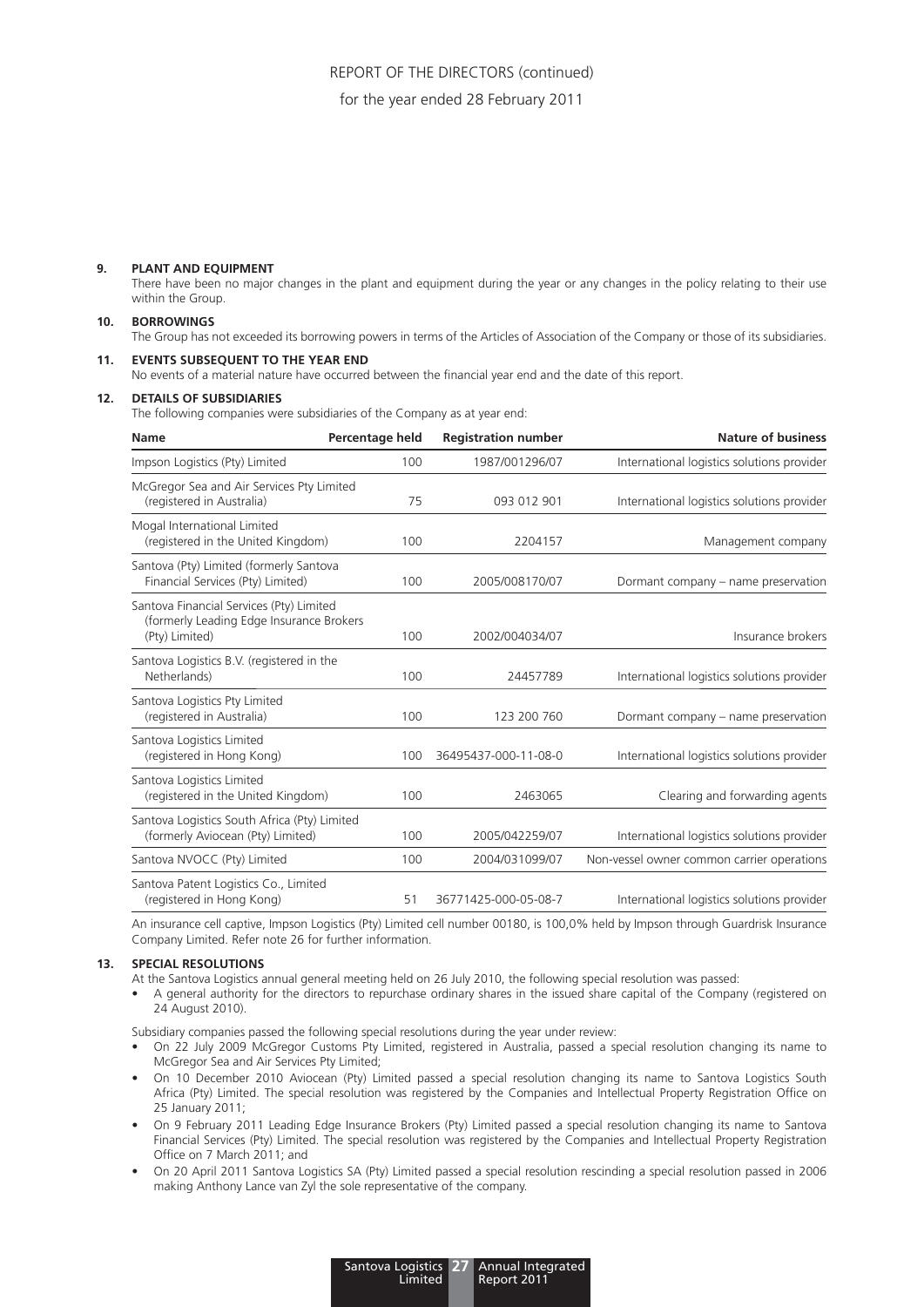## 9. PLANT AND EQUIPMENT

There have been no major changes in the plant and equipment during the year or any changes in the policy relating to their use within the Group.

## 10. BORROWINGS

The Group has not exceeded its borrowing powers in terms of the Articles of Association of the Company or those of its subsidiaries.

## 11. EVENTS SUBSEQUENT TO THE YEAR END

No events of a material nature have occurred between the financial year end and the date of this report.

## 12. DETAILS OF SUBSIDIARIES

The following companies were subsidiaries of the Company as at year end:

| Name | Percentage held | Registration number | Nature of business |
|---|---|---|---|
| Impson Logistics (Pty) Limited | 100 | 1987/001296/07 | International logistics solutions provider |
| McGregor Sea and Air Services Pty Limited (registered in Australia) | 75 | 093 012 901 | International logistics solutions provider |
| Mogal International Limited (registered in the United Kingdom) | 100 | 2204157 | Management company |
| Santova (Pty) Limited (formerly Santova Financial Services (Pty) Limited) | 100 | 2005/008170/07 | Dormant company – name preservation |
| Santova Financial Services (Pty) Limited (formerly Leading Edge Insurance Brokers (Pty) Limited) | 100 | 2002/004034/07 | Insurance brokers |
| Santova Logistics B.V. (registered in the Netherlands) | 100 | 24457789 | International logistics solutions provider |
| Santova Logistics Pty Limited (registered in Australia) | 100 | 123 200 760 | Dormant company – name preservation |
| Santova Logistics Limited (registered in Hong Kong) | 100 | 36495437-000-11-08-0 | International logistics solutions provider |
| Santova Logistics Limited (registered in the United Kingdom) | 100 | 2463065 | Clearing and forwarding agents |
| Santova Logistics South Africa (Pty) Limited (formerly Aviocean (Pty) Limited) | 100 | 2005/042259/07 | International logistics solutions provider |
| Santova NVOCC (Pty) Limited | 100 | 2004/031099/07 | Non-vessel owner common carrier operations |
| Santova Patent Logistics Co., Limited (registered in Hong Kong) | 51 | 36771425-000-05-08-7 | International logistics solutions provider |

An insurance cell captive, Impson Logistics (Pty) Limited cell number 00180, is 100,0% held by Impson through Guardrisk Insurance Company Limited. Refer note 26 for further information.

## 13. SPECIAL RESOLUTIONS

At the Santova Logistics annual general meeting held on 26 July 2010, the following special resolution was passed:

- A general authority for the directors to repurchase ordinary shares in the issued share capital of the Company (registered on 24 August 2010).

Subsidiary companies passed the following special resolutions during the year under review:

- On 22 July 2009 McGregor Customs Pty Limited, registered in Australia, passed a special resolution changing its name to McGregor Sea and Air Services Pty Limited;
- On 10 December 2010 Aviocean (Pty) Limited passed a special resolution changing its name to Santova Logistics South Africa (Pty) Limited. The special resolution was registered by the Companies and Intellectual Property Registration Office on 25 January 2011;
- On 9 February 2011 Leading Edge Insurance Brokers (Pty) Limited passed a special resolution changing its name to Santova Financial Services (Pty) Limited. The special resolution was registered by the Companies and Intellectual Property Registration Office on 7 March 2011; and
- On 20 April 2011 Santova Logistics SA (Pty) Limited passed a special resolution rescinding a special resolution passed in 2006 making Anthony Lance van Zyl the sole representative of the company.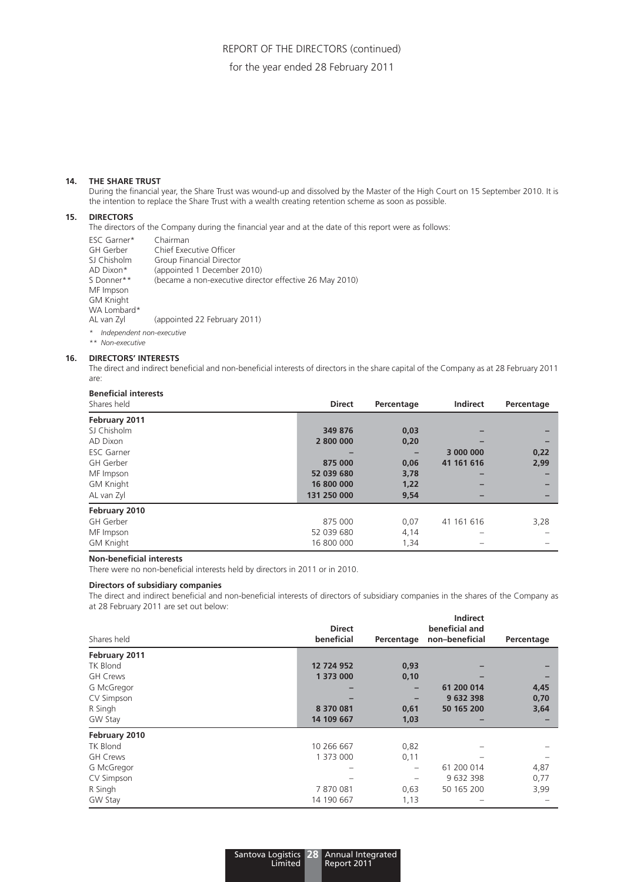## 14. THE SHARE TRUST

During the financial year, the Share Trust was wound-up and dissolved by the Master of the High Court on 15 September 2010. It is the intention to replace the Share Trust with a wealth creating retention scheme as soon as possible.

## 15. DIRECTORS

The directors of the Company during the financial year and at the date of this report were as follows:

| | |
|---|---|
| ESC Garner* | Chairman |
| GH Gerber | Chief Executive Officer |
| SJ Chisholm | Group Financial Director |
| AD Dixon* | (appointed 1 December 2010) |
| S Donner** | (became a non-executive director effective 26 May 2010) |
| MF Impson | |
| GM Knight | |
| WA Lombard* | |
| AL van Zyl | (appointed 22 February 2011) |

*\* Independent non-executive*

*\*\* Non-executive*

## 16. DIRECTORS' INTERESTS

The direct and indirect beneficial and non-beneficial interests of directors in the share capital of the Company as at 28 February 2011 are:

**Beneficial interests**

| Shares held | **Direct** | **Percentage** | **Indirect** | **Percentage** |
|---|---|---|---|---|
| **February 2011** | | | | |
| SJ Chisholm | **349 876** | **0,03** | **–** | **–** |
| AD Dixon | **2 800 000** | **0,20** | **–** | **–** |
| ESC Garner | **–** | **–** | **3 000 000** | **0,22** |
| GH Gerber | **875 000** | **0,06** | **41 161 616** | **2,99** |
| MF Impson | **52 039 680** | **3,78** | **–** | **–** |
| GM Knight | **16 800 000** | **1,22** | **–** | **–** |
| AL van Zyl | **131 250 000** | **9,54** | **–** | **–** |
| **February 2010** | | | | |
| GH Gerber | 875 000 | 0,07 | 41 161 616 | 3,28 |
| MF Impson | 52 039 680 | 4,14 | – | – |
| GM Knight | 16 800 000 | 1,34 | – | – |

**Non-beneficial interests**

There were no non-beneficial interests held by directors in 2011 or in 2010.

**Directors of subsidiary companies**

The direct and indirect beneficial and non-beneficial interests of directors of subsidiary companies in the shares of the Company as at 28 February 2011 are set out below:

| Shares held | **Direct beneficial** | **Percentage** | **Indirect beneficial and non–beneficial** | **Percentage** |
|---|---|---|---|---|
| **February 2011** | | | | |
| TK Blond | **12 724 952** | **0,93** | **–** | **–** |
| GH Crews | **1 373 000** | **0,10** | **–** | **–** |
| G McGregor | **–** | **–** | **61 200 014** | **4,45** |
| CV Simpson | **–** | **–** | **9 632 398** | **0,70** |
| R Singh | **8 370 081** | **0,61** | **50 165 200** | **3,64** |
| GW Stay | **14 109 667** | **1,03** | **–** | **–** |
| **February 2010** | | | | |
| TK Blond | 10 266 667 | 0,82 | – | – |
| GH Crews | 1 373 000 | 0,11 | – | – |
| G McGregor | – | – | 61 200 014 | 4,87 |
| CV Simpson | – | – | 9 632 398 | 0,77 |
| R Singh | 7 870 081 | 0,63 | 50 165 200 | 3,99 |
| GW Stay | 14 190 667 | 1,13 | – | – |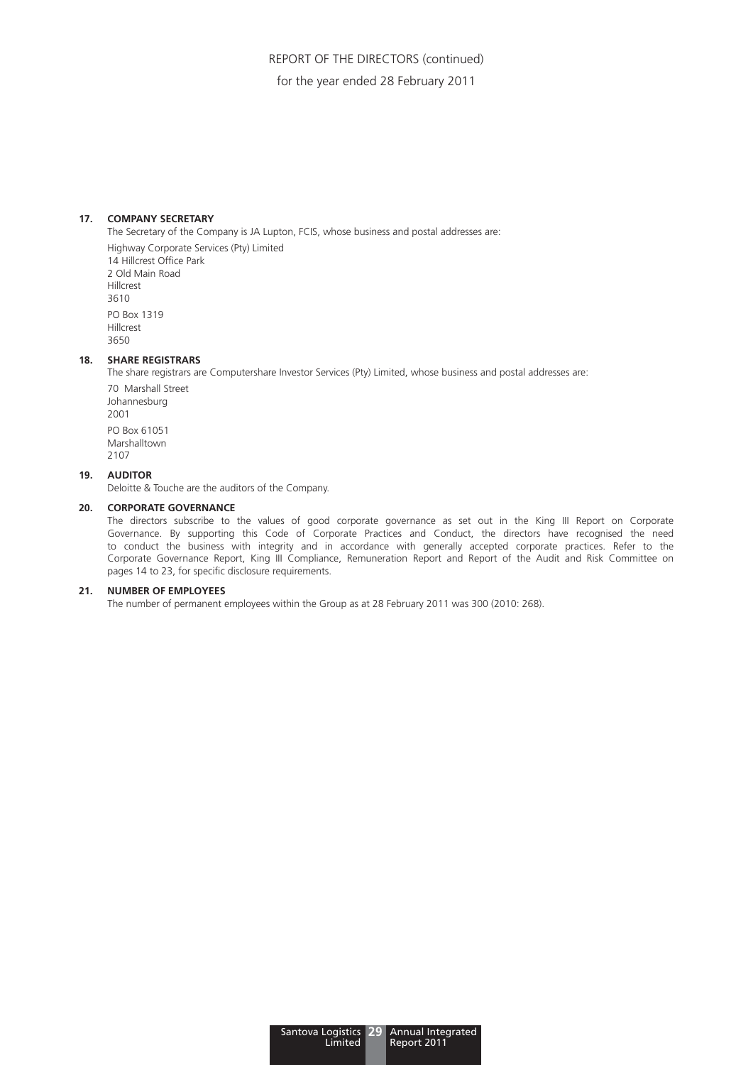## 17. COMPANY SECRETARY

The Secretary of the Company is JA Lupton, FCIS, whose business and postal addresses are:

Highway Corporate Services (Pty) Limited
14 Hillcrest Office Park
2 Old Main Road
Hillcrest
3610

PO Box 1319
Hillcrest
3650

## 18. SHARE REGISTRARS

The share registrars are Computershare Investor Services (Pty) Limited, whose business and postal addresses are:

70 Marshall Street
Johannesburg
2001

PO Box 61051
Marshalltown
2107

## 19. AUDITOR

Deloitte & Touche are the auditors of the Company.

## 20. CORPORATE GOVERNANCE

The directors subscribe to the values of good corporate governance as set out in the King III Report on Corporate Governance. By supporting this Code of Corporate Practices and Conduct, the directors have recognised the need to conduct the business with integrity and in accordance with generally accepted corporate practices. Refer to the Corporate Governance Report, King III Compliance, Remuneration Report and Report of the Audit and Risk Committee on pages 14 to 23, for specific disclosure requirements.

## 21. NUMBER OF EMPLOYEES

The number of permanent employees within the Group as at 28 February 2011 was 300 (2010: 268).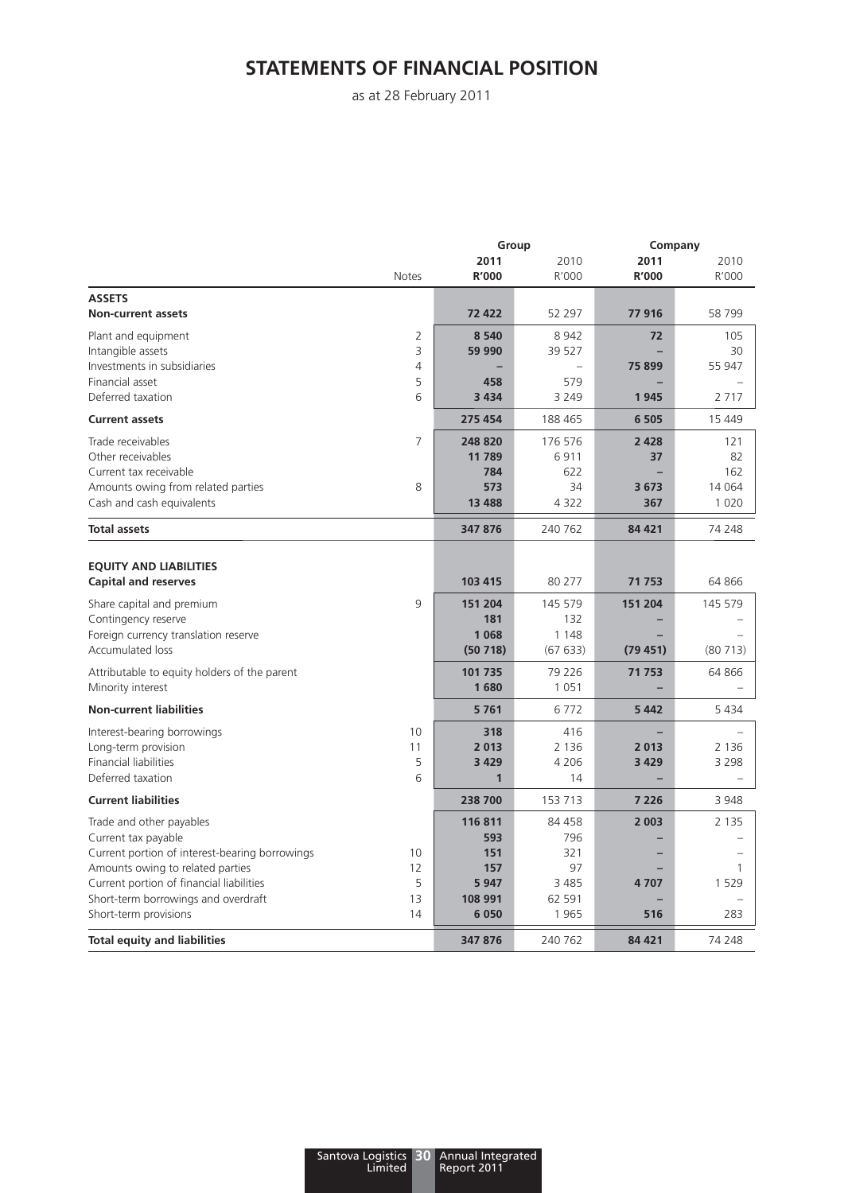# STATEMENTS OF FINANCIAL POSITION

as at 28 February 2011

| | Notes | Group 2011 R'000 | Group 2010 R'000 | Company 2011 R'000 | Company 2010 R'000 |
|---|---|---|---|---|---|
| **ASSETS** | | | | | |
| **Non-current assets** | | **72 422** | 52 297 | **77 916** | 58 799 |
| Plant and equipment | 2 | **8 540** | 8 942 | **72** | 105 |
| Intangible assets | 3 | **59 990** | 39 527 | **–** | 30 |
| Investments in subsidiaries | 4 | **–** | – | **75 899** | 55 947 |
| Financial asset | 5 | **458** | 579 | **–** | – |
| Deferred taxation | 6 | **3 434** | 3 249 | **1 945** | 2 717 |
| **Current assets** | | **275 454** | 188 465 | **6 505** | 15 449 |
| Trade receivables | 7 | **248 820** | 176 576 | **2 428** | 121 |
| Other receivables | | **11 789** | 6 911 | **37** | 82 |
| Current tax receivable | | **784** | 622 | **–** | 162 |
| Amounts owing from related parties | 8 | **573** | 34 | **3 673** | 14 064 |
| Cash and cash equivalents | | **13 488** | 4 322 | **367** | 1 020 |
| **Total assets** | | **347 876** | 240 762 | **84 421** | 74 248 |
| **EQUITY AND LIABILITIES** | | | | | |
| **Capital and reserves** | | **103 415** | 80 277 | **71 753** | 64 866 |
| Share capital and premium | 9 | **151 204** | 145 579 | **151 204** | 145 579 |
| Contingency reserve | | **181** | 132 | **–** | – |
| Foreign currency translation reserve | | **1 068** | 1 148 | **–** | – |
| Accumulated loss | | **(50 718)** | (67 633) | **(79 451)** | (80 713) |
| Attributable to equity holders of the parent | | **101 735** | 79 226 | **71 753** | 64 866 |
| Minority interest | | **1 680** | 1 051 | **–** | – |
| **Non-current liabilities** | | **5 761** | 6 772 | **5 442** | 5 434 |
| Interest-bearing borrowings | 10 | **318** | 416 | **–** | – |
| Long-term provision | 11 | **2 013** | 2 136 | **2 013** | 2 136 |
| Financial liabilities | 5 | **3 429** | 4 206 | **3 429** | 3 298 |
| Deferred taxation | 6 | **1** | 14 | **–** | – |
| **Current liabilities** | | **238 700** | 153 713 | **7 226** | 3 948 |
| Trade and other payables | | **116 811** | 84 458 | **2 003** | 2 135 |
| Current tax payable | | **593** | 796 | **–** | – |
| Current portion of interest-bearing borrowings | 10 | **151** | 321 | **–** | – |
| Amounts owing to related parties | 12 | **157** | 97 | **–** | 1 |
| Current portion of financial liabilities | 5 | **5 947** | 3 485 | **4 707** | 1 529 |
| Short-term borrowings and overdraft | 13 | **108 991** | 62 591 | **–** | – |
| Short-term provisions | 14 | **6 050** | 1 965 | **516** | 283 |
| **Total equity and liabilities** | | **347 876** | 240 762 | **84 421** | 74 248 |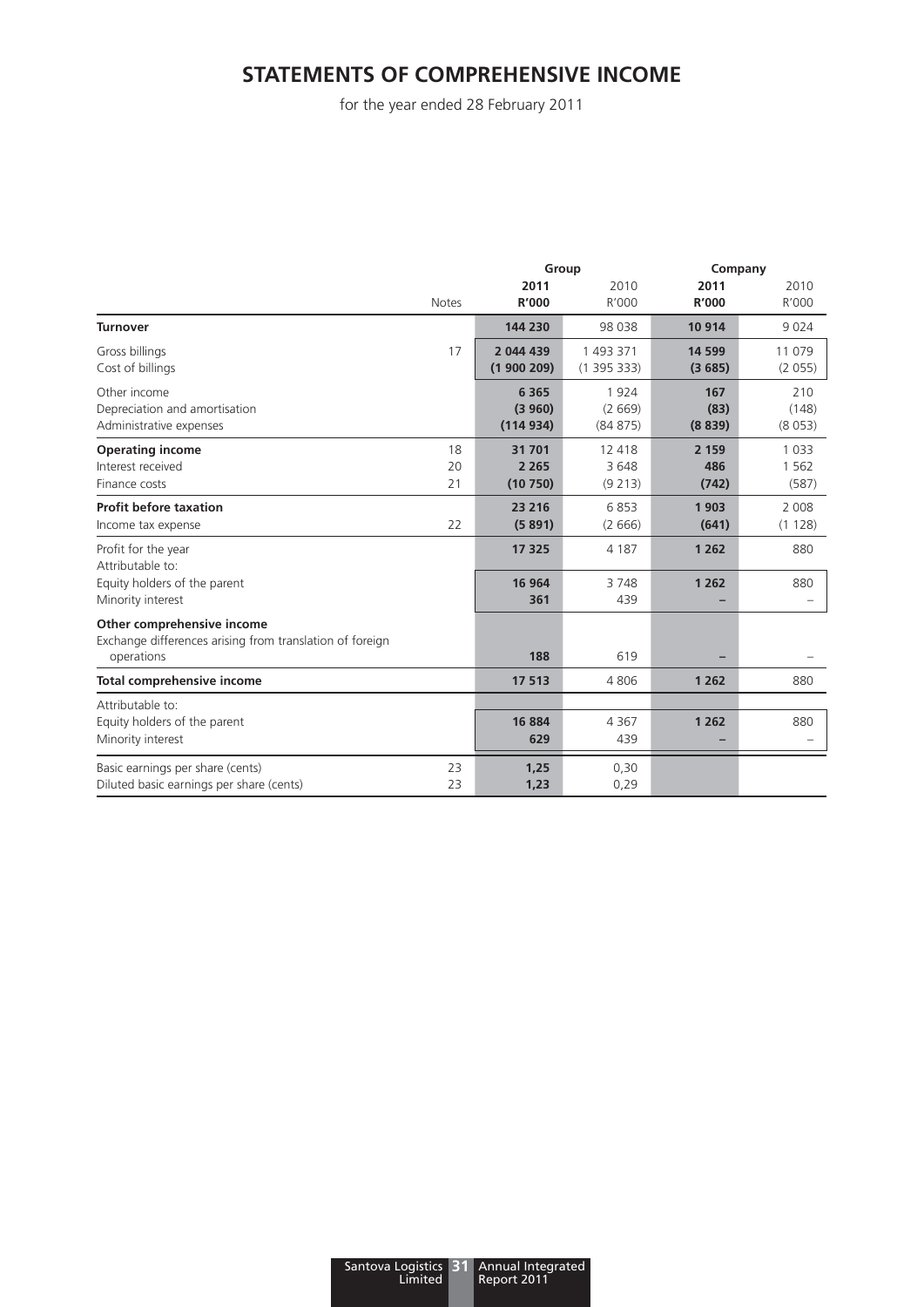# STATEMENTS OF COMPREHENSIVE INCOME

for the year ended 28 February 2011

| | | Group | | Company | |
|---|---|---|---|---|---|
| | Notes | **2011 R'000** | 2010 R'000 | **2011 R'000** | 2010 R'000 |
| **Turnover** | | **144 230** | 98 038 | **10 914** | 9 024 |
| Gross billings | 17 | **2 044 439** | 1 493 371 | **14 599** | 11 079 |
| Cost of billings | | **(1 900 209)** | (1 395 333) | **(3 685)** | (2 055) |
| Other income | | **6 365** | 1 924 | **167** | 210 |
| Depreciation and amortisation | | **(3 960)** | (2 669) | **(83)** | (148) |
| Administrative expenses | | **(114 934)** | (84 875) | **(8 839)** | (8 053) |
| **Operating income** | 18 | **31 701** | 12 418 | **2 159** | 1 033 |
| Interest received | 20 | **2 265** | 3 648 | **486** | 1 562 |
| Finance costs | 21 | **(10 750)** | (9 213) | **(742)** | (587) |
| **Profit before taxation** | | **23 216** | 6 853 | **1 903** | 2 008 |
| Income tax expense | 22 | **(5 891)** | (2 666) | **(641)** | (1 128) |
| Profit for the year | | **17 325** | 4 187 | **1 262** | 880 |
| Attributable to: | | | | | |
| Equity holders of the parent | | **16 964** | 3 748 | **1 262** | 880 |
| Minority interest | | **361** | 439 | **–** | – |
| **Other comprehensive income** | | | | | |
| Exchange differences arising from translation of foreign operations | | **188** | 619 | **–** | – |
| **Total comprehensive income** | | **17 513** | 4 806 | **1 262** | 880 |
| Attributable to: | | | | | |
| Equity holders of the parent | | **16 884** | 4 367 | **1 262** | 880 |
| Minority interest | | **629** | 439 | **–** | – |
| Basic earnings per share (cents) | 23 | **1,25** | 0,30 | | |
| Diluted basic earnings per share (cents) | 23 | **1,23** | 0,29 | | |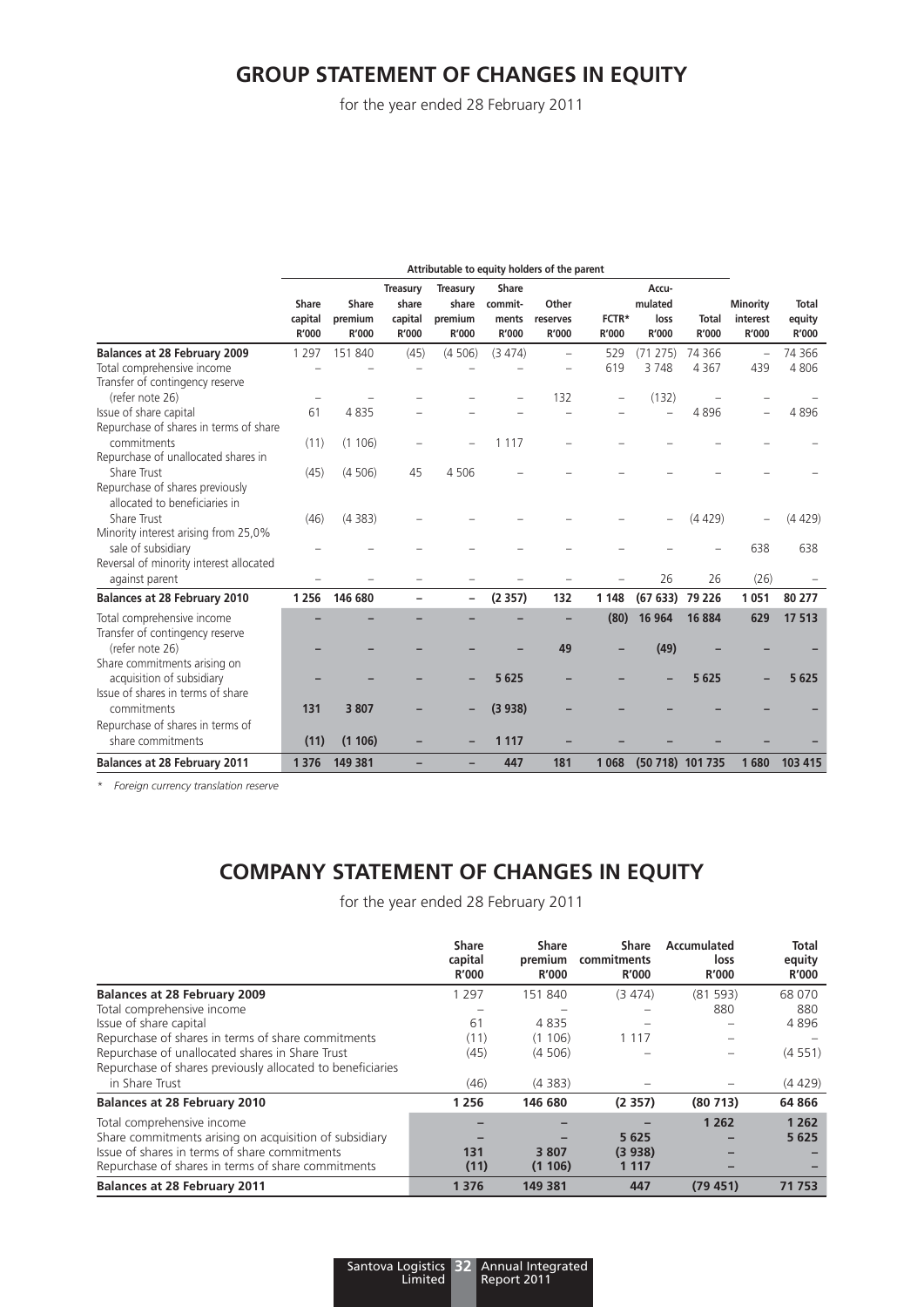# GROUP STATEMENT OF CHANGES IN EQUITY

for the year ended 28 February 2011

| | Attributable to equity holders of the parent | | | | | | | | | | |
|---|---|---|---|---|---|---|---|---|---|---|---|
| | Share capital R'000 | Share premium R'000 | Treasury share capital R'000 | Treasury share premium R'000 | Share commit-ments R'000 | Other reserves R'000 | FCTR* R'000 | Accu-mulated loss R'000 | Total R'000 | Minority interest R'000 | Total equity R'000 |
| **Balances at 28 February 2009** | 1 297 | 151 840 | (45) | (4 506) | (3 474) | – | 529 | (71 275) | 74 366 | – | 74 366 |
| Total comprehensive income | – | – | – | – | – | – | 619 | 3 748 | 4 367 | 439 | 4 806 |
| Transfer of contingency reserve (refer note 26) | – | – | – | – | – | 132 | – | (132) | – | – | – |
| Issue of share capital | 61 | 4 835 | – | – | – | – | – | – | 4 896 | – | 4 896 |
| Repurchase of shares in terms of share commitments | (11) | (1 106) | – | – | 1 117 | – | – | – | – | – | – |
| Repurchase of unallocated shares in Share Trust | (45) | (4 506) | 45 | 4 506 | – | – | – | – | – | – | – |
| Repurchase of shares previously allocated to beneficiaries in Share Trust | (46) | (4 383) | – | – | – | – | – | – | (4 429) | – | (4 429) |
| Minority interest arising from 25,0% sale of subsidiary | – | – | – | – | – | – | – | – | – | 638 | 638 |
| Reversal of minority interest allocated against parent | – | – | – | – | – | – | – | 26 | 26 | (26) | – |
| **Balances at 28 February 2010** | **1 256** | **146 680** | **–** | **–** | **(2 357)** | **132** | **1 148** | **(67 633)** | **79 226** | **1 051** | **80 277** |
| Total comprehensive income | **–** | **–** | **–** | **–** | **–** | **–** | **(80)** | **16 964** | **16 884** | **629** | **17 513** |
| Transfer of contingency reserve (refer note 26) | **–** | **–** | **–** | **–** | **–** | **49** | **–** | **(49)** | **–** | **–** | **–** |
| Share commitments arising on acquisition of subsidiary | **–** | **–** | **–** | **–** | **5 625** | **–** | **–** | **–** | **5 625** | **–** | **5 625** |
| Issue of shares in terms of share commitments | **131** | **3 807** | **–** | **–** | **(3 938)** | **–** | **–** | **–** | **–** | **–** | **–** |
| Repurchase of shares in terms of share commitments | **(11)** | **(1 106)** | **–** | **–** | **1 117** | **–** | **–** | **–** | **–** | **–** | **–** |
| **Balances at 28 February 2011** | **1 376** | **149 381** | **–** | **–** | **447** | **181** | **1 068** | **(50 718)** | **101 735** | **1 680** | **103 415** |

*\* Foreign currency translation reserve*

# COMPANY STATEMENT OF CHANGES IN EQUITY

for the year ended 28 February 2011

| | Share capital R'000 | Share premium R'000 | Share commitments R'000 | Accumulated loss R'000 | Total equity R'000 |
|---|---|---|---|---|---|
| **Balances at 28 February 2009** | 1 297 | 151 840 | (3 474) | (81 593) | 68 070 |
| Total comprehensive income | – | – | – | 880 | 880 |
| Issue of share capital | 61 | 4 835 | – | – | 4 896 |
| Repurchase of shares in terms of share commitments | (11) | (1 106) | 1 117 | – | – |
| Repurchase of unallocated shares in Share Trust | (45) | (4 506) | – | – | (4 551) |
| Repurchase of shares previously allocated to beneficiaries in Share Trust | (46) | (4 383) | – | – | (4 429) |
| **Balances at 28 February 2010** | **1 256** | **146 680** | **(2 357)** | **(80 713)** | **64 866** |
| Total comprehensive income | **–** | **–** | **–** | **1 262** | **1 262** |
| Share commitments arising on acquisition of subsidiary | **–** | **–** | **5 625** | **–** | **5 625** |
| Issue of shares in terms of share commitments | **131** | **3 807** | **(3 938)** | **–** | **–** |
| Repurchase of shares in terms of share commitments | **(11)** | **(1 106)** | **1 117** | **–** | **–** |
| **Balances at 28 February 2011** | **1 376** | **149 381** | **447** | **(79 451)** | **71 753** |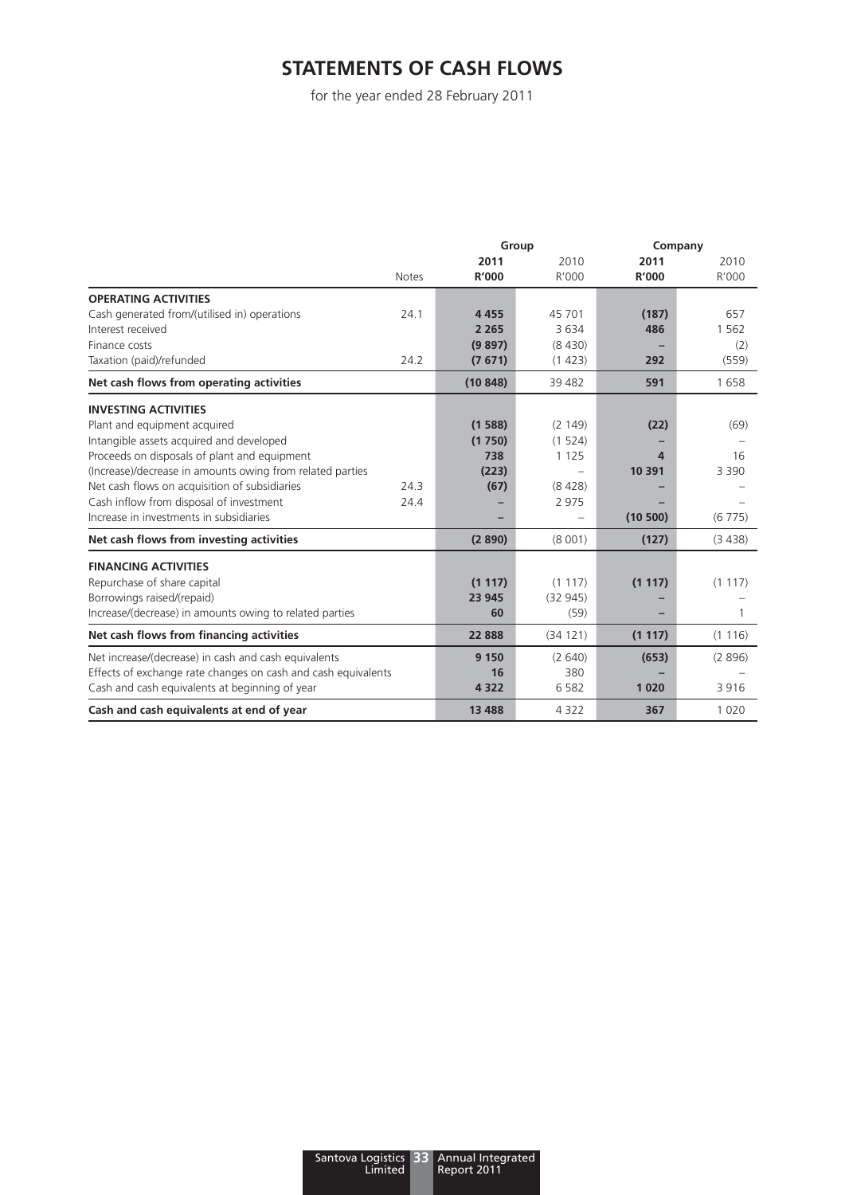# STATEMENTS OF CASH FLOWS

for the year ended 28 February 2011

| | | Group | | Company | |
|---|---|---|---|---|---|
| | Notes | **2011 R'000** | 2010 R'000 | **2011 R'000** | 2010 R'000 |
| **OPERATING ACTIVITIES** | | | | | |
| Cash generated from/(utilised in) operations | 24.1 | **4 455** | 45 701 | **(187)** | 657 |
| Interest received | | **2 265** | 3 634 | **486** | 1 562 |
| Finance costs | | **(9 897)** | (8 430) | **–** | (2) |
| Taxation (paid)/refunded | 24.2 | **(7 671)** | (1 423) | **292** | (559) |
| **Net cash flows from operating activities** | | **(10 848)** | 39 482 | **591** | 1 658 |
| **INVESTING ACTIVITIES** | | | | | |
| Plant and equipment acquired | | **(1 588)** | (2 149) | **(22)** | (69) |
| Intangible assets acquired and developed | | **(1 750)** | (1 524) | **–** | – |
| Proceeds on disposals of plant and equipment | | **738** | 1 125 | **4** | 16 |
| (Increase)/decrease in amounts owing from related parties | | **(223)** | – | **10 391** | 3 390 |
| Net cash flows on acquisition of subsidiaries | 24.3 | **(67)** | (8 428) | **–** | – |
| Cash inflow from disposal of investment | 24.4 | **–** | 2 975 | **–** | – |
| Increase in investments in subsidiaries | | **–** | – | **(10 500)** | (6 775) |
| **Net cash flows from investing activities** | | **(2 890)** | (8 001) | **(127)** | (3 438) |
| **FINANCING ACTIVITIES** | | | | | |
| Repurchase of share capital | | **(1 117)** | (1 117) | **(1 117)** | (1 117) |
| Borrowings raised/(repaid) | | **23 945** | (32 945) | **–** | – |
| Increase/(decrease) in amounts owing to related parties | | **60** | (59) | **–** | 1 |
| **Net cash flows from financing activities** | | **22 888** | (34 121) | **(1 117)** | (1 116) |
| Net increase/(decrease) in cash and cash equivalents | | **9 150** | (2 640) | **(653)** | (2 896) |
| Effects of exchange rate changes on cash and cash equivalents | | **16** | 380 | **–** | – |
| Cash and cash equivalents at beginning of year | | **4 322** | 6 582 | **1 020** | 3 916 |
| **Cash and cash equivalents at end of year** | | **13 488** | 4 322 | **367** | 1 020 |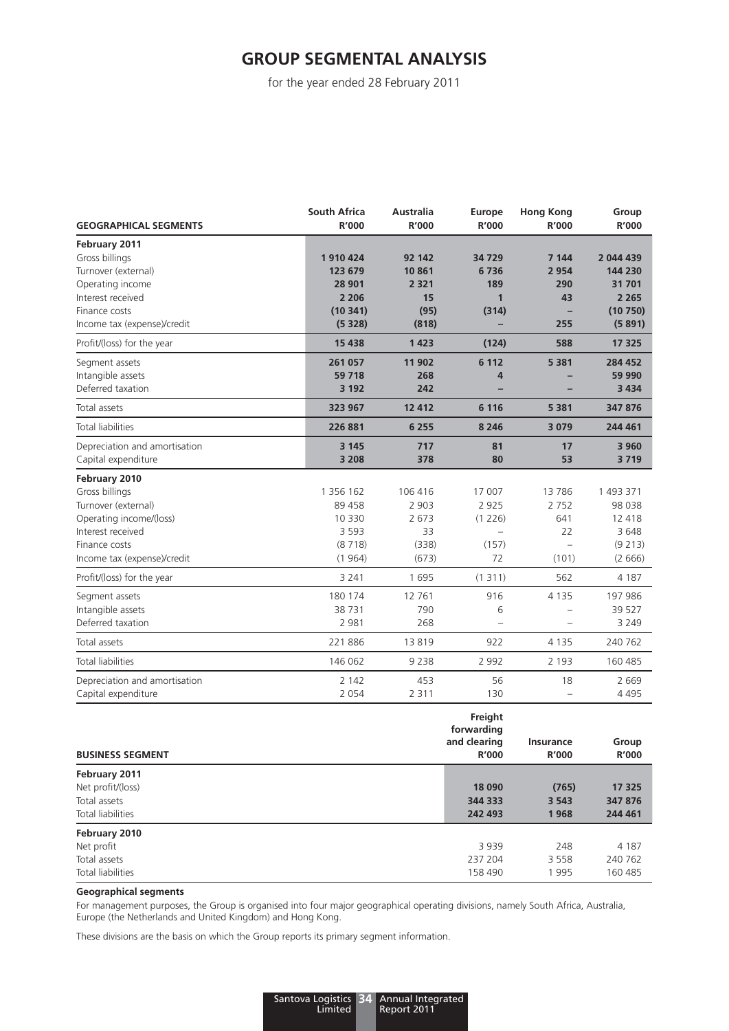# GROUP SEGMENTAL ANALYSIS

for the year ended 28 February 2011

| GEOGRAPHICAL SEGMENTS | South Africa R'000 | Australia R'000 | Europe R'000 | Hong Kong R'000 | Group R'000 |
|---|---|---|---|---|---|
| **February 2011** | | | | | |
| Gross billings | **1 910 424** | **92 142** | **34 729** | **7 144** | **2 044 439** |
| Turnover (external) | **123 679** | **10 861** | **6 736** | **2 954** | **144 230** |
| Operating income | **28 901** | **2 321** | **189** | **290** | **31 701** |
| Interest received | **2 206** | **15** | **1** | **43** | **2 265** |
| Finance costs | **(10 341)** | **(95)** | **(314)** | **–** | **(10 750)** |
| Income tax (expense)/credit | **(5 328)** | **(818)** | **–** | **255** | **(5 891)** |
| Profit/(loss) for the year | **15 438** | **1 423** | **(124)** | **588** | **17 325** |
| Segment assets | **261 057** | **11 902** | **6 112** | **5 381** | **284 452** |
| Intangible assets | **59 718** | **268** | **4** | **–** | **59 990** |
| Deferred taxation | **3 192** | **242** | **–** | **–** | **3 434** |
| Total assets | **323 967** | **12 412** | **6 116** | **5 381** | **347 876** |
| Total liabilities | **226 881** | **6 255** | **8 246** | **3 079** | **244 461** |
| Depreciation and amortisation | **3 145** | **717** | **81** | **17** | **3 960** |
| Capital expenditure | **3 208** | **378** | **80** | **53** | **3 719** |
| **February 2010** | | | | | |
| Gross billings | 1 356 162 | 106 416 | 17 007 | 13 786 | 1 493 371 |
| Turnover (external) | 89 458 | 2 903 | 2 925 | 2 752 | 98 038 |
| Operating income/(loss) | 10 330 | 2 673 | (1 226) | 641 | 12 418 |
| Interest received | 3 593 | 33 | – | 22 | 3 648 |
| Finance costs | (8 718) | (338) | (157) | – | (9 213) |
| Income tax (expense)/credit | (1 964) | (673) | 72 | (101) | (2 666) |
| Profit/(loss) for the year | 3 241 | 1 695 | (1 311) | 562 | 4 187 |
| Segment assets | 180 174 | 12 761 | 916 | 4 135 | 197 986 |
| Intangible assets | 38 731 | 790 | 6 | – | 39 527 |
| Deferred taxation | 2 981 | 268 | – | – | 3 249 |
| Total assets | 221 886 | 13 819 | 922 | 4 135 | 240 762 |
| Total liabilities | 146 062 | 9 238 | 2 992 | 2 193 | 160 485 |
| Depreciation and amortisation | 2 142 | 453 | 56 | 18 | 2 669 |
| Capital expenditure | 2 054 | 2 311 | 130 | – | 4 495 |

| BUSINESS SEGMENT | Freight forwarding and clearing R'000 | Insurance R'000 | Group R'000 |
|---|---|---|---|
| **February 2011** | | | |
| Net profit/(loss) | **18 090** | **(765)** | **17 325** |
| Total assets | **344 333** | **3 543** | **347 876** |
| Total liabilities | **242 493** | **1 968** | **244 461** |
| **February 2010** | | | |
| Net profit | 3 939 | 248 | 4 187 |
| Total assets | 237 204 | 3 558 | 240 762 |
| Total liabilities | 158 490 | 1 995 | 160 485 |

**Geographical segments**

For management purposes, the Group is organised into four major geographical operating divisions, namely South Africa, Australia, Europe (the Netherlands and United Kingdom) and Hong Kong.

These divisions are the basis on which the Group reports its primary segment information.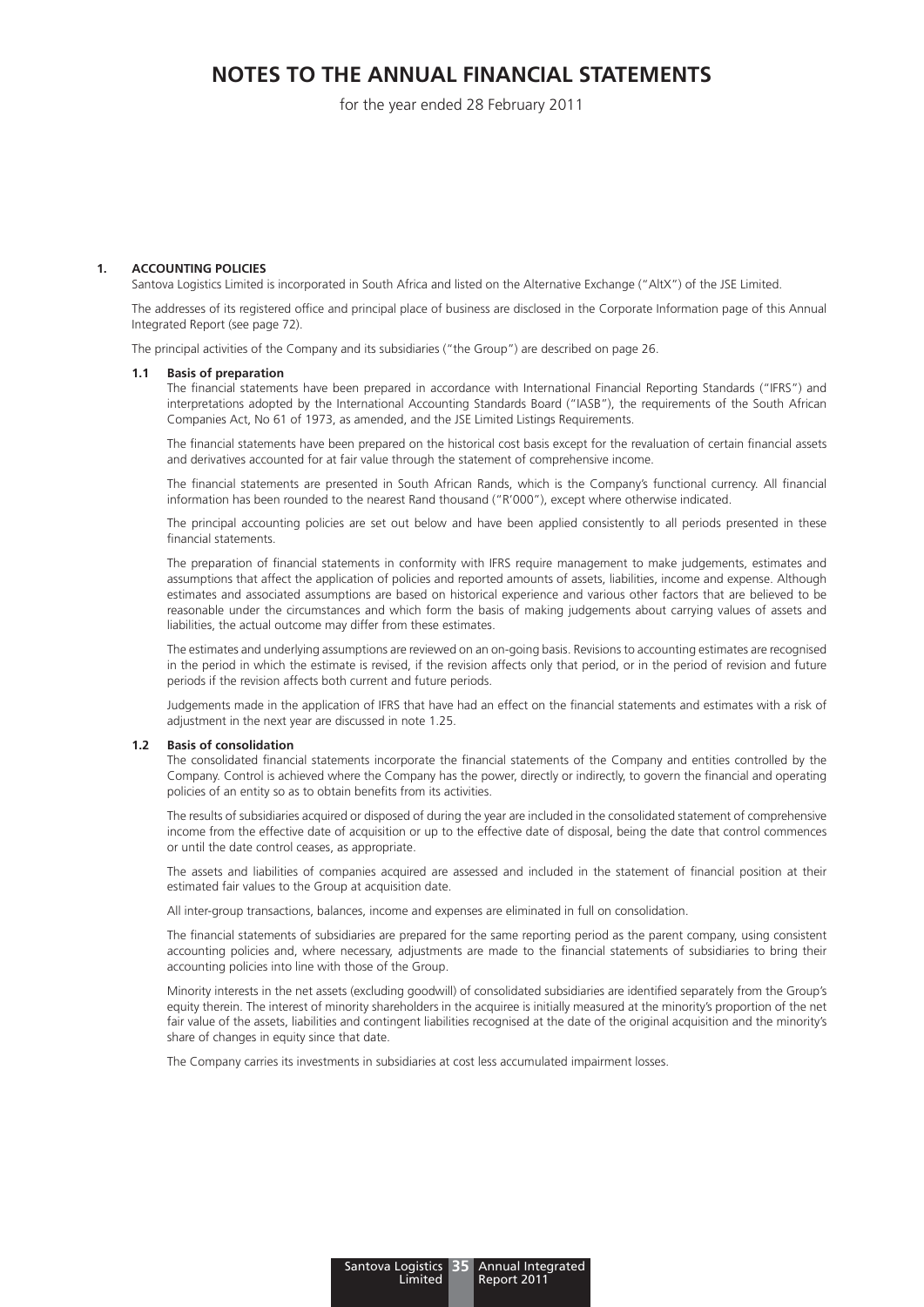# NOTES TO THE ANNUAL FINANCIAL STATEMENTS

for the year ended 28 February 2011

## 1. ACCOUNTING POLICIES

Santova Logistics Limited is incorporated in South Africa and listed on the Alternative Exchange ("AltX") of the JSE Limited.

The addresses of its registered office and principal place of business are disclosed in the Corporate Information page of this Annual Integrated Report (see page 72).

The principal activities of the Company and its subsidiaries ("the Group") are described on page 26.

### 1.1 Basis of preparation

The financial statements have been prepared in accordance with International Financial Reporting Standards ("IFRS") and interpretations adopted by the International Accounting Standards Board ("IASB"), the requirements of the South African Companies Act, No 61 of 1973, as amended, and the JSE Limited Listings Requirements.

The financial statements have been prepared on the historical cost basis except for the revaluation of certain financial assets and derivatives accounted for at fair value through the statement of comprehensive income.

The financial statements are presented in South African Rands, which is the Company's functional currency. All financial information has been rounded to the nearest Rand thousand ("R'000"), except where otherwise indicated.

The principal accounting policies are set out below and have been applied consistently to all periods presented in these financial statements.

The preparation of financial statements in conformity with IFRS require management to make judgements, estimates and assumptions that affect the application of policies and reported amounts of assets, liabilities, income and expense. Although estimates and associated assumptions are based on historical experience and various other factors that are believed to be reasonable under the circumstances and which form the basis of making judgements about carrying values of assets and liabilities, the actual outcome may differ from these estimates.

The estimates and underlying assumptions are reviewed on an on-going basis. Revisions to accounting estimates are recognised in the period in which the estimate is revised, if the revision affects only that period, or in the period of revision and future periods if the revision affects both current and future periods.

Judgements made in the application of IFRS that have had an effect on the financial statements and estimates with a risk of adjustment in the next year are discussed in note 1.25.

### 1.2 Basis of consolidation

The consolidated financial statements incorporate the financial statements of the Company and entities controlled by the Company. Control is achieved where the Company has the power, directly or indirectly, to govern the financial and operating policies of an entity so as to obtain benefits from its activities.

The results of subsidiaries acquired or disposed of during the year are included in the consolidated statement of comprehensive income from the effective date of acquisition or up to the effective date of disposal, being the date that control commences or until the date control ceases, as appropriate.

The assets and liabilities of companies acquired are assessed and included in the statement of financial position at their estimated fair values to the Group at acquisition date.

All inter-group transactions, balances, income and expenses are eliminated in full on consolidation.

The financial statements of subsidiaries are prepared for the same reporting period as the parent company, using consistent accounting policies and, where necessary, adjustments are made to the financial statements of subsidiaries to bring their accounting policies into line with those of the Group.

Minority interests in the net assets (excluding goodwill) of consolidated subsidiaries are identified separately from the Group's equity therein. The interest of minority shareholders in the acquiree is initially measured at the minority's proportion of the net fair value of the assets, liabilities and contingent liabilities recognised at the date of the original acquisition and the minority's share of changes in equity since that date.

The Company carries its investments in subsidiaries at cost less accumulated impairment losses.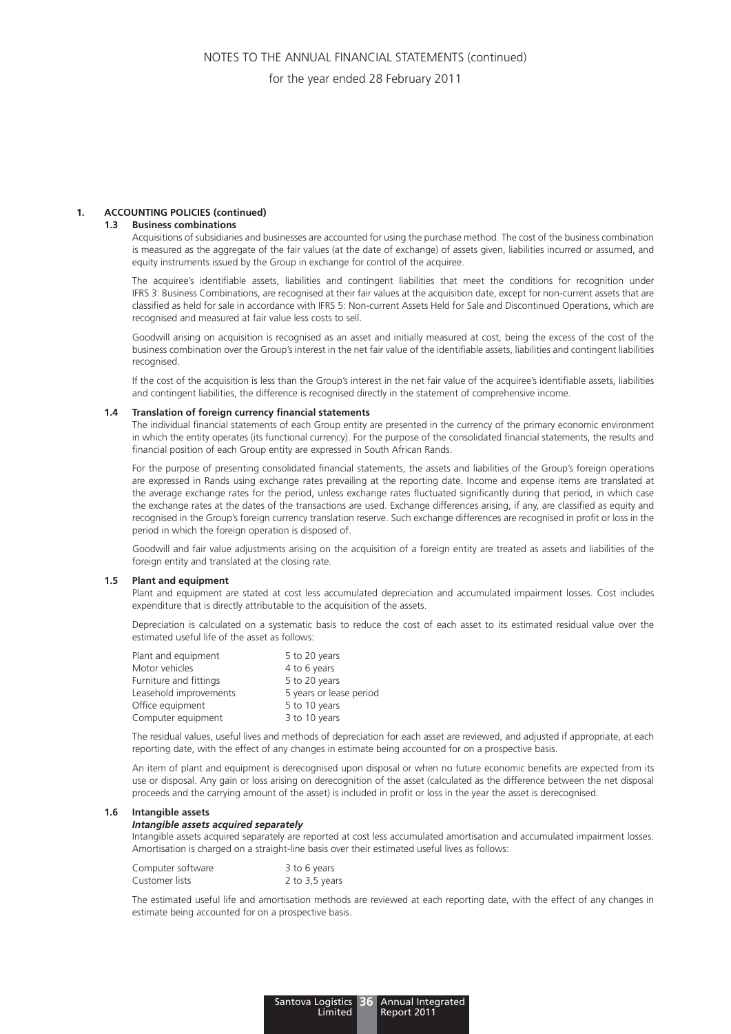## 1. ACCOUNTING POLICIES (continued)

### 1.3 Business combinations

Acquisitions of subsidiaries and businesses are accounted for using the purchase method. The cost of the business combination is measured as the aggregate of the fair values (at the date of exchange) of assets given, liabilities incurred or assumed, and equity instruments issued by the Group in exchange for control of the acquiree.

The acquiree's identifiable assets, liabilities and contingent liabilities that meet the conditions for recognition under IFRS 3: Business Combinations, are recognised at their fair values at the acquisition date, except for non-current assets that are classified as held for sale in accordance with IFRS 5: Non-current Assets Held for Sale and Discontinued Operations, which are recognised and measured at fair value less costs to sell.

Goodwill arising on acquisition is recognised as an asset and initially measured at cost, being the excess of the cost of the business combination over the Group's interest in the net fair value of the identifiable assets, liabilities and contingent liabilities recognised.

If the cost of the acquisition is less than the Group's interest in the net fair value of the acquiree's identifiable assets, liabilities and contingent liabilities, the difference is recognised directly in the statement of comprehensive income.

### 1.4 Translation of foreign currency financial statements

The individual financial statements of each Group entity are presented in the currency of the primary economic environment in which the entity operates (its functional currency). For the purpose of the consolidated financial statements, the results and financial position of each Group entity are expressed in South African Rands.

For the purpose of presenting consolidated financial statements, the assets and liabilities of the Group's foreign operations are expressed in Rands using exchange rates prevailing at the reporting date. Income and expense items are translated at the average exchange rates for the period, unless exchange rates fluctuated significantly during that period, in which case the exchange rates at the dates of the transactions are used. Exchange differences arising, if any, are classified as equity and recognised in the Group's foreign currency translation reserve. Such exchange differences are recognised in profit or loss in the period in which the foreign operation is disposed of.

Goodwill and fair value adjustments arising on the acquisition of a foreign entity are treated as assets and liabilities of the foreign entity and translated at the closing rate.

### 1.5 Plant and equipment

Plant and equipment are stated at cost less accumulated depreciation and accumulated impairment losses. Cost includes expenditure that is directly attributable to the acquisition of the assets.

Depreciation is calculated on a systematic basis to reduce the cost of each asset to its estimated residual value over the estimated useful life of the asset as follows:

| | |
|---|---|
| Plant and equipment | 5 to 20 years |
| Motor vehicles | 4 to 6 years |
| Furniture and fittings | 5 to 20 years |
| Leasehold improvements | 5 years or lease period |
| Office equipment | 5 to 10 years |
| Computer equipment | 3 to 10 years |

The residual values, useful lives and methods of depreciation for each asset are reviewed, and adjusted if appropriate, at each reporting date, with the effect of any changes in estimate being accounted for on a prospective basis.

An item of plant and equipment is derecognised upon disposal or when no future economic benefits are expected from its use or disposal. Any gain or loss arising on derecognition of the asset (calculated as the difference between the net disposal proceeds and the carrying amount of the asset) is included in profit or loss in the year the asset is derecognised.

### 1.6 Intangible assets

***Intangible assets acquired separately***

Intangible assets acquired separately are reported at cost less accumulated amortisation and accumulated impairment losses. Amortisation is charged on a straight-line basis over their estimated useful lives as follows:

| | |
|---|---|
| Computer software | 3 to 6 years |
| Customer lists | 2 to 3,5 years |

The estimated useful life and amortisation methods are reviewed at each reporting date, with the effect of any changes in estimate being accounted for on a prospective basis.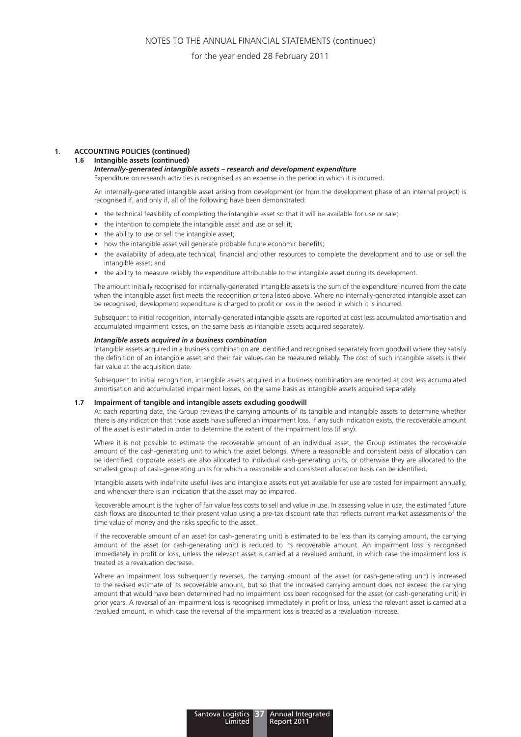# 1. ACCOUNTING POLICIES (continued)

## 1.6 Intangible assets (continued)

***Internally-generated intangible assets – research and development expenditure***

Expenditure on research activities is recognised as an expense in the period in which it is incurred.

An internally-generated intangible asset arising from development (or from the development phase of an internal project) is recognised if, and only if, all of the following have been demonstrated:

- the technical feasibility of completing the intangible asset so that it will be available for use or sale;
- the intention to complete the intangible asset and use or sell it;
- the ability to use or sell the intangible asset;
- how the intangible asset will generate probable future economic benefits;
- the availability of adequate technical, financial and other resources to complete the development and to use or sell the intangible asset; and
- the ability to measure reliably the expenditure attributable to the intangible asset during its development.

The amount initially recognised for internally-generated intangible assets is the sum of the expenditure incurred from the date when the intangible asset first meets the recognition criteria listed above. Where no internally-generated intangible asset can be recognised, development expenditure is charged to profit or loss in the period in which it is incurred.

Subsequent to initial recognition, internally-generated intangible assets are reported at cost less accumulated amortisation and accumulated impairment losses, on the same basis as intangible assets acquired separately.

***Intangible assets acquired in a business combination***

Intangible assets acquired in a business combination are identified and recognised separately from goodwill where they satisfy the definition of an intangible asset and their fair values can be measured reliably. The cost of such intangible assets is their fair value at the acquisition date.

Subsequent to initial recognition, intangible assets acquired in a business combination are reported at cost less accumulated amortisation and accumulated impairment losses, on the same basis as intangible assets acquired separately.

## 1.7 Impairment of tangible and intangible assets excluding goodwill

At each reporting date, the Group reviews the carrying amounts of its tangible and intangible assets to determine whether there is any indication that those assets have suffered an impairment loss. If any such indication exists, the recoverable amount of the asset is estimated in order to determine the extent of the impairment loss (if any).

Where it is not possible to estimate the recoverable amount of an individual asset, the Group estimates the recoverable amount of the cash-generating unit to which the asset belongs. Where a reasonable and consistent basis of allocation can be identified, corporate assets are also allocated to individual cash-generating units, or otherwise they are allocated to the smallest group of cash-generating units for which a reasonable and consistent allocation basis can be identified.

Intangible assets with indefinite useful lives and intangible assets not yet available for use are tested for impairment annually, and whenever there is an indication that the asset may be impaired.

Recoverable amount is the higher of fair value less costs to sell and value in use. In assessing value in use, the estimated future cash flows are discounted to their present value using a pre-tax discount rate that reflects current market assessments of the time value of money and the risks specific to the asset.

If the recoverable amount of an asset (or cash-generating unit) is estimated to be less than its carrying amount, the carrying amount of the asset (or cash-generating unit) is reduced to its recoverable amount. An impairment loss is recognised immediately in profit or loss, unless the relevant asset is carried at a revalued amount, in which case the impairment loss is treated as a revaluation decrease.

Where an impairment loss subsequently reverses, the carrying amount of the asset (or cash-generating unit) is increased to the revised estimate of its recoverable amount, but so that the increased carrying amount does not exceed the carrying amount that would have been determined had no impairment loss been recognised for the asset (or cash-generating unit) in prior years. A reversal of an impairment loss is recognised immediately in profit or loss, unless the relevant asset is carried at a revalued amount, in which case the reversal of the impairment loss is treated as a revaluation increase.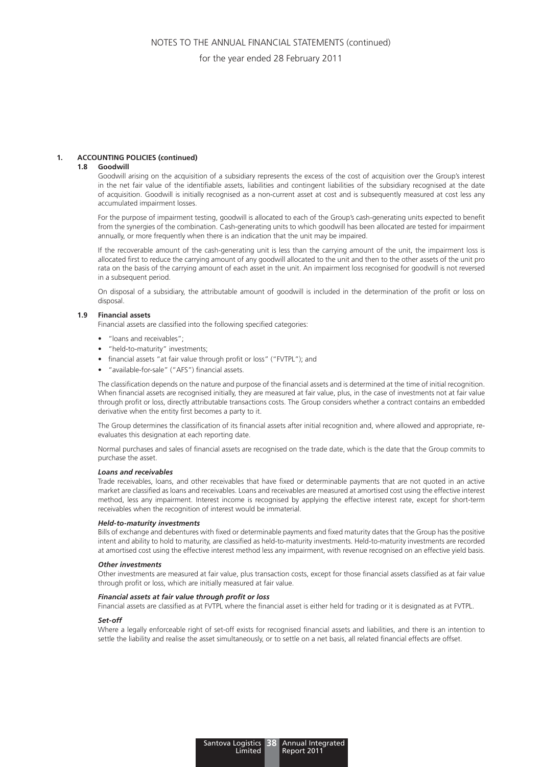## 1. ACCOUNTING POLICIES (continued)

### 1.8 Goodwill

Goodwill arising on the acquisition of a subsidiary represents the excess of the cost of acquisition over the Group's interest in the net fair value of the identifiable assets, liabilities and contingent liabilities of the subsidiary recognised at the date of acquisition. Goodwill is initially recognised as a non-current asset at cost and is subsequently measured at cost less any accumulated impairment losses.

For the purpose of impairment testing, goodwill is allocated to each of the Group's cash-generating units expected to benefit from the synergies of the combination. Cash-generating units to which goodwill has been allocated are tested for impairment annually, or more frequently when there is an indication that the unit may be impaired.

If the recoverable amount of the cash-generating unit is less than the carrying amount of the unit, the impairment loss is allocated first to reduce the carrying amount of any goodwill allocated to the unit and then to the other assets of the unit pro rata on the basis of the carrying amount of each asset in the unit. An impairment loss recognised for goodwill is not reversed in a subsequent period.

On disposal of a subsidiary, the attributable amount of goodwill is included in the determination of the profit or loss on disposal.

### 1.9 Financial assets

Financial assets are classified into the following specified categories:

- "loans and receivables";
- "held-to-maturity" investments;
- financial assets "at fair value through profit or loss" ("FVTPL"); and
- "available-for-sale" ("AFS") financial assets.

The classification depends on the nature and purpose of the financial assets and is determined at the time of initial recognition. When financial assets are recognised initially, they are measured at fair value, plus, in the case of investments not at fair value through profit or loss, directly attributable transactions costs. The Group considers whether a contract contains an embedded derivative when the entity first becomes a party to it.

The Group determines the classification of its financial assets after initial recognition and, where allowed and appropriate, re-evaluates this designation at each reporting date.

Normal purchases and sales of financial assets are recognised on the trade date, which is the date that the Group commits to purchase the asset.

***Loans and receivables***

Trade receivables, loans, and other receivables that have fixed or determinable payments that are not quoted in an active market are classified as loans and receivables. Loans and receivables are measured at amortised cost using the effective interest method, less any impairment. Interest income is recognised by applying the effective interest rate, except for short-term receivables when the recognition of interest would be immaterial.

***Held-to-maturity investments***

Bills of exchange and debentures with fixed or determinable payments and fixed maturity dates that the Group has the positive intent and ability to hold to maturity, are classified as held-to-maturity investments. Held-to-maturity investments are recorded at amortised cost using the effective interest method less any impairment, with revenue recognised on an effective yield basis.

***Other investments***

Other investments are measured at fair value, plus transaction costs, except for those financial assets classified as at fair value through profit or loss, which are initially measured at fair value.

***Financial assets at fair value through profit or loss***

Financial assets are classified as at FVTPL where the financial asset is either held for trading or it is designated as at FVTPL.

***Set-off***

Where a legally enforceable right of set-off exists for recognised financial assets and liabilities, and there is an intention to settle the liability and realise the asset simultaneously, or to settle on a net basis, all related financial effects are offset.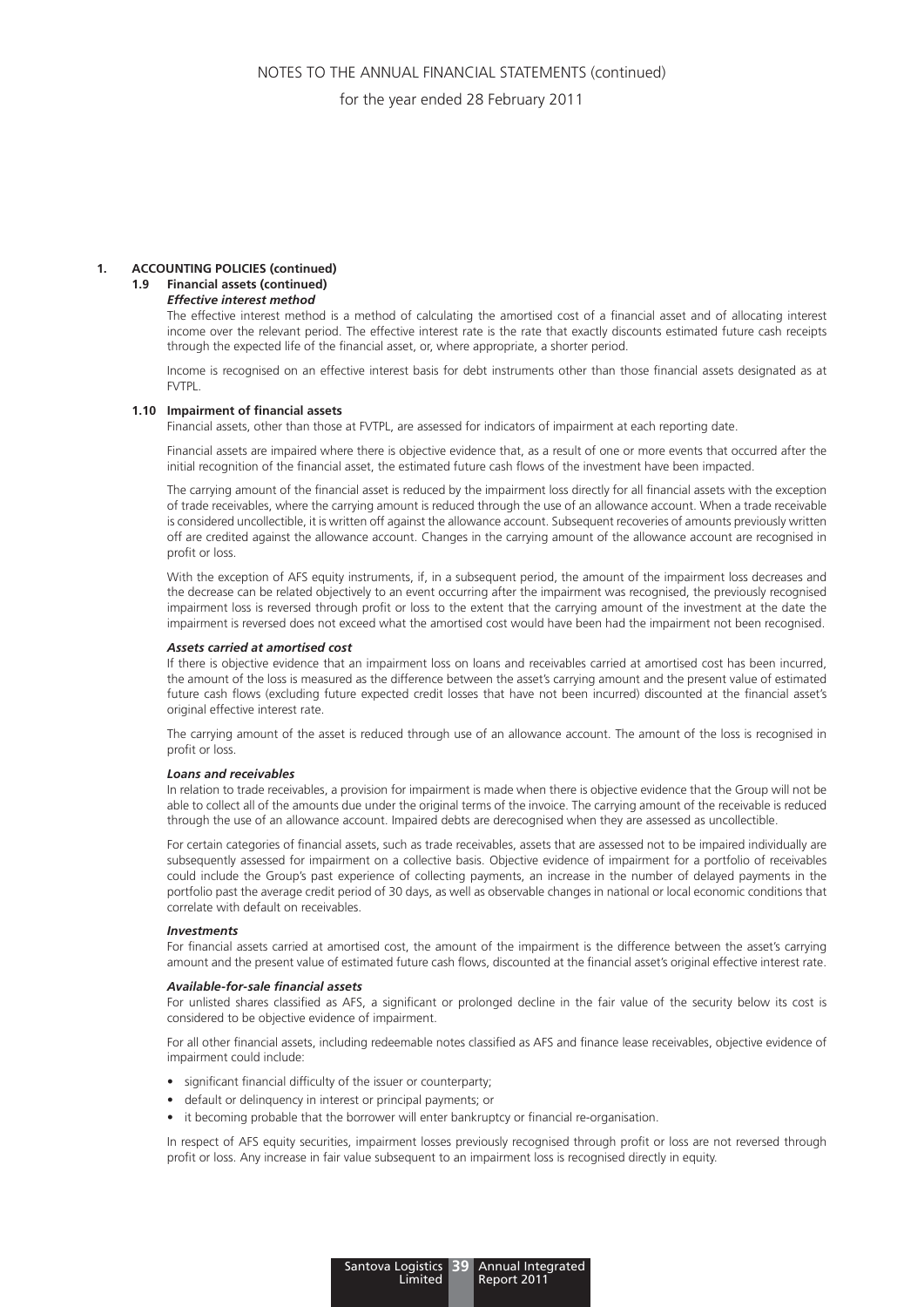# 1. ACCOUNTING POLICIES (continued)

## 1.9 Financial assets (continued)

***Effective interest method***

The effective interest method is a method of calculating the amortised cost of a financial asset and of allocating interest income over the relevant period. The effective interest rate is the rate that exactly discounts estimated future cash receipts through the expected life of the financial asset, or, where appropriate, a shorter period.

Income is recognised on an effective interest basis for debt instruments other than those financial assets designated as at FVTPL.

## 1.10 Impairment of financial assets

Financial assets, other than those at FVTPL, are assessed for indicators of impairment at each reporting date.

Financial assets are impaired where there is objective evidence that, as a result of one or more events that occurred after the initial recognition of the financial asset, the estimated future cash flows of the investment have been impacted.

The carrying amount of the financial asset is reduced by the impairment loss directly for all financial assets with the exception of trade receivables, where the carrying amount is reduced through the use of an allowance account. When a trade receivable is considered uncollectible, it is written off against the allowance account. Subsequent recoveries of amounts previously written off are credited against the allowance account. Changes in the carrying amount of the allowance account are recognised in profit or loss.

With the exception of AFS equity instruments, if, in a subsequent period, the amount of the impairment loss decreases and the decrease can be related objectively to an event occurring after the impairment was recognised, the previously recognised impairment loss is reversed through profit or loss to the extent that the carrying amount of the investment at the date the impairment is reversed does not exceed what the amortised cost would have been had the impairment not been recognised.

***Assets carried at amortised cost***

If there is objective evidence that an impairment loss on loans and receivables carried at amortised cost has been incurred, the amount of the loss is measured as the difference between the asset's carrying amount and the present value of estimated future cash flows (excluding future expected credit losses that have not been incurred) discounted at the financial asset's original effective interest rate.

The carrying amount of the asset is reduced through use of an allowance account. The amount of the loss is recognised in profit or loss.

***Loans and receivables***

In relation to trade receivables, a provision for impairment is made when there is objective evidence that the Group will not be able to collect all of the amounts due under the original terms of the invoice. The carrying amount of the receivable is reduced through the use of an allowance account. Impaired debts are derecognised when they are assessed as uncollectible.

For certain categories of financial assets, such as trade receivables, assets that are assessed not to be impaired individually are subsequently assessed for impairment on a collective basis. Objective evidence of impairment for a portfolio of receivables could include the Group's past experience of collecting payments, an increase in the number of delayed payments in the portfolio past the average credit period of 30 days, as well as observable changes in national or local economic conditions that correlate with default on receivables.

***Investments***

For financial assets carried at amortised cost, the amount of the impairment is the difference between the asset's carrying amount and the present value of estimated future cash flows, discounted at the financial asset's original effective interest rate.

***Available-for-sale financial assets***

For unlisted shares classified as AFS, a significant or prolonged decline in the fair value of the security below its cost is considered to be objective evidence of impairment.

For all other financial assets, including redeemable notes classified as AFS and finance lease receivables, objective evidence of impairment could include:

- significant financial difficulty of the issuer or counterparty;
- default or delinquency in interest or principal payments; or
- it becoming probable that the borrower will enter bankruptcy or financial re-organisation.

In respect of AFS equity securities, impairment losses previously recognised through profit or loss are not reversed through profit or loss. Any increase in fair value subsequent to an impairment loss is recognised directly in equity.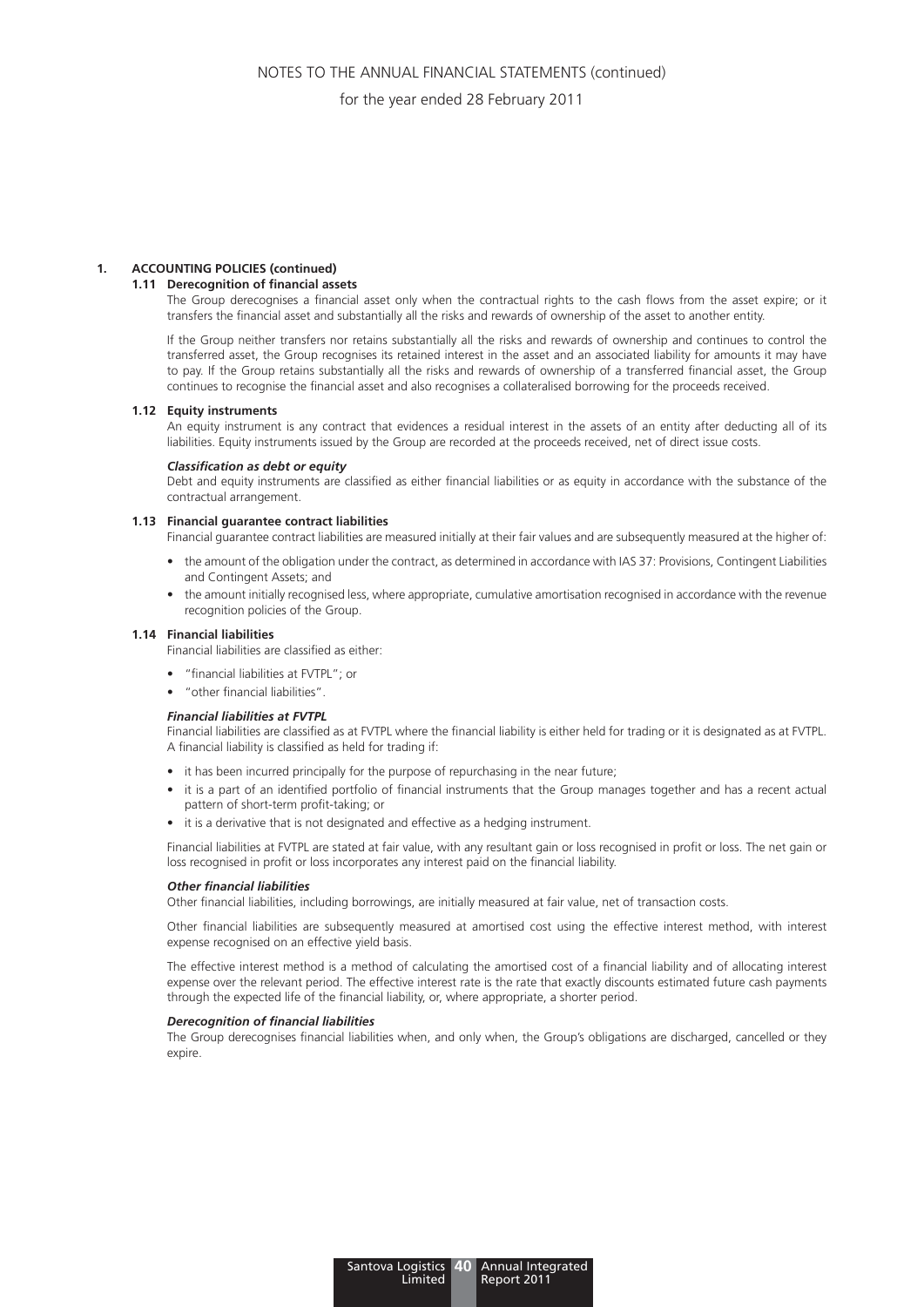## 1. ACCOUNTING POLICIES (continued)

### 1.11 Derecognition of financial assets

The Group derecognises a financial asset only when the contractual rights to the cash flows from the asset expire; or it transfers the financial asset and substantially all the risks and rewards of ownership of the asset to another entity.

If the Group neither transfers nor retains substantially all the risks and rewards of ownership and continues to control the transferred asset, the Group recognises its retained interest in the asset and an associated liability for amounts it may have to pay. If the Group retains substantially all the risks and rewards of ownership of a transferred financial asset, the Group continues to recognise the financial asset and also recognises a collateralised borrowing for the proceeds received.

### 1.12 Equity instruments

An equity instrument is any contract that evidences a residual interest in the assets of an entity after deducting all of its liabilities. Equity instruments issued by the Group are recorded at the proceeds received, net of direct issue costs.

***Classification as debt or equity***

Debt and equity instruments are classified as either financial liabilities or as equity in accordance with the substance of the contractual arrangement.

### 1.13 Financial guarantee contract liabilities

Financial guarantee contract liabilities are measured initially at their fair values and are subsequently measured at the higher of:

- the amount of the obligation under the contract, as determined in accordance with IAS 37: Provisions, Contingent Liabilities and Contingent Assets; and
- the amount initially recognised less, where appropriate, cumulative amortisation recognised in accordance with the revenue recognition policies of the Group.

### 1.14 Financial liabilities

Financial liabilities are classified as either:

- "financial liabilities at FVTPL"; or
- "other financial liabilities".

***Financial liabilities at FVTPL***

Financial liabilities are classified as at FVTPL where the financial liability is either held for trading or it is designated as at FVTPL. A financial liability is classified as held for trading if:

- it has been incurred principally for the purpose of repurchasing in the near future;
- it is a part of an identified portfolio of financial instruments that the Group manages together and has a recent actual pattern of short-term profit-taking; or
- it is a derivative that is not designated and effective as a hedging instrument.

Financial liabilities at FVTPL are stated at fair value, with any resultant gain or loss recognised in profit or loss. The net gain or loss recognised in profit or loss incorporates any interest paid on the financial liability.

***Other financial liabilities***

Other financial liabilities, including borrowings, are initially measured at fair value, net of transaction costs.

Other financial liabilities are subsequently measured at amortised cost using the effective interest method, with interest expense recognised on an effective yield basis.

The effective interest method is a method of calculating the amortised cost of a financial liability and of allocating interest expense over the relevant period. The effective interest rate is the rate that exactly discounts estimated future cash payments through the expected life of the financial liability, or, where appropriate, a shorter period.

***Derecognition of financial liabilities***

The Group derecognises financial liabilities when, and only when, the Group's obligations are discharged, cancelled or they expire.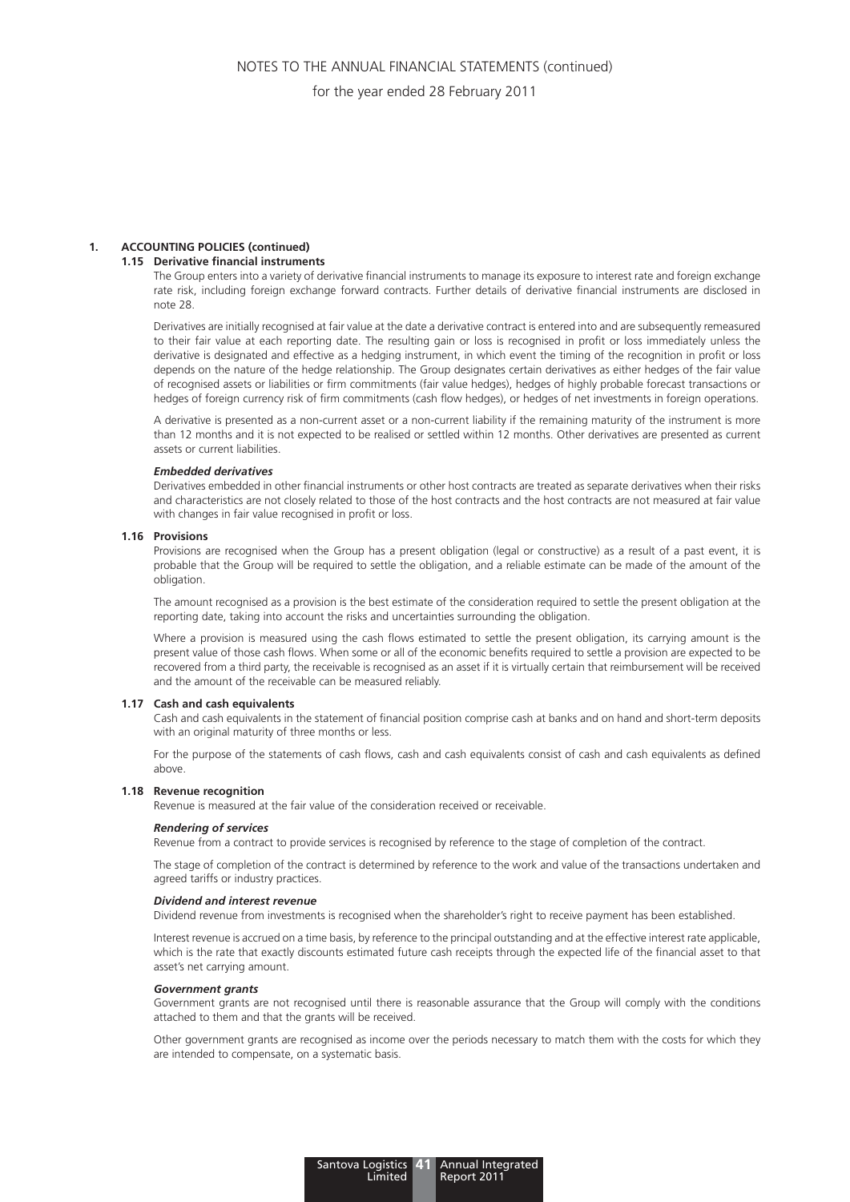## 1. ACCOUNTING POLICIES (continued)

### 1.15 Derivative financial instruments

The Group enters into a variety of derivative financial instruments to manage its exposure to interest rate and foreign exchange rate risk, including foreign exchange forward contracts. Further details of derivative financial instruments are disclosed in note 28.

Derivatives are initially recognised at fair value at the date a derivative contract is entered into and are subsequently remeasured to their fair value at each reporting date. The resulting gain or loss is recognised in profit or loss immediately unless the derivative is designated and effective as a hedging instrument, in which event the timing of the recognition in profit or loss depends on the nature of the hedge relationship. The Group designates certain derivatives as either hedges of the fair value of recognised assets or liabilities or firm commitments (fair value hedges), hedges of highly probable forecast transactions or hedges of foreign currency risk of firm commitments (cash flow hedges), or hedges of net investments in foreign operations.

A derivative is presented as a non-current asset or a non-current liability if the remaining maturity of the instrument is more than 12 months and it is not expected to be realised or settled within 12 months. Other derivatives are presented as current assets or current liabilities.

***Embedded derivatives***

Derivatives embedded in other financial instruments or other host contracts are treated as separate derivatives when their risks and characteristics are not closely related to those of the host contracts and the host contracts are not measured at fair value with changes in fair value recognised in profit or loss.

### 1.16 Provisions

Provisions are recognised when the Group has a present obligation (legal or constructive) as a result of a past event, it is probable that the Group will be required to settle the obligation, and a reliable estimate can be made of the amount of the obligation.

The amount recognised as a provision is the best estimate of the consideration required to settle the present obligation at the reporting date, taking into account the risks and uncertainties surrounding the obligation.

Where a provision is measured using the cash flows estimated to settle the present obligation, its carrying amount is the present value of those cash flows. When some or all of the economic benefits required to settle a provision are expected to be recovered from a third party, the receivable is recognised as an asset if it is virtually certain that reimbursement will be received and the amount of the receivable can be measured reliably.

### 1.17 Cash and cash equivalents

Cash and cash equivalents in the statement of financial position comprise cash at banks and on hand and short-term deposits with an original maturity of three months or less.

For the purpose of the statements of cash flows, cash and cash equivalents consist of cash and cash equivalents as defined above.

### 1.18 Revenue recognition

Revenue is measured at the fair value of the consideration received or receivable.

***Rendering of services***

Revenue from a contract to provide services is recognised by reference to the stage of completion of the contract.

The stage of completion of the contract is determined by reference to the work and value of the transactions undertaken and agreed tariffs or industry practices.

***Dividend and interest revenue***

Dividend revenue from investments is recognised when the shareholder's right to receive payment has been established.

Interest revenue is accrued on a time basis, by reference to the principal outstanding and at the effective interest rate applicable, which is the rate that exactly discounts estimated future cash receipts through the expected life of the financial asset to that asset's net carrying amount.

***Government grants***

Government grants are not recognised until there is reasonable assurance that the Group will comply with the conditions attached to them and that the grants will be received.

Other government grants are recognised as income over the periods necessary to match them with the costs for which they are intended to compensate, on a systematic basis.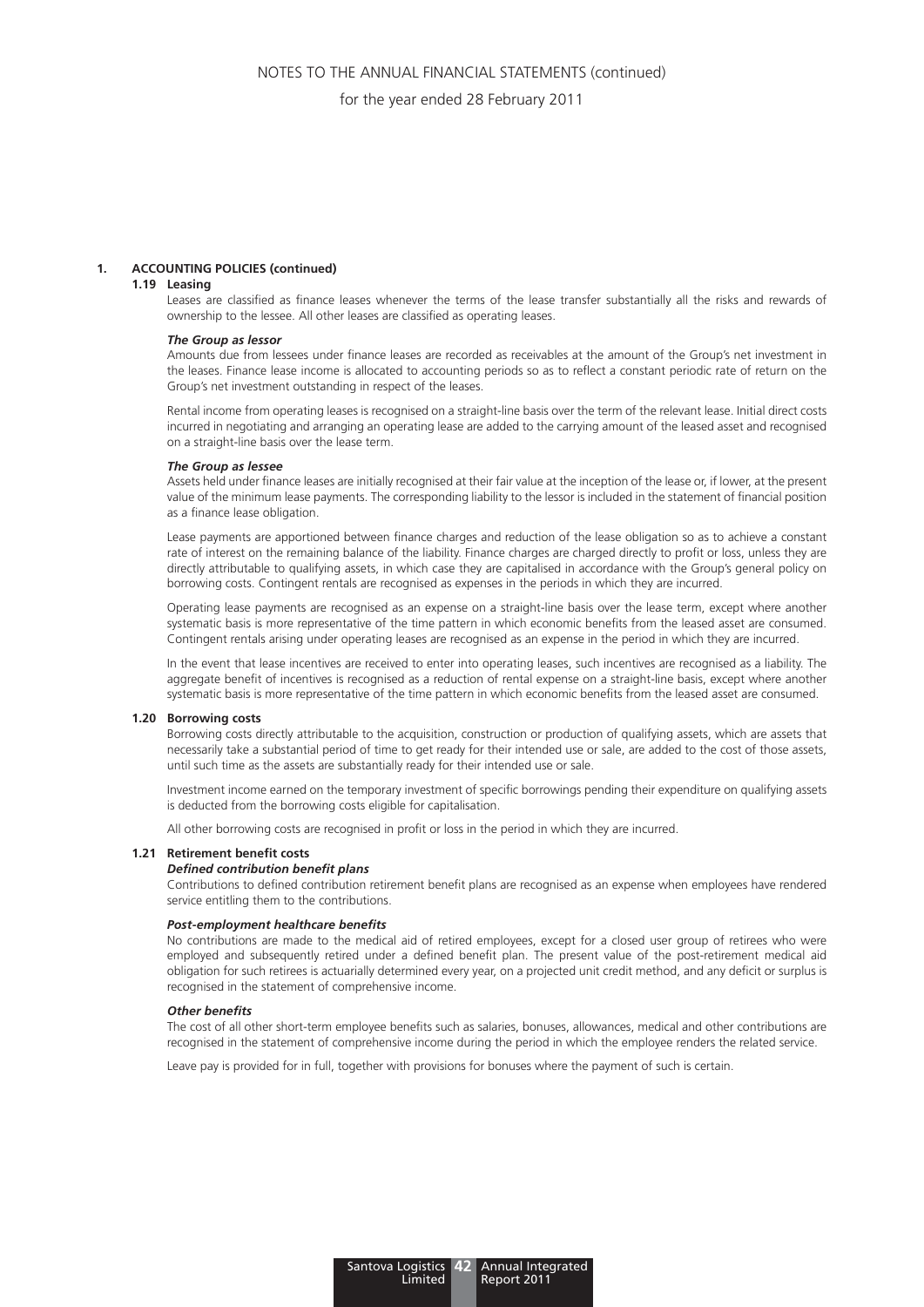## 1. ACCOUNTING POLICIES (continued)

### 1.19 Leasing

Leases are classified as finance leases whenever the terms of the lease transfer substantially all the risks and rewards of ownership to the lessee. All other leases are classified as operating leases.

***The Group as lessor***

Amounts due from lessees under finance leases are recorded as receivables at the amount of the Group's net investment in the leases. Finance lease income is allocated to accounting periods so as to reflect a constant periodic rate of return on the Group's net investment outstanding in respect of the leases.

Rental income from operating leases is recognised on a straight-line basis over the term of the relevant lease. Initial direct costs incurred in negotiating and arranging an operating lease are added to the carrying amount of the leased asset and recognised on a straight-line basis over the lease term.

***The Group as lessee***

Assets held under finance leases are initially recognised at their fair value at the inception of the lease or, if lower, at the present value of the minimum lease payments. The corresponding liability to the lessor is included in the statement of financial position as a finance lease obligation.

Lease payments are apportioned between finance charges and reduction of the lease obligation so as to achieve a constant rate of interest on the remaining balance of the liability. Finance charges are charged directly to profit or loss, unless they are directly attributable to qualifying assets, in which case they are capitalised in accordance with the Group's general policy on borrowing costs. Contingent rentals are recognised as expenses in the periods in which they are incurred.

Operating lease payments are recognised as an expense on a straight-line basis over the lease term, except where another systematic basis is more representative of the time pattern in which economic benefits from the leased asset are consumed. Contingent rentals arising under operating leases are recognised as an expense in the period in which they are incurred.

In the event that lease incentives are received to enter into operating leases, such incentives are recognised as a liability. The aggregate benefit of incentives is recognised as a reduction of rental expense on a straight-line basis, except where another systematic basis is more representative of the time pattern in which economic benefits from the leased asset are consumed.

### 1.20 Borrowing costs

Borrowing costs directly attributable to the acquisition, construction or production of qualifying assets, which are assets that necessarily take a substantial period of time to get ready for their intended use or sale, are added to the cost of those assets, until such time as the assets are substantially ready for their intended use or sale.

Investment income earned on the temporary investment of specific borrowings pending their expenditure on qualifying assets is deducted from the borrowing costs eligible for capitalisation.

All other borrowing costs are recognised in profit or loss in the period in which they are incurred.

### 1.21 Retirement benefit costs

***Defined contribution benefit plans***

Contributions to defined contribution retirement benefit plans are recognised as an expense when employees have rendered service entitling them to the contributions.

***Post-employment healthcare benefits***

No contributions are made to the medical aid of retired employees, except for a closed user group of retirees who were employed and subsequently retired under a defined benefit plan. The present value of the post-retirement medical aid obligation for such retirees is actuarially determined every year, on a projected unit credit method, and any deficit or surplus is recognised in the statement of comprehensive income.

***Other benefits***

The cost of all other short-term employee benefits such as salaries, bonuses, allowances, medical and other contributions are recognised in the statement of comprehensive income during the period in which the employee renders the related service.

Leave pay is provided for in full, together with provisions for bonuses where the payment of such is certain.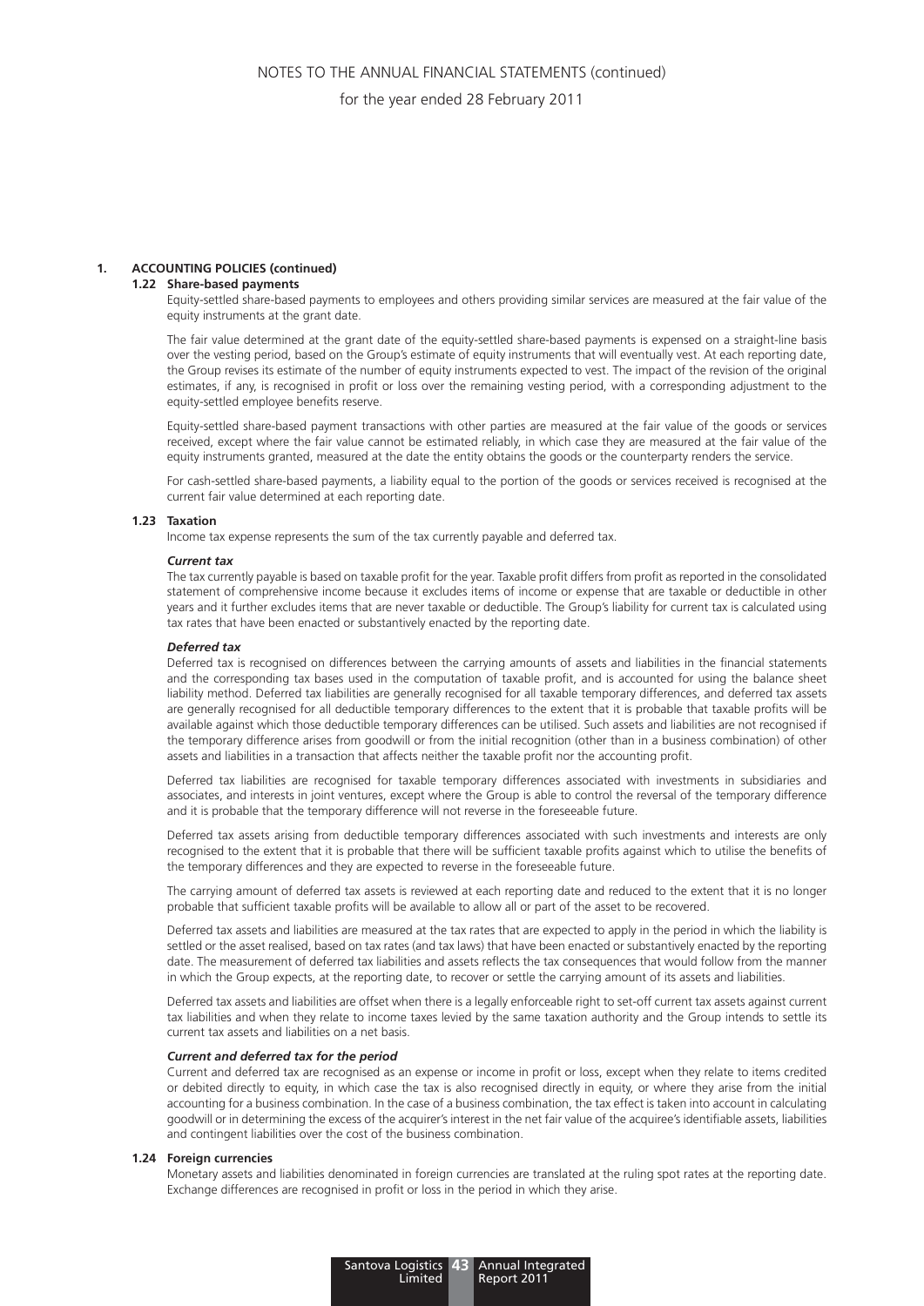# 1. ACCOUNTING POLICIES (continued)

## 1.22 Share-based payments

Equity-settled share-based payments to employees and others providing similar services are measured at the fair value of the equity instruments at the grant date.

The fair value determined at the grant date of the equity-settled share-based payments is expensed on a straight-line basis over the vesting period, based on the Group's estimate of equity instruments that will eventually vest. At each reporting date, the Group revises its estimate of the number of equity instruments expected to vest. The impact of the revision of the original estimates, if any, is recognised in profit or loss over the remaining vesting period, with a corresponding adjustment to the equity-settled employee benefits reserve.

Equity-settled share-based payment transactions with other parties are measured at the fair value of the goods or services received, except where the fair value cannot be estimated reliably, in which case they are measured at the fair value of the equity instruments granted, measured at the date the entity obtains the goods or the counterparty renders the service.

For cash-settled share-based payments, a liability equal to the portion of the goods or services received is recognised at the current fair value determined at each reporting date.

## 1.23 Taxation

Income tax expense represents the sum of the tax currently payable and deferred tax.

***Current tax***

The tax currently payable is based on taxable profit for the year. Taxable profit differs from profit as reported in the consolidated statement of comprehensive income because it excludes items of income or expense that are taxable or deductible in other years and it further excludes items that are never taxable or deductible. The Group's liability for current tax is calculated using tax rates that have been enacted or substantively enacted by the reporting date.

***Deferred tax***

Deferred tax is recognised on differences between the carrying amounts of assets and liabilities in the financial statements and the corresponding tax bases used in the computation of taxable profit, and is accounted for using the balance sheet liability method. Deferred tax liabilities are generally recognised for all taxable temporary differences, and deferred tax assets are generally recognised for all deductible temporary differences to the extent that it is probable that taxable profits will be available against which those deductible temporary differences can be utilised. Such assets and liabilities are not recognised if the temporary difference arises from goodwill or from the initial recognition (other than in a business combination) of other assets and liabilities in a transaction that affects neither the taxable profit nor the accounting profit.

Deferred tax liabilities are recognised for taxable temporary differences associated with investments in subsidiaries and associates, and interests in joint ventures, except where the Group is able to control the reversal of the temporary difference and it is probable that the temporary difference will not reverse in the foreseeable future.

Deferred tax assets arising from deductible temporary differences associated with such investments and interests are only recognised to the extent that it is probable that there will be sufficient taxable profits against which to utilise the benefits of the temporary differences and they are expected to reverse in the foreseeable future.

The carrying amount of deferred tax assets is reviewed at each reporting date and reduced to the extent that it is no longer probable that sufficient taxable profits will be available to allow all or part of the asset to be recovered.

Deferred tax assets and liabilities are measured at the tax rates that are expected to apply in the period in which the liability is settled or the asset realised, based on tax rates (and tax laws) that have been enacted or substantively enacted by the reporting date. The measurement of deferred tax liabilities and assets reflects the tax consequences that would follow from the manner in which the Group expects, at the reporting date, to recover or settle the carrying amount of its assets and liabilities.

Deferred tax assets and liabilities are offset when there is a legally enforceable right to set-off current tax assets against current tax liabilities and when they relate to income taxes levied by the same taxation authority and the Group intends to settle its current tax assets and liabilities on a net basis.

***Current and deferred tax for the period***

Current and deferred tax are recognised as an expense or income in profit or loss, except when they relate to items credited or debited directly to equity, in which case the tax is also recognised directly in equity, or where they arise from the initial accounting for a business combination. In the case of a business combination, the tax effect is taken into account in calculating goodwill or in determining the excess of the acquirer's interest in the net fair value of the acquiree's identifiable assets, liabilities and contingent liabilities over the cost of the business combination.

## 1.24 Foreign currencies

Monetary assets and liabilities denominated in foreign currencies are translated at the ruling spot rates at the reporting date. Exchange differences are recognised in profit or loss in the period in which they arise.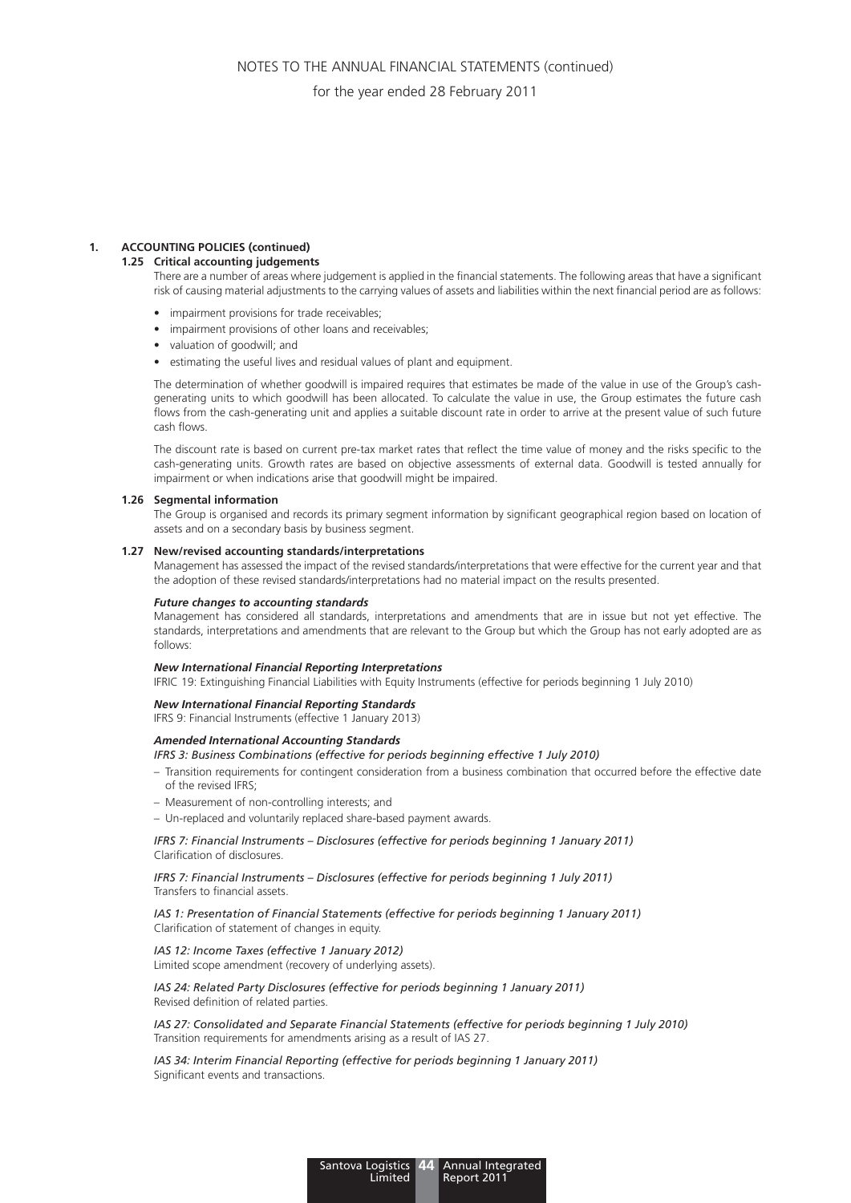## 1. ACCOUNTING POLICIES (continued)

### 1.25 Critical accounting judgements

There are a number of areas where judgement is applied in the financial statements. The following areas that have a significant risk of causing material adjustments to the carrying values of assets and liabilities within the next financial period are as follows:

- impairment provisions for trade receivables;
- impairment provisions of other loans and receivables;
- valuation of goodwill; and
- estimating the useful lives and residual values of plant and equipment.

The determination of whether goodwill is impaired requires that estimates be made of the value in use of the Group's cash-generating units to which goodwill has been allocated. To calculate the value in use, the Group estimates the future cash flows from the cash-generating unit and applies a suitable discount rate in order to arrive at the present value of such future cash flows.

The discount rate is based on current pre-tax market rates that reflect the time value of money and the risks specific to the cash-generating units. Growth rates are based on objective assessments of external data. Goodwill is tested annually for impairment or when indications arise that goodwill might be impaired.

### 1.26 Segmental information

The Group is organised and records its primary segment information by significant geographical region based on location of assets and on a secondary basis by business segment.

### 1.27 New/revised accounting standards/interpretations

Management has assessed the impact of the revised standards/interpretations that were effective for the current year and that the adoption of these revised standards/interpretations had no material impact on the results presented.

***Future changes to accounting standards***

Management has considered all standards, interpretations and amendments that are in issue but not yet effective. The standards, interpretations and amendments that are relevant to the Group but which the Group has not early adopted are as follows:

***New International Financial Reporting Interpretations***

IFRIC 19: Extinguishing Financial Liabilities with Equity Instruments (effective for periods beginning 1 July 2010)

***New International Financial Reporting Standards***

IFRS 9: Financial Instruments (effective 1 January 2013)

***Amended International Accounting Standards***

*IFRS 3: Business Combinations (effective for periods beginning effective 1 July 2010)*

- Transition requirements for contingent consideration from a business combination that occurred before the effective date of the revised IFRS;
- Measurement of non-controlling interests; and
- Un-replaced and voluntarily replaced share-based payment awards.

*IFRS 7: Financial Instruments – Disclosures (effective for periods beginning 1 January 2011)*
Clarification of disclosures.

*IFRS 7: Financial Instruments – Disclosures (effective for periods beginning 1 July 2011)*
Transfers to financial assets.

*IAS 1: Presentation of Financial Statements (effective for periods beginning 1 January 2011)*
Clarification of statement of changes in equity.

*IAS 12: Income Taxes (effective 1 January 2012)*
Limited scope amendment (recovery of underlying assets).

*IAS 24: Related Party Disclosures (effective for periods beginning 1 January 2011)*
Revised definition of related parties.

*IAS 27: Consolidated and Separate Financial Statements (effective for periods beginning 1 July 2010)*
Transition requirements for amendments arising as a result of IAS 27.

*IAS 34: Interim Financial Reporting (effective for periods beginning 1 January 2011)*
Significant events and transactions.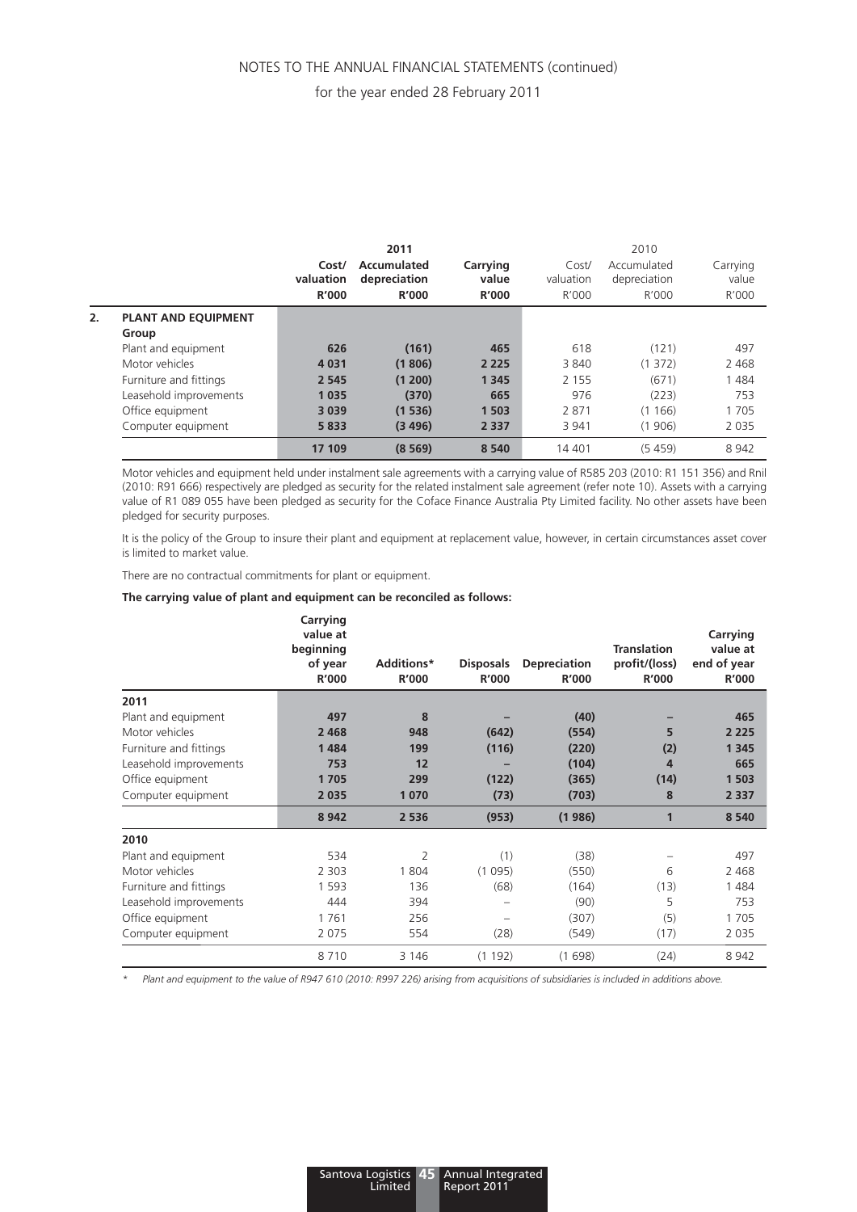NOTES TO THE ANNUAL FINANCIAL STATEMENTS (continued)

for the year ended 28 February 2011

| | 2011 | | | 2010 | | |
|---|---|---|---|---|---|---|
| | **Cost/ valuation R'000** | **Accumulated depreciation R'000** | **Carrying value R'000** | Cost/ valuation R'000 | Accumulated depreciation R'000 | Carrying value R'000 |
| **2. PLANT AND EQUIPMENT** | | | | | | |
| **Group** | | | | | | |
| Plant and equipment | **626** | **(161)** | **465** | 618 | (121) | 497 |
| Motor vehicles | **4 031** | **(1 806)** | **2 225** | 3 840 | (1 372) | 2 468 |
| Furniture and fittings | **2 545** | **(1 200)** | **1 345** | 2 155 | (671) | 1 484 |
| Leasehold improvements | **1 035** | **(370)** | **665** | 976 | (223) | 753 |
| Office equipment | **3 039** | **(1 536)** | **1 503** | 2 871 | (1 166) | 1 705 |
| Computer equipment | **5 833** | **(3 496)** | **2 337** | 3 941 | (1 906) | 2 035 |
| | **17 109** | **(8 569)** | **8 540** | 14 401 | (5 459) | 8 942 |

Motor vehicles and equipment held under instalment sale agreements with a carrying value of R585 203 (2010: R1 151 356) and Rnil (2010: R91 666) respectively are pledged as security for the related instalment sale agreement (refer note 10). Assets with a carrying value of R1 089 055 have been pledged as security for the Coface Finance Australia Pty Limited facility. No other assets have been pledged for security purposes.

It is the policy of the Group to insure their plant and equipment at replacement value, however, in certain circumstances asset cover is limited to market value.

There are no contractual commitments for plant or equipment.

**The carrying value of plant and equipment can be reconciled as follows:**

| | **Carrying value at beginning of year R'000** | **Additions* R'000** | **Disposals R'000** | **Depreciation R'000** | **Translation profit/(loss) R'000** | **Carrying value at end of year R'000** |
|---|---|---|---|---|---|---|
| **2011** | | | | | | |
| Plant and equipment | **497** | **8** | **–** | **(40)** | **–** | **465** |
| Motor vehicles | **2 468** | **948** | **(642)** | **(554)** | **5** | **2 225** |
| Furniture and fittings | **1 484** | **199** | **(116)** | **(220)** | **(2)** | **1 345** |
| Leasehold improvements | **753** | **12** | **–** | **(104)** | **4** | **665** |
| Office equipment | **1 705** | **299** | **(122)** | **(365)** | **(14)** | **1 503** |
| Computer equipment | **2 035** | **1 070** | **(73)** | **(703)** | **8** | **2 337** |
| | **8 942** | **2 536** | **(953)** | **(1 986)** | **1** | **8 540** |
| **2010** | | | | | | |
| Plant and equipment | 534 | 2 | (1) | (38) | – | 497 |
| Motor vehicles | 2 303 | 1 804 | (1 095) | (550) | 6 | 2 468 |
| Furniture and fittings | 1 593 | 136 | (68) | (164) | (13) | 1 484 |
| Leasehold improvements | 444 | 394 | – | (90) | 5 | 753 |
| Office equipment | 1 761 | 256 | – | (307) | (5) | 1 705 |
| Computer equipment | 2 075 | 554 | (28) | (549) | (17) | 2 035 |
| | 8 710 | 3 146 | (1 192) | (1 698) | (24) | 8 942 |

*\* Plant and equipment to the value of R947 610 (2010: R997 226) arising from acquisitions of subsidiaries is included in additions above.*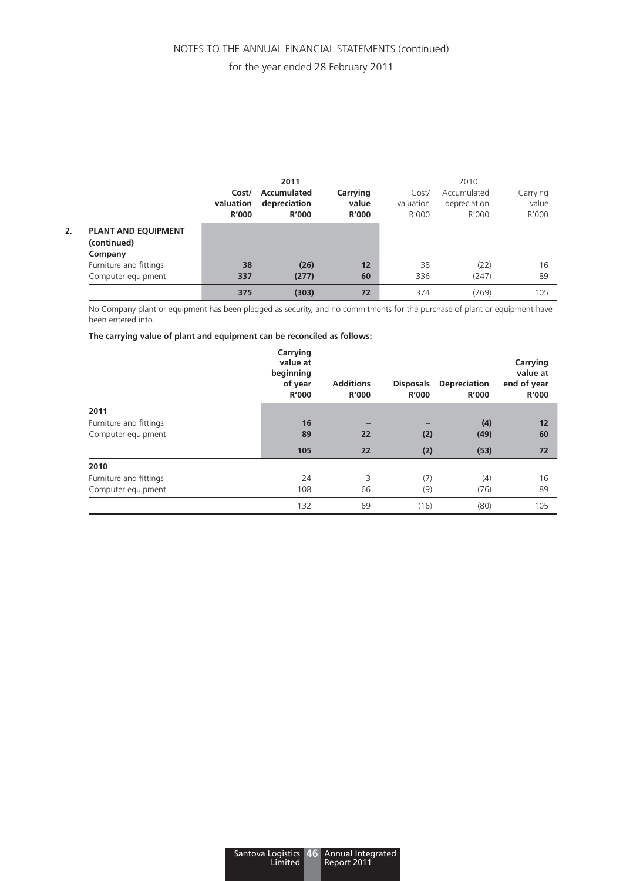| | 2011 | | | 2010 | | |
|---|---|---|---|---|---|---|
| | **Cost/ valuation R'000** | **Accumulated depreciation R'000** | **Carrying value R'000** | Cost/ valuation R'000 | Accumulated depreciation R'000 | Carrying value R'000 |
| **2. PLANT AND EQUIPMENT (continued)** | | | | | | |
| **Company** | | | | | | |
| Furniture and fittings | **38** | **(26)** | **12** | 38 | (22) | 16 |
| Computer equipment | **337** | **(277)** | **60** | 336 | (247) | 89 |
| | **375** | **(303)** | **72** | 374 | (269) | 105 |

No Company plant or equipment has been pledged as security, and no commitments for the purchase of plant or equipment have been entered into.

**The carrying value of plant and equipment can be reconciled as follows:**

| | Carrying value at beginning of year R'000 | Additions R'000 | Disposals R'000 | Depreciation R'000 | Carrying value at end of year R'000 |
|---|---|---|---|---|---|
| **2011** | | | | | |
| Furniture and fittings | **16** | **–** | **–** | **(4)** | **12** |
| Computer equipment | **89** | **22** | **(2)** | **(49)** | **60** |
| | **105** | **22** | **(2)** | **(53)** | **72** |
| **2010** | | | | | |
| Furniture and fittings | 24 | 3 | (7) | (4) | 16 |
| Computer equipment | 108 | 66 | (9) | (76) | 89 |
| | 132 | 69 | (16) | (80) | 105 |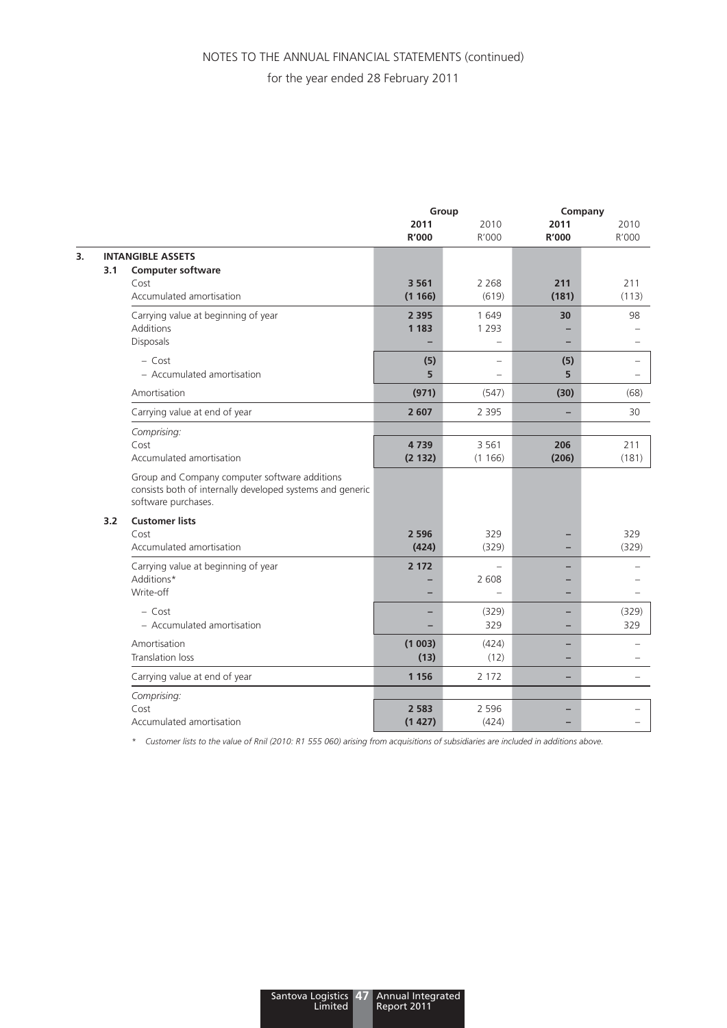# NOTES TO THE ANNUAL FINANCIAL STATEMENTS (continued)

for the year ended 28 February 2011

| | | Group | | Company | |
|---|---|---|---|---|---|
| | | **2011** | 2010 | **2011** | 2010 |
| | | **R'000** | R'000 | **R'000** | R'000 |
| **3.** | **INTANGIBLE ASSETS** | | | | |
| **3.1** | **Computer software** | | | | |
| | Cost | **3 561** | 2 268 | **211** | 211 |
| | Accumulated amortisation | **(1 166)** | (619) | **(181)** | (113) |
| | Carrying value at beginning of year | **2 395** | 1 649 | **30** | 98 |
| | Additions | **1 183** | 1 293 | **–** | – |
| | Disposals | **–** | – | **–** | – |
| | – Cost | **(5)** | – | **(5)** | – |
| | – Accumulated amortisation | **5** | – | **5** | – |
| | Amortisation | **(971)** | (547) | **(30)** | (68) |
| | Carrying value at end of year | **2 607** | 2 395 | **–** | 30 |
| | *Comprising:* | | | | |
| | Cost | **4 739** | 3 561 | **206** | 211 |
| | Accumulated amortisation | **(2 132)** | (1 166) | **(206)** | (181) |
| | Group and Company computer software additions consists both of internally developed systems and generic software purchases. | | | | |
| **3.2** | **Customer lists** | | | | |
| | Cost | **2 596** | 329 | **–** | 329 |
| | Accumulated amortisation | **(424)** | (329) | **–** | (329) |
| | Carrying value at beginning of year | **2 172** | – | **–** | – |
| | Additions* | **–** | 2 608 | **–** | – |
| | Write-off | **–** | – | **–** | – |
| | – Cost | **–** | (329) | **–** | (329) |
| | – Accumulated amortisation | **–** | 329 | **–** | 329 |
| | Amortisation | **(1 003)** | (424) | **–** | – |
| | Translation loss | **(13)** | (12) | **–** | – |
| | Carrying value at end of year | **1 156** | 2 172 | **–** | – |
| | *Comprising:* | | | | |
| | Cost | **2 583** | 2 596 | **–** | – |
| | Accumulated amortisation | **(1 427)** | (424) | **–** | – |

*\* Customer lists to the value of Rnil (2010: R1 555 060) arising from acquisitions of subsidiaries are included in additions above.*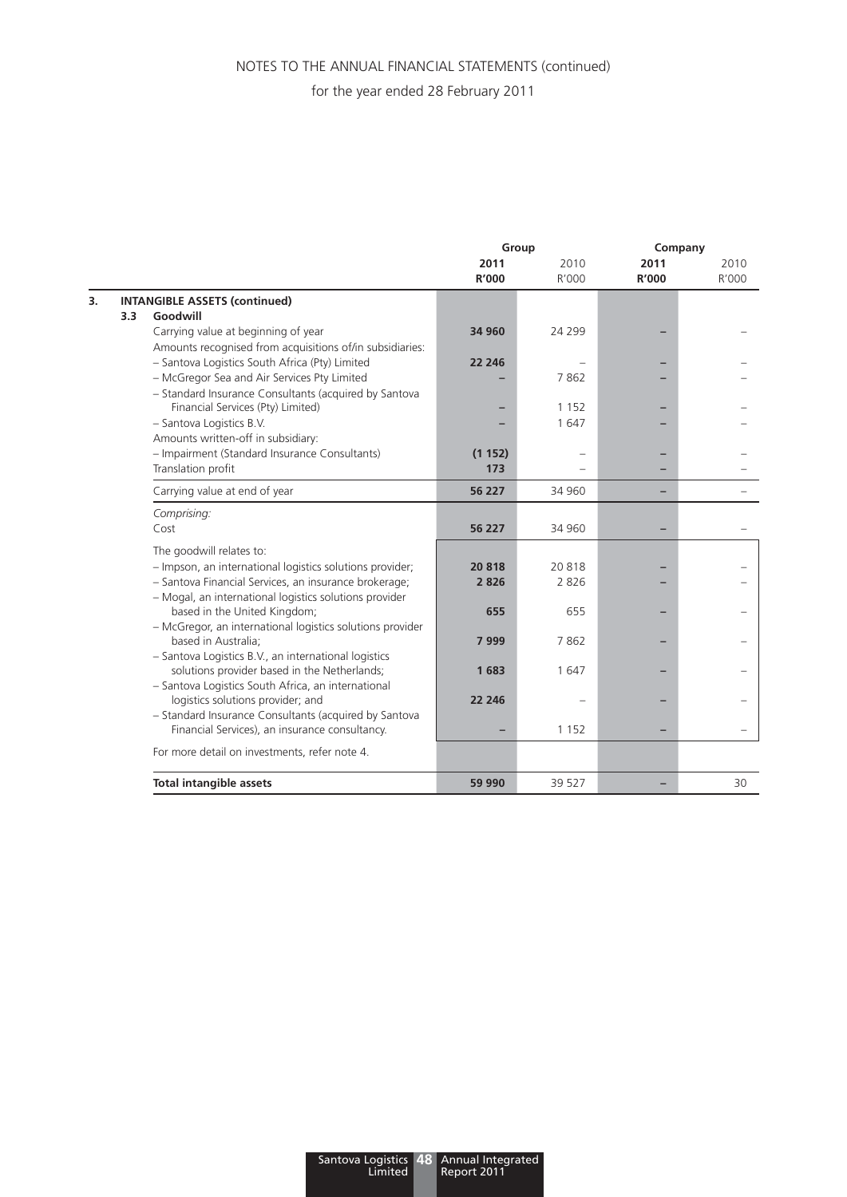NOTES TO THE ANNUAL FINANCIAL STATEMENTS (continued)

for the year ended 28 February 2011

| | Group | | Company | |
|---|---|---|---|---|
| | **2011 R'000** | 2010 R'000 | **2011 R'000** | 2010 R'000 |
| **3. INTANGIBLE ASSETS (continued)** | | | | |
| **3.3 Goodwill** | | | | |
| Carrying value at beginning of year | **34 960** | 24 299 | **–** | – |
| Amounts recognised from acquisitions of/in subsidiaries: | | | | |
| – Santova Logistics South Africa (Pty) Limited | **22 246** | – | **–** | – |
| – McGregor Sea and Air Services Pty Limited | **–** | 7 862 | **–** | – |
| – Standard Insurance Consultants (acquired by Santova Financial Services (Pty) Limited) | **–** | 1 152 | **–** | – |
| – Santova Logistics B.V. | **–** | 1 647 | **–** | – |
| Amounts written-off in subsidiary: | | | | |
| – Impairment (Standard Insurance Consultants) | **(1 152)** | – | **–** | – |
| Translation profit | **173** | – | **–** | – |
| Carrying value at end of year | **56 227** | 34 960 | **–** | – |
| *Comprising:* | | | | |
| Cost | **56 227** | 34 960 | **–** | – |
| The goodwill relates to: | | | | |
| – Impson, an international logistics solutions provider; | **20 818** | 20 818 | **–** | – |
| – Santova Financial Services, an insurance brokerage; | **2 826** | 2 826 | **–** | – |
| – Mogal, an international logistics solutions provider based in the United Kingdom; | **655** | 655 | **–** | – |
| – McGregor, an international logistics solutions provider based in Australia; | **7 999** | 7 862 | **–** | – |
| – Santova Logistics B.V., an international logistics solutions provider based in the Netherlands; | **1 683** | 1 647 | **–** | – |
| – Santova Logistics South Africa, an international logistics solutions provider; and | **22 246** | – | **–** | – |
| – Standard Insurance Consultants (acquired by Santova Financial Services), an insurance consultancy. | **–** | 1 152 | **–** | – |
| For more detail on investments, refer note 4. | | | | |
| **Total intangible assets** | **59 990** | 39 527 | **–** | 30 |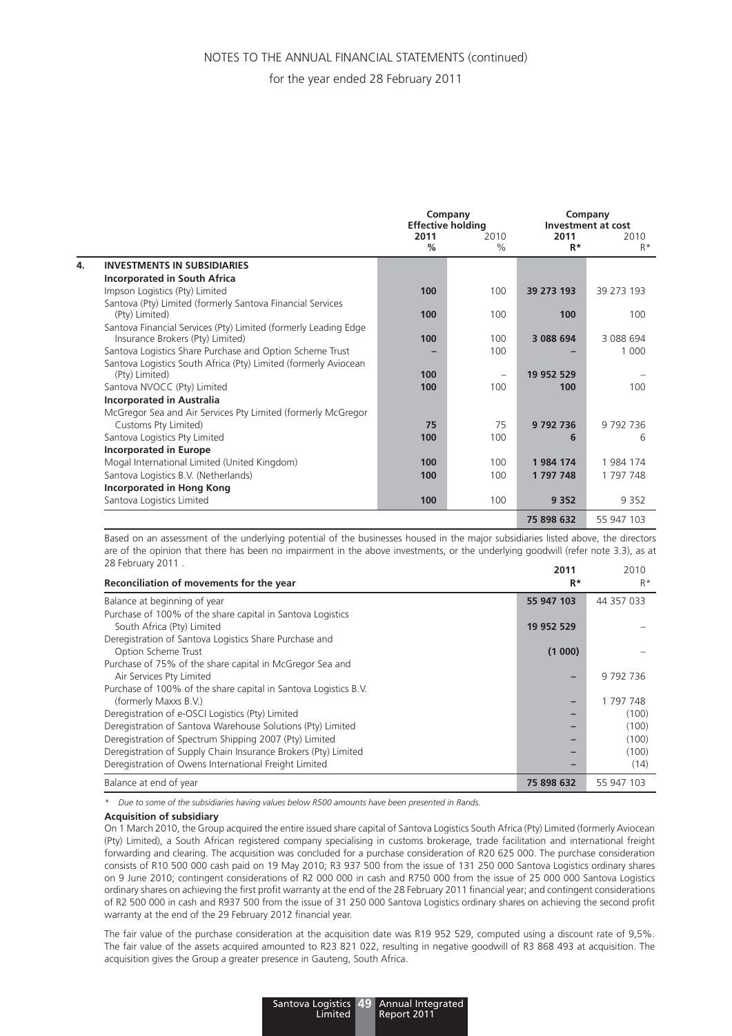## NOTES TO THE ANNUAL FINANCIAL STATEMENTS (continued)

for the year ended 28 February 2011

| | | Company Effective holding | | Company Investment at cost | |
|---|---|---|---|---|---|
| | | **2011** | 2010 | **2011** | 2010 |
| | | **%** | % | **R*** | R* |
| **4.** | **INVESTMENTS IN SUBSIDIARIES** | | | | |
| | **Incorporated in South Africa** | | | | |
| | Impson Logistics (Pty) Limited | **100** | 100 | **39 273 193** | 39 273 193 |
| | Santova (Pty) Limited (formerly Santova Financial Services (Pty) Limited) | **100** | 100 | **100** | 100 |
| | Santova Financial Services (Pty) Limited (formerly Leading Edge Insurance Brokers (Pty) Limited) | **100** | 100 | **3 088 694** | 3 088 694 |
| | Santova Logistics Share Purchase and Option Scheme Trust | **–** | 100 | **–** | 1 000 |
| | Santova Logistics South Africa (Pty) Limited (formerly Aviocean (Pty) Limited) | **100** | – | **19 952 529** | – |
| | Santova NVOCC (Pty) Limited | **100** | 100 | **100** | 100 |
| | **Incorporated in Australia** | | | | |
| | McGregor Sea and Air Services Pty Limited (formerly McGregor Customs Pty Limited) | **75** | 75 | **9 792 736** | 9 792 736 |
| | Santova Logistics Pty Limited | **100** | 100 | **6** | 6 |
| | **Incorporated in Europe** | | | | |
| | Mogal International Limited (United Kingdom) | **100** | 100 | **1 984 174** | 1 984 174 |
| | Santova Logistics B.V. (Netherlands) | **100** | 100 | **1 797 748** | 1 797 748 |
| | **Incorporated in Hong Kong** | | | | |
| | Santova Logistics Limited | **100** | 100 | **9 352** | 9 352 |
| | | | | **75 898 632** | 55 947 103 |

Based on an assessment of the underlying potential of the businesses housed in the major subsidiaries listed above, the directors are of the opinion that there has been no impairment in the above investments, or the underlying goodwill (refer note 3.3), as at 28 February 2011 .

| Reconciliation of movements for the year | 2011 R* | 2010 R* |
|---|---|---|
| Balance at beginning of year | **55 947 103** | 44 357 033 |
| Purchase of 100% of the share capital in Santova Logistics South Africa (Pty) Limited | **19 952 529** | – |
| Deregistration of Santova Logistics Share Purchase and Option Scheme Trust | **(1 000)** | – |
| Purchase of 75% of the share capital in McGregor Sea and Air Services Pty Limited | **–** | 9 792 736 |
| Purchase of 100% of the share capital in Santova Logistics B.V. (formerly Maxxs B.V.) | **–** | 1 797 748 |
| Deregistration of e-OSCI Logistics (Pty) Limited | **–** | (100) |
| Deregistration of Santova Warehouse Solutions (Pty) Limited | **–** | (100) |
| Deregistration of Spectrum Shipping 2007 (Pty) Limited | **–** | (100) |
| Deregistration of Supply Chain Insurance Brokers (Pty) Limited | **–** | (100) |
| Deregistration of Owens International Freight Limited | **–** | (14) |
| Balance at end of year | **75 898 632** | 55 947 103 |

*\* Due to some of the subsidiaries having values below R500 amounts have been presented in Rands.*

**Acquisition of subsidiary**

On 1 March 2010, the Group acquired the entire issued share capital of Santova Logistics South Africa (Pty) Limited (formerly Aviocean (Pty) Limited), a South African registered company specialising in customs brokerage, trade facilitation and international freight forwarding and clearing. The acquisition was concluded for a purchase consideration of R20 625 000. The purchase consideration consists of R10 500 000 cash paid on 19 May 2010; R3 937 500 from the issue of 131 250 000 Santova Logistics ordinary shares on 9 June 2010; contingent considerations of R2 000 000 in cash and R750 000 from the issue of 25 000 000 Santova Logistics ordinary shares on achieving the first profit warranty at the end of the 28 February 2011 financial year; and contingent considerations of R2 500 000 in cash and R937 500 from the issue of 31 250 000 Santova Logistics ordinary shares on achieving the second profit warranty at the end of the 29 February 2012 financial year.

The fair value of the purchase consideration at the acquisition date was R19 952 529, computed using a discount rate of 9,5%. The fair value of the assets acquired amounted to R23 821 022, resulting in negative goodwill of R3 868 493 at acquisition. The acquisition gives the Group a greater presence in Gauteng, South Africa.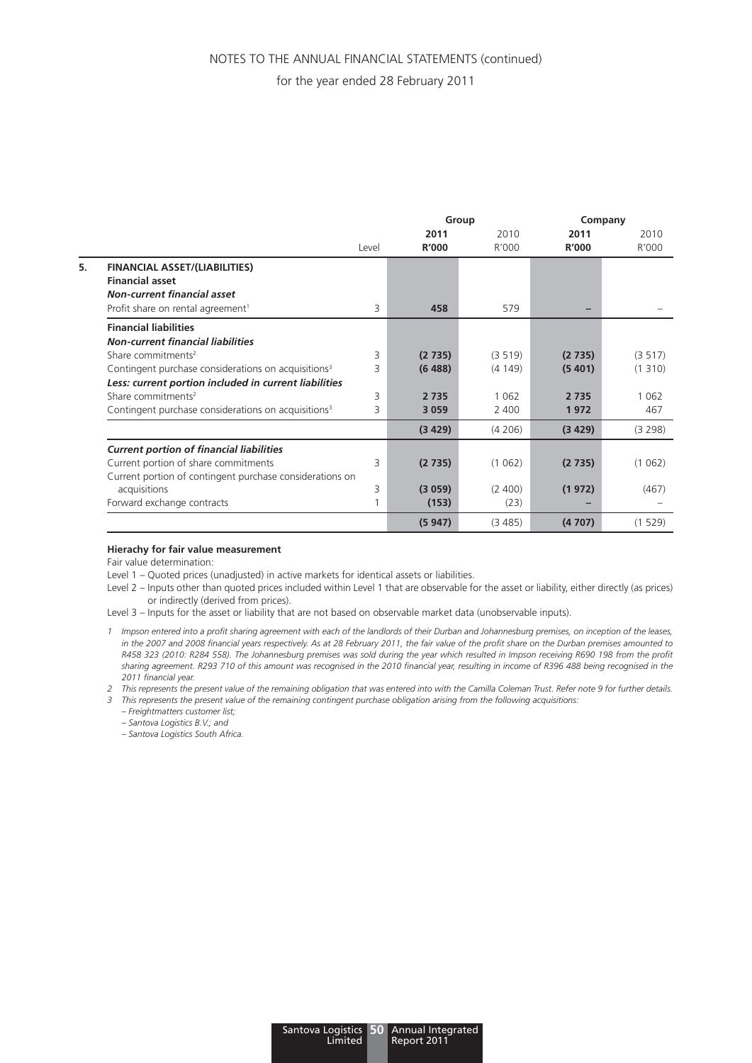| | Level | Group 2011 R'000 | Group 2010 R'000 | Company 2011 R'000 | Company 2010 R'000 |
|---|---|---|---|---|---|
| **5. FINANCIAL ASSET/(LIABILITIES)** | | | | | |
| **Financial asset** | | | | | |
| ***Non-current financial asset*** | | | | | |
| Profit share on rental agreement[1] | 3 | **458** | 579 | **–** | – |
| **Financial liabilities** | | | | | |
| ***Non-current financial liabilities*** | | | | | |
| Share commitments[2] | 3 | **(2 735)** | (3 519) | **(2 735)** | (3 517) |
| Contingent purchase considerations on acquisitions[3] | 3 | **(6 488)** | (4 149) | **(5 401)** | (1 310) |
| ***Less: current portion included in current liabilities*** | | | | | |
| Share commitments[2] | 3 | **2 735** | 1 062 | **2 735** | 1 062 |
| Contingent purchase considerations on acquisitions[3] | 3 | **3 059** | 2 400 | **1 972** | 467 |
| | | **(3 429)** | (4 206) | **(3 429)** | (3 298) |
| ***Current portion of financial liabilities*** | | | | | |
| Current portion of share commitments | 3 | **(2 735)** | (1 062) | **(2 735)** | (1 062) |
| Current portion of contingent purchase considerations on acquisitions | 3 | **(3 059)** | (2 400) | **(1 972)** | (467) |
| Forward exchange contracts | 1 | **(153)** | (23) | **–** | – |
| | | **(5 947)** | (3 485) | **(4 707)** | (1 529) |

**Hierachy for fair value measurement**

Fair value determination:

Level 1 – Quoted prices (unadjusted) in active markets for identical assets or liabilities.

Level 2 – Inputs other than quoted prices included within Level 1 that are observable for the asset or liability, either directly (as prices) or indirectly (derived from prices).

Level 3 – Inputs for the asset or liability that are not based on observable market data (unobservable inputs).

1 *Impson entered into a profit sharing agreement with each of the landlords of their Durban and Johannesburg premises, on inception of the leases, in the 2007 and 2008 financial years respectively. As at 28 February 2011, the fair value of the profit share on the Durban premises amounted to R458 323 (2010: R284 558). The Johannesburg premises was sold during the year which resulted in Impson receiving R690 198 from the profit sharing agreement. R293 710 of this amount was recognised in the 2010 financial year, resulting in income of R396 488 being recognised in the 2011 financial year.*

2 *This represents the present value of the remaining obligation that was entered into with the Camilla Coleman Trust. Refer note 9 for further details.*

3 *This represents the present value of the remaining contingent purchase obligation arising from the following acquisitions:*
- *Freightmatters customer list;*
- *Santova Logistics B.V.; and*
- *Santova Logistics South Africa.*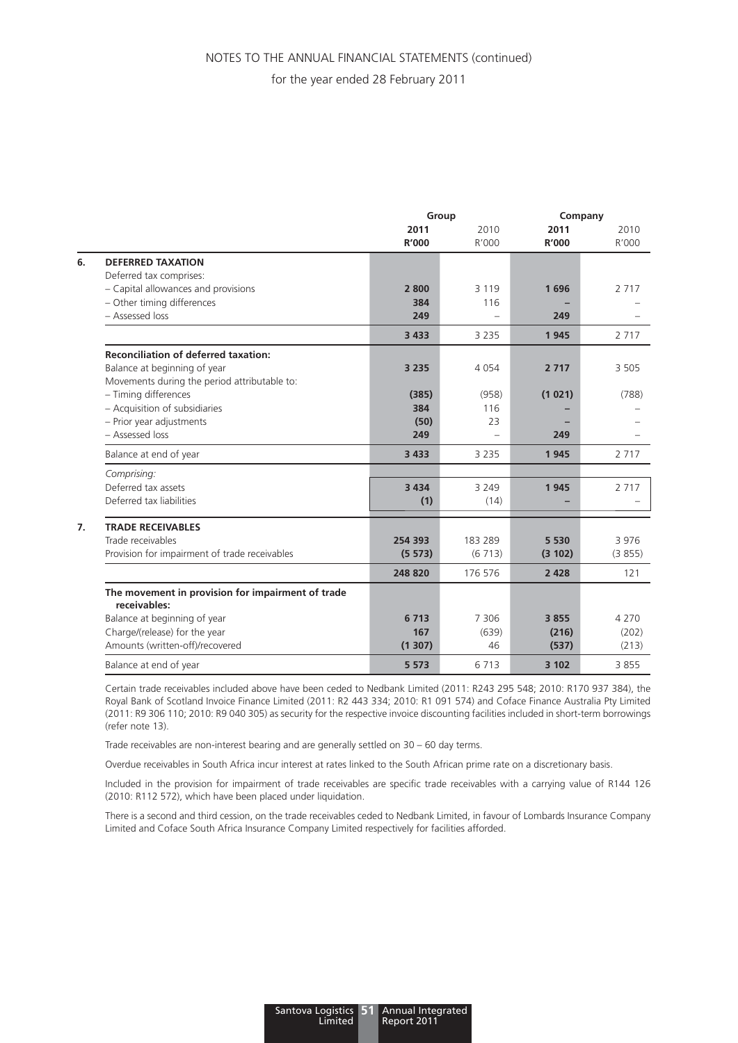# NOTES TO THE ANNUAL FINANCIAL STATEMENTS (continued)

for the year ended 28 February 2011

| | | Group | | Company | |
|---|---|---|---|---|---|
| | | **2011** | 2010 | **2011** | 2010 |
| | | **R'000** | R'000 | **R'000** | R'000 |
| **6.** | **DEFERRED TAXATION** | | | | |
| | Deferred tax comprises: | | | | |
| | – Capital allowances and provisions | **2 800** | 3 119 | **1 696** | 2 717 |
| | – Other timing differences | **384** | 116 | **–** | – |
| | – Assessed loss | **249** | – | **249** | – |
| | | **3 433** | 3 235 | **1 945** | 2 717 |
| | **Reconciliation of deferred taxation:** | | | | |
| | Balance at beginning of year | **3 235** | 4 054 | **2 717** | 3 505 |
| | Movements during the period attributable to: | | | | |
| | – Timing differences | **(385)** | (958) | **(1 021)** | (788) |
| | – Acquisition of subsidiaries | **384** | 116 | **–** | – |
| | – Prior year adjustments | **(50)** | 23 | **–** | – |
| | – Assessed loss | **249** | – | **249** | – |
| | Balance at end of year | **3 433** | 3 235 | **1 945** | 2 717 |
| | *Comprising:* | | | | |
| | Deferred tax assets | **3 434** | 3 249 | **1 945** | 2 717 |
| | Deferred tax liabilities | **(1)** | (14) | **–** | – |
| **7.** | **TRADE RECEIVABLES** | | | | |
| | Trade receivables | **254 393** | 183 289 | **5 530** | 3 976 |
| | Provision for impairment of trade receivables | **(5 573)** | (6 713) | **(3 102)** | (3 855) |
| | | **248 820** | 176 576 | **2 428** | 121 |
| | **The movement in provision for impairment of trade receivables:** | | | | |
| | Balance at beginning of year | **6 713** | 7 306 | **3 855** | 4 270 |
| | Charge/(release) for the year | **167** | (639) | **(216)** | (202) |
| | Amounts (written-off)/recovered | **(1 307)** | 46 | **(537)** | (213) |
| | Balance at end of year | **5 573** | 6 713 | **3 102** | 3 855 |

Certain trade receivables included above have been ceded to Nedbank Limited (2011: R243 295 548; 2010: R170 937 384), the Royal Bank of Scotland Invoice Finance Limited (2011: R2 443 334; 2010: R1 091 574) and Coface Finance Australia Pty Limited (2011: R9 306 110; 2010: R9 040 305) as security for the respective invoice discounting facilities included in short-term borrowings (refer note 13).

Trade receivables are non-interest bearing and are generally settled on 30 – 60 day terms.

Overdue receivables in South Africa incur interest at rates linked to the South African prime rate on a discretionary basis.

Included in the provision for impairment of trade receivables are specific trade receivables with a carrying value of R144 126 (2010: R112 572), which have been placed under liquidation.

There is a second and third cession, on the trade receivables ceded to Nedbank Limited, in favour of Lombards Insurance Company Limited and Coface South Africa Insurance Company Limited respectively for facilities afforded.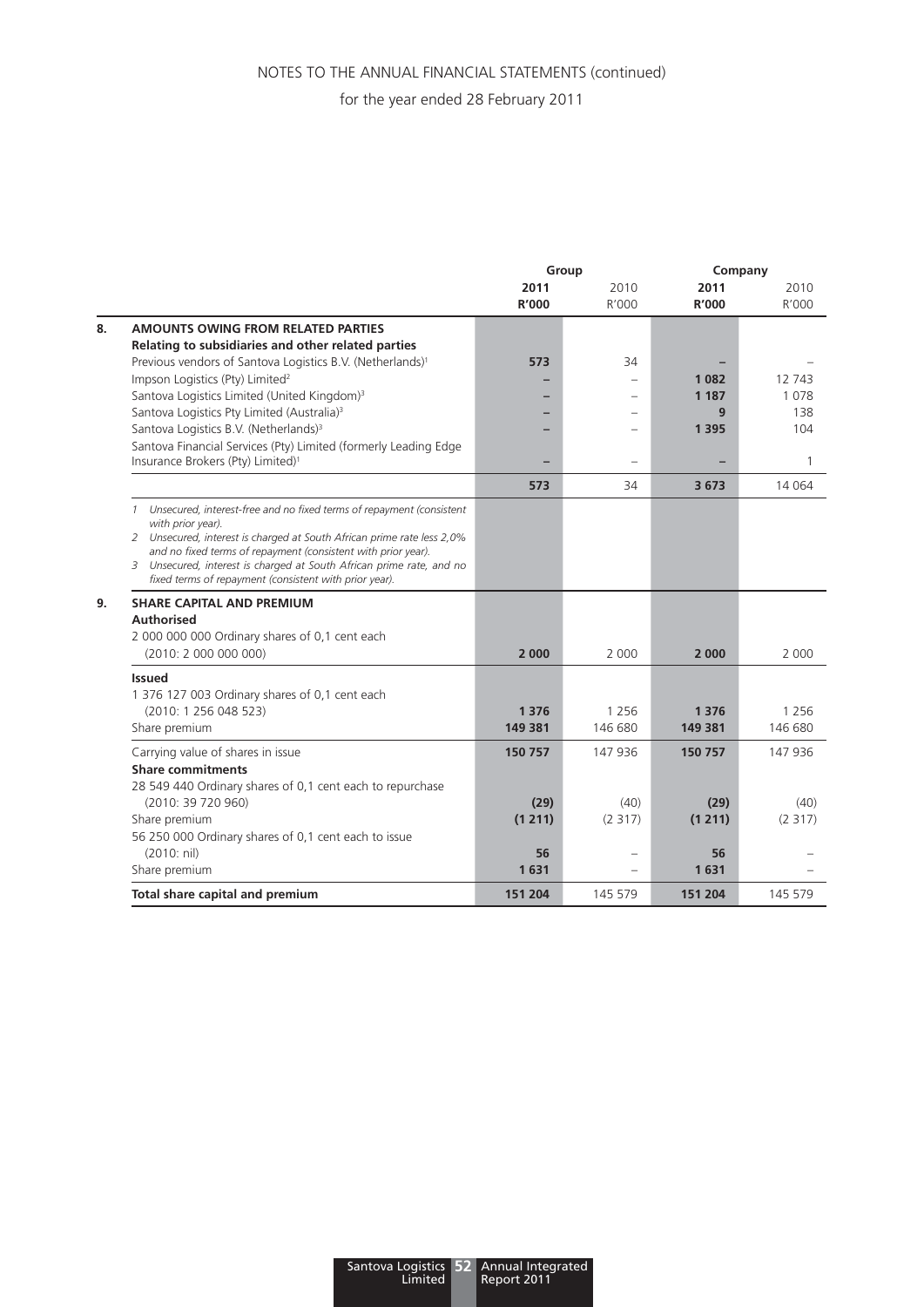# NOTES TO THE ANNUAL FINANCIAL STATEMENTS (continued)

for the year ended 28 February 2011

| | | Group | | Company | |
|---|---|---|---|---|---|
| | | **2011** | 2010 | **2011** | 2010 |
| | | **R'000** | R'000 | **R'000** | R'000 |
| **8.** | **AMOUNTS OWING FROM RELATED PARTIES** | | | | |
| | **Relating to subsidiaries and other related parties** | | | | |
| | Previous vendors of Santova Logistics B.V. (Netherlands)[1] | **573** | 34 | **–** | – |
| | Impson Logistics (Pty) Limited[2] | **–** | – | **1 082** | 12 743 |
| | Santova Logistics Limited (United Kingdom)[3] | **–** | – | **1 187** | 1 078 |
| | Santova Logistics Pty Limited (Australia)[3] | **–** | – | **9** | 138 |
| | Santova Logistics B.V. (Netherlands)[3] | **–** | – | **1 395** | 104 |
| | Santova Financial Services (Pty) Limited (formerly Leading Edge Insurance Brokers (Pty) Limited)[1] | **–** | – | **–** | 1 |
| | | **573** | 34 | **3 673** | 14 064 |

*1 Unsecured, interest-free and no fixed terms of repayment (consistent with prior year).*
*2 Unsecured, interest is charged at South African prime rate less 2,0% and no fixed terms of repayment (consistent with prior year).*
*3 Unsecured, interest is charged at South African prime rate, and no fixed terms of repayment (consistent with prior year).*

| | | Group | | Company | |
|---|---|---|---|---|---|
| | | **2011** | 2010 | **2011** | 2010 |
| | | **R'000** | R'000 | **R'000** | R'000 |
| **9.** | **SHARE CAPITAL AND PREMIUM** | | | | |
| | **Authorised** | | | | |
| | 2 000 000 000 Ordinary shares of 0,1 cent each (2010: 2 000 000 000) | **2 000** | 2 000 | **2 000** | 2 000 |
| | **Issued** | | | | |
| | 1 376 127 003 Ordinary shares of 0,1 cent each (2010: 1 256 048 523) | **1 376** | 1 256 | **1 376** | 1 256 |
| | Share premium | **149 381** | 146 680 | **149 381** | 146 680 |
| | Carrying value of shares in issue | **150 757** | 147 936 | **150 757** | 147 936 |
| | **Share commitments** | | | | |
| | 28 549 440 Ordinary shares of 0,1 cent each to repurchase (2010: 39 720 960) | **(29)** | (40) | **(29)** | (40) |
| | Share premium | **(1 211)** | (2 317) | **(1 211)** | (2 317) |
| | 56 250 000 Ordinary shares of 0,1 cent each to issue (2010: nil) | **56** | – | **56** | – |
| | Share premium | **1 631** | – | **1 631** | – |
| | **Total share capital and premium** | **151 204** | 145 579 | **151 204** | 145 579 |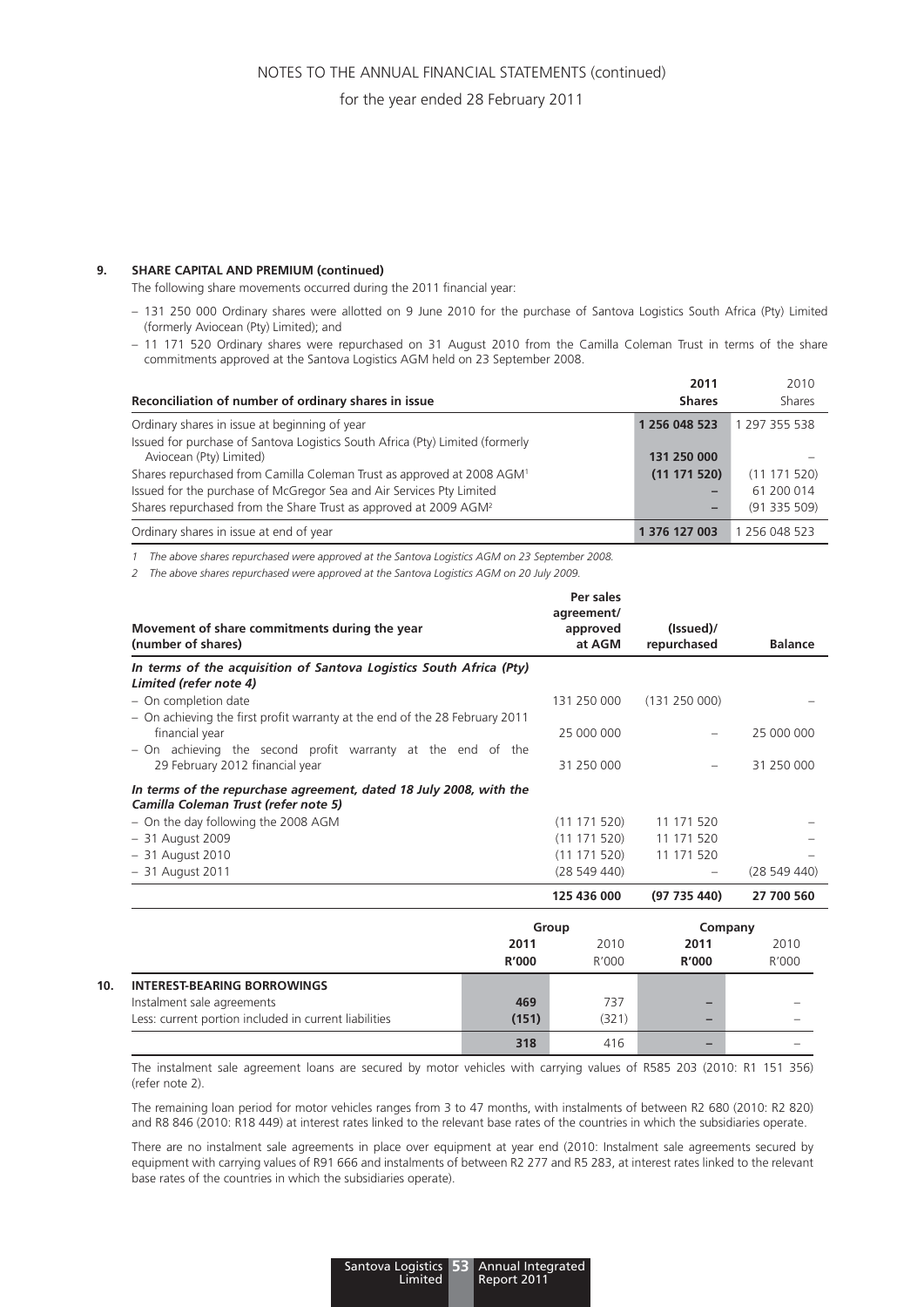## 9. SHARE CAPITAL AND PREMIUM (continued)

The following share movements occurred during the 2011 financial year:

- 131 250 000 Ordinary shares were allotted on 9 June 2010 for the purchase of Santova Logistics South Africa (Pty) Limited (formerly Aviocean (Pty) Limited); and
- 11 171 520 Ordinary shares were repurchased on 31 August 2010 from the Camilla Coleman Trust in terms of the share commitments approved at the Santova Logistics AGM held on 23 September 2008.

| Reconciliation of number of ordinary shares in issue | 2011 Shares | 2010 Shares |
|---|---|---|
| Ordinary shares in issue at beginning of year | **1 256 048 523** | 1 297 355 538 |
| Issued for purchase of Santova Logistics South Africa (Pty) Limited (formerly Aviocean (Pty) Limited) | **131 250 000** | – |
| Shares repurchased from Camilla Coleman Trust as approved at 2008 AGM[1] | **(11 171 520)** | (11 171 520) |
| Issued for the purchase of McGregor Sea and Air Services Pty Limited | **–** | 61 200 014 |
| Shares repurchased from the Share Trust as approved at 2009 AGM[2] | **–** | (91 335 509) |
| Ordinary shares in issue at end of year | **1 376 127 003** | 1 256 048 523 |

*1 The above shares repurchased were approved at the Santova Logistics AGM on 23 September 2008.*

*2 The above shares repurchased were approved at the Santova Logistics AGM on 20 July 2009.*

| Movement of share commitments during the year (number of shares) | Per sales agreement/ approved at AGM | (Issued)/ repurchased | Balance |
|---|---|---|---|
| ***In terms of the acquisition of Santova Logistics South Africa (Pty) Limited (refer note 4)*** | | | |
| – On completion date | 131 250 000 | (131 250 000) | – |
| – On achieving the first profit warranty at the end of the 28 February 2011 financial year | 25 000 000 | – | 25 000 000 |
| – On achieving the second profit warranty at the end of the 29 February 2012 financial year | 31 250 000 | – | 31 250 000 |
| ***In terms of the repurchase agreement, dated 18 July 2008, with the Camilla Coleman Trust (refer note 5)*** | | | |
| – On the day following the 2008 AGM | (11 171 520) | 11 171 520 | – |
| – 31 August 2009 | (11 171 520) | 11 171 520 | – |
| – 31 August 2010 | (11 171 520) | 11 171 520 | – |
| – 31 August 2011 | (28 549 440) | – | (28 549 440) |
| | **125 436 000** | **(97 735 440)** | **27 700 560** |

| | Group 2011 R'000 | Group 2010 R'000 | Company 2011 R'000 | Company 2010 R'000 |
|---|---|---|---|---|
| **10. INTEREST-BEARING BORROWINGS** | | | | |
| Instalment sale agreements | **469** | 737 | **–** | – |
| Less: current portion included in current liabilities | **(151)** | (321) | **–** | – |
| | **318** | 416 | **–** | – |

The instalment sale agreement loans are secured by motor vehicles with carrying values of R585 203 (2010: R1 151 356) (refer note 2).

The remaining loan period for motor vehicles ranges from 3 to 47 months, with instalments of between R2 680 (2010: R2 820) and R8 846 (2010: R18 449) at interest rates linked to the relevant base rates of the countries in which the subsidiaries operate.

There are no instalment sale agreements in place over equipment at year end (2010: Instalment sale agreements secured by equipment with carrying values of R91 666 and instalments of between R2 277 and R5 283, at interest rates linked to the relevant base rates of the countries in which the subsidiaries operate).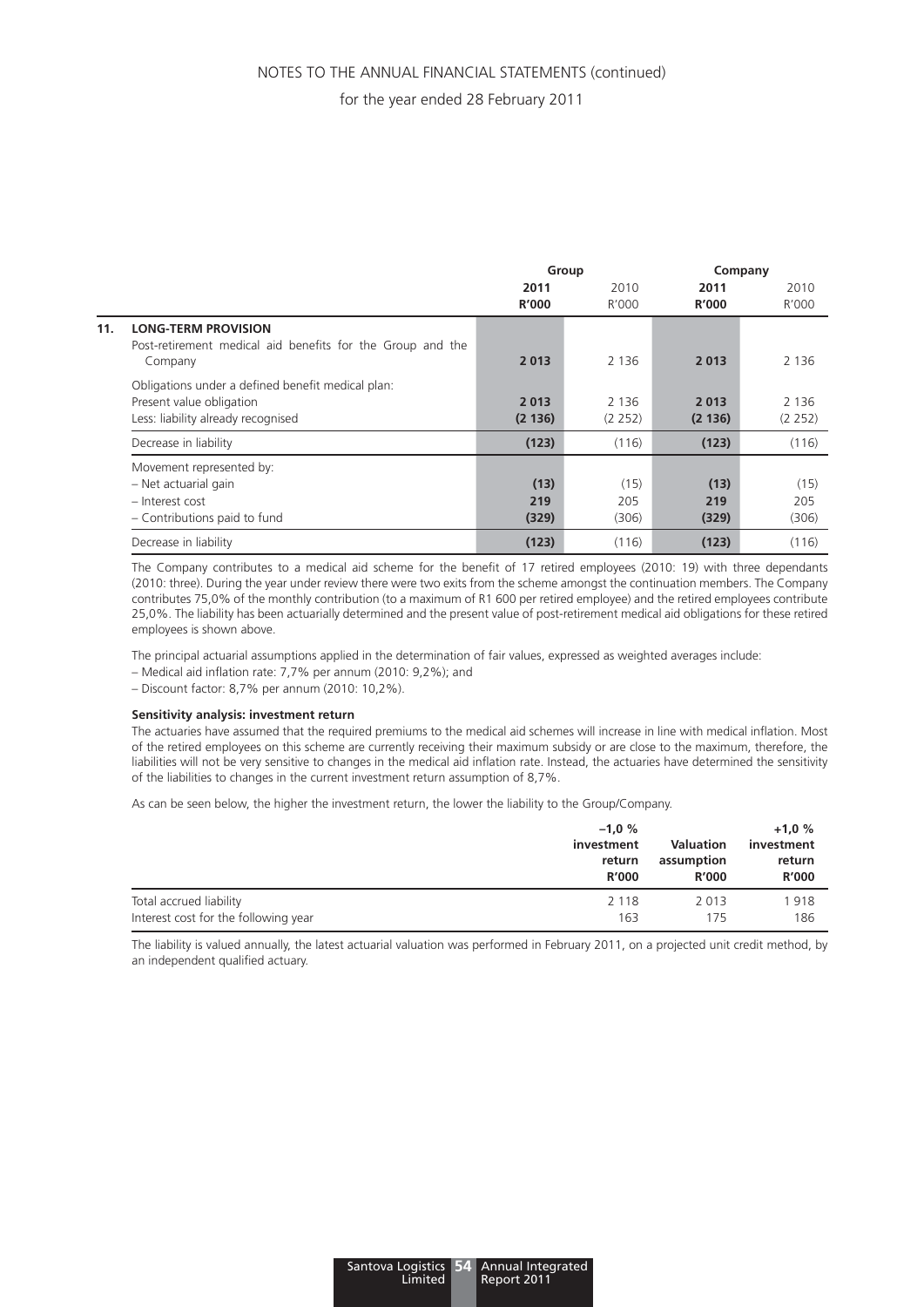|  | Group |  | Company |  |
|---|---|---|---|---|
|  | **2011** | 2010 | **2011** | 2010 |
|  | **R'000** | R'000 | **R'000** | R'000 |
| **11. LONG-TERM PROVISION** |  |  |  |  |
| Post-retirement medical aid benefits for the Group and the Company | **2 013** | 2 136 | **2 013** | 2 136 |
| Obligations under a defined benefit medical plan: |  |  |  |  |
| Present value obligation | **2 013** | 2 136 | **2 013** | 2 136 |
| Less: liability already recognised | **(2 136)** | (2 252) | **(2 136)** | (2 252) |
| Decrease in liability | **(123)** | (116) | **(123)** | (116) |
| Movement represented by: |  |  |  |  |
| – Net actuarial gain | **(13)** | (15) | **(13)** | (15) |
| – Interest cost | **219** | 205 | **219** | 205 |
| – Contributions paid to fund | **(329)** | (306) | **(329)** | (306) |
| Decrease in liability | **(123)** | (116) | **(123)** | (116) |

The Company contributes to a medical aid scheme for the benefit of 17 retired employees (2010: 19) with three dependants (2010: three). During the year under review there were two exits from the scheme amongst the continuation members. The Company contributes 75,0% of the monthly contribution (to a maximum of R1 600 per retired employee) and the retired employees contribute 25,0%. The liability has been actuarially determined and the present value of post-retirement medical aid obligations for these retired employees is shown above.

The principal actuarial assumptions applied in the determination of fair values, expressed as weighted averages include:

– Medical aid inflation rate: 7,7% per annum (2010: 9,2%); and

– Discount factor: 8,7% per annum (2010: 10,2%).

**Sensitivity analysis: investment return**

The actuaries have assumed that the required premiums to the medical aid schemes will increase in line with medical inflation. Most of the retired employees on this scheme are currently receiving their maximum subsidy or are close to the maximum, therefore, the liabilities will not be very sensitive to changes in the medical aid inflation rate. Instead, the actuaries have determined the sensitivity of the liabilities to changes in the current investment return assumption of 8,7%.

As can be seen below, the higher the investment return, the lower the liability to the Group/Company.

|  | **–1,0 % investment return R'000** | **Valuation assumption R'000** | **+1,0 % investment return R'000** |
|---|---|---|---|
| Total accrued liability | 2 118 | 2 013 | 1 918 |
| Interest cost for the following year | 163 | 175 | 186 |

The liability is valued annually, the latest actuarial valuation was performed in February 2011, on a projected unit credit method, by an independent qualified actuary.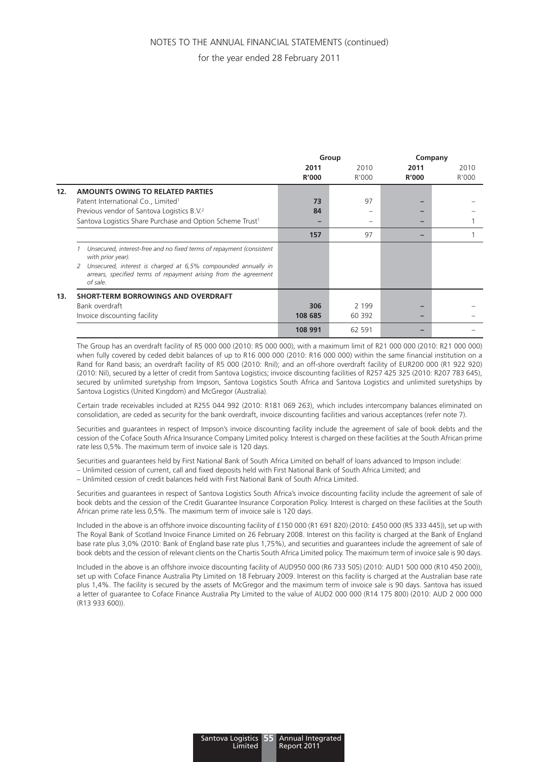NOTES TO THE ANNUAL FINANCIAL STATEMENTS (continued)

for the year ended 28 February 2011

| | | Group | | Company | |
|---|---|---|---|---|---|
| | | **2011** | 2010 | **2011** | 2010 |
| | | **R'000** | R'000 | **R'000** | R'000 |
| **12.** | **AMOUNTS OWING TO RELATED PARTIES** | | | | |
| | Patent International Co., Limited[1] | **73** | 97 | **–** | – |
| | Previous vendor of Santova Logistics B.V.[2] | **84** | – | **–** | – |
| | Santova Logistics Share Purchase and Option Scheme Trust[1] | **–** | – | **–** | 1 |
| | | **157** | 97 | **–** | 1 |
| | *1 Unsecured, interest-free and no fixed terms of repayment (consistent with prior year).* | | | | |
| | *2 Unsecured, interest is charged at 6,5% compounded annually in arrears, specified terms of repayment arising from the agreement of sale.* | | | | |
| **13.** | **SHORT-TERM BORROWINGS AND OVERDRAFT** | | | | |
| | Bank overdraft | **306** | 2 199 | **–** | – |
| | Invoice discounting facility | **108 685** | 60 392 | **–** | – |
| | | **108 991** | 62 591 | **–** | – |

The Group has an overdraft facility of R5 000 000 (2010: R5 000 000), with a maximum limit of R21 000 000 (2010: R21 000 000) when fully covered by ceded debit balances of up to R16 000 000 (2010: R16 000 000) within the same financial institution on a Rand for Rand basis; an overdraft facility of R5 000 (2010: Rnil); and an off-shore overdraft facility of EUR200 000 (R1 922 920) (2010: Nil), secured by a letter of credit from Santova Logistics; invoice discounting facilities of R257 425 325 (2010: R207 783 645), secured by unlimited suretyship from Impson, Santova Logistics South Africa and Santova Logistics and unlimited suretyships by Santova Logistics (United Kingdom) and McGregor (Australia).

Certain trade receivables included at R255 044 992 (2010: R181 069 263), which includes intercompany balances eliminated on consolidation, are ceded as security for the bank overdraft, invoice discounting facilities and various acceptances (refer note 7).

Securities and guarantees in respect of Impson's invoice discounting facility include the agreement of sale of book debts and the cession of the Coface South Africa Insurance Company Limited policy. Interest is charged on these facilities at the South African prime rate less 0,5%. The maximum term of invoice sale is 120 days.

Securities and guarantees held by First National Bank of South Africa Limited on behalf of loans advanced to Impson include:

– Unlimited cession of current, call and fixed deposits held with First National Bank of South Africa Limited; and

– Unlimited cession of credit balances held with First National Bank of South Africa Limited.

Securities and guarantees in respect of Santova Logistics South Africa's invoice discounting facility include the agreement of sale of book debts and the cession of the Credit Guarantee Insurance Corporation Policy. Interest is charged on these facilities at the South African prime rate less 0,5%. The maximum term of invoice sale is 120 days.

Included in the above is an offshore invoice discounting facility of £150 000 (R1 691 820) (2010: £450 000 (R5 333 445)), set up with The Royal Bank of Scotland Invoice Finance Limited on 26 February 2008. Interest on this facility is charged at the Bank of England base rate plus 3,0% (2010: Bank of England base rate plus 1,75%), and securities and guarantees include the agreement of sale of book debts and the cession of relevant clients on the Chartis South Africa Limited policy. The maximum term of invoice sale is 90 days.

Included in the above is an offshore invoice discounting facility of AUD950 000 (R6 733 505) (2010: AUD1 500 000 (R10 450 200)), set up with Coface Finance Australia Pty Limited on 18 February 2009. Interest on this facility is charged at the Australian base rate plus 1,4%. The facility is secured by the assets of McGregor and the maximum term of invoice sale is 90 days. Santova has issued a letter of guarantee to Coface Finance Australia Pty Limited to the value of AUD2 000 000 (R14 175 800) (2010: AUD 2 000 000 (R13 933 600)).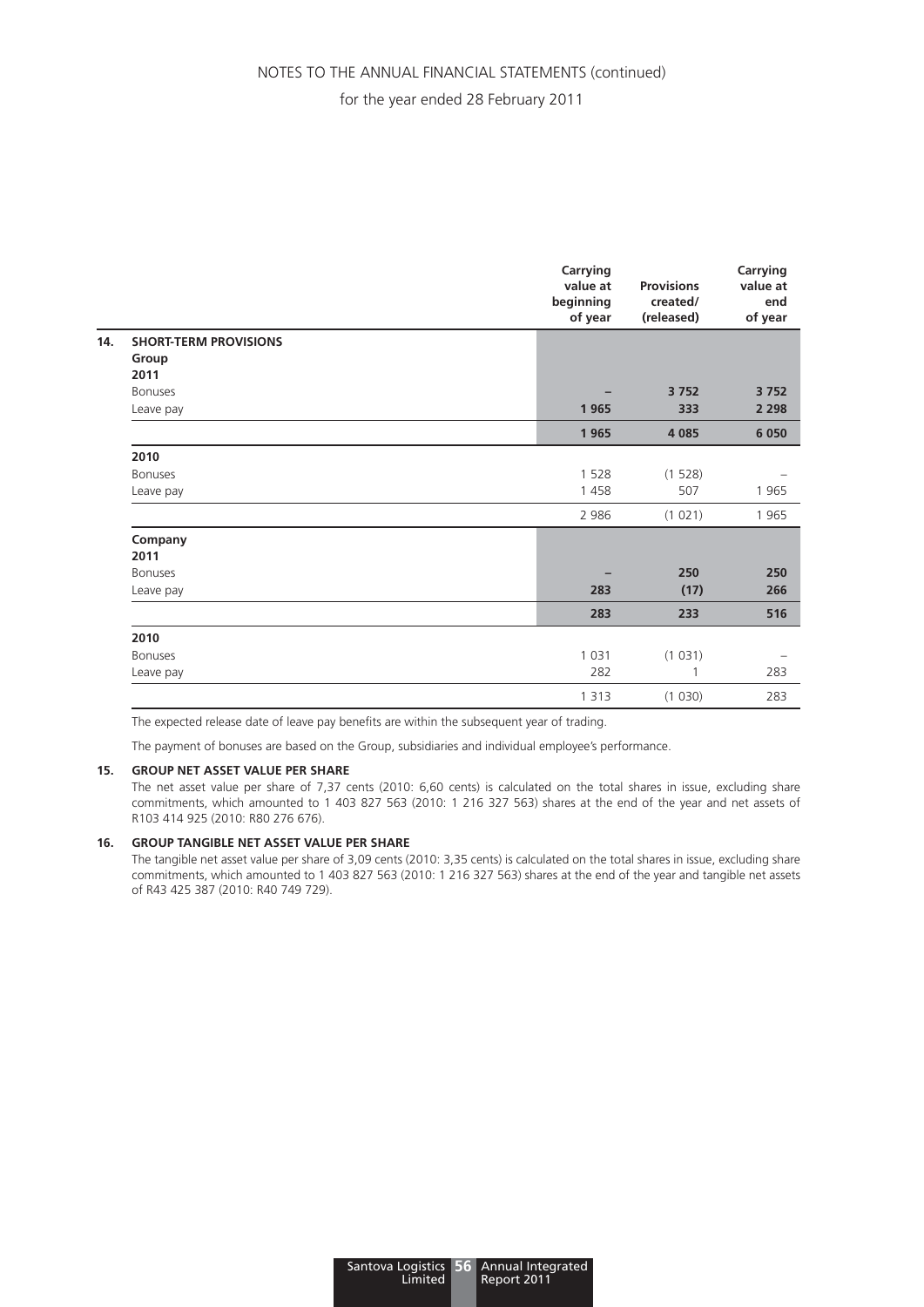|  | Carrying value at beginning of year | Provisions created/ (released) | Carrying value at end of year |
|---|---|---|---|
| **14. SHORT-TERM PROVISIONS** | | | |
| **Group** | | | |
| **2011** | | | |
| Bonuses | **–** | **3 752** | **3 752** |
| Leave pay | **1 965** | **333** | **2 298** |
| | **1 965** | **4 085** | **6 050** |
| **2010** | | | |
| Bonuses | 1 528 | (1 528) | – |
| Leave pay | 1 458 | 507 | 1 965 |
| | 2 986 | (1 021) | 1 965 |
| **Company** | | | |
| **2011** | | | |
| Bonuses | **–** | **250** | **250** |
| Leave pay | **283** | **(17)** | **266** |
| | **283** | **233** | **516** |
| **2010** | | | |
| Bonuses | 1 031 | (1 031) | – |
| Leave pay | 282 | 1 | 283 |
| | 1 313 | (1 030) | 283 |

The expected release date of leave pay benefits are within the subsequent year of trading.

The payment of bonuses are based on the Group, subsidiaries and individual employee's performance.

**15. GROUP NET ASSET VALUE PER SHARE**

The net asset value per share of 7,37 cents (2010: 6,60 cents) is calculated on the total shares in issue, excluding share commitments, which amounted to 1 403 827 563 (2010: 1 216 327 563) shares at the end of the year and net assets of R103 414 925 (2010: R80 276 676).

**16. GROUP TANGIBLE NET ASSET VALUE PER SHARE**

The tangible net asset value per share of 3,09 cents (2010: 3,35 cents) is calculated on the total shares in issue, excluding share commitments, which amounted to 1 403 827 563 (2010: 1 216 327 563) shares at the end of the year and tangible net assets of R43 425 387 (2010: R40 749 729).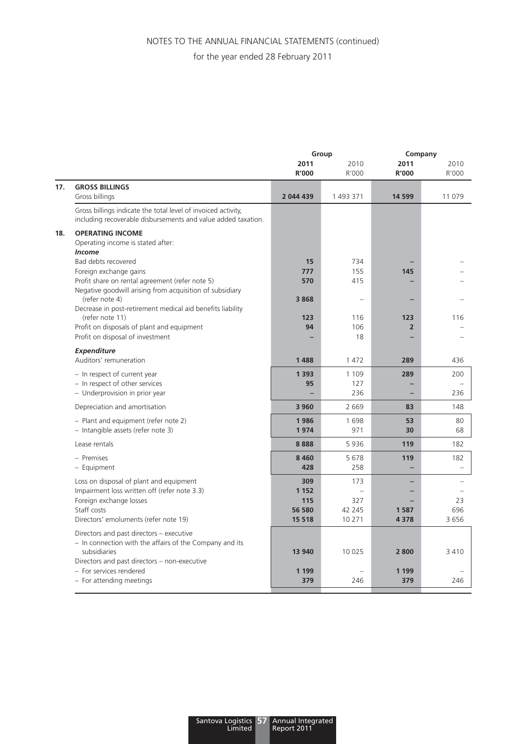# NOTES TO THE ANNUAL FINANCIAL STATEMENTS (continued)

for the year ended 28 February 2011

| | | Group | | Company | |
|---|---|---|---|---|---|
| | | **2011** | 2010 | **2011** | 2010 |
| | | **R'000** | R'000 | **R'000** | R'000 |
| **17.** | **GROSS BILLINGS** | | | | |
| | Gross billings | **2 044 439** | 1 493 371 | **14 599** | 11 079 |
| | Gross billings indicate the total level of invoiced activity, including recoverable disbursements and value added taxation. | | | | |
| **18.** | **OPERATING INCOME** | | | | |
| | Operating income is stated after: | | | | |
| | ***Income*** | | | | |
| | Bad debts recovered | **15** | 734 | **–** | – |
| | Foreign exchange gains | **777** | 155 | **145** | – |
| | Profit share on rental agreement (refer note 5) | **570** | 415 | **–** | – |
| | Negative goodwill arising from acquisition of subsidiary (refer note 4) | **3 868** | – | **–** | – |
| | Decrease in post-retirement medical aid benefits liability (refer note 11) | **123** | 116 | **123** | 116 |
| | Profit on disposals of plant and equipment | **94** | 106 | **2** | – |
| | Profit on disposal of investment | **–** | 18 | **–** | – |
| | ***Expenditure*** | | | | |
| | Auditors' remuneration | **1 488** | 1 472 | **289** | 436 |
| | – In respect of current year | **1 393** | 1 109 | **289** | 200 |
| | – In respect of other services | **95** | 127 | **–** | – |
| | – Underprovision in prior year | **–** | 236 | **–** | 236 |
| | Depreciation and amortisation | **3 960** | 2 669 | **83** | 148 |
| | – Plant and equipment (refer note 2) | **1 986** | 1 698 | **53** | 80 |
| | – Intangible assets (refer note 3) | **1 974** | 971 | **30** | 68 |
| | Lease rentals | **8 888** | 5 936 | **119** | 182 |
| | – Premises | **8 460** | 5 678 | **119** | 182 |
| | – Equipment | **428** | 258 | **–** | – |
| | Loss on disposal of plant and equipment | **309** | 173 | **–** | – |
| | Impairment loss written off (refer note 3.3) | **1 152** | – | **–** | – |
| | Foreign exchange losses | **115** | 327 | **–** | 23 |
| | Staff costs | **56 580** | 42 245 | **1 587** | 696 |
| | Directors' emoluments (refer note 19) | **15 518** | 10 271 | **4 378** | 3 656 |
| | Directors and past directors – executive | | | | |
| | – In connection with the affairs of the Company and its subsidiaries | **13 940** | 10 025 | **2 800** | 3 410 |
| | Directors and past directors – non-executive | | | | |
| | – For services rendered | **1 199** | – | **1 199** | – |
| | – For attending meetings | **379** | 246 | **379** | 246 |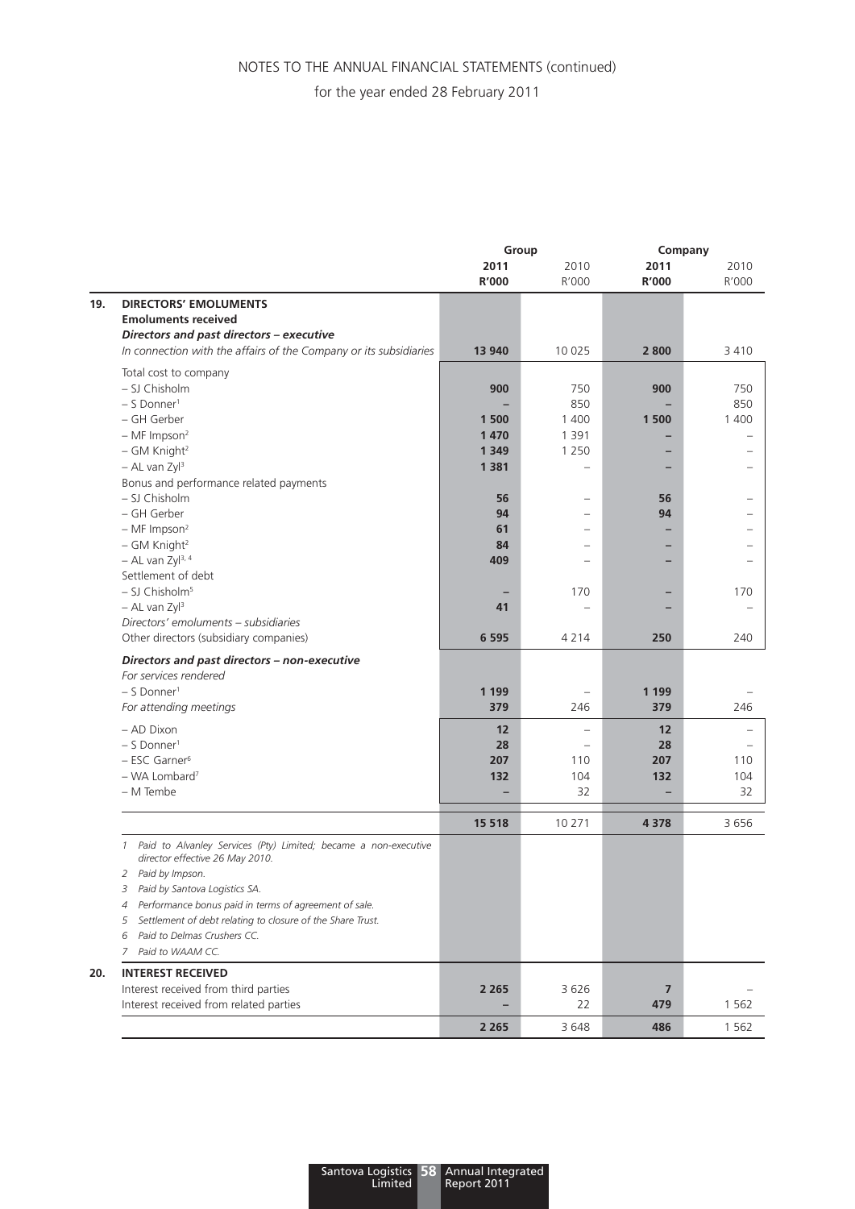## NOTES TO THE ANNUAL FINANCIAL STATEMENTS (continued)

for the year ended 28 February 2011

| | | Group | | Company | |
|---|---|---|---|---|---|
| | | **2011** | 2010 | **2011** | 2010 |
| | | **R'000** | R'000 | **R'000** | R'000 |
| **19.** | **DIRECTORS' EMOLUMENTS** | | | | |
| | **Emoluments received** | | | | |
| | ***Directors and past directors – executive*** | | | | |
| | *In connection with the affairs of the Company or its subsidiaries* | **13 940** | 10 025 | **2 800** | 3 410 |
| | Total cost to company | | | | |
| | – SJ Chisholm | **900** | 750 | **900** | 750 |
| | – S Donner[1] | **–** | 850 | **–** | 850 |
| | – GH Gerber | **1 500** | 1 400 | **1 500** | 1 400 |
| | – MF Impson[2] | **1 470** | 1 391 | **–** | – |
| | – GM Knight[2] | **1 349** | 1 250 | **–** | – |
| | – AL van Zyl[3] | **1 381** | – | **–** | – |
| | Bonus and performance related payments | | | | |
| | – SJ Chisholm | **56** | – | **56** | – |
| | – GH Gerber | **94** | – | **94** | – |
| | – MF Impson[2] | **61** | – | **–** | – |
| | – GM Knight[2] | **84** | – | **–** | – |
| | – AL van Zyl[3, 4] | **409** | – | **–** | – |
| | Settlement of debt | | | | |
| | – SJ Chisholm[5] | **–** | 170 | **–** | 170 |
| | – AL van Zyl[3] | **41** | – | **–** | – |
| | *Directors' emoluments – subsidiaries* | | | | |
| | Other directors (subsidiary companies) | **6 595** | 4 214 | **250** | 240 |
| | ***Directors and past directors – non-executive*** | | | | |
| | *For services rendered* | | | | |
| | – S Donner[1] | **1 199** | – | **1 199** | – |
| | *For attending meetings* | **379** | 246 | **379** | 246 |
| | – AD Dixon | **12** | – | **12** | – |
| | – S Donner[1] | **28** | – | **28** | – |
| | – ESC Garner[6] | **207** | 110 | **207** | 110 |
| | – WA Lombard[7] | **132** | 104 | **132** | 104 |
| | – M Tembe | **–** | 32 | **–** | 32 |
| | | **15 518** | 10 271 | **4 378** | 3 656 |

*1 Paid to Alvanley Services (Pty) Limited; became a non-executive director effective 26 May 2010.*
*2 Paid by Impson.*
*3 Paid by Santova Logistics SA.*
*4 Performance bonus paid in terms of agreement of sale.*
*5 Settlement of debt relating to closure of the Share Trust.*
*6 Paid to Delmas Crushers CC.*
*7 Paid to WAAM CC.*

| | | Group | | Company | |
|---|---|---|---|---|---|
| | | **2011** | 2010 | **2011** | 2010 |
| **20.** | **INTEREST RECEIVED** | | | | |
| | Interest received from third parties | **2 265** | 3 626 | **7** | – |
| | Interest received from related parties | **–** | 22 | **479** | 1 562 |
| | | **2 265** | 3 648 | **486** | 1 562 |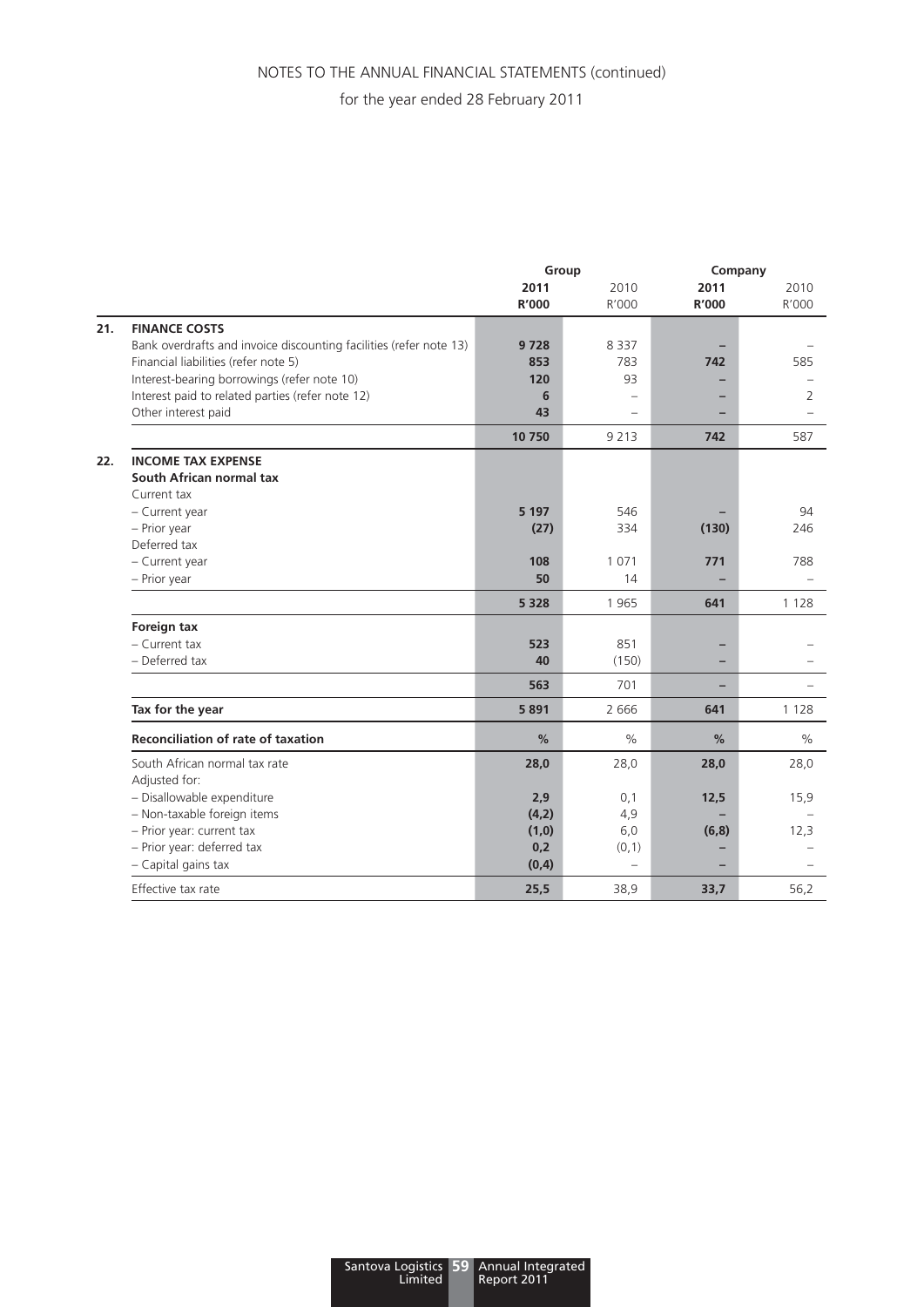NOTES TO THE ANNUAL FINANCIAL STATEMENTS (continued)

for the year ended 28 February 2011

| | | Group | | Company | |
|---|---|---|---|---|---|
| | | **2011** | 2010 | **2011** | 2010 |
| | | **R'000** | R'000 | **R'000** | R'000 |
| **21.** | **FINANCE COSTS** | | | | |
| | Bank overdrafts and invoice discounting facilities (refer note 13) | **9 728** | 8 337 | **–** | – |
| | Financial liabilities (refer note 5) | **853** | 783 | **742** | 585 |
| | Interest-bearing borrowings (refer note 10) | **120** | 93 | **–** | – |
| | Interest paid to related parties (refer note 12) | **6** | – | **–** | 2 |
| | Other interest paid | **43** | – | **–** | – |
| | | **10 750** | 9 213 | **742** | 587 |
| **22.** | **INCOME TAX EXPENSE** | | | | |
| | **South African normal tax** | | | | |
| | Current tax | | | | |
| | – Current year | **5 197** | 546 | **–** | 94 |
| | – Prior year | **(27)** | 334 | **(130)** | 246 |
| | Deferred tax | | | | |
| | – Current year | **108** | 1 071 | **771** | 788 |
| | – Prior year | **50** | 14 | **–** | – |
| | | **5 328** | 1 965 | **641** | 1 128 |
| | **Foreign tax** | | | | |
| | – Current tax | **523** | 851 | **–** | – |
| | – Deferred tax | **40** | (150) | **–** | – |
| | | **563** | 701 | **–** | – |
| | **Tax for the year** | **5 891** | 2 666 | **641** | 1 128 |
| | **Reconciliation of rate of taxation** | **%** | % | **%** | % |
| | South African normal tax rate | **28,0** | 28,0 | **28,0** | 28,0 |
| | Adjusted for: | | | | |
| | – Disallowable expenditure | **2,9** | 0,1 | **12,5** | 15,9 |
| | – Non-taxable foreign items | **(4,2)** | 4,9 | **–** | – |
| | – Prior year: current tax | **(1,0)** | 6,0 | **(6,8)** | 12,3 |
| | – Prior year: deferred tax | **0,2** | (0,1) | **–** | – |
| | – Capital gains tax | **(0,4)** | – | **–** | – |
| | Effective tax rate | **25,5** | 38,9 | **33,7** | 56,2 |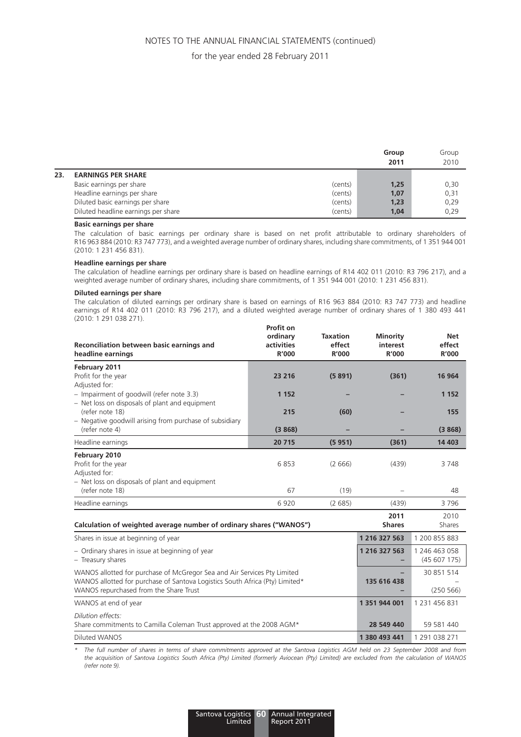|  |  | Group 2011 | Group 2010 |
|---|---|---|---|
| **23. EARNINGS PER SHARE** |  |  |  |
| Basic earnings per share | (cents) | **1,25** | 0,30 |
| Headline earnings per share | (cents) | **1,07** | 0,31 |
| Diluted basic earnings per share | (cents) | **1,23** | 0,29 |
| Diluted headline earnings per share | (cents) | **1,04** | 0,29 |

**Basic earnings per share**

The calculation of basic earnings per ordinary share is based on net profit attributable to ordinary shareholders of R16 963 884 (2010: R3 747 773), and a weighted average number of ordinary shares, including share commitments, of 1 351 944 001 (2010: 1 231 456 831).

**Headline earnings per share**

The calculation of headline earnings per ordinary share is based on headline earnings of R14 402 011 (2010: R3 796 217), and a weighted average number of ordinary shares, including share commitments, of 1 351 944 001 (2010: 1 231 456 831).

**Diluted earnings per share**

The calculation of diluted earnings per ordinary share is based on earnings of R16 963 884 (2010: R3 747 773) and headline earnings of R14 402 011 (2010: R3 796 217), and a diluted weighted average number of ordinary shares of 1 380 493 441 (2010: 1 291 038 271).

| Reconciliation between basic earnings and headline earnings | Profit on ordinary activities R'000 | Taxation effect R'000 | Minority interest R'000 | Net effect R'000 |
|---|---|---|---|---|
| **February 2011** |  |  |  |  |
| Profit for the year | **23 216** | **(5 891)** | **(361)** | **16 964** |
| Adjusted for: |  |  |  |  |
| – Impairment of goodwill (refer note 3.3) | **1 152** | **–** | **–** | **1 152** |
| – Net loss on disposals of plant and equipment (refer note 18) | **215** | **(60)** | **–** | **155** |
| – Negative goodwill arising from purchase of subsidiary (refer note 4) | **(3 868)** | **–** | **–** | **(3 868)** |
| Headline earnings | **20 715** | **(5 951)** | **(361)** | **14 403** |
| **February 2010** |  |  |  |  |
| Profit for the year | 6 853 | (2 666) | (439) | 3 748 |
| Adjusted for: |  |  |  |  |
| – Net loss on disposals of plant and equipment (refer note 18) | 67 | (19) | – | 48 |
| Headline earnings | 6 920 | (2 685) | (439) | 3 796 |

| Calculation of weighted average number of ordinary shares ("WANOS") | 2011 Shares | 2010 Shares |
|---|---|---|
| Shares in issue at beginning of year | **1 216 327 563** | 1 200 855 883 |
| – Ordinary shares in issue at beginning of year | **1 216 327 563** | 1 246 463 058 |
| – Treasury shares | **–** | (45 607 175) |
| WANOS allotted for purchase of McGregor Sea and Air Services Pty Limited | **–** | 30 851 514 |
| WANOS allotted for purchase of Santova Logistics South Africa (Pty) Limited* | **135 616 438** | – |
| WANOS repurchased from the Share Trust | **–** | (250 566) |
| WANOS at end of year | **1 351 944 001** | 1 231 456 831 |
| *Dilution effects:* |  |  |
| Share commitments to Camilla Coleman Trust approved at the 2008 AGM* | **28 549 440** | 59 581 440 |
| Diluted WANOS | **1 380 493 441** | 1 291 038 271 |

*\* The full number of shares in terms of share commitments approved at the Santova Logistics AGM held on 23 September 2008 and from the acquisition of Santova Logistics South Africa (Pty) Limited (formerly Aviocean (Pty) Limited) are excluded from the calculation of WANOS (refer note 9).*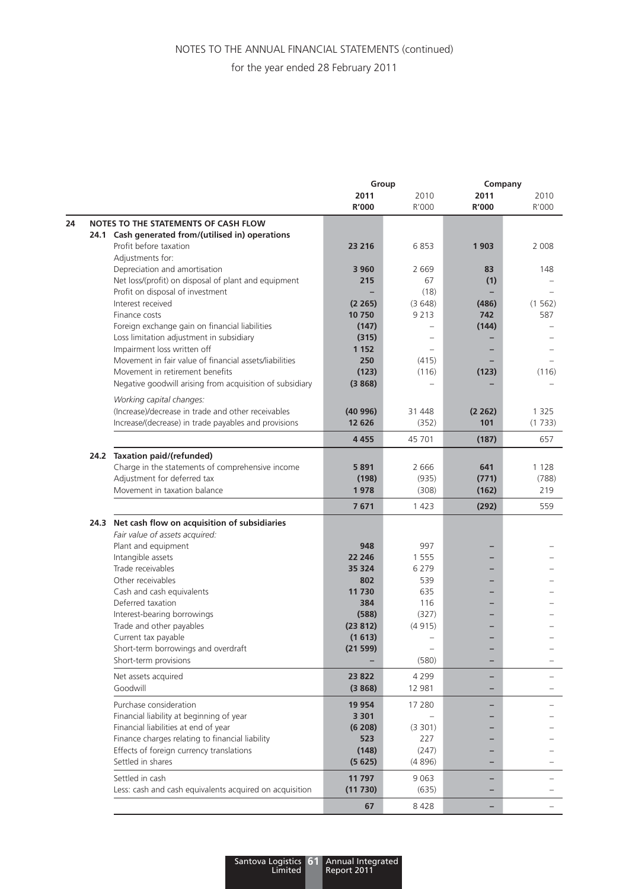NOTES TO THE ANNUAL FINANCIAL STATEMENTS (continued)

for the year ended 28 February 2011

| | | Group | | Company | |
|---|---|---|---|---|---|
| | | **2011** | 2010 | **2011** | 2010 |
| | | **R'000** | R'000 | **R'000** | R'000 |
| **24** | **NOTES TO THE STATEMENTS OF CASH FLOW** | | | | |
| **24.1** | **Cash generated from/(utilised in) operations** | | | | |
| | Profit before taxation | **23 216** | 6 853 | **1 903** | 2 008 |
| | Adjustments for: | | | | |
| | Depreciation and amortisation | **3 960** | 2 669 | **83** | 148 |
| | Net loss/(profit) on disposal of plant and equipment | **215** | 67 | **(1)** | – |
| | Profit on disposal of investment | **–** | (18) | **–** | – |
| | Interest received | **(2 265)** | (3 648) | **(486)** | (1 562) |
| | Finance costs | **10 750** | 9 213 | **742** | 587 |
| | Foreign exchange gain on financial liabilities | **(147)** | – | **(144)** | – |
| | Loss limitation adjustment in subsidiary | **(315)** | – | **–** | – |
| | Impairment loss written off | **1 152** | – | **–** | – |
| | Movement in fair value of financial assets/liabilities | **250** | (415) | **–** | – |
| | Movement in retirement benefits | **(123)** | (116) | **(123)** | (116) |
| | Negative goodwill arising from acquisition of subsidiary | **(3 868)** | – | **–** | – |
| | *Working capital changes:* | | | | |
| | (Increase)/decrease in trade and other receivables | **(40 996)** | 31 448 | **(2 262)** | 1 325 |
| | Increase/(decrease) in trade payables and provisions | **12 626** | (352) | **101** | (1 733) |
| | | **4 455** | 45 701 | **(187)** | 657 |
| **24.2** | **Taxation paid/(refunded)** | | | | |
| | Charge in the statements of comprehensive income | **5 891** | 2 666 | **641** | 1 128 |
| | Adjustment for deferred tax | **(198)** | (935) | **(771)** | (788) |
| | Movement in taxation balance | **1 978** | (308) | **(162)** | 219 |
| | | **7 671** | 1 423 | **(292)** | 559 |
| **24.3** | **Net cash flow on acquisition of subsidiaries** | | | | |
| | *Fair value of assets acquired:* | | | | |
| | Plant and equipment | **948** | 997 | **–** | – |
| | Intangible assets | **22 246** | 1 555 | **–** | – |
| | Trade receivables | **35 324** | 6 279 | **–** | – |
| | Other receivables | **802** | 539 | **–** | – |
| | Cash and cash equivalents | **11 730** | 635 | **–** | – |
| | Deferred taxation | **384** | 116 | **–** | – |
| | Interest-bearing borrowings | **(588)** | (327) | **–** | – |
| | Trade and other payables | **(23 812)** | (4 915) | **–** | – |
| | Current tax payable | **(1 613)** | – | **–** | – |
| | Short-term borrowings and overdraft | **(21 599)** | – | **–** | – |
| | Short-term provisions | **–** | (580) | **–** | – |
| | Net assets acquired | **23 822** | 4 299 | **–** | – |
| | Goodwill | **(3 868)** | 12 981 | **–** | – |
| | Purchase consideration | **19 954** | 17 280 | **–** | – |
| | Financial liability at beginning of year | **3 301** | – | **–** | – |
| | Financial liabilities at end of year | **(6 208)** | (3 301) | **–** | – |
| | Finance charges relating to financial liability | **523** | 227 | **–** | – |
| | Effects of foreign currency translations | **(148)** | (247) | **–** | – |
| | Settled in shares | **(5 625)** | (4 896) | **–** | – |
| | Settled in cash | **11 797** | 9 063 | **–** | – |
| | Less: cash and cash equivalents acquired on acquisition | **(11 730)** | (635) | **–** | – |
| | | **67** | 8 428 | **–** | – |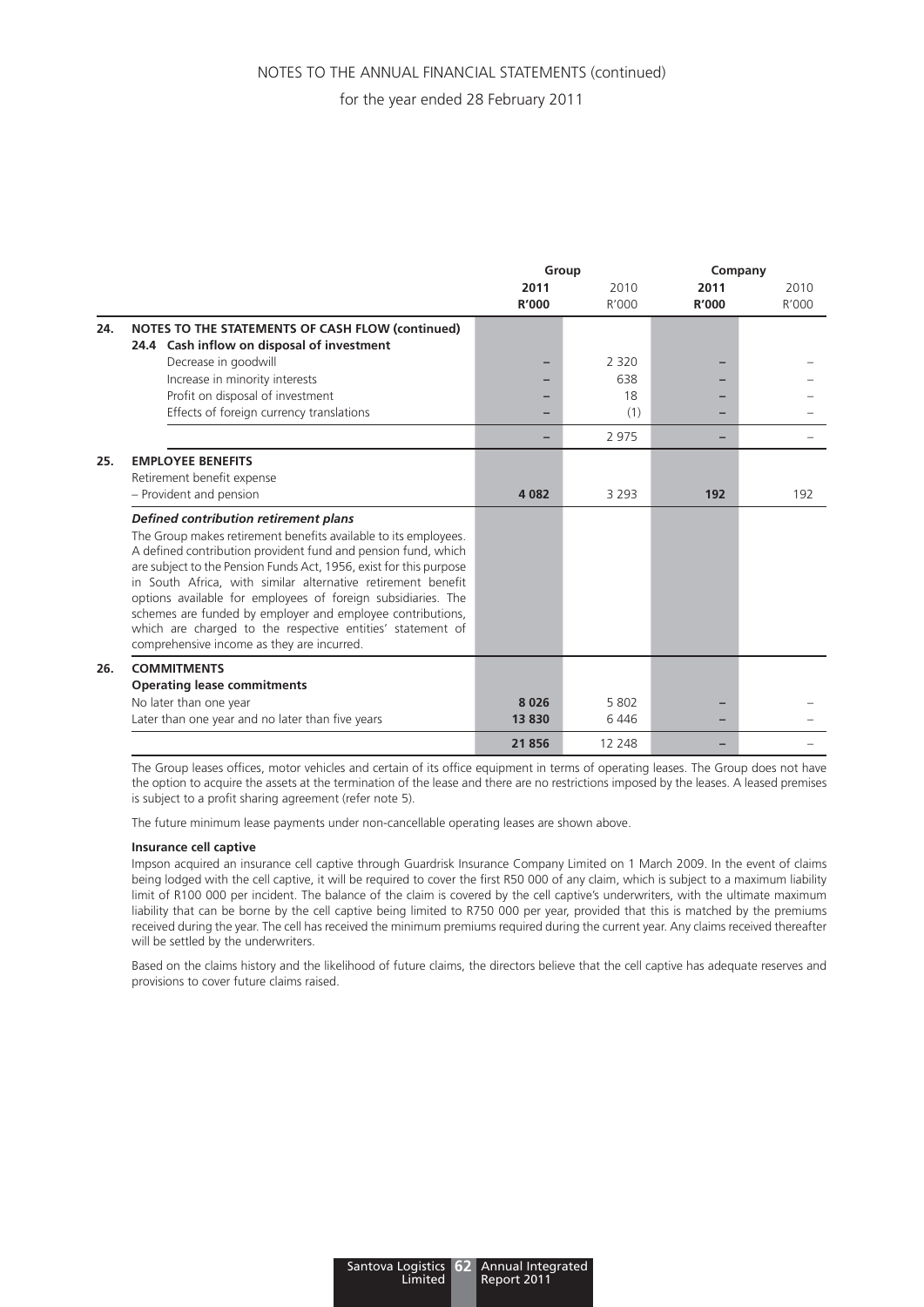NOTES TO THE ANNUAL FINANCIAL STATEMENTS (continued)

for the year ended 28 February 2011

| | | Group | | Company | |
|---|---|---|---|---|---|
| | | **2011** | 2010 | **2011** | 2010 |
| | | **R'000** | R'000 | **R'000** | R'000 |
| **24.** | **NOTES TO THE STATEMENTS OF CASH FLOW (continued)** | | | | |
| | **24.4 Cash inflow on disposal of investment** | | | | |
| | Decrease in goodwill | **–** | 2 320 | **–** | – |
| | Increase in minority interests | **–** | 638 | **–** | – |
| | Profit on disposal of investment | **–** | 18 | **–** | – |
| | Effects of foreign currency translations | **–** | (1) | **–** | – |
| | | **–** | 2 975 | **–** | – |
| **25.** | **EMPLOYEE BENEFITS** | | | | |
| | Retirement benefit expense | | | | |
| | – Provident and pension | **4 082** | 3 293 | **192** | 192 |
| | ***Defined contribution retirement plans*** | | | | |
| | The Group makes retirement benefits available to its employees. A defined contribution provident fund and pension fund, which are subject to the Pension Funds Act, 1956, exist for this purpose in South Africa, with similar alternative retirement benefit options available for employees of foreign subsidiaries. The schemes are funded by employer and employee contributions, which are charged to the respective entities' statement of comprehensive income as they are incurred. | | | | |
| **26.** | **COMMITMENTS** | | | | |
| | **Operating lease commitments** | | | | |
| | No later than one year | **8 026** | 5 802 | **–** | – |
| | Later than one year and no later than five years | **13 830** | 6 446 | **–** | – |
| | | **21 856** | 12 248 | **–** | – |

The Group leases offices, motor vehicles and certain of its office equipment in terms of operating leases. The Group does not have the option to acquire the assets at the termination of the lease and there are no restrictions imposed by the leases. A leased premises is subject to a profit sharing agreement (refer note 5).

The future minimum lease payments under non-cancellable operating leases are shown above.

**Insurance cell captive**

Impson acquired an insurance cell captive through Guardrisk Insurance Company Limited on 1 March 2009. In the event of claims being lodged with the cell captive, it will be required to cover the first R50 000 of any claim, which is subject to a maximum liability limit of R100 000 per incident. The balance of the claim is covered by the cell captive's underwriters, with the ultimate maximum liability that can be borne by the cell captive being limited to R750 000 per year, provided that this is matched by the premiums received during the year. The cell has received the minimum premiums required during the current year. Any claims received thereafter will be settled by the underwriters.

Based on the claims history and the likelihood of future claims, the directors believe that the cell captive has adequate reserves and provisions to cover future claims raised.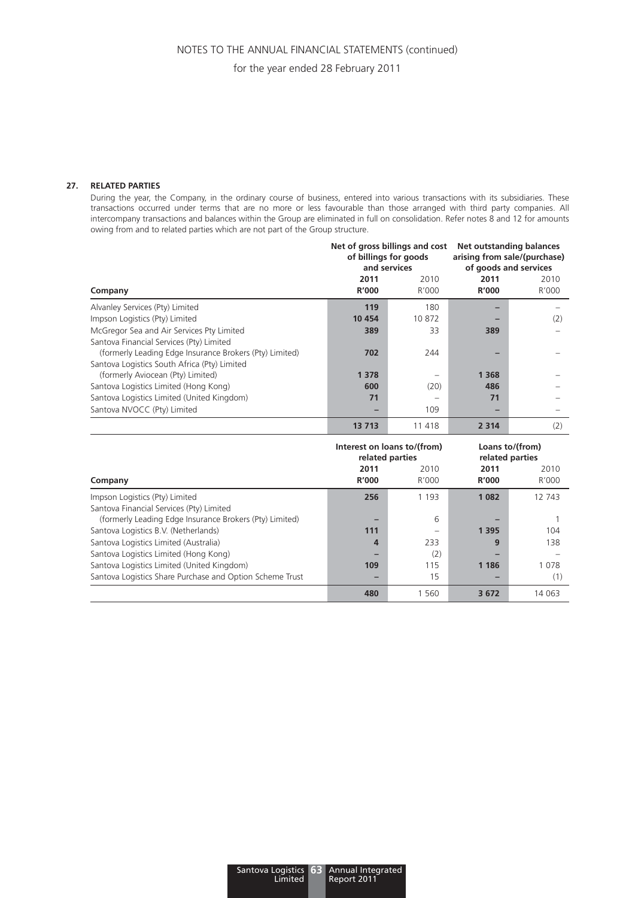## 27. RELATED PARTIES

During the year, the Company, in the ordinary course of business, entered into various transactions with its subsidiaries. These transactions occurred under terms that are no more or less favourable than those arranged with third party companies. All intercompany transactions and balances within the Group are eliminated in full on consolidation. Refer notes 8 and 12 for amounts owing from and to related parties which are not part of the Group structure.

| Company | Net of gross billings and cost of billings for goods and services | | Net outstanding balances arising from sale/(purchase) of goods and services | |
|---|---|---|---|---|
| | **2011** | 2010 | **2011** | 2010 |
| | **R'000** | R'000 | **R'000** | R'000 |
| Alvanley Services (Pty) Limited | **119** | 180 | **–** | – |
| Impson Logistics (Pty) Limited | **10 454** | 10 872 | **–** | (2) |
| McGregor Sea and Air Services Pty Limited | **389** | 33 | **389** | – |
| Santova Financial Services (Pty) Limited (formerly Leading Edge Insurance Brokers (Pty) Limited) | **702** | 244 | **–** | – |
| Santova Logistics South Africa (Pty) Limited (formerly Aviocean (Pty) Limited) | **1 378** | – | **1 368** | – |
| Santova Logistics Limited (Hong Kong) | **600** | (20) | **486** | – |
| Santova Logistics Limited (United Kingdom) | **71** | – | **71** | – |
| Santova NVOCC (Pty) Limited | **–** | 109 | **–** | – |
| | **13 713** | 11 418 | **2 314** | (2) |

| Company | Interest on loans to/(from) related parties | | Loans to/(from) related parties | |
|---|---|---|---|---|
| | **2011** | 2010 | **2011** | 2010 |
| | **R'000** | R'000 | **R'000** | R'000 |
| Impson Logistics (Pty) Limited | **256** | 1 193 | **1 082** | 12 743 |
| Santova Financial Services (Pty) Limited (formerly Leading Edge Insurance Brokers (Pty) Limited) | **–** | 6 | **–** | 1 |
| Santova Logistics B.V. (Netherlands) | **111** | – | **1 395** | 104 |
| Santova Logistics Limited (Australia) | **4** | 233 | **9** | 138 |
| Santova Logistics Limited (Hong Kong) | **–** | (2) | **–** | – |
| Santova Logistics Limited (United Kingdom) | **109** | 115 | **1 186** | 1 078 |
| Santova Logistics Share Purchase and Option Scheme Trust | **–** | 15 | **–** | (1) |
| | **480** | 1 560 | **3 672** | 14 063 |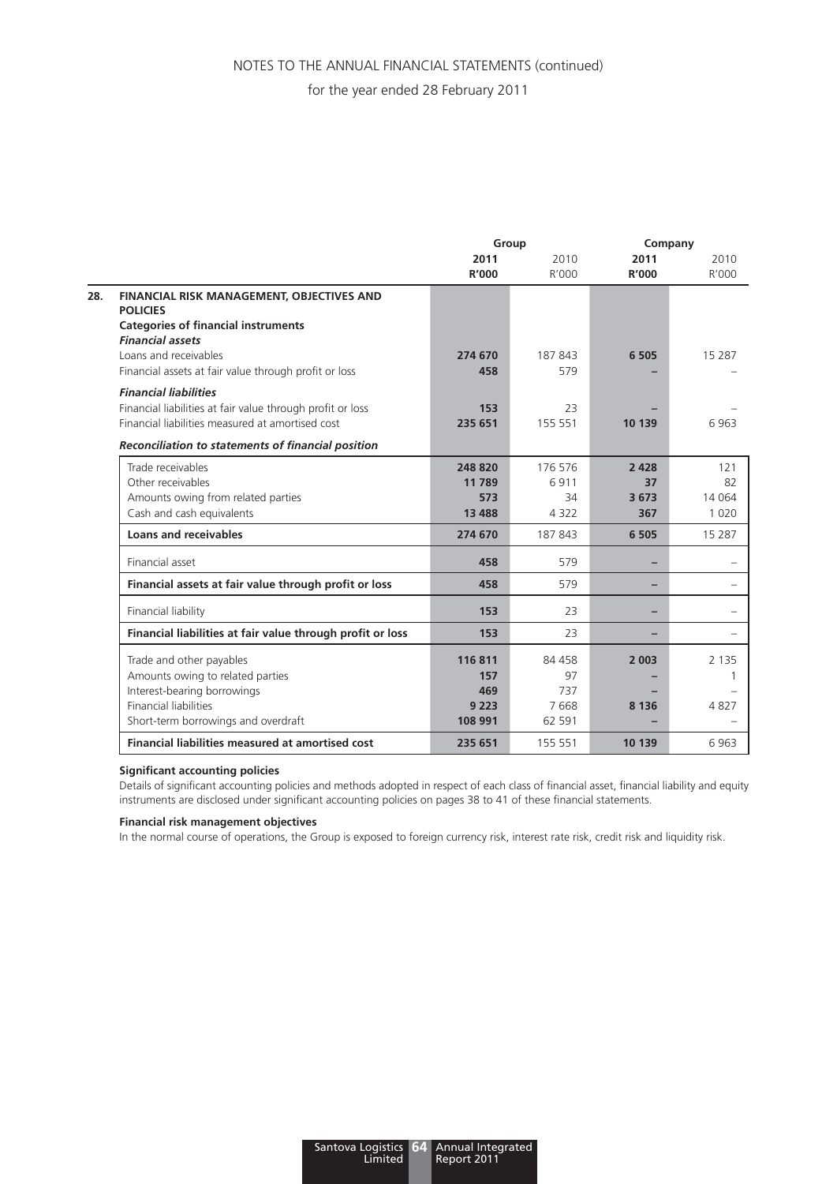|  | Group |  | Company |  |
|---|---|---|---|---|
|  | **2011** | 2010 | **2011** | 2010 |
|  | **R'000** | R'000 | **R'000** | R'000 |
| **28. FINANCIAL RISK MANAGEMENT, OBJECTIVES AND POLICIES** |  |  |  |  |
| **Categories of financial instruments** |  |  |  |  |
| ***Financial assets*** |  |  |  |  |
| Loans and receivables | **274 670** | 187 843 | **6 505** | 15 287 |
| Financial assets at fair value through profit or loss | **458** | 579 | **–** | – |
| ***Financial liabilities*** |  |  |  |  |
| Financial liabilities at fair value through profit or loss | **153** | 23 | **–** | – |
| Financial liabilities measured at amortised cost | **235 651** | 155 551 | **10 139** | 6 963 |
| ***Reconciliation to statements of financial position*** |  |  |  |  |
| Trade receivables | **248 820** | 176 576 | **2 428** | 121 |
| Other receivables | **11 789** | 6 911 | **37** | 82 |
| Amounts owing from related parties | **573** | 34 | **3 673** | 14 064 |
| Cash and cash equivalents | **13 488** | 4 322 | **367** | 1 020 |
| **Loans and receivables** | **274 670** | 187 843 | **6 505** | 15 287 |
| Financial asset | **458** | 579 | **–** | – |
| **Financial assets at fair value through profit or loss** | **458** | 579 | **–** | – |
| Financial liability | **153** | 23 | **–** | – |
| **Financial liabilities at fair value through profit or loss** | **153** | 23 | **–** | – |
| Trade and other payables | **116 811** | 84 458 | **2 003** | 2 135 |
| Amounts owing to related parties | **157** | 97 | **–** | 1 |
| Interest-bearing borrowings | **469** | 737 | **–** | – |
| Financial liabilities | **9 223** | 7 668 | **8 136** | 4 827 |
| Short-term borrowings and overdraft | **108 991** | 62 591 | **–** | – |
| **Financial liabilities measured at amortised cost** | **235 651** | 155 551 | **10 139** | 6 963 |

**Significant accounting policies**

Details of significant accounting policies and methods adopted in respect of each class of financial asset, financial liability and equity instruments are disclosed under significant accounting policies on pages 38 to 41 of these financial statements.

**Financial risk management objectives**

In the normal course of operations, the Group is exposed to foreign currency risk, interest rate risk, credit risk and liquidity risk.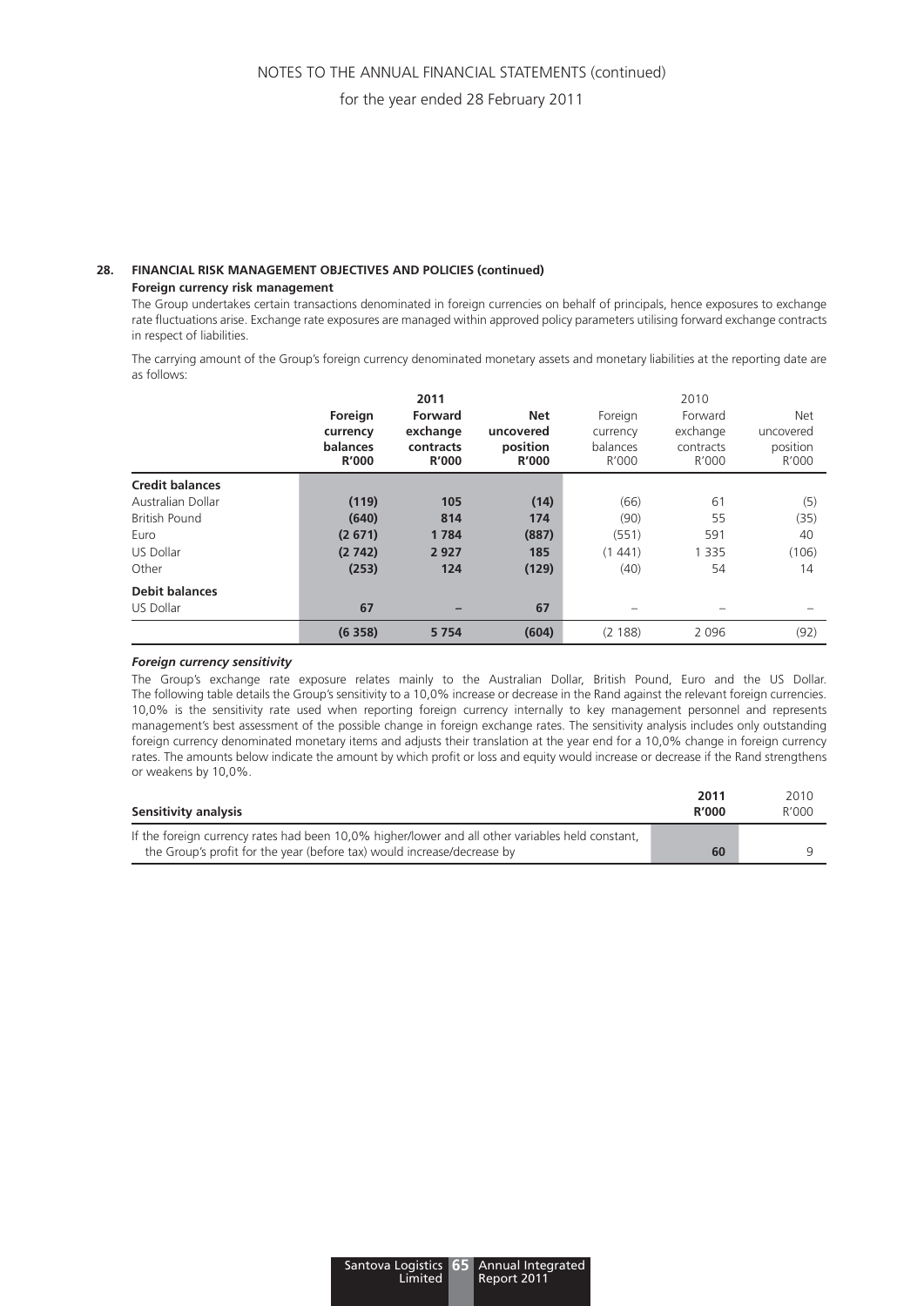## 28. FINANCIAL RISK MANAGEMENT OBJECTIVES AND POLICIES (continued)

**Foreign currency risk management**

The Group undertakes certain transactions denominated in foreign currencies on behalf of principals, hence exposures to exchange rate fluctuations arise. Exchange rate exposures are managed within approved policy parameters utilising forward exchange contracts in respect of liabilities.

The carrying amount of the Group's foreign currency denominated monetary assets and monetary liabilities at the reporting date are as follows:

| | **2011** | | | 2010 | | |
|---|---|---|---|---|---|---|
| | **Foreign currency balances R'000** | **Forward exchange contracts R'000** | **Net uncovered position R'000** | Foreign currency balances R'000 | Forward exchange contracts R'000 | Net uncovered position R'000 |
| **Credit balances** | | | | | | |
| Australian Dollar | **(119)** | **105** | **(14)** | (66) | 61 | (5) |
| British Pound | **(640)** | **814** | **174** | (90) | 55 | (35) |
| Euro | **(2 671)** | **1 784** | **(887)** | (551) | 591 | 40 |
| US Dollar | **(2 742)** | **2 927** | **185** | (1 441) | 1 335 | (106) |
| Other | **(253)** | **124** | **(129)** | (40) | 54 | 14 |
| **Debit balances** | | | | | | |
| US Dollar | **67** | **–** | **67** | – | – | – |
| | **(6 358)** | **5 754** | **(604)** | (2 188) | 2 096 | (92) |

***Foreign currency sensitivity***

The Group's exchange rate exposure relates mainly to the Australian Dollar, British Pound, Euro and the US Dollar. The following table details the Group's sensitivity to a 10,0% increase or decrease in the Rand against the relevant foreign currencies. 10,0% is the sensitivity rate used when reporting foreign currency internally to key management personnel and represents management's best assessment of the possible change in foreign exchange rates. The sensitivity analysis includes only outstanding foreign currency denominated monetary items and adjusts their translation at the year end for a 10,0% change in foreign currency rates. The amounts below indicate the amount by which profit or loss and equity would increase or decrease if the Rand strengthens or weakens by 10,0%.

| **Sensitivity analysis** | **2011 R'000** | 2010 R'000 |
|---|---|---|
| If the foreign currency rates had been 10,0% higher/lower and all other variables held constant, the Group's profit for the year (before tax) would increase/decrease by | **60** | 9 |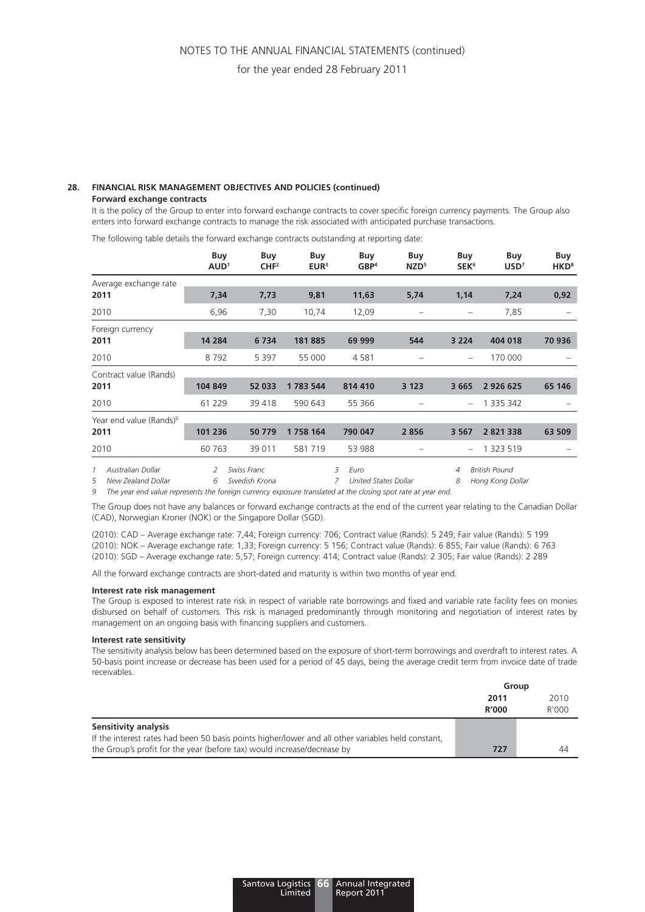## 28. FINANCIAL RISK MANAGEMENT OBJECTIVES AND POLICIES (continued)

**Forward exchange contracts**

It is the policy of the Group to enter into forward exchange contracts to cover specific foreign currency payments. The Group also enters into forward exchange contracts to manage the risk associated with anticipated purchase transactions.

The following table details the forward exchange contracts outstanding at reporting date:

| | Buy AUD[1] | Buy CHF[2] | Buy EUR[3] | Buy GBP[4] | Buy NZD[5] | Buy SEK[6] | Buy USD[7] | Buy HKD[8] |
|---|---|---|---|---|---|---|---|---|
| Average exchange rate | | | | | | | | |
| **2011** | **7,34** | **7,73** | **9,81** | **11,63** | **5,74** | **1,14** | **7,24** | **0,92** |
| 2010 | 6,96 | 7,30 | 10,74 | 12,09 | – | – | 7,85 | – |
| Foreign currency | | | | | | | | |
| **2011** | **14 284** | **6 734** | **181 885** | **69 999** | **544** | **3 224** | **404 018** | **70 936** |
| 2010 | 8 792 | 5 397 | 55 000 | 4 581 | – | – | 170 000 | – |
| Contract value (Rands) | | | | | | | | |
| **2011** | **104 849** | **52 033** | **1 783 544** | **814 410** | **3 123** | **3 665** | **2 926 625** | **65 146** |
| 2010 | 61 229 | 39 418 | 590 643 | 55 366 | – | – | 1 335 342 | – |
| Year end value (Rands)[9] | | | | | | | | |
| **2011** | **101 236** | **50 779** | **1 758 164** | **790 047** | **2 856** | **3 567** | **2 821 338** | **63 509** |
| 2010 | 60 763 | 39 011 | 581 719 | 53 988 | – | – | 1 323 519 | – |

*1 Australian Dollar; 2 Swiss Franc; 3 Euro; 4 British Pound; 5 New Zealand Dollar; 6 Swedish Krona; 7 United States Dollar; 8 Hong Kong Dollar*

*9 The year end value represents the foreign currency exposure translated at the closing spot rate at year end.*

The Group does not have any balances or forward exchange contracts at the end of the current year relating to the Canadian Dollar (CAD), Norwegian Kroner (NOK) or the Singapore Dollar (SGD).

(2010): CAD – Average exchange rate: 7,44; Foreign currency: 706; Contract value (Rands): 5 249; Fair value (Rands): 5 199
(2010): NOK – Average exchange rate: 1,33; Foreign currency: 5 156; Contract value (Rands): 6 855; Fair value (Rands): 6 763
(2010): SGD – Average exchange rate: 5,57; Foreign currency: 414; Contract value (Rands): 2 305; Fair value (Rands): 2 289

All the forward exchange contracts are short-dated and maturity is within two months of year end.

**Interest rate risk management**

The Group is exposed to interest rate risk in respect of variable rate borrowings and fixed and variable rate facility fees on monies disbursed on behalf of customers. This risk is managed predominantly through monitoring and negotiation of interest rates by management on an ongoing basis with financing suppliers and customers.

**Interest rate sensitivity**

The sensitivity analysis below has been determined based on the exposure of short-term borrowings and overdraft to interest rates. A 50-basis point increase or decrease has been used for a period of 45 days, being the average credit term from invoice date of trade receivables.

| | Group | |
|---|---|---|
| | **2011 R'000** | 2010 R'000 |
| **Sensitivity analysis** | | |
| If the interest rates had been 50 basis points higher/lower and all other variables held constant, the Group's profit for the year (before tax) would increase/decrease by | **727** | 44 |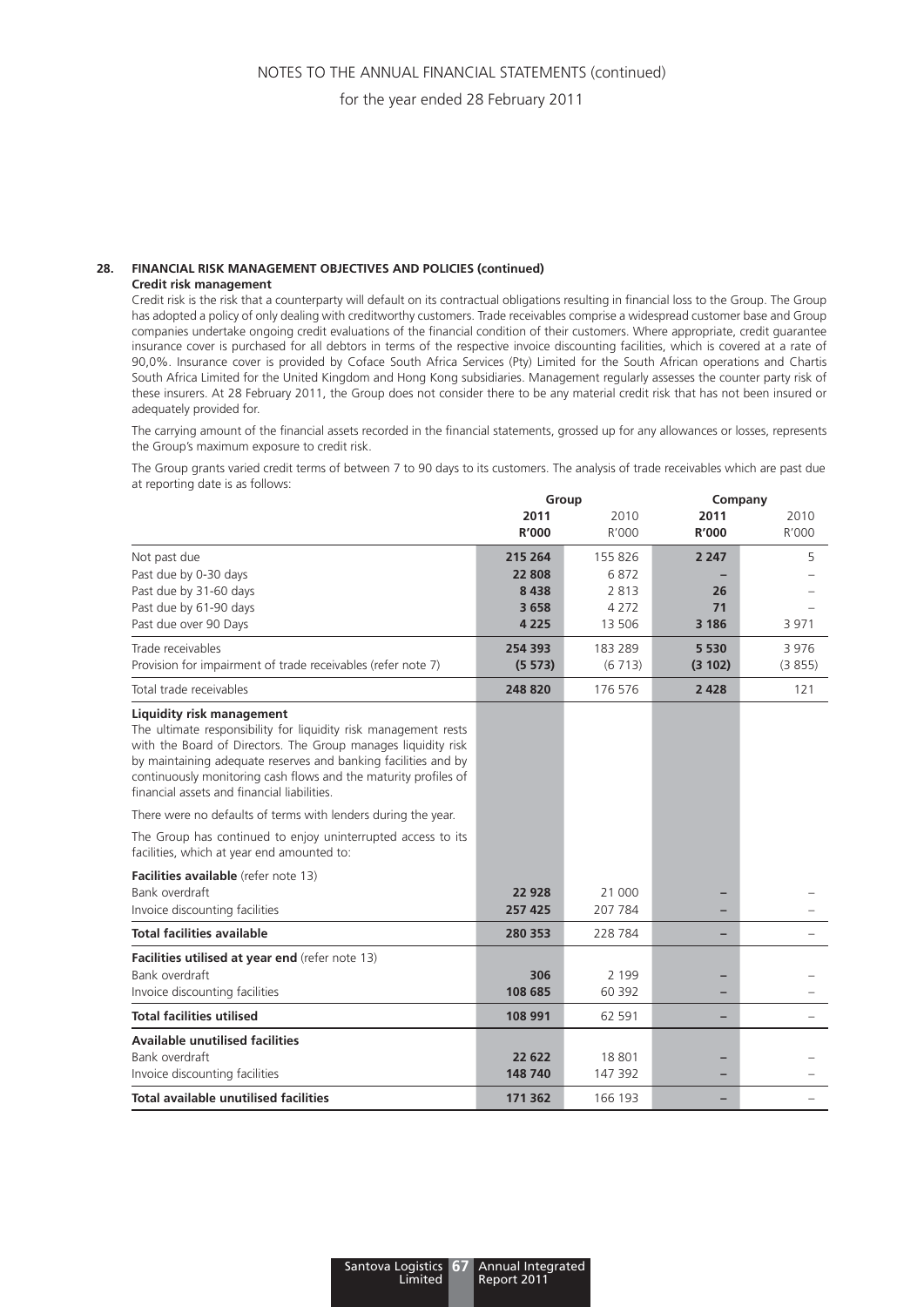## 28. FINANCIAL RISK MANAGEMENT OBJECTIVES AND POLICIES (continued)

### Credit risk management

Credit risk is the risk that a counterparty will default on its contractual obligations resulting in financial loss to the Group. The Group has adopted a policy of only dealing with creditworthy customers. Trade receivables comprise a widespread customer base and Group companies undertake ongoing credit evaluations of the financial condition of their customers. Where appropriate, credit guarantee insurance cover is purchased for all debtors in terms of the respective invoice discounting facilities, which is covered at a rate of 90,0%. Insurance cover is provided by Coface South Africa Services (Pty) Limited for the South African operations and Chartis South Africa Limited for the United Kingdom and Hong Kong subsidiaries. Management regularly assesses the counter party risk of these insurers. At 28 February 2011, the Group does not consider there to be any material credit risk that has not been insured or adequately provided for.

The carrying amount of the financial assets recorded in the financial statements, grossed up for any allowances or losses, represents the Group's maximum exposure to credit risk.

The Group grants varied credit terms of between 7 to 90 days to its customers. The analysis of trade receivables which are past due at reporting date is as follows:

| | Group | | Company | |
|---|---|---|---|---|
| | **2011 R'000** | 2010 R'000 | **2011 R'000** | 2010 R'000 |
| Not past due | **215 264** | 155 826 | **2 247** | 5 |
| Past due by 0-30 days | **22 808** | 6 872 | **–** | – |
| Past due by 31-60 days | **8 438** | 2 813 | **26** | – |
| Past due by 61-90 days | **3 658** | 4 272 | **71** | – |
| Past due over 90 Days | **4 225** | 13 506 | **3 186** | 3 971 |
| Trade receivables | **254 393** | 183 289 | **5 530** | 3 976 |
| Provision for impairment of trade receivables (refer note 7) | **(5 573)** | (6 713) | **(3 102)** | (3 855) |
| Total trade receivables | **248 820** | 176 576 | **2 428** | 121 |

### Liquidity risk management

The ultimate responsibility for liquidity risk management rests with the Board of Directors. The Group manages liquidity risk by maintaining adequate reserves and banking facilities and by continuously monitoring cash flows and the maturity profiles of financial assets and financial liabilities.

There were no defaults of terms with lenders during the year.

The Group has continued to enjoy uninterrupted access to its facilities, which at year end amounted to:

| | Group | | Company | |
|---|---|---|---|---|
| | **2011 R'000** | 2010 R'000 | **2011 R'000** | 2010 R'000 |
| **Facilities available** (refer note 13) | | | | |
| Bank overdraft | **22 928** | 21 000 | **–** | – |
| Invoice discounting facilities | **257 425** | 207 784 | **–** | – |
| **Total facilities available** | **280 353** | 228 784 | **–** | – |
| **Facilities utilised at year end** (refer note 13) | | | | |
| Bank overdraft | **306** | 2 199 | **–** | – |
| Invoice discounting facilities | **108 685** | 60 392 | **–** | – |
| **Total facilities utilised** | **108 991** | 62 591 | **–** | – |
| **Available unutilised facilities** | | | | |
| Bank overdraft | **22 622** | 18 801 | **–** | – |
| Invoice discounting facilities | **148 740** | 147 392 | **–** | – |
| **Total available unutilised facilities** | **171 362** | 166 193 | **–** | – |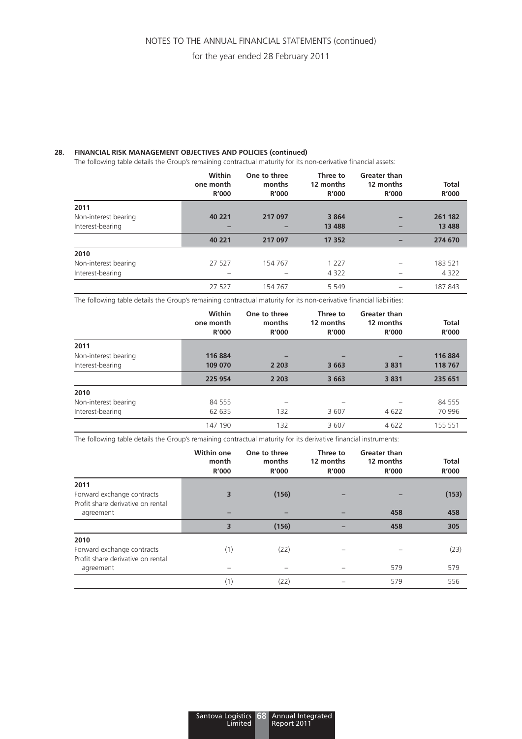## 28. FINANCIAL RISK MANAGEMENT OBJECTIVES AND POLICIES (continued)

The following table details the Group's remaining contractual maturity for its non-derivative financial assets:

| | Within one month R'000 | One to three months R'000 | Three to 12 months R'000 | Greater than 12 months R'000 | Total R'000 |
|---|---|---|---|---|---|
| **2011** | | | | | |
| Non-interest bearing | **40 221** | **217 097** | **3 864** | **–** | **261 182** |
| Interest-bearing | **–** | **–** | **13 488** | **–** | **13 488** |
| | **40 221** | **217 097** | **17 352** | **–** | **274 670** |
| **2010** | | | | | |
| Non-interest bearing | 27 527 | 154 767 | 1 227 | – | 183 521 |
| Interest-bearing | – | – | 4 322 | – | 4 322 |
| | 27 527 | 154 767 | 5 549 | – | 187 843 |

The following table details the Group's remaining contractual maturity for its non-derivative financial liabilities:

| | Within one month R'000 | One to three months R'000 | Three to 12 months R'000 | Greater than 12 months R'000 | Total R'000 |
|---|---|---|---|---|---|
| **2011** | | | | | |
| Non-interest bearing | **116 884** | **–** | **–** | **–** | **116 884** |
| Interest-bearing | **109 070** | **2 203** | **3 663** | **3 831** | **118 767** |
| | **225 954** | **2 203** | **3 663** | **3 831** | **235 651** |
| **2010** | | | | | |
| Non-interest bearing | 84 555 | – | – | – | 84 555 |
| Interest-bearing | 62 635 | 132 | 3 607 | 4 622 | 70 996 |
| | 147 190 | 132 | 3 607 | 4 622 | 155 551 |

The following table details the Group's remaining contractual maturity for its derivative financial instruments:

| | Within one month R'000 | One to three months R'000 | Three to 12 months R'000 | Greater than 12 months R'000 | Total R'000 |
|---|---|---|---|---|---|
| **2011** | | | | | |
| Forward exchange contracts | **3** | **(156)** | **–** | **–** | **(153)** |
| Profit share derivative on rental agreement | **–** | **–** | **–** | **458** | **458** |
| | **3** | **(156)** | **–** | **458** | **305** |
| **2010** | | | | | |
| Forward exchange contracts | (1) | (22) | – | – | (23) |
| Profit share derivative on rental agreement | – | – | – | 579 | 579 |
| | (1) | (22) | – | 579 | 556 |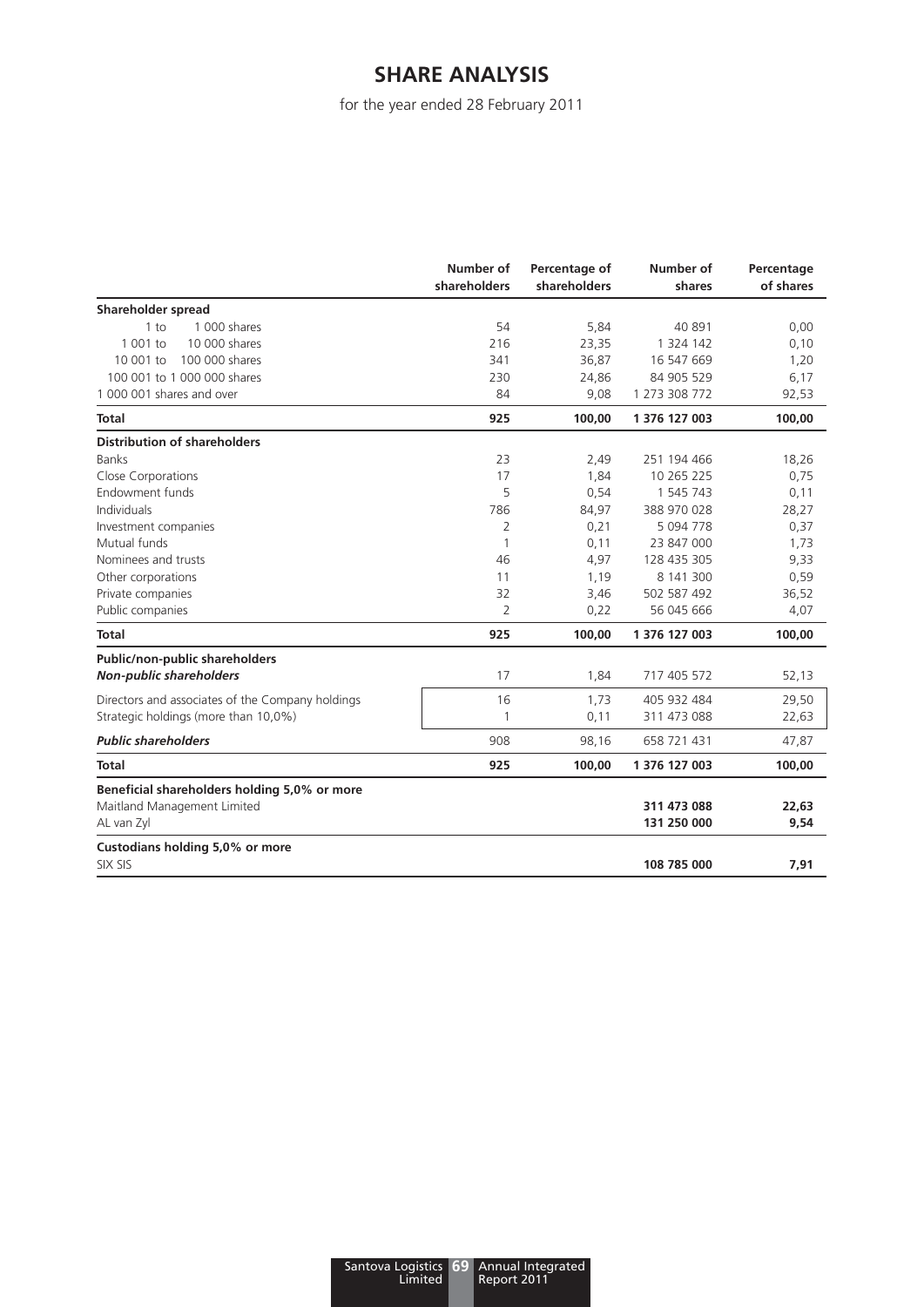# SHARE ANALYSIS

for the year ended 28 February 2011

| | Number of shareholders | Percentage of shareholders | Number of shares | Percentage of shares |
|---|---|---|---|---|
| **Shareholder spread** | | | | |
| 1 to 1 000 shares | 54 | 5,84 | 40 891 | 0,00 |
| 1 001 to 10 000 shares | 216 | 23,35 | 1 324 142 | 0,10 |
| 10 001 to 100 000 shares | 341 | 36,87 | 16 547 669 | 1,20 |
| 100 001 to 1 000 000 shares | 230 | 24,86 | 84 905 529 | 6,17 |
| 1 000 001 shares and over | 84 | 9,08 | 1 273 308 772 | 92,53 |
| **Total** | **925** | **100,00** | **1 376 127 003** | **100,00** |
| **Distribution of shareholders** | | | | |
| Banks | 23 | 2,49 | 251 194 466 | 18,26 |
| Close Corporations | 17 | 1,84 | 10 265 225 | 0,75 |
| Endowment funds | 5 | 0,54 | 1 545 743 | 0,11 |
| Individuals | 786 | 84,97 | 388 970 028 | 28,27 |
| Investment companies | 2 | 0,21 | 5 094 778 | 0,37 |
| Mutual funds | 1 | 0,11 | 23 847 000 | 1,73 |
| Nominees and trusts | 46 | 4,97 | 128 435 305 | 9,33 |
| Other corporations | 11 | 1,19 | 8 141 300 | 0,59 |
| Private companies | 32 | 3,46 | 502 587 492 | 36,52 |
| Public companies | 2 | 0,22 | 56 045 666 | 4,07 |
| **Total** | **925** | **100,00** | **1 376 127 003** | **100,00** |
| **Public/non-public shareholders** | | | | |
| ***Non-public shareholders*** | 17 | 1,84 | 717 405 572 | 52,13 |
| Directors and associates of the Company holdings | 16 | 1,73 | 405 932 484 | 29,50 |
| Strategic holdings (more than 10,0%) | 1 | 0,11 | 311 473 088 | 22,63 |
| ***Public shareholders*** | 908 | 98,16 | 658 721 431 | 47,87 |
| **Total** | **925** | **100,00** | **1 376 127 003** | **100,00** |
| **Beneficial shareholders holding 5,0% or more** | | | | |
| Maitland Management Limited | | | **311 473 088** | **22,63** |
| AL van Zyl | | | **131 250 000** | **9,54** |
| **Custodians holding 5,0% or more** | | | | |
| SIX SIS | | | **108 785 000** | **7,91** |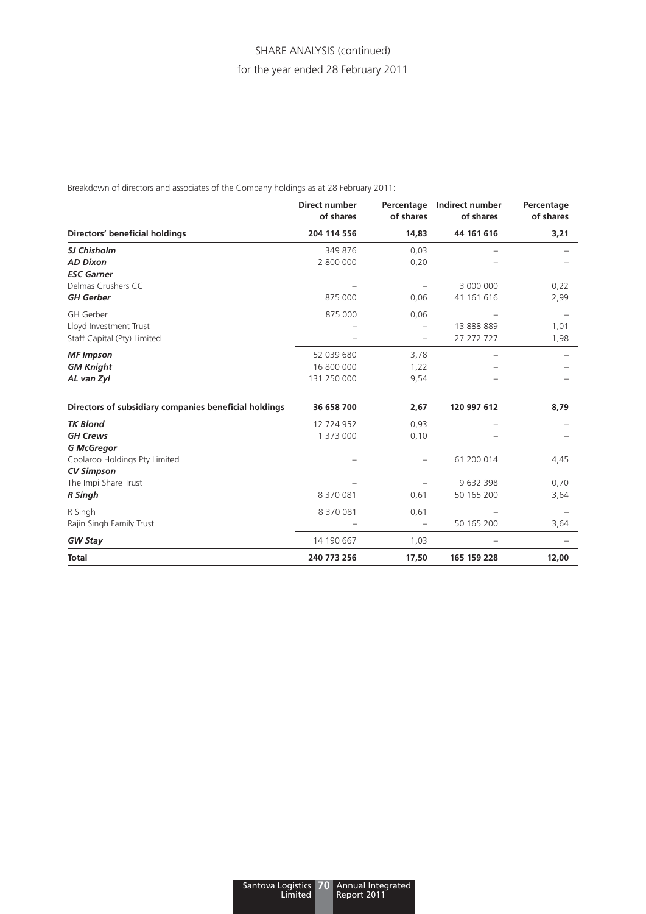## SHARE ANALYSIS (continued)

for the year ended 28 February 2011

Breakdown of directors and associates of the Company holdings as at 28 February 2011:

| | Direct number of shares | Percentage of shares | Indirect number of shares | Percentage of shares |
|---|---|---|---|---|
| **Directors' beneficial holdings** | **204 114 556** | **14,83** | **44 161 616** | **3,21** |
| ***SJ Chisholm*** | 349 876 | 0,03 | – | – |
| ***AD Dixon*** | 2 800 000 | 0,20 | – | – |
| ***ESC Garner*** | | | | |
| Delmas Crushers CC | – | – | 3 000 000 | 0,22 |
| ***GH Gerber*** | 875 000 | 0,06 | 41 161 616 | 2,99 |
| GH Gerber | 875 000 | 0,06 | – | – |
| Lloyd Investment Trust | – | – | 13 888 889 | 1,01 |
| Staff Capital (Pty) Limited | – | – | 27 272 727 | 1,98 |
| ***MF Impson*** | 52 039 680 | 3,78 | – | – |
| ***GM Knight*** | 16 800 000 | 1,22 | – | – |
| ***AL van Zyl*** | 131 250 000 | 9,54 | – | – |
| **Directors of subsidiary companies beneficial holdings** | **36 658 700** | **2,67** | **120 997 612** | **8,79** |
| ***TK Blond*** | 12 724 952 | 0,93 | – | – |
| ***GH Crews*** | 1 373 000 | 0,10 | – | – |
| ***G McGregor*** | | | | |
| Coolaroo Holdings Pty Limited | – | – | 61 200 014 | 4,45 |
| ***CV Simpson*** | | | | |
| The Impi Share Trust | – | – | 9 632 398 | 0,70 |
| ***R Singh*** | 8 370 081 | 0,61 | 50 165 200 | 3,64 |
| R Singh | 8 370 081 | 0,61 | – | – |
| Rajin Singh Family Trust | – | – | 50 165 200 | 3,64 |
| ***GW Stay*** | 14 190 667 | 1,03 | – | – |
| **Total** | **240 773 256** | **17,50** | **165 159 228** | **12,00** |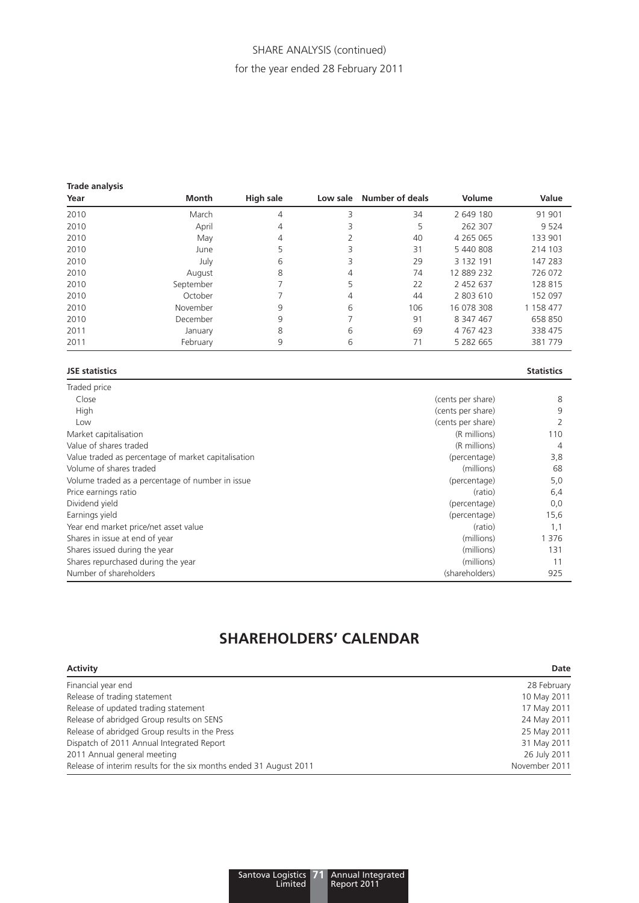# SHARE ANALYSIS (continued)

for the year ended 28 February 2011

**Trade analysis**

| Year | Month | High sale | Low sale | Number of deals | Volume | Value |
|---|---|---|---|---|---|---|
| 2010 | March | 4 | 3 | 34 | 2 649 180 | 91 901 |
| 2010 | April | 4 | 3 | 5 | 262 307 | 9 524 |
| 2010 | May | 4 | 2 | 40 | 4 265 065 | 133 901 |
| 2010 | June | 5 | 3 | 31 | 5 440 808 | 214 103 |
| 2010 | July | 6 | 3 | 29 | 3 132 191 | 147 283 |
| 2010 | August | 8 | 4 | 74 | 12 889 232 | 726 072 |
| 2010 | September | 7 | 5 | 22 | 2 452 637 | 128 815 |
| 2010 | October | 7 | 4 | 44 | 2 803 610 | 152 097 |
| 2010 | November | 9 | 6 | 106 | 16 078 308 | 1 158 477 |
| 2010 | December | 9 | 7 | 91 | 8 347 467 | 658 850 |
| 2011 | January | 8 | 6 | 69 | 4 767 423 | 338 475 |
| 2011 | February | 9 | 6 | 71 | 5 282 665 | 381 779 |

| JSE statistics | | Statistics |
|---|---|---|
| Traded price | | |
| Close | (cents per share) | 8 |
| High | (cents per share) | 9 |
| Low | (cents per share) | 2 |
| Market capitalisation | (R millions) | 110 |
| Value of shares traded | (R millions) | 4 |
| Value traded as percentage of market capitalisation | (percentage) | 3,8 |
| Volume of shares traded | (millions) | 68 |
| Volume traded as a percentage of number in issue | (percentage) | 5,0 |
| Price earnings ratio | (ratio) | 6,4 |
| Dividend yield | (percentage) | 0,0 |
| Earnings yield | (percentage) | 15,6 |
| Year end market price/net asset value | (ratio) | 1,1 |
| Shares in issue at end of year | (millions) | 1 376 |
| Shares issued during the year | (millions) | 131 |
| Shares repurchased during the year | (millions) | 11 |
| Number of shareholders | (shareholders) | 925 |

# SHAREHOLDERS' CALENDAR

| Activity | Date |
|---|---|
| Financial year end | 28 February |
| Release of trading statement | 10 May 2011 |
| Release of updated trading statement | 17 May 2011 |
| Release of abridged Group results on SENS | 24 May 2011 |
| Release of abridged Group results in the Press | 25 May 2011 |
| Dispatch of 2011 Annual Integrated Report | 31 May 2011 |
| 2011 Annual general meeting | 26 July 2011 |
| Release of interim results for the six months ended 31 August 2011 | November 2011 |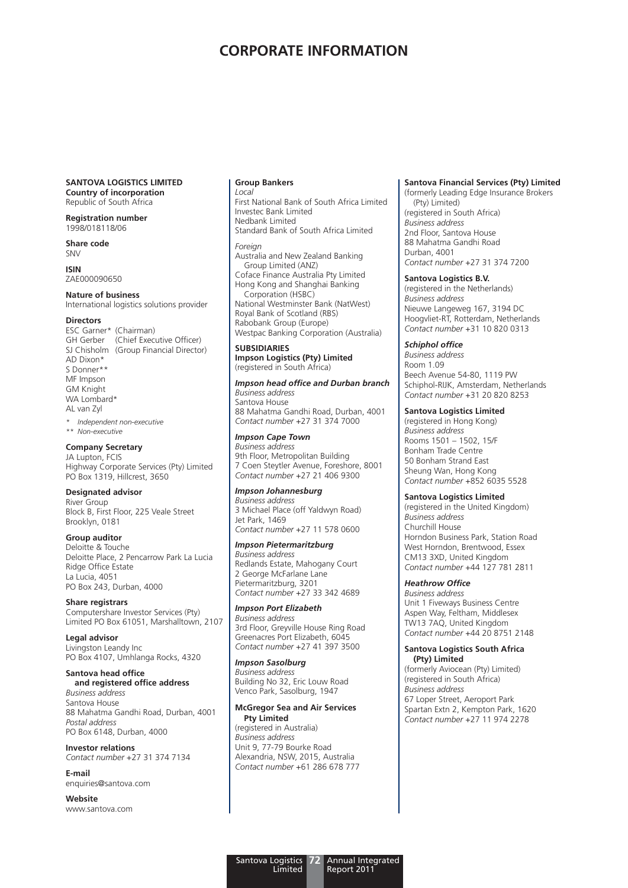# CORPORATE INFORMATION

**SANTOVA LOGISTICS LIMITED**

**Country of incorporation**
Republic of South Africa

**Registration number**
1998/018118/06

**Share code**
SNV

**ISIN**
ZAE000090650

**Nature of business**
International logistics solutions provider

**Directors**
ESC Garner* (Chairman)
GH Gerber (Chief Executive Officer)
SJ Chisholm (Group Financial Director)
AD Dixon*
S Donner**
MF Impson
GM Knight
WA Lombard*
AL van Zyl

*\* Independent non-executive*
*\*\* Non-executive*

**Company Secretary**
JA Lupton, FCIS
Highway Corporate Services (Pty) Limited
PO Box 1319, Hillcrest, 3650

**Designated advisor**
River Group
Block B, First Floor, 225 Veale Street
Brooklyn, 0181

**Group auditor**
Deloitte & Touche
Deloitte Place, 2 Pencarrow Park La Lucia
Ridge Office Estate
La Lucia, 4051
PO Box 243, Durban, 4000

**Share registrars**
Computershare Investor Services (Pty)
Limited PO Box 61051, Marshalltown, 2107

**Legal advisor**
Livingston Leandy Inc
PO Box 4107, Umhlanga Rocks, 4320

**Santova head office and registered office address**
*Business address*
Santova House
88 Mahatma Gandhi Road, Durban, 4001
*Postal address*
PO Box 6148, Durban, 4000

**Investor relations**
*Contact number* +27 31 374 7134

**E-mail**
enquiries@santova.com

**Website**
www.santova.com

**Group Bankers**

*Local*
First National Bank of South Africa Limited
Investec Bank Limited
Nedbank Limited
Standard Bank of South Africa Limited

*Foreign*
Australia and New Zealand Banking Group Limited (ANZ)
Coface Finance Australia Pty Limited
Hong Kong and Shanghai Banking Corporation (HSBC)
National Westminster Bank (NatWest)
Royal Bank of Scotland (RBS)
Rabobank Group (Europe)
Westpac Banking Corporation (Australia)

**SUBSIDIARIES**

**Impson Logistics (Pty) Limited**
(registered in South Africa)

***Impson head office and Durban branch***
*Business address*
Santova House
88 Mahatma Gandhi Road, Durban, 4001
*Contact number* +27 31 374 7000

***Impson Cape Town***
*Business address*
9th Floor, Metropolitan Building
7 Coen Steytler Avenue, Foreshore, 8001
*Contact number* +27 21 406 9300

***Impson Johannesburg***
*Business address*
3 Michael Place (off Yaldwyn Road)
Jet Park, 1469
*Contact number* +27 11 578 0600

***Impson Pietermaritzburg***
*Business address*
Redlands Estate, Mahogany Court
2 George McFarlane Lane
Pietermaritzburg, 3201
*Contact number* +27 33 342 4689

***Impson Port Elizabeth***
*Business address*
3rd Floor, Greyville House Ring Road
Greenacres Port Elizabeth, 6045
*Contact number* +27 41 397 3500

***Impson Sasolburg***
*Business address*
Building No 32, Eric Louw Road
Venco Park, Sasolburg, 1947

**McGregor Sea and Air Services Pty Limited**
(registered in Australia)
*Business address*
Unit 9, 77-79 Bourke Road
Alexandria, NSW, 2015, Australia
*Contact number* +61 286 678 777

**Santova Financial Services (Pty) Limited**
(formerly Leading Edge Insurance Brokers (Pty) Limited)
(registered in South Africa)
*Business address*
2nd Floor, Santova House
88 Mahatma Gandhi Road
Durban, 4001
*Contact number* +27 31 374 7200

**Santova Logistics B.V.**
(registered in the Netherlands)
*Business address*
Nieuwe Langeweg 167, 3194 DC
Hoogvliet-RT, Rotterdam, Netherlands
*Contact number* +31 10 820 0313

***Schiphol office***
*Business address*
Room 1.09
Beech Avenue 54-80, 1119 PW
Schiphol-RIJK, Amsterdam, Netherlands
*Contact number* +31 20 820 8253

**Santova Logistics Limited**
(registered in Hong Kong)
*Business address*
Rooms 1501 – 1502, 15/F
Bonham Trade Centre
50 Bonham Strand East
Sheung Wan, Hong Kong
*Contact number* +852 6035 5528

**Santova Logistics Limited**
(registered in the United Kingdom)
*Business address*
Churchill House
Horndon Business Park, Station Road
West Horndon, Brentwood, Essex
CM13 3XD, United Kingdom
*Contact number* +44 127 781 2811

***Heathrow Office***
*Business address*
Unit 1 Fiveways Business Centre
Aspen Way, Feltham, Middlesex
TW13 7AQ, United Kingdom
*Contact number* +44 20 8751 2148

**Santova Logistics South Africa (Pty) Limited**
(formerly Aviocean (Pty) Limited)
(registered in South Africa)
*Business address*
67 Loper Street, Aeroport Park
Spartan Extn 2, Kempton Park, 1620
*Contact number* +27 11 974 2278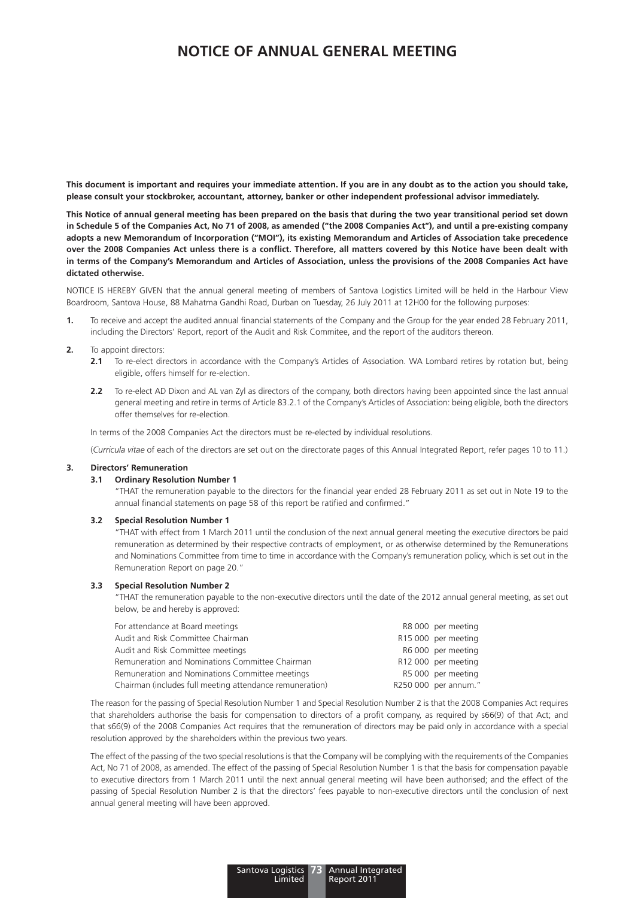# NOTICE OF ANNUAL GENERAL MEETING

**This document is important and requires your immediate attention. If you are in any doubt as to the action you should take, please consult your stockbroker, accountant, attorney, banker or other independent professional advisor immediately.**

**This Notice of annual general meeting has been prepared on the basis that during the two year transitional period set down in Schedule 5 of the Companies Act, No 71 of 2008, as amended ("the 2008 Companies Act"), and until a pre-existing company adopts a new Memorandum of Incorporation ("MOI"), its existing Memorandum and Articles of Association take precedence over the 2008 Companies Act unless there is a conflict. Therefore, all matters covered by this Notice have been dealt with in terms of the Company's Memorandum and Articles of Association, unless the provisions of the 2008 Companies Act have dictated otherwise.**

NOTICE IS HEREBY GIVEN that the annual general meeting of members of Santova Logistics Limited will be held in the Harbour View Boardroom, Santova House, 88 Mahatma Gandhi Road, Durban on Tuesday, 26 July 2011 at 12H00 for the following purposes:

**1.** To receive and accept the audited annual financial statements of the Company and the Group for the year ended 28 February 2011, including the Directors' Report, report of the Audit and Risk Commitee, and the report of the auditors thereon.

**2.** To appoint directors:

**2.1** To re-elect directors in accordance with the Company's Articles of Association. WA Lombard retires by rotation but, being eligible, offers himself for re-election.

**2.2** To re-elect AD Dixon and AL van Zyl as directors of the company, both directors having been appointed since the last annual general meeting and retire in terms of Article 83.2.1 of the Company's Articles of Association: being eligible, both the directors offer themselves for re-election.

In terms of the 2008 Companies Act the directors must be re-elected by individual resolutions.

(*Curricula vitae* of each of the directors are set out on the directorate pages of this Annual Integrated Report, refer pages 10 to 11.)

**3. Directors' Remuneration**

**3.1 Ordinary Resolution Number 1**

"THAT the remuneration payable to the directors for the financial year ended 28 February 2011 as set out in Note 19 to the annual financial statements on page 58 of this report be ratified and confirmed."

**3.2 Special Resolution Number 1**

"THAT with effect from 1 March 2011 until the conclusion of the next annual general meeting the executive directors be paid remuneration as determined by their respective contracts of employment, or as otherwise determined by the Remunerations and Nominations Committee from time to time in accordance with the Company's remuneration policy, which is set out in the Remuneration Report on page 20."

**3.3 Special Resolution Number 2**

"THAT the remuneration payable to the non-executive directors until the date of the 2012 annual general meeting, as set out below, be and hereby is approved:

| | |
|---|---|
| For attendance at Board meetings | R8 000 per meeting |
| Audit and Risk Committee Chairman | R15 000 per meeting |
| Audit and Risk Committee meetings | R6 000 per meeting |
| Remuneration and Nominations Committee Chairman | R12 000 per meeting |
| Remuneration and Nominations Committee meetings | R5 000 per meeting |
| Chairman (includes full meeting attendance remuneration) | R250 000 per annum." |

The reason for the passing of Special Resolution Number 1 and Special Resolution Number 2 is that the 2008 Companies Act requires that shareholders authorise the basis for compensation to directors of a profit company, as required by s66(9) of that Act; and that s66(9) of the 2008 Companies Act requires that the remuneration of directors may be paid only in accordance with a special resolution approved by the shareholders within the previous two years.

The effect of the passing of the two special resolutions is that the Company will be complying with the requirements of the Companies Act, No 71 of 2008, as amended. The effect of the passing of Special Resolution Number 1 is that the basis for compensation payable to executive directors from 1 March 2011 until the next annual general meeting will have been authorised; and the effect of the passing of Special Resolution Number 2 is that the directors' fees payable to non-executive directors until the conclusion of next annual general meeting will have been approved.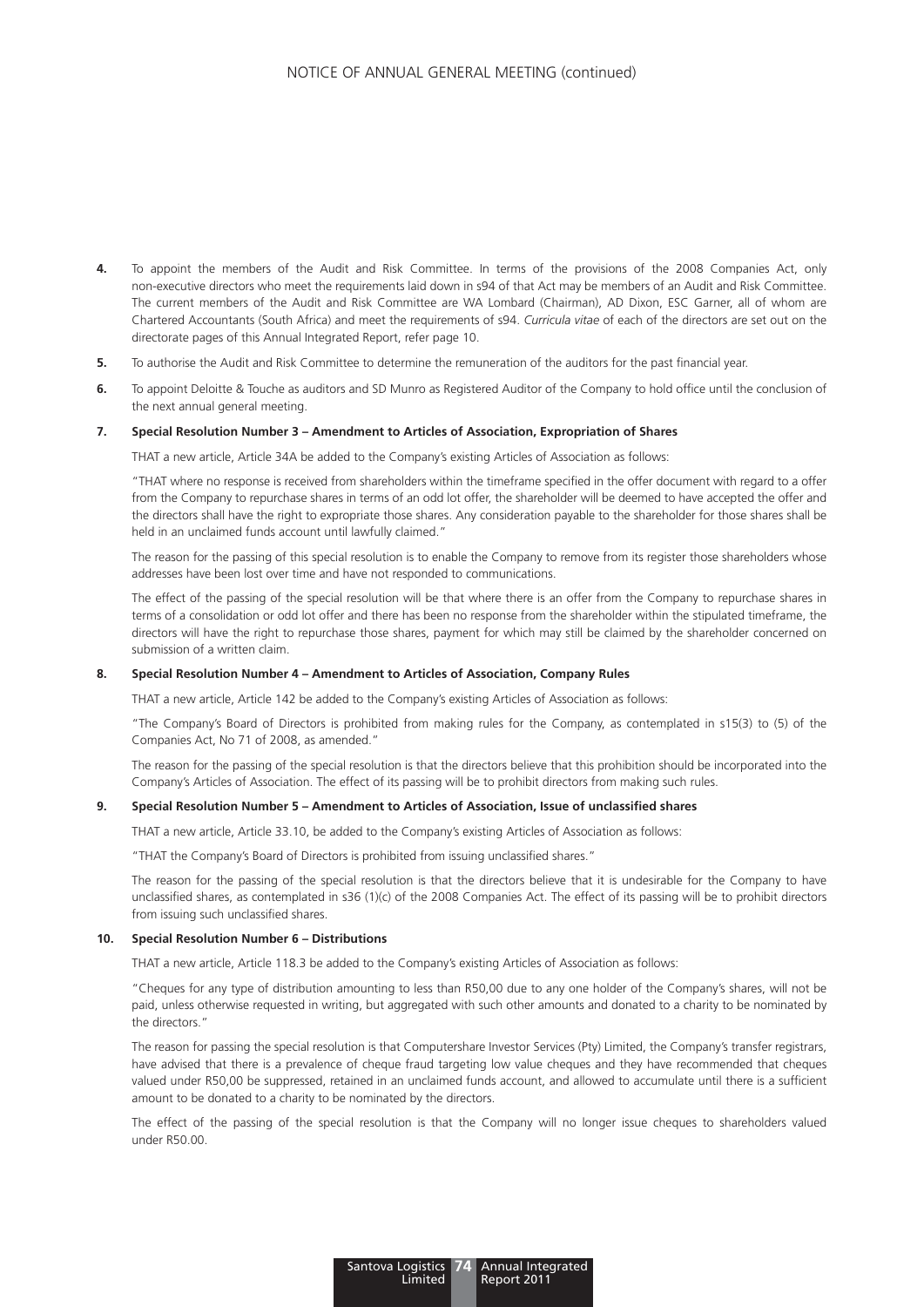4. To appoint the members of the Audit and Risk Committee. In terms of the provisions of the 2008 Companies Act, only non-executive directors who meet the requirements laid down in s94 of that Act may be members of an Audit and Risk Committee. The current members of the Audit and Risk Committee are WA Lombard (Chairman), AD Dixon, ESC Garner, all of whom are Chartered Accountants (South Africa) and meet the requirements of s94. *Curricula vitae* of each of the directors are set out on the directorate pages of this Annual Integrated Report, refer page 10.

5. To authorise the Audit and Risk Committee to determine the remuneration of the auditors for the past financial year.

6. To appoint Deloitte & Touche as auditors and SD Munro as Registered Auditor of the Company to hold office until the conclusion of the next annual general meeting.

**7. Special Resolution Number 3 – Amendment to Articles of Association, Expropriation of Shares**

THAT a new article, Article 34A be added to the Company's existing Articles of Association as follows:

"THAT where no response is received from shareholders within the timeframe specified in the offer document with regard to a offer from the Company to repurchase shares in terms of an odd lot offer, the shareholder will be deemed to have accepted the offer and the directors shall have the right to expropriate those shares. Any consideration payable to the shareholder for those shares shall be held in an unclaimed funds account until lawfully claimed."

The reason for the passing of this special resolution is to enable the Company to remove from its register those shareholders whose addresses have been lost over time and have not responded to communications.

The effect of the passing of the special resolution will be that where there is an offer from the Company to repurchase shares in terms of a consolidation or odd lot offer and there has been no response from the shareholder within the stipulated timeframe, the directors will have the right to repurchase those shares, payment for which may still be claimed by the shareholder concerned on submission of a written claim.

**8. Special Resolution Number 4 – Amendment to Articles of Association, Company Rules**

THAT a new article, Article 142 be added to the Company's existing Articles of Association as follows:

"The Company's Board of Directors is prohibited from making rules for the Company, as contemplated in s15(3) to (5) of the Companies Act, No 71 of 2008, as amended."

The reason for the passing of the special resolution is that the directors believe that this prohibition should be incorporated into the Company's Articles of Association. The effect of its passing will be to prohibit directors from making such rules.

**9. Special Resolution Number 5 – Amendment to Articles of Association, Issue of unclassified shares**

THAT a new article, Article 33.10, be added to the Company's existing Articles of Association as follows:

"THAT the Company's Board of Directors is prohibited from issuing unclassified shares."

The reason for the passing of the special resolution is that the directors believe that it is undesirable for the Company to have unclassified shares, as contemplated in s36 (1)(c) of the 2008 Companies Act. The effect of its passing will be to prohibit directors from issuing such unclassified shares.

**10. Special Resolution Number 6 – Distributions**

THAT a new article, Article 118.3 be added to the Company's existing Articles of Association as follows:

"Cheques for any type of distribution amounting to less than R50,00 due to any one holder of the Company's shares, will not be paid, unless otherwise requested in writing, but aggregated with such other amounts and donated to a charity to be nominated by the directors."

The reason for passing the special resolution is that Computershare Investor Services (Pty) Limited, the Company's transfer registrars, have advised that there is a prevalence of cheque fraud targeting low value cheques and they have recommended that cheques valued under R50,00 be suppressed, retained in an unclaimed funds account, and allowed to accumulate until there is a sufficient amount to be donated to a charity to be nominated by the directors.

The effect of the passing of the special resolution is that the Company will no longer issue cheques to shareholders valued under R50.00.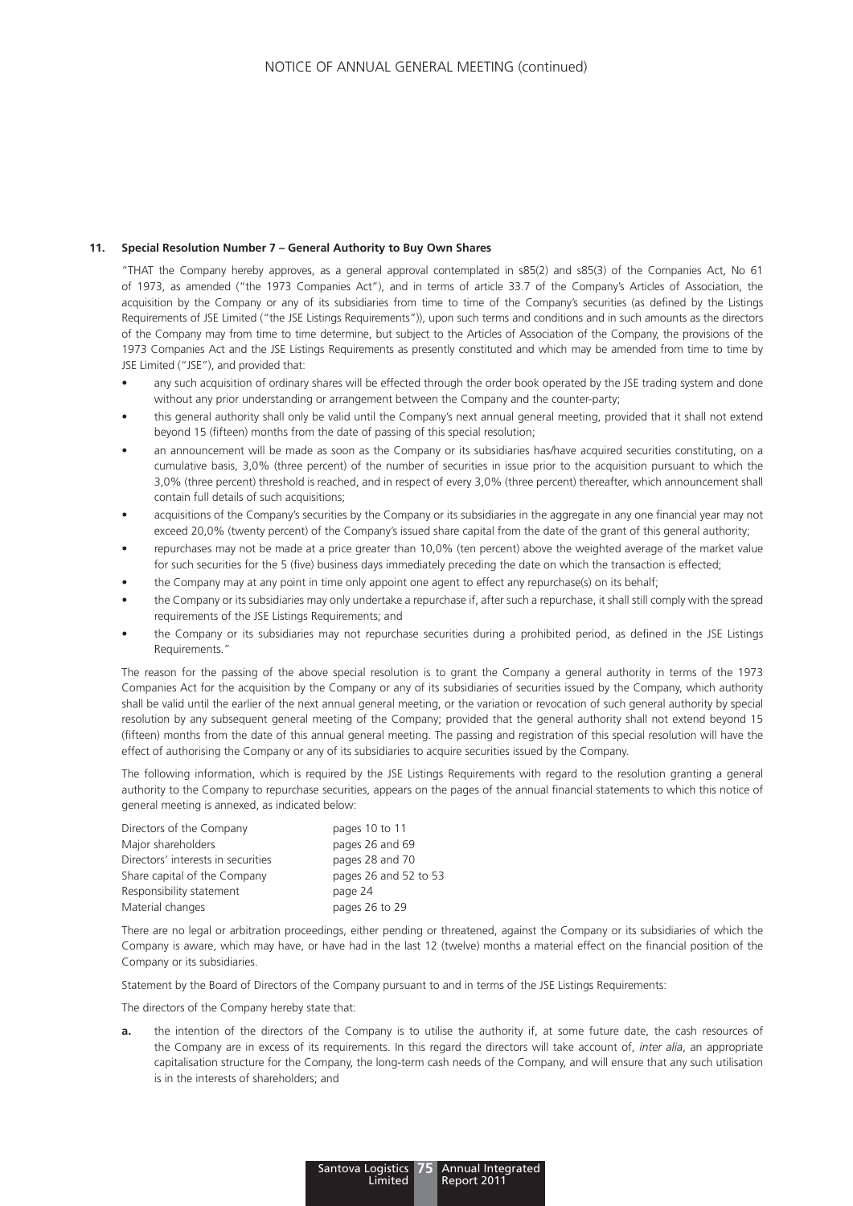### 11. Special Resolution Number 7 – General Authority to Buy Own Shares

"THAT the Company hereby approves, as a general approval contemplated in s85(2) and s85(3) of the Companies Act, No 61 of 1973, as amended ("the 1973 Companies Act"), and in terms of article 33.7 of the Company's Articles of Association, the acquisition by the Company or any of its subsidiaries from time to time of the Company's securities (as defined by the Listings Requirements of JSE Limited ("the JSE Listings Requirements")), upon such terms and conditions and in such amounts as the directors of the Company may from time to time determine, but subject to the Articles of Association of the Company, the provisions of the 1973 Companies Act and the JSE Listings Requirements as presently constituted and which may be amended from time to time by JSE Limited ("JSE"), and provided that:

- any such acquisition of ordinary shares will be effected through the order book operated by the JSE trading system and done without any prior understanding or arrangement between the Company and the counter-party;
- this general authority shall only be valid until the Company's next annual general meeting, provided that it shall not extend beyond 15 (fifteen) months from the date of passing of this special resolution;
- an announcement will be made as soon as the Company or its subsidiaries has/have acquired securities constituting, on a cumulative basis, 3,0% (three percent) of the number of securities in issue prior to the acquisition pursuant to which the 3,0% (three percent) threshold is reached, and in respect of every 3,0% (three percent) thereafter, which announcement shall contain full details of such acquisitions;
- acquisitions of the Company's securities by the Company or its subsidiaries in the aggregate in any one financial year may not exceed 20,0% (twenty percent) of the Company's issued share capital from the date of the grant of this general authority;
- repurchases may not be made at a price greater than 10,0% (ten percent) above the weighted average of the market value for such securities for the 5 (five) business days immediately preceding the date on which the transaction is effected;
- the Company may at any point in time only appoint one agent to effect any repurchase(s) on its behalf;
- the Company or its subsidiaries may only undertake a repurchase if, after such a repurchase, it shall still comply with the spread requirements of the JSE Listings Requirements; and
- the Company or its subsidiaries may not repurchase securities during a prohibited period, as defined in the JSE Listings Requirements."

The reason for the passing of the above special resolution is to grant the Company a general authority in terms of the 1973 Companies Act for the acquisition by the Company or any of its subsidiaries of securities issued by the Company, which authority shall be valid until the earlier of the next annual general meeting, or the variation or revocation of such general authority by special resolution by any subsequent general meeting of the Company; provided that the general authority shall not extend beyond 15 (fifteen) months from the date of this annual general meeting. The passing and registration of this special resolution will have the effect of authorising the Company or any of its subsidiaries to acquire securities issued by the Company.

The following information, which is required by the JSE Listings Requirements with regard to the resolution granting a general authority to the Company to repurchase securities, appears on the pages of the annual financial statements to which this notice of general meeting is annexed, as indicated below:

| | |
|---|---|
| Directors of the Company | pages 10 to 11 |
| Major shareholders | pages 26 and 69 |
| Directors' interests in securities | pages 28 and 70 |
| Share capital of the Company | pages 26 and 52 to 53 |
| Responsibility statement | page 24 |
| Material changes | pages 26 to 29 |

There are no legal or arbitration proceedings, either pending or threatened, against the Company or its subsidiaries of which the Company is aware, which may have, or have had in the last 12 (twelve) months a material effect on the financial position of the Company or its subsidiaries.

Statement by the Board of Directors of the Company pursuant to and in terms of the JSE Listings Requirements:

The directors of the Company hereby state that:

**a.** the intention of the directors of the Company is to utilise the authority if, at some future date, the cash resources of the Company are in excess of its requirements. In this regard the directors will take account of, *inter alia*, an appropriate capitalisation structure for the Company, the long-term cash needs of the Company, and will ensure that any such utilisation is in the interests of shareholders; and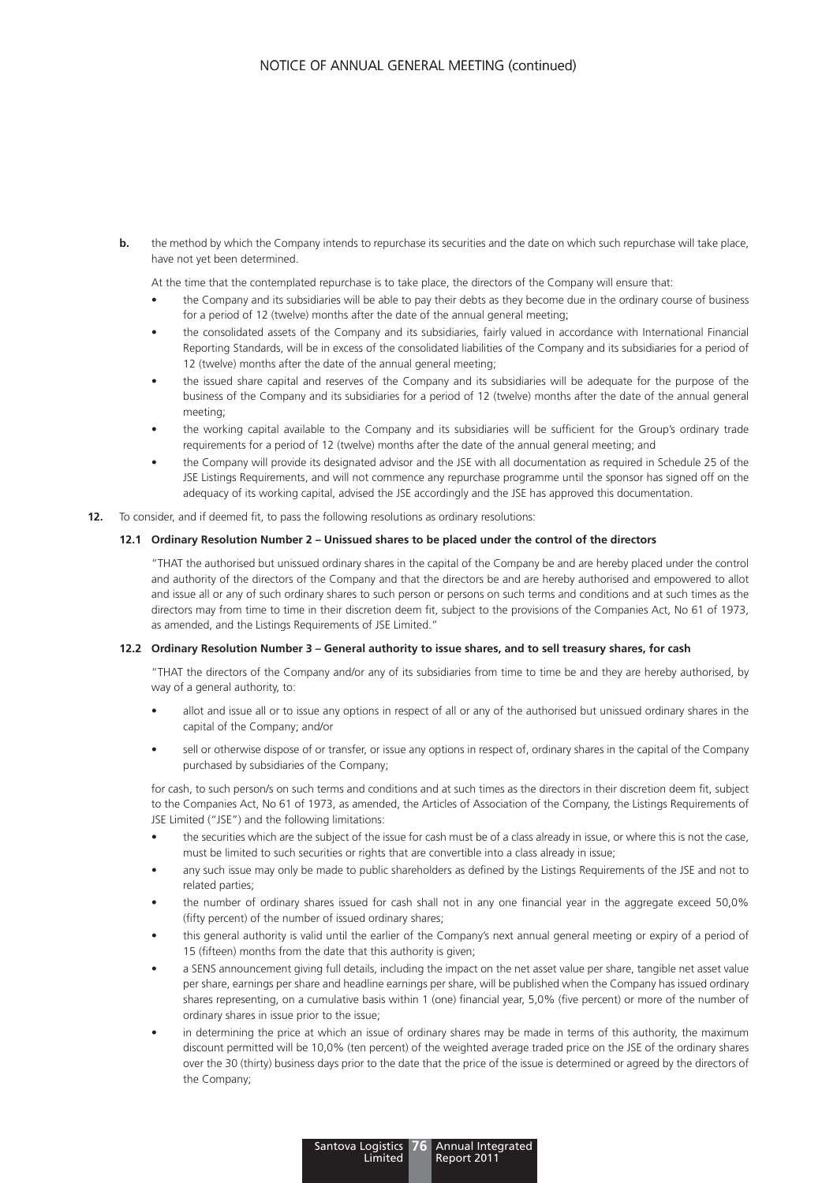**b.** the method by which the Company intends to repurchase its securities and the date on which such repurchase will take place, have not yet been determined.

At the time that the contemplated repurchase is to take place, the directors of the Company will ensure that:

- the Company and its subsidiaries will be able to pay their debts as they become due in the ordinary course of business for a period of 12 (twelve) months after the date of the annual general meeting;
- the consolidated assets of the Company and its subsidiaries, fairly valued in accordance with International Financial Reporting Standards, will be in excess of the consolidated liabilities of the Company and its subsidiaries for a period of 12 (twelve) months after the date of the annual general meeting;
- the issued share capital and reserves of the Company and its subsidiaries will be adequate for the purpose of the business of the Company and its subsidiaries for a period of 12 (twelve) months after the date of the annual general meeting;
- the working capital available to the Company and its subsidiaries will be sufficient for the Group's ordinary trade requirements for a period of 12 (twelve) months after the date of the annual general meeting; and
- the Company will provide its designated advisor and the JSE with all documentation as required in Schedule 25 of the JSE Listings Requirements, and will not commence any repurchase programme until the sponsor has signed off on the adequacy of its working capital, advised the JSE accordingly and the JSE has approved this documentation.

**12.** To consider, and if deemed fit, to pass the following resolutions as ordinary resolutions:

**12.1 Ordinary Resolution Number 2 – Unissued shares to be placed under the control of the directors**

"THAT the authorised but unissued ordinary shares in the capital of the Company be and are hereby placed under the control and authority of the directors of the Company and that the directors be and are hereby authorised and empowered to allot and issue all or any of such ordinary shares to such person or persons on such terms and conditions and at such times as the directors may from time to time in their discretion deem fit, subject to the provisions of the Companies Act, No 61 of 1973, as amended, and the Listings Requirements of JSE Limited."

**12.2 Ordinary Resolution Number 3 – General authority to issue shares, and to sell treasury shares, for cash**

"THAT the directors of the Company and/or any of its subsidiaries from time to time be and they are hereby authorised, by way of a general authority, to:

- allot and issue all or to issue any options in respect of all or any of the authorised but unissued ordinary shares in the capital of the Company; and/or
- sell or otherwise dispose of or transfer, or issue any options in respect of, ordinary shares in the capital of the Company purchased by subsidiaries of the Company;

for cash, to such person/s on such terms and conditions and at such times as the directors in their discretion deem fit, subject to the Companies Act, No 61 of 1973, as amended, the Articles of Association of the Company, the Listings Requirements of JSE Limited ("JSE") and the following limitations:

- the securities which are the subject of the issue for cash must be of a class already in issue, or where this is not the case, must be limited to such securities or rights that are convertible into a class already in issue;
- any such issue may only be made to public shareholders as defined by the Listings Requirements of the JSE and not to related parties;
- the number of ordinary shares issued for cash shall not in any one financial year in the aggregate exceed 50,0% (fifty percent) of the number of issued ordinary shares;
- this general authority is valid until the earlier of the Company's next annual general meeting or expiry of a period of 15 (fifteen) months from the date that this authority is given;
- a SENS announcement giving full details, including the impact on the net asset value per share, tangible net asset value per share, earnings per share and headline earnings per share, will be published when the Company has issued ordinary shares representing, on a cumulative basis within 1 (one) financial year, 5,0% (five percent) or more of the number of ordinary shares in issue prior to the issue;
- in determining the price at which an issue of ordinary shares may be made in terms of this authority, the maximum discount permitted will be 10,0% (ten percent) of the weighted average traded price on the JSE of the ordinary shares over the 30 (thirty) business days prior to the date that the price of the issue is determined or agreed by the directors of the Company;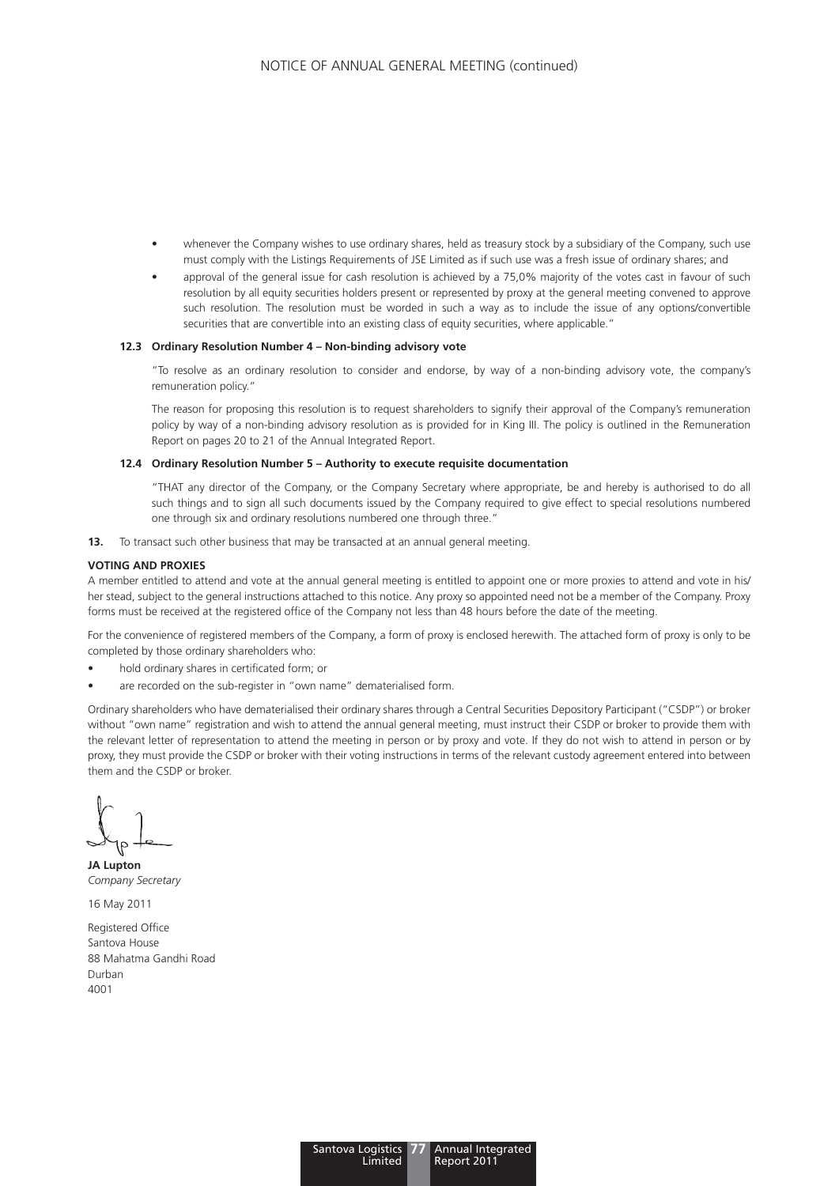- whenever the Company wishes to use ordinary shares, held as treasury stock by a subsidiary of the Company, such use must comply with the Listings Requirements of JSE Limited as if such use was a fresh issue of ordinary shares; and
- approval of the general issue for cash resolution is achieved by a 75,0% majority of the votes cast in favour of such resolution by all equity securities holders present or represented by proxy at the general meeting convened to approve such resolution. The resolution must be worded in such a way as to include the issue of any options/convertible securities that are convertible into an existing class of equity securities, where applicable."

**12.3 Ordinary Resolution Number 4 – Non-binding advisory vote**

"To resolve as an ordinary resolution to consider and endorse, by way of a non-binding advisory vote, the company's remuneration policy."

The reason for proposing this resolution is to request shareholders to signify their approval of the Company's remuneration policy by way of a non-binding advisory resolution as is provided for in King III. The policy is outlined in the Remuneration Report on pages 20 to 21 of the Annual Integrated Report.

**12.4 Ordinary Resolution Number 5 – Authority to execute requisite documentation**

"THAT any director of the Company, or the Company Secretary where appropriate, be and hereby is authorised to do all such things and to sign all such documents issued by the Company required to give effect to special resolutions numbered one through six and ordinary resolutions numbered one through three."

**13.** To transact such other business that may be transacted at an annual general meeting.

**VOTING AND PROXIES**

A member entitled to attend and vote at the annual general meeting is entitled to appoint one or more proxies to attend and vote in his/her stead, subject to the general instructions attached to this notice. Any proxy so appointed need not be a member of the Company. Proxy forms must be received at the registered office of the Company not less than 48 hours before the date of the meeting.

For the convenience of registered members of the Company, a form of proxy is enclosed herewith. The attached form of proxy is only to be completed by those ordinary shareholders who:

- hold ordinary shares in certificated form; or
- are recorded on the sub-register in "own name" dematerialised form.

Ordinary shareholders who have dematerialised their ordinary shares through a Central Securities Depository Participant ("CSDP") or broker without "own name" registration and wish to attend the annual general meeting, must instruct their CSDP or broker to provide them with the relevant letter of representation to attend the meeting in person or by proxy and vote. If they do not wish to attend in person or by proxy, they must provide the CSDP or broker with their voting instructions in terms of the relevant custody agreement entered into between them and the CSDP or broker.

**JA Lupton**
*Company Secretary*

16 May 2011

Registered Office
Santova House
88 Mahatma Gandhi Road
Durban
4001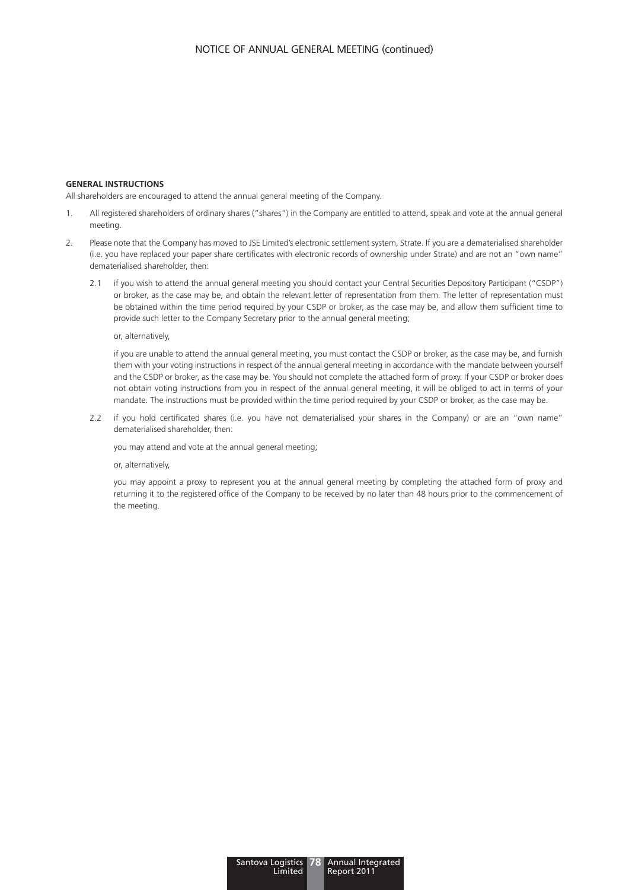**GENERAL INSTRUCTIONS**

All shareholders are encouraged to attend the annual general meeting of the Company.

1. All registered shareholders of ordinary shares ("shares") in the Company are entitled to attend, speak and vote at the annual general meeting.

2. Please note that the Company has moved to JSE Limited's electronic settlement system, Strate. If you are a dematerialised shareholder (i.e. you have replaced your paper share certificates with electronic records of ownership under Strate) and are not an "own name" dematerialised shareholder, then:

   2.1 if you wish to attend the annual general meeting you should contact your Central Securities Depository Participant ("CSDP") or broker, as the case may be, and obtain the relevant letter of representation from them. The letter of representation must be obtained within the time period required by your CSDP or broker, as the case may be, and allow them sufficient time to provide such letter to the Company Secretary prior to the annual general meeting;

   or, alternatively,

   if you are unable to attend the annual general meeting, you must contact the CSDP or broker, as the case may be, and furnish them with your voting instructions in respect of the annual general meeting in accordance with the mandate between yourself and the CSDP or broker, as the case may be. You should not complete the attached form of proxy. If your CSDP or broker does not obtain voting instructions from you in respect of the annual general meeting, it will be obliged to act in terms of your mandate. The instructions must be provided within the time period required by your CSDP or broker, as the case may be.

   2.2 if you hold certificated shares (i.e. you have not dematerialised your shares in the Company) or are an "own name" dematerialised shareholder, then:

   you may attend and vote at the annual general meeting;

   or, alternatively,

   you may appoint a proxy to represent you at the annual general meeting by completing the attached form of proxy and returning it to the registered office of the Company to be received by no later than 48 hours prior to the commencement of the meeting.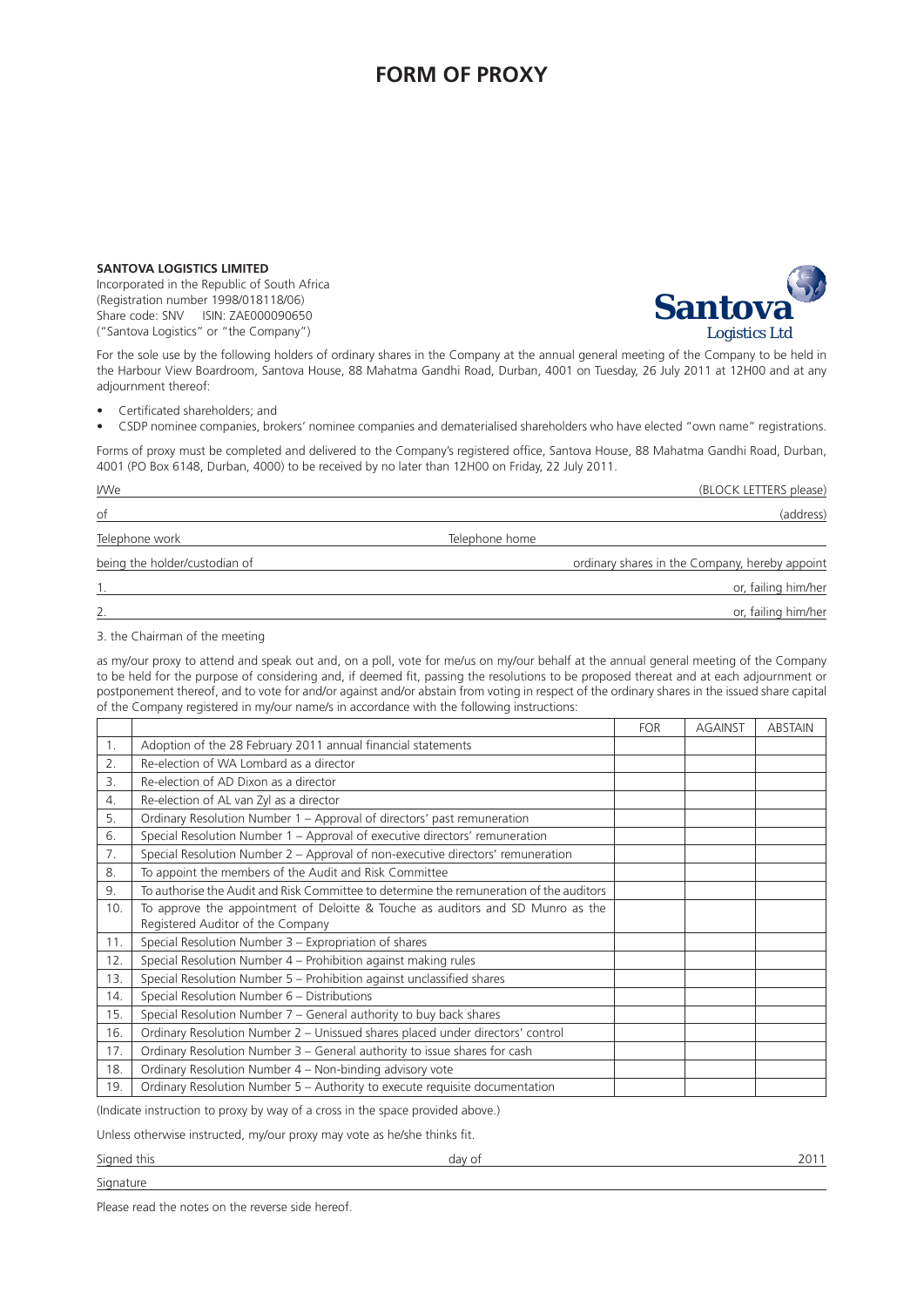# FORM OF PROXY

**SANTOVA LOGISTICS LIMITED**
Incorporated in the Republic of South Africa
(Registration number 1998/018118/06)
Share code: SNV ISIN: ZAE000090650
("Santova Logistics" or "the Company")

For the sole use by the following holders of ordinary shares in the Company at the annual general meeting of the Company to be held in the Harbour View Boardroom, Santova House, 88 Mahatma Gandhi Road, Durban, 4001 on Tuesday, 26 July 2011 at 12H00 and at any adjournment thereof:

- Certificated shareholders; and
- CSDP nominee companies, brokers' nominee companies and dematerialised shareholders who have elected "own name" registrations.

Forms of proxy must be completed and delivered to the Company's registered office, Santova House, 88 Mahatma Gandhi Road, Durban, 4001 (PO Box 6148, Durban, 4000) to be received by no later than 12H00 on Friday, 22 July 2011.

I/We ______________________________ (BLOCK LETTERS please)

of ______________________________ (address)

Telephone work ______________ Telephone home ______________

being the holder/custodian of ______________ ordinary shares in the Company, hereby appoint

1. ______________________________ or, failing him/her

2. ______________________________ or, failing him/her

3. the Chairman of the meeting

as my/our proxy to attend and speak out and, on a poll, vote for me/us on my/our behalf at the annual general meeting of the Company to be held for the purpose of considering and, if deemed fit, passing the resolutions to be proposed thereat and at each adjournment or postponement thereof, and to vote for and/or against and/or abstain from voting in respect of the ordinary shares in the issued share capital of the Company registered in my/our name/s in accordance with the following instructions:

| | | FOR | AGAINST | ABSTAIN |
|---|---|---|---|---|
| 1. | Adoption of the 28 February 2011 annual financial statements | | | |
| 2. | Re-election of WA Lombard as a director | | | |
| 3. | Re-election of AD Dixon as a director | | | |
| 4. | Re-election of AL van Zyl as a director | | | |
| 5. | Ordinary Resolution Number 1 – Approval of directors' past remuneration | | | |
| 6. | Special Resolution Number 1 – Approval of executive directors' remuneration | | | |
| 7. | Special Resolution Number 2 – Approval of non-executive directors' remuneration | | | |
| 8. | To appoint the members of the Audit and Risk Committee | | | |
| 9. | To authorise the Audit and Risk Committee to determine the remuneration of the auditors | | | |
| 10. | To approve the appointment of Deloitte & Touche as auditors and SD Munro as the Registered Auditor of the Company | | | |
| 11. | Special Resolution Number 3 – Expropriation of shares | | | |
| 12. | Special Resolution Number 4 – Prohibition against making rules | | | |
| 13. | Special Resolution Number 5 – Prohibition against unclassified shares | | | |
| 14. | Special Resolution Number 6 – Distributions | | | |
| 15. | Special Resolution Number 7 – General authority to buy back shares | | | |
| 16. | Ordinary Resolution Number 2 – Unissued shares placed under directors' control | | | |
| 17. | Ordinary Resolution Number 3 – General authority to issue shares for cash | | | |
| 18. | Ordinary Resolution Number 4 – Non-binding advisory vote | | | |
| 19. | Ordinary Resolution Number 5 – Authority to execute requisite documentation | | | |

(Indicate instruction to proxy by way of a cross in the space provided above.)

Unless otherwise instructed, my/our proxy may vote as he/she thinks fit.

Signed this ______________ day of ______________ 2011

Signature ______________________________

Please read the notes on the reverse side hereof.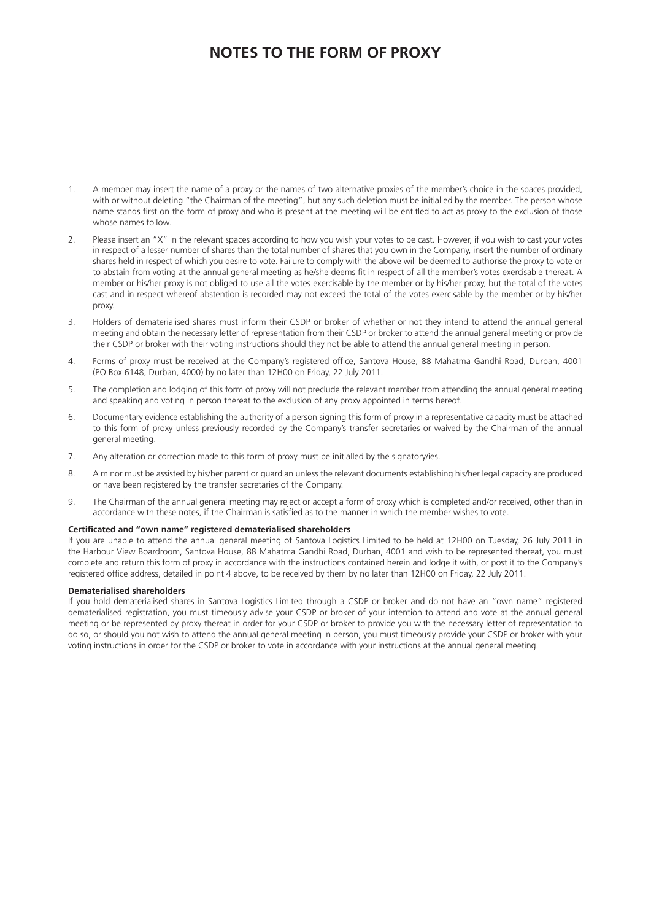# NOTES TO THE FORM OF PROXY

1. A member may insert the name of a proxy or the names of two alternative proxies of the member's choice in the spaces provided, with or without deleting "the Chairman of the meeting", but any such deletion must be initialled by the member. The person whose name stands first on the form of proxy and who is present at the meeting will be entitled to act as proxy to the exclusion of those whose names follow.

2. Please insert an "X" in the relevant spaces according to how you wish your votes to be cast. However, if you wish to cast your votes in respect of a lesser number of shares than the total number of shares that you own in the Company, insert the number of ordinary shares held in respect of which you desire to vote. Failure to comply with the above will be deemed to authorise the proxy to vote or to abstain from voting at the annual general meeting as he/she deems fit in respect of all the member's votes exercisable thereat. A member or his/her proxy is not obliged to use all the votes exercisable by the member or by his/her proxy, but the total of the votes cast and in respect whereof abstention is recorded may not exceed the total of the votes exercisable by the member or by his/her proxy.

3. Holders of dematerialised shares must inform their CSDP or broker of whether or not they intend to attend the annual general meeting and obtain the necessary letter of representation from their CSDP or broker to attend the annual general meeting or provide their CSDP or broker with their voting instructions should they not be able to attend the annual general meeting in person.

4. Forms of proxy must be received at the Company's registered office, Santova House, 88 Mahatma Gandhi Road, Durban, 4001 (PO Box 6148, Durban, 4000) by no later than 12H00 on Friday, 22 July 2011.

5. The completion and lodging of this form of proxy will not preclude the relevant member from attending the annual general meeting and speaking and voting in person thereat to the exclusion of any proxy appointed in terms hereof.

6. Documentary evidence establishing the authority of a person signing this form of proxy in a representative capacity must be attached to this form of proxy unless previously recorded by the Company's transfer secretaries or waived by the Chairman of the annual general meeting.

7. Any alteration or correction made to this form of proxy must be initialled by the signatory/ies.

8. A minor must be assisted by his/her parent or guardian unless the relevant documents establishing his/her legal capacity are produced or have been registered by the transfer secretaries of the Company.

9. The Chairman of the annual general meeting may reject or accept a form of proxy which is completed and/or received, other than in accordance with these notes, if the Chairman is satisfied as to the manner in which the member wishes to vote.

**Certificated and "own name" registered dematerialised shareholders**

If you are unable to attend the annual general meeting of Santova Logistics Limited to be held at 12H00 on Tuesday, 26 July 2011 in the Harbour View Boardroom, Santova House, 88 Mahatma Gandhi Road, Durban, 4001 and wish to be represented thereat, you must complete and return this form of proxy in accordance with the instructions contained herein and lodge it with, or post it to the Company's registered office address, detailed in point 4 above, to be received by them by no later than 12H00 on Friday, 22 July 2011.

**Dematerialised shareholders**

If you hold dematerialised shares in Santova Logistics Limited through a CSDP or broker and do not have an "own name" registered dematerialised registration, you must timeously advise your CSDP or broker of your intention to attend and vote at the annual general meeting or be represented by proxy thereat in order for your CSDP or broker to provide you with the necessary letter of representation to do so, or should you not wish to attend the annual general meeting in person, you must timeously provide your CSDP or broker with your voting instructions in order for the CSDP or broker to vote in accordance with your instructions at the annual general meeting.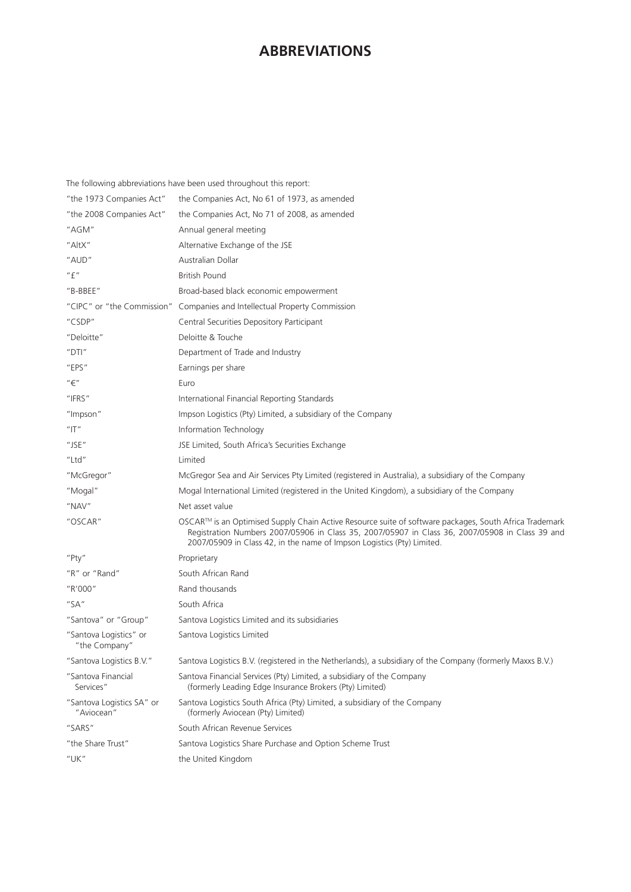# ABBREVIATIONS

The following abbreviations have been used throughout this report:

| | |
|---|---|
| "the 1973 Companies Act" | the Companies Act, No 61 of 1973, as amended |
| "the 2008 Companies Act" | the Companies Act, No 71 of 2008, as amended |
| "AGM" | Annual general meeting |
| "AltX" | Alternative Exchange of the JSE |
| "AUD" | Australian Dollar |
| "£" | British Pound |
| "B-BBEE" | Broad-based black economic empowerment |
| "CIPC" or "the Commission" | Companies and Intellectual Property Commission |
| "CSDP" | Central Securities Depository Participant |
| "Deloitte" | Deloitte & Touche |
| "DTI" | Department of Trade and Industry |
| "EPS" | Earnings per share |
| "€" | Euro |
| "IFRS" | International Financial Reporting Standards |
| "Impson" | Impson Logistics (Pty) Limited, a subsidiary of the Company |
| "IT" | Information Technology |
| "JSE" | JSE Limited, South Africa's Securities Exchange |
| "Ltd" | Limited |
| "McGregor" | McGregor Sea and Air Services Pty Limited (registered in Australia), a subsidiary of the Company |
| "Mogal" | Mogal International Limited (registered in the United Kingdom), a subsidiary of the Company |
| "NAV" | Net asset value |
| "OSCAR" | OSCAR™ is an Optimised Supply Chain Active Resource suite of software packages, South Africa Trademark Registration Numbers 2007/05906 in Class 35, 2007/05907 in Class 36, 2007/05908 in Class 39 and 2007/05909 in Class 42, in the name of Impson Logistics (Pty) Limited. |
| "Pty" | Proprietary |
| "R" or "Rand" | South African Rand |
| "R'000" | Rand thousands |
| "SA" | South Africa |
| "Santova" or "Group" | Santova Logistics Limited and its subsidiaries |
| "Santova Logistics" or "the Company" | Santova Logistics Limited |
| "Santova Logistics B.V." | Santova Logistics B.V. (registered in the Netherlands), a subsidiary of the Company (formerly Maxxs B.V.) |
| "Santova Financial Services" | Santova Financial Services (Pty) Limited, a subsidiary of the Company (formerly Leading Edge Insurance Brokers (Pty) Limited) |
| "Santova Logistics SA" or "Aviocean" | Santova Logistics South Africa (Pty) Limited, a subsidiary of the Company (formerly Aviocean (Pty) Limited) |
| "SARS" | South African Revenue Services |
| "the Share Trust" | Santova Logistics Share Purchase and Option Scheme Trust |
| "UK" | the United Kingdom |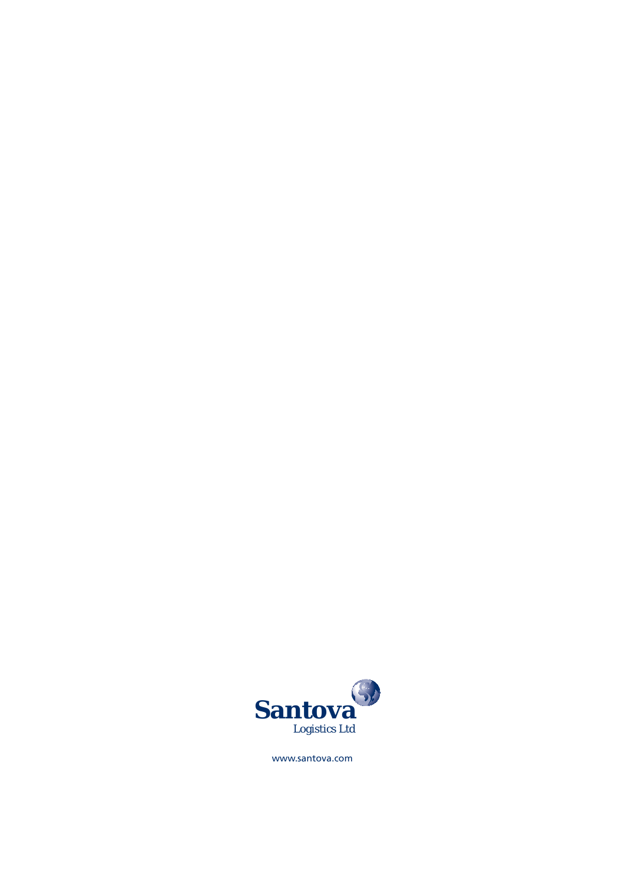Santova
Logistics Ltd

www.santova.com